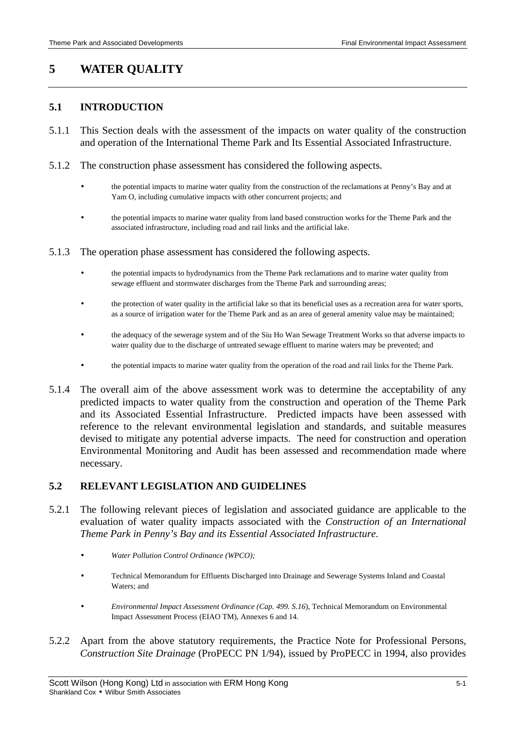# 5 WATER QUALITY

## 5.1 INTRODUCTION

5.1.1 This Section deals with the assessment of the impacts on water quality of the construction and operation of the International Theme Park and Its Essential Associated Infrastructure.

5.1.2 The construction phase assessment has considered the following aspects.

- the potential impacts to marine water quality from the construction of the reclamations at Penny's Bay and at Yam O, including cumulative impacts with other concurrent projects; and
- the potential impacts to marine water quality from land based construction works for the Theme Park and the associated infrastructure, including road and rail links and the artificial lake.

5.1.3 The operation phase assessment has considered the following aspects.

- the potential impacts to hydrodynamics from the Theme Park reclamations and to marine water quality from sewage effluent and stormwater discharges from the Theme Park and surrounding areas;
- the protection of water quality in the artificial lake so that its beneficial uses as a recreation area for water sports, as a source of irrigation water for the Theme Park and as an area of general amenity value may be maintained;
- the adequacy of the sewerage system and of the Siu Ho Wan Sewage Treatment Works so that adverse impacts to water quality due to the discharge of untreated sewage effluent to marine waters may be prevented; and
- the potential impacts to marine water quality from the operation of the road and rail links for the Theme Park.

5.1.4 The overall aim of the above assessment work was to determine the acceptability of any predicted impacts to water quality from the construction and operation of the Theme Park and its Associated Essential Infrastructure. Predicted impacts have been assessed with reference to the relevant environmental legislation and standards, and suitable measures devised to mitigate any potential adverse impacts. The need for construction and operation Environmental Monitoring and Audit has been assessed and recommendation made where necessary.

## 5.2 RELEVANT LEGISLATION AND GUIDELINES

5.2.1 The following relevant pieces of legislation and associated guidance are applicable to the evaluation of water quality impacts associated with the *Construction of an International Theme Park in Penny's Bay and its Essential Associated Infrastructure*.

- *Water Pollution Control Ordinance (WPCO);*
- Technical Memorandum for Effluents Discharged into Drainage and Sewerage Systems Inland and Coastal Waters; and
- *Environmental Impact Assessment Ordinance (Cap. 499. S.16*), Technical Memorandum on Environmental Impact Assessment Process (EIAO TM), Annexes 6 and 14.

5.2.2 Apart from the above statutory requirements, the Practice Note for Professional Persons, *Construction Site Drainage* (ProPECC PN 1/94), issued by ProPECC in 1994, also provides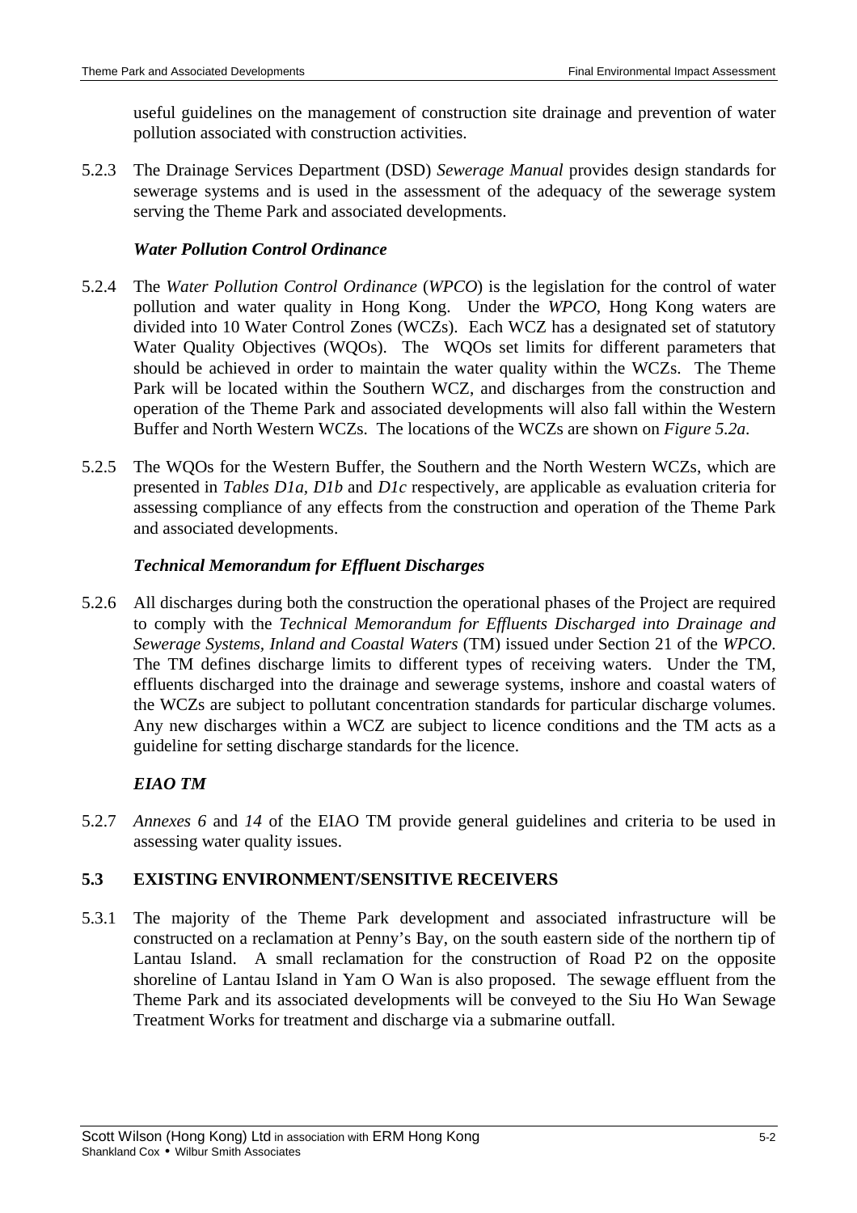useful guidelines on the management of construction site drainage and prevention of water pollution associated with construction activities.

5.2.3 The Drainage Services Department (DSD) *Sewerage Manual* provides design standards for sewerage systems and is used in the assessment of the adequacy of the sewerage system serving the Theme Park and associated developments.

***Water Pollution Control Ordinance***

5.2.4 The *Water Pollution Control Ordinance* (*WPCO*) is the legislation for the control of water pollution and water quality in Hong Kong. Under the *WPCO*, Hong Kong waters are divided into 10 Water Control Zones (WCZs). Each WCZ has a designated set of statutory Water Quality Objectives (WQOs). The WQOs set limits for different parameters that should be achieved in order to maintain the water quality within the WCZs. The Theme Park will be located within the Southern WCZ, and discharges from the construction and operation of the Theme Park and associated developments will also fall within the Western Buffer and North Western WCZs. The locations of the WCZs are shown on *Figure 5.2a*.

5.2.5 The WQOs for the Western Buffer, the Southern and the North Western WCZs, which are presented in *Tables D1a, D1b* and *D1c* respectively, are applicable as evaluation criteria for assessing compliance of any effects from the construction and operation of the Theme Park and associated developments.

***Technical Memorandum for Effluent Discharges***

5.2.6 All discharges during both the construction the operational phases of the Project are required to comply with the *Technical Memorandum for Effluents Discharged into Drainage and Sewerage Systems, Inland and Coastal Waters* (TM) issued under Section 21 of the *WPCO*. The TM defines discharge limits to different types of receiving waters. Under the TM, effluents discharged into the drainage and sewerage systems, inshore and coastal waters of the WCZs are subject to pollutant concentration standards for particular discharge volumes. Any new discharges within a WCZ are subject to licence conditions and the TM acts as a guideline for setting discharge standards for the licence.

***EIAO TM***

5.2.7 *Annexes 6* and *14* of the EIAO TM provide general guidelines and criteria to be used in assessing water quality issues.

## 5.3 EXISTING ENVIRONMENT/SENSITIVE RECEIVERS

5.3.1 The majority of the Theme Park development and associated infrastructure will be constructed on a reclamation at Penny's Bay, on the south eastern side of the northern tip of Lantau Island. A small reclamation for the construction of Road P2 on the opposite shoreline of Lantau Island in Yam O Wan is also proposed. The sewage effluent from the Theme Park and its associated developments will be conveyed to the Siu Ho Wan Sewage Treatment Works for treatment and discharge via a submarine outfall.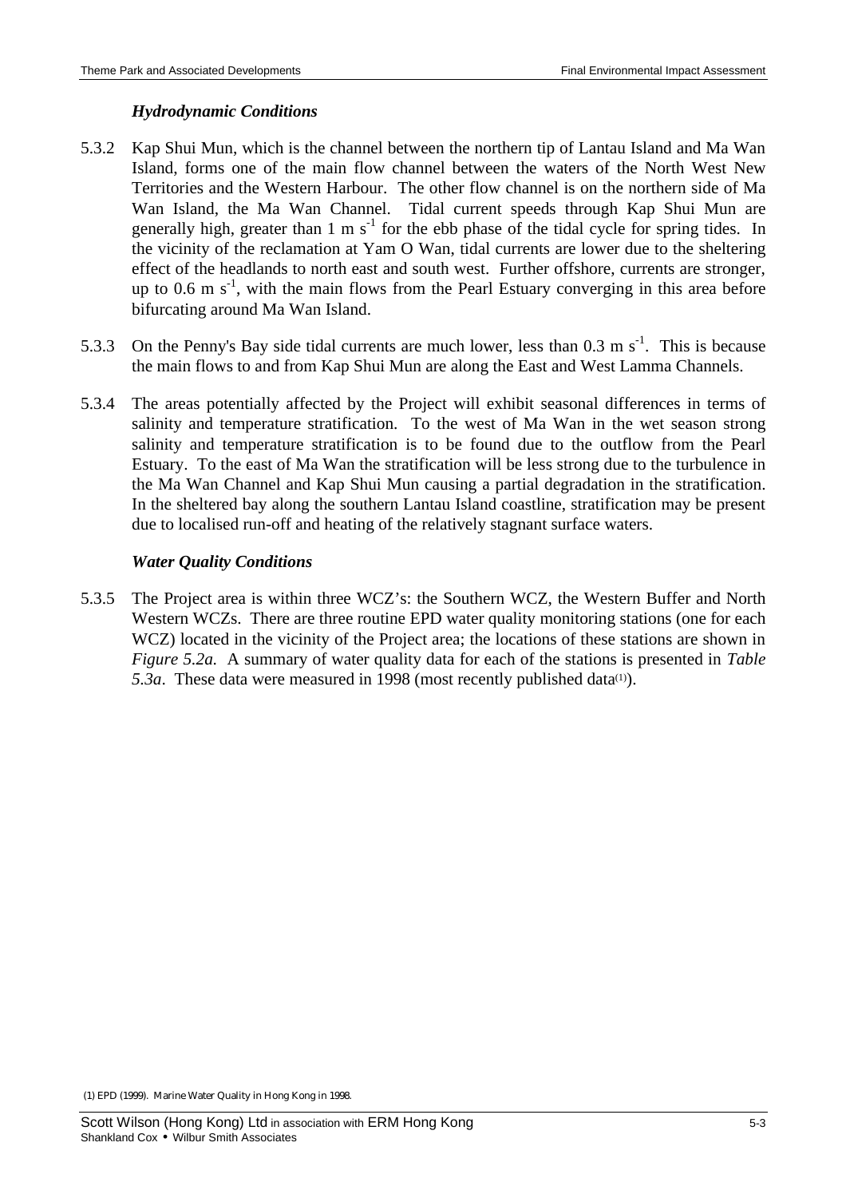### *Hydrodynamic Conditions*

5.3.2 Kap Shui Mun, which is the channel between the northern tip of Lantau Island and Ma Wan Island, forms one of the main flow channel between the waters of the North West New Territories and the Western Harbour. The other flow channel is on the northern side of Ma Wan Island, the Ma Wan Channel. Tidal current speeds through Kap Shui Mun are generally high, greater than 1 m $s^{-1}$ for the ebb phase of the tidal cycle for spring tides. In the vicinity of the reclamation at Yam O Wan, tidal currents are lower due to the sheltering effect of the headlands to north east and south west. Further offshore, currents are stronger, up to 0.6 m $s^{-1}$, with the main flows from the Pearl Estuary converging in this area before bifurcating around Ma Wan Island.

5.3.3 On the Penny's Bay side tidal currents are much lower, less than 0.3 m $s^{-1}$. This is because the main flows to and from Kap Shui Mun are along the East and West Lamma Channels.

5.3.4 The areas potentially affected by the Project will exhibit seasonal differences in terms of salinity and temperature stratification. To the west of Ma Wan in the wet season strong salinity and temperature stratification is to be found due to the outflow from the Pearl Estuary. To the east of Ma Wan the stratification will be less strong due to the turbulence in the Ma Wan Channel and Kap Shui Mun causing a partial degradation in the stratification. In the sheltered bay along the southern Lantau Island coastline, stratification may be present due to localised run-off and heating of the relatively stagnant surface waters.

### *Water Quality Conditions*

5.3.5 The Project area is within three WCZ's: the Southern WCZ, the Western Buffer and North Western WCZs. There are three routine EPD water quality monitoring stations (one for each WCZ) located in the vicinity of the Project area; the locations of these stations are shown in *Figure 5.2a.* A summary of water quality data for each of the stations is presented in *Table 5.3a*. These data were measured in 1998 (most recently published data[1]).

(1) EPD (1999). Marine Water Quality in Hong Kong in 1998.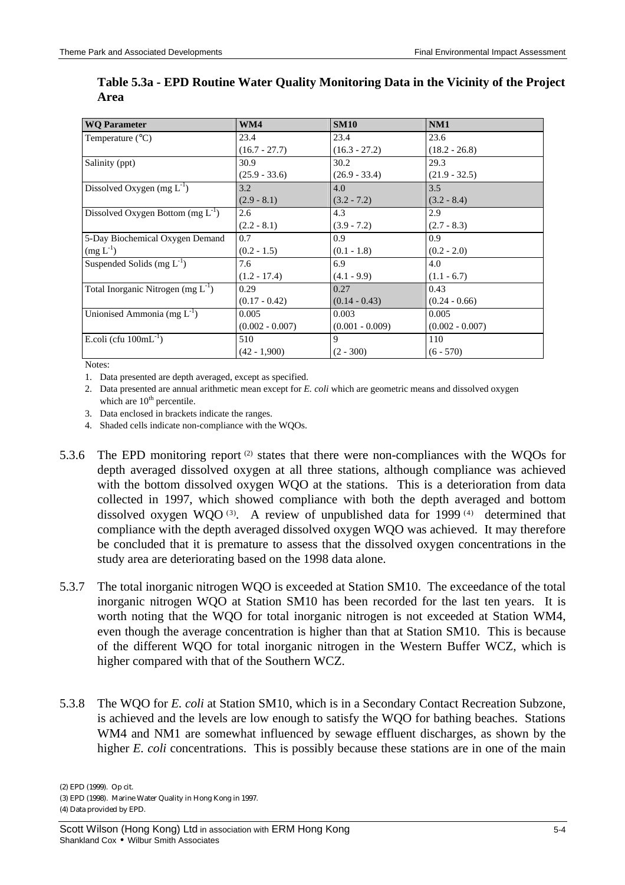**Table 5.3a - EPD Routine Water Quality Monitoring Data in the Vicinity of the Project Area**

| WQ Parameter | WM4 | SM10 | NM1 |
|---|---|---|---|
| Temperature (°C) | 23.4 (16.7 - 27.7) | 23.4 (16.3 - 27.2) | 23.6 (18.2 - 26.8) |
| Salinity (ppt) | 30.9 (25.9 - 33.6) | 30.2 (26.9 - 33.4) | 29.3 (21.9 - 32.5) |
| Dissolved Oxygen (mg $L^{-1}$) | 3.2 (2.9 - 8.1) | 4.0 (3.2 - 7.2) | 3.5 (3.2 - 8.4) |
| Dissolved Oxygen Bottom (mg $L^{-1}$) | 2.6 (2.2 - 8.1) | 4.3 (3.9 - 7.2) | 2.9 (2.7 - 8.3) |
| 5-Day Biochemical Oxygen Demand (mg $L^{-1}$) | 0.7 (0.2 - 1.5) | 0.9 (0.1 - 1.8) | 0.9 (0.2 - 2.0) |
| Suspended Solids (mg $L^{-1}$) | 7.6 (1.2 - 17.4) | 6.9 (4.1 - 9.9) | 4.0 (1.1 - 6.7) |
| Total Inorganic Nitrogen (mg $L^{-1}$) | 0.29 (0.17 - 0.42) | 0.27 (0.14 - 0.43) | 0.43 (0.24 - 0.66) |
| Unionised Ammonia (mg $L^{-1}$) | 0.005 (0.002 - 0.007) | 0.003 (0.001 - 0.009) | 0.005 (0.002 - 0.007) |
| E.coli (cfu $100mL^{-1}$) | 510 (42 - 1,900) | 9 (2 - 300) | 110 (6 - 570) |

Notes:

1. Data presented are depth averaged, except as specified.
2. Data presented are annual arithmetic mean except for *E. coli* which are geometric means and dissolved oxygen which are $10^{th}$ percentile.
3. Data enclosed in brackets indicate the ranges.
4. Shaded cells indicate non-compliance with the WQOs.

5.3.6 The EPD monitoring report [2] states that there were non-compliances with the WQOs for depth averaged dissolved oxygen at all three stations, although compliance was achieved with the bottom dissolved oxygen WQO at the stations. This is a deterioration from data collected in 1997, which showed compliance with both the depth averaged and bottom dissolved oxygen WQO [3]. A review of unpublished data for 1999 [4] determined that compliance with the depth averaged dissolved oxygen WQO was achieved. It may therefore be concluded that it is premature to assess that the dissolved oxygen concentrations in the study area are deteriorating based on the 1998 data alone.

5.3.7 The total inorganic nitrogen WQO is exceeded at Station SM10. The exceedance of the total inorganic nitrogen WQO at Station SM10 has been recorded for the last ten years. It is worth noting that the WQO for total inorganic nitrogen is not exceeded at Station WM4, even though the average concentration is higher than that at Station SM10. This is because of the different WQO for total inorganic nitrogen in the Western Buffer WCZ, which is higher compared with that of the Southern WCZ.

5.3.8 The WQO for *E. coli* at Station SM10, which is in a Secondary Contact Recreation Subzone, is achieved and the levels are low enough to satisfy the WQO for bathing beaches. Stations WM4 and NM1 are somewhat influenced by sewage effluent discharges, as shown by the higher *E. coli* concentrations. This is possibly because these stations are in one of the main

(2) EPD (1999). Op cit.

(3) EPD (1998). Marine Water Quality in Hong Kong in 1997.

(4) Data provided by EPD.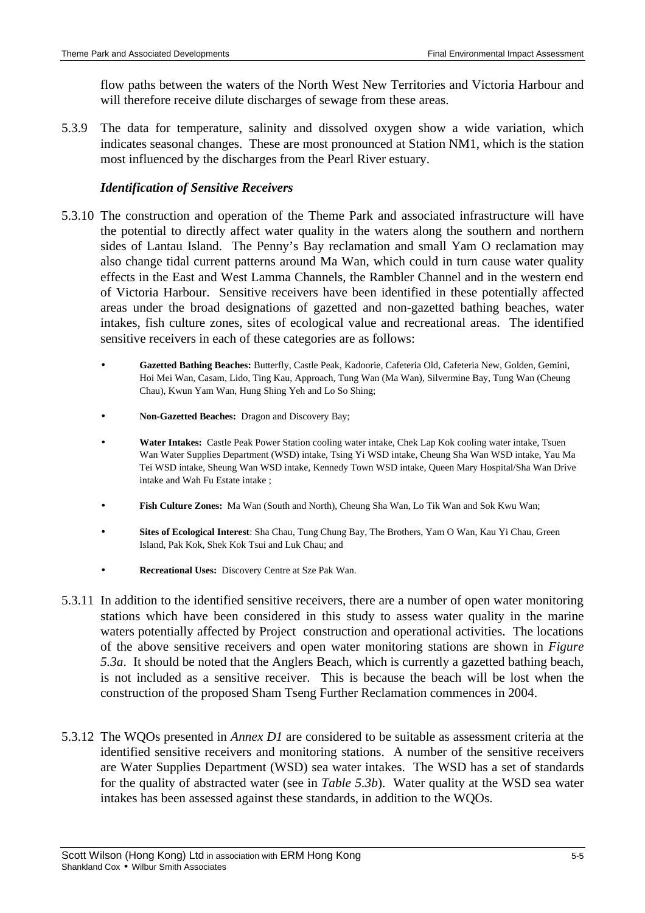flow paths between the waters of the North West New Territories and Victoria Harbour and will therefore receive dilute discharges of sewage from these areas.

5.3.9 The data for temperature, salinity and dissolved oxygen show a wide variation, which indicates seasonal changes. These are most pronounced at Station NM1, which is the station most influenced by the discharges from the Pearl River estuary.

### *Identification of Sensitive Receivers*

5.3.10 The construction and operation of the Theme Park and associated infrastructure will have the potential to directly affect water quality in the waters along the southern and northern sides of Lantau Island. The Penny's Bay reclamation and small Yam O reclamation may also change tidal current patterns around Ma Wan, which could in turn cause water quality effects in the East and West Lamma Channels, the Rambler Channel and in the western end of Victoria Harbour. Sensitive receivers have been identified in these potentially affected areas under the broad designations of gazetted and non-gazetted bathing beaches, water intakes, fish culture zones, sites of ecological value and recreational areas. The identified sensitive receivers in each of these categories are as follows:

- **Gazetted Bathing Beaches:** Butterfly, Castle Peak, Kadoorie, Cafeteria Old, Cafeteria New, Golden, Gemini, Hoi Mei Wan, Casam, Lido, Ting Kau, Approach, Tung Wan (Ma Wan), Silvermine Bay, Tung Wan (Cheung Chau), Kwun Yam Wan, Hung Shing Yeh and Lo So Shing;
- **Non-Gazetted Beaches:** Dragon and Discovery Bay;
- **Water Intakes:** Castle Peak Power Station cooling water intake, Chek Lap Kok cooling water intake, Tsuen Wan Water Supplies Department (WSD) intake, Tsing Yi WSD intake, Cheung Sha Wan WSD intake, Yau Ma Tei WSD intake, Sheung Wan WSD intake, Kennedy Town WSD intake, Queen Mary Hospital/Sha Wan Drive intake and Wah Fu Estate intake ;
- **Fish Culture Zones:** Ma Wan (South and North), Cheung Sha Wan, Lo Tik Wan and Sok Kwu Wan;
- **Sites of Ecological Interest**: Sha Chau, Tung Chung Bay, The Brothers, Yam O Wan, Kau Yi Chau, Green Island, Pak Kok, Shek Kok Tsui and Luk Chau; and
- **Recreational Uses:** Discovery Centre at Sze Pak Wan.

5.3.11 In addition to the identified sensitive receivers, there are a number of open water monitoring stations which have been considered in this study to assess water quality in the marine waters potentially affected by Project construction and operational activities. The locations of the above sensitive receivers and open water monitoring stations are shown in *Figure 5.3a*. It should be noted that the Anglers Beach, which is currently a gazetted bathing beach, is not included as a sensitive receiver. This is because the beach will be lost when the construction of the proposed Sham Tseng Further Reclamation commences in 2004.

5.3.12 The WQOs presented in *Annex D1* are considered to be suitable as assessment criteria at the identified sensitive receivers and monitoring stations. A number of the sensitive receivers are Water Supplies Department (WSD) sea water intakes. The WSD has a set of standards for the quality of abstracted water (see in *Table 5.3b*). Water quality at the WSD sea water intakes has been assessed against these standards, in addition to the WQOs.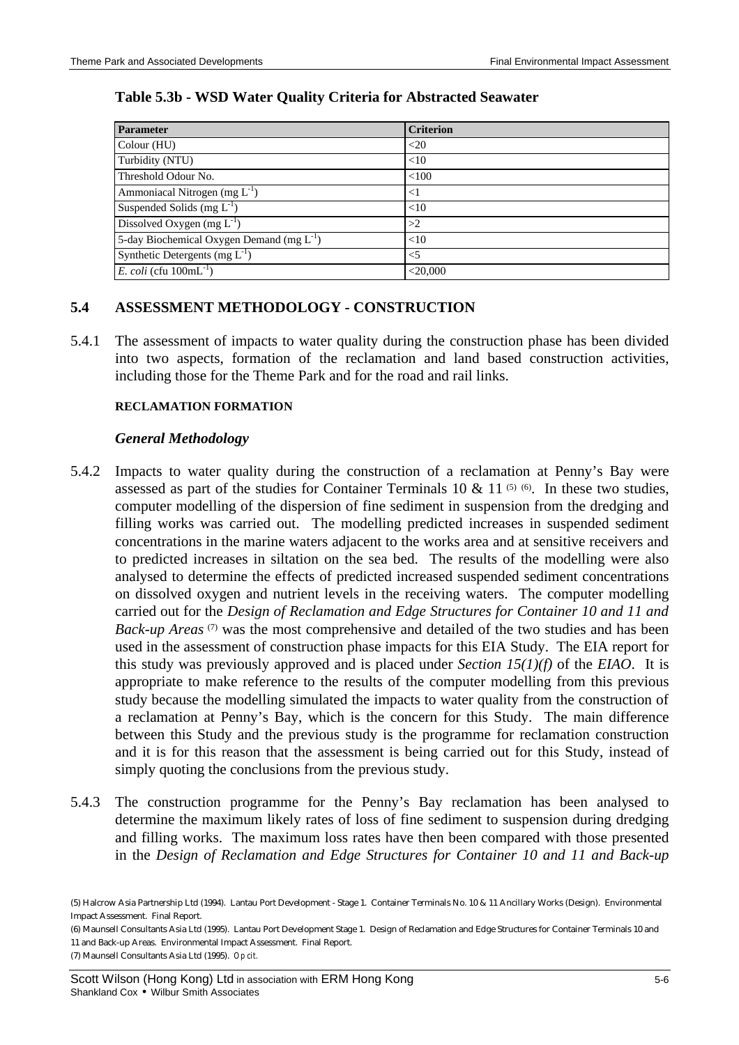**Table 5.3b - WSD Water Quality Criteria for Abstracted Seawater**

| Parameter | Criterion |
|---|---|
| Colour (HU) | <20 |
| Turbidity (NTU) | <10 |
| Threshold Odour No. | <100 |
| Ammoniacal Nitrogen (mg $L^{-1}$) | <1 |
| Suspended Solids (mg $L^{-1}$) | <10 |
| Dissolved Oxygen (mg $L^{-1}$) | >2 |
| 5-day Biochemical Oxygen Demand (mg $L^{-1}$) | <10 |
| Synthetic Detergents (mg $L^{-1}$) | <5 |
| *E. coli* (cfu 100m$L^{-1}$) | <20,000 |

## 5.4 ASSESSMENT METHODOLOGY - CONSTRUCTION

5.4.1 The assessment of impacts to water quality during the construction phase has been divided into two aspects, formation of the reclamation and land based construction activities, including those for the Theme Park and for the road and rail links.

#### RECLAMATION FORMATION

### *General Methodology*

5.4.2 Impacts to water quality during the construction of a reclamation at Penny's Bay were assessed as part of the studies for Container Terminals 10 & 11 [5] [6]. In these two studies, computer modelling of the dispersion of fine sediment in suspension from the dredging and filling works was carried out. The modelling predicted increases in suspended sediment concentrations in the marine waters adjacent to the works area and at sensitive receivers and to predicted increases in siltation on the sea bed. The results of the modelling were also analysed to determine the effects of predicted increased suspended sediment concentrations on dissolved oxygen and nutrient levels in the receiving waters. The computer modelling carried out for the *Design of Reclamation and Edge Structures for Container 10 and 11 and Back-up Areas* [7] was the most comprehensive and detailed of the two studies and has been used in the assessment of construction phase impacts for this EIA Study. The EIA report for this study was previously approved and is placed under *Section 15(1)(f)* of the *EIAO*. It is appropriate to make reference to the results of the computer modelling from this previous study because the modelling simulated the impacts to water quality from the construction of a reclamation at Penny's Bay, which is the concern for this Study. The main difference between this Study and the previous study is the programme for reclamation construction and it is for this reason that the assessment is being carried out for this Study, instead of simply quoting the conclusions from the previous study.

5.4.3 The construction programme for the Penny's Bay reclamation has been analysed to determine the maximum likely rates of loss of fine sediment to suspension during dredging and filling works. The maximum loss rates have then been compared with those presented in the *Design of Reclamation and Edge Structures for Container 10 and 11 and Back-up*

(5) Halcrow Asia Partnership Ltd (1994). Lantau Port Development - Stage 1. Container Terminals No. 10 & 11 Ancillary Works (Design). Environmental Impact Assessment. Final Report.

(6) Maunsell Consultants Asia Ltd (1995). Lantau Port Development Stage 1. Design of Reclamation and Edge Structures for Container Terminals 10 and 11 and Back-up Areas. Environmental Impact Assessment. Final Report.

(7) Maunsell Consultants Asia Ltd (1995). *Op cit.*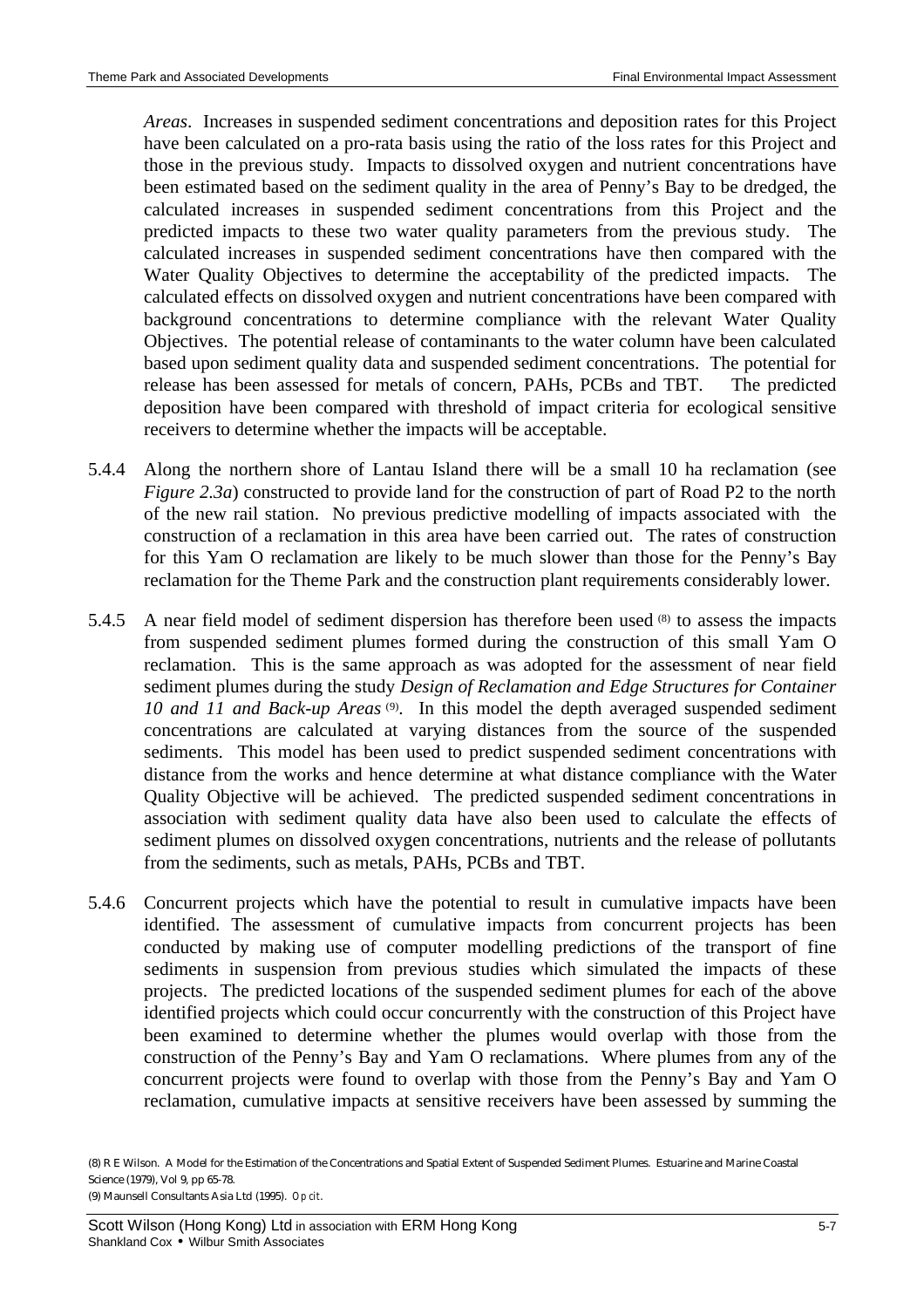*Areas*. Increases in suspended sediment concentrations and deposition rates for this Project have been calculated on a pro-rata basis using the ratio of the loss rates for this Project and those in the previous study. Impacts to dissolved oxygen and nutrient concentrations have been estimated based on the sediment quality in the area of Penny's Bay to be dredged, the calculated increases in suspended sediment concentrations from this Project and the predicted impacts to these two water quality parameters from the previous study. The calculated increases in suspended sediment concentrations have then compared with the Water Quality Objectives to determine the acceptability of the predicted impacts. The calculated effects on dissolved oxygen and nutrient concentrations have been compared with background concentrations to determine compliance with the relevant Water Quality Objectives. The potential release of contaminants to the water column have been calculated based upon sediment quality data and suspended sediment concentrations. The potential for release has been assessed for metals of concern, PAHs, PCBs and TBT. The predicted deposition have been compared with threshold of impact criteria for ecological sensitive receivers to determine whether the impacts will be acceptable.

5.4.4 Along the northern shore of Lantau Island there will be a small 10 ha reclamation (see *Figure 2.3a*) constructed to provide land for the construction of part of Road P2 to the north of the new rail station. No previous predictive modelling of impacts associated with the construction of a reclamation in this area have been carried out. The rates of construction for this Yam O reclamation are likely to be much slower than those for the Penny's Bay reclamation for the Theme Park and the construction plant requirements considerably lower.

5.4.5 A near field model of sediment dispersion has therefore been used [(8)] to assess the impacts from suspended sediment plumes formed during the construction of this small Yam O reclamation. This is the same approach as was adopted for the assessment of near field sediment plumes during the study *Design of Reclamation and Edge Structures for Container 10 and 11 and Back-up Areas* [(9)]. In this model the depth averaged suspended sediment concentrations are calculated at varying distances from the source of the suspended sediments. This model has been used to predict suspended sediment concentrations with distance from the works and hence determine at what distance compliance with the Water Quality Objective will be achieved. The predicted suspended sediment concentrations in association with sediment quality data have also been used to calculate the effects of sediment plumes on dissolved oxygen concentrations, nutrients and the release of pollutants from the sediments, such as metals, PAHs, PCBs and TBT.

5.4.6 Concurrent projects which have the potential to result in cumulative impacts have been identified. The assessment of cumulative impacts from concurrent projects has been conducted by making use of computer modelling predictions of the transport of fine sediments in suspension from previous studies which simulated the impacts of these projects. The predicted locations of the suspended sediment plumes for each of the above identified projects which could occur concurrently with the construction of this Project have been examined to determine whether the plumes would overlap with those from the construction of the Penny's Bay and Yam O reclamations. Where plumes from any of the concurrent projects were found to overlap with those from the Penny's Bay and Yam O reclamation, cumulative impacts at sensitive receivers have been assessed by summing the

(8) R E Wilson. A Model for the Estimation of the Concentrations and Spatial Extent of Suspended Sediment Plumes. Estuarine and Marine Coastal Science (1979), Vol 9, pp 65-78.

(9) Maunsell Consultants Asia Ltd (1995). *Op cit*.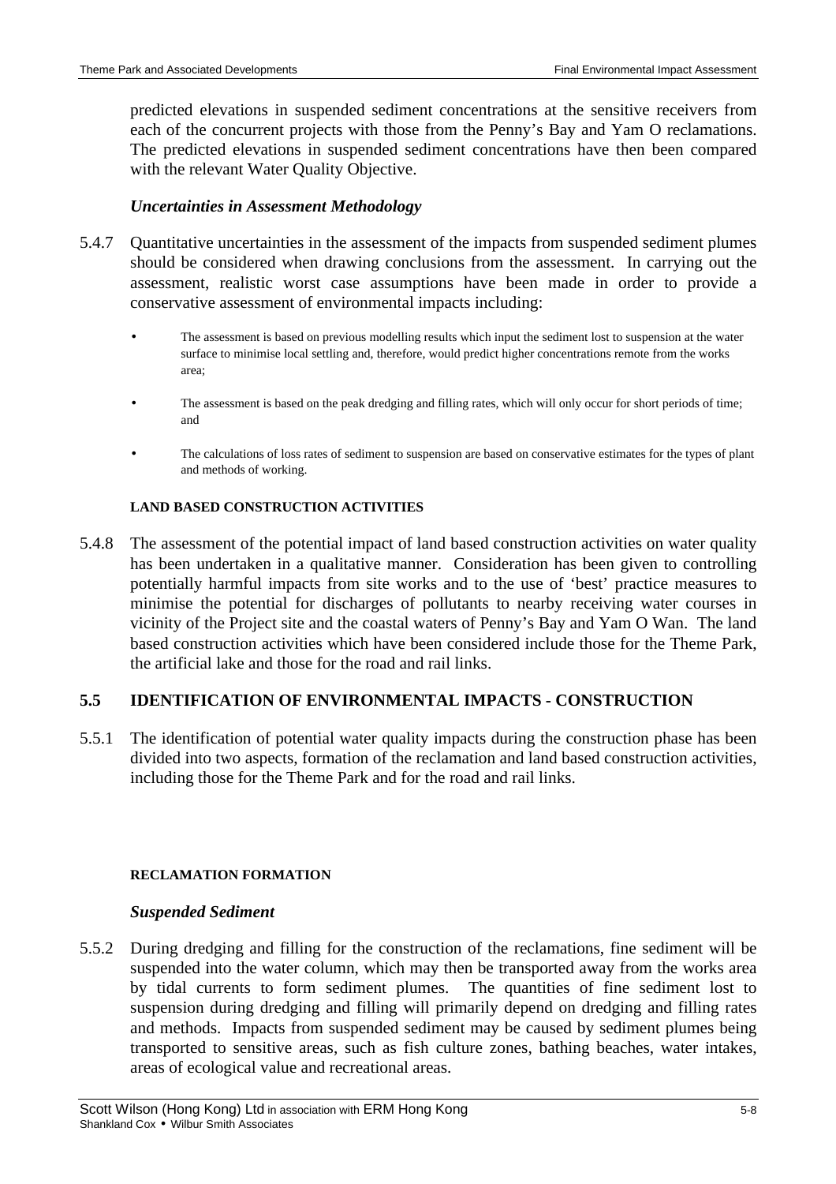predicted elevations in suspended sediment concentrations at the sensitive receivers from each of the concurrent projects with those from the Penny's Bay and Yam O reclamations. The predicted elevations in suspended sediment concentrations have then been compared with the relevant Water Quality Objective.

*Uncertainties in Assessment Methodology*

5.4.7 Quantitative uncertainties in the assessment of the impacts from suspended sediment plumes should be considered when drawing conclusions from the assessment. In carrying out the assessment, realistic worst case assumptions have been made in order to provide a conservative assessment of environmental impacts including:

- The assessment is based on previous modelling results which input the sediment lost to suspension at the water surface to minimise local settling and, therefore, would predict higher concentrations remote from the works area;
- The assessment is based on the peak dredging and filling rates, which will only occur for short periods of time; and
- The calculations of loss rates of sediment to suspension are based on conservative estimates for the types of plant and methods of working.

**LAND BASED CONSTRUCTION ACTIVITIES**

5.4.8 The assessment of the potential impact of land based construction activities on water quality has been undertaken in a qualitative manner. Consideration has been given to controlling potentially harmful impacts from site works and to the use of 'best' practice measures to minimise the potential for discharges of pollutants to nearby receiving water courses in vicinity of the Project site and the coastal waters of Penny's Bay and Yam O Wan. The land based construction activities which have been considered include those for the Theme Park, the artificial lake and those for the road and rail links.

## 5.5 IDENTIFICATION OF ENVIRONMENTAL IMPACTS - CONSTRUCTION

5.5.1 The identification of potential water quality impacts during the construction phase has been divided into two aspects, formation of the reclamation and land based construction activities, including those for the Theme Park and for the road and rail links.

**RECLAMATION FORMATION**

*Suspended Sediment*

5.5.2 During dredging and filling for the construction of the reclamations, fine sediment will be suspended into the water column, which may then be transported away from the works area by tidal currents to form sediment plumes. The quantities of fine sediment lost to suspension during dredging and filling will primarily depend on dredging and filling rates and methods. Impacts from suspended sediment may be caused by sediment plumes being transported to sensitive areas, such as fish culture zones, bathing beaches, water intakes, areas of ecological value and recreational areas.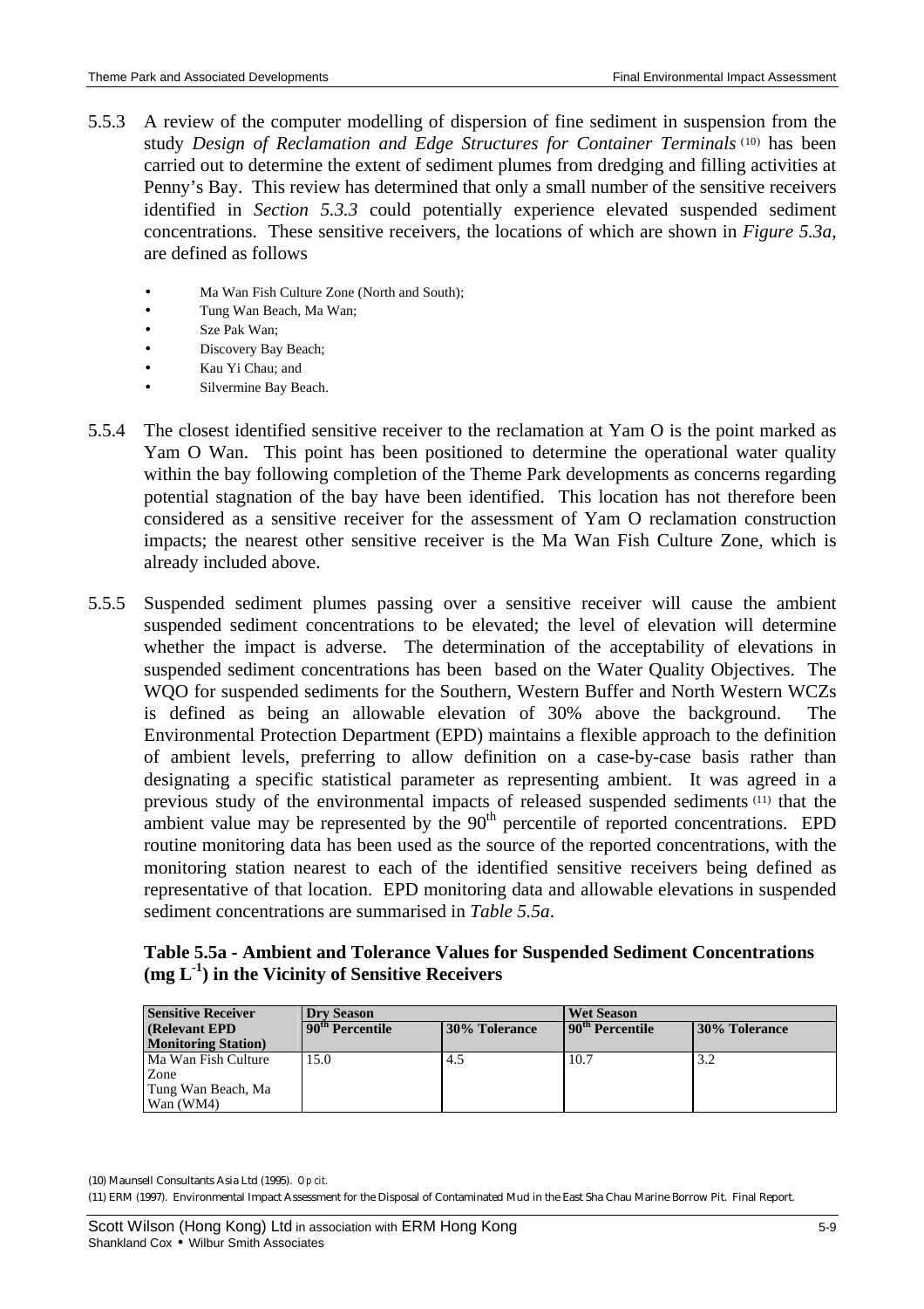5.5.3 A review of the computer modelling of dispersion of fine sediment in suspension from the study *Design of Reclamation and Edge Structures for Container Terminals* [(10)] has been carried out to determine the extent of sediment plumes from dredging and filling activities at Penny's Bay. This review has determined that only a small number of the sensitive receivers identified in *Section 5.3.3* could potentially experience elevated suspended sediment concentrations. These sensitive receivers, the locations of which are shown in *Figure 5.3a*, are defined as follows

- Ma Wan Fish Culture Zone (North and South);
- Tung Wan Beach, Ma Wan;
- Sze Pak Wan;
- Discovery Bay Beach;
- Kau Yi Chau; and
- Silvermine Bay Beach.

5.5.4 The closest identified sensitive receiver to the reclamation at Yam O is the point marked as Yam O Wan. This point has been positioned to determine the operational water quality within the bay following completion of the Theme Park developments as concerns regarding potential stagnation of the bay have been identified. This location has not therefore been considered as a sensitive receiver for the assessment of Yam O reclamation construction impacts; the nearest other sensitive receiver is the Ma Wan Fish Culture Zone, which is already included above.

5.5.5 Suspended sediment plumes passing over a sensitive receiver will cause the ambient suspended sediment concentrations to be elevated; the level of elevation will determine whether the impact is adverse. The determination of the acceptability of elevations in suspended sediment concentrations has been based on the Water Quality Objectives. The WQO for suspended sediments for the Southern, Western Buffer and North Western WCZs is defined as being an allowable elevation of 30% above the background. The Environmental Protection Department (EPD) maintains a flexible approach to the definition of ambient levels, preferring to allow definition on a case-by-case basis rather than designating a specific statistical parameter as representing ambient. It was agreed in a previous study of the environmental impacts of released suspended sediments [(11)] that the ambient value may be represented by the $90^{th}$ percentile of reported concentrations. EPD routine monitoring data has been used as the source of the reported concentrations, with the monitoring station nearest to each of the identified sensitive receivers being defined as representative of that location. EPD monitoring data and allowable elevations in suspended sediment concentrations are summarised in *Table 5.5a*.

**Table 5.5a - Ambient and Tolerance Values for Suspended Sediment Concentrations ($mg\ L^{-1}$) in the Vicinity of Sensitive Receivers**

| Sensitive Receiver (Relevant EPD Monitoring Station) | Dry Season | | Wet Season | |
|---|---|---|---|---|
| | $90^{th}$ Percentile | 30% Tolerance | $90^{th}$ Percentile | 30% Tolerance |
| Ma Wan Fish Culture Zone<br>Tung Wan Beach, Ma Wan (WM4) | 15.0 | 4.5 | 10.7 | 3.2 |

(10) Maunsell Consultants Asia Ltd (1995). *Op cit.*

(11) ERM (1997). Environmental Impact Assessment for the Disposal of Contaminated Mud in the East Sha Chau Marine Borrow Pit. Final Report.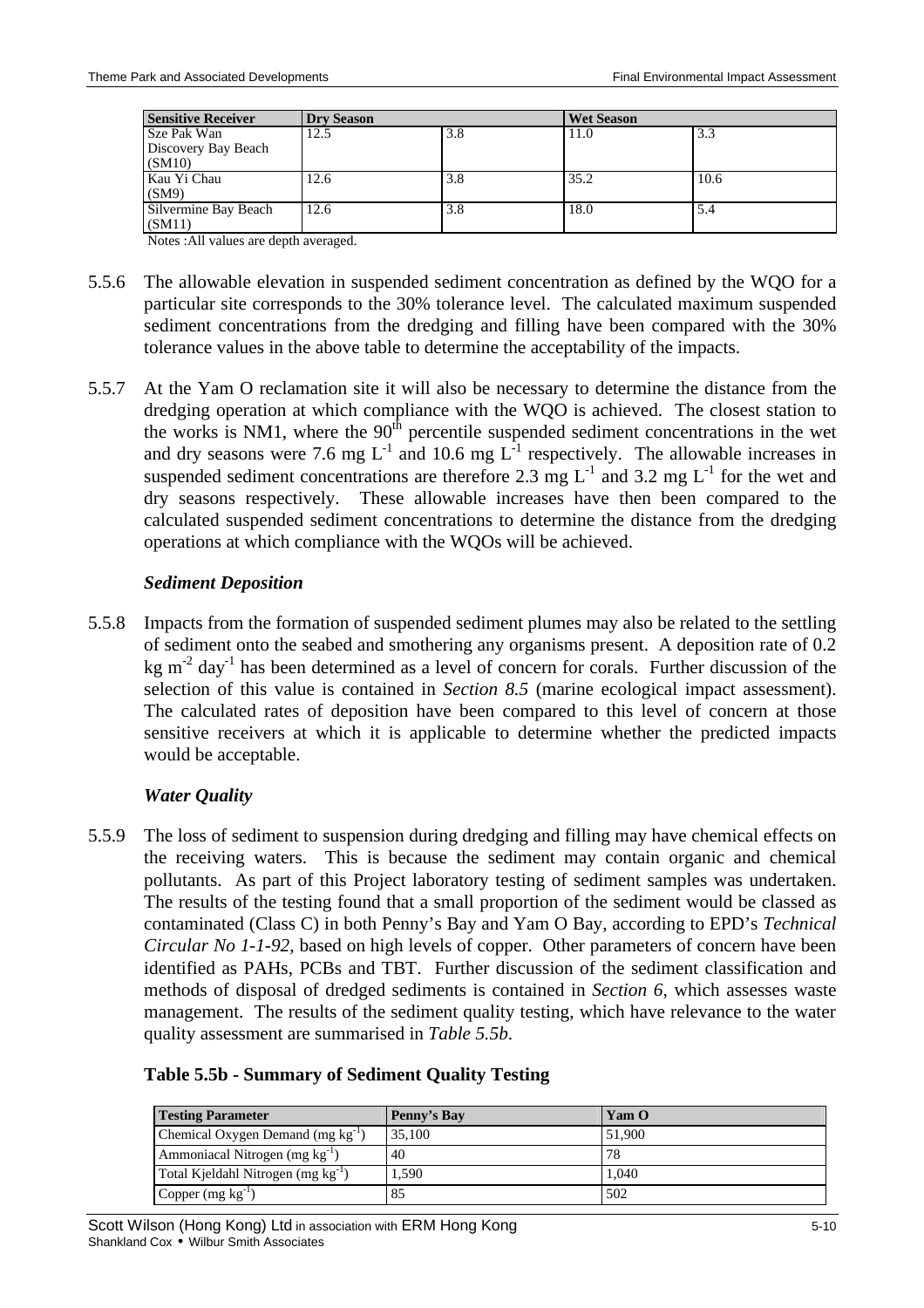| Sensitive Receiver | Dry Season | | Wet Season | |
|---|---|---|---|---|
| Sze Pak Wan Discovery Bay Beach (SM10) | 12.5 | 3.8 | 11.0 | 3.3 |
| Kau Yi Chau (SM9) | 12.6 | 3.8 | 35.2 | 10.6 |
| Silvermine Bay Beach (SM11) | 12.6 | 3.8 | 18.0 | 5.4 |

Notes :All values are depth averaged.

5.5.6 The allowable elevation in suspended sediment concentration as defined by the WQO for a particular site corresponds to the 30% tolerance level. The calculated maximum suspended sediment concentrations from the dredging and filling have been compared with the 30% tolerance values in the above table to determine the acceptability of the impacts.

5.5.7 At the Yam O reclamation site it will also be necessary to determine the distance from the dredging operation at which compliance with the WQO is achieved. The closest station to the works is NM1, where the $90^{th}$ percentile suspended sediment concentrations in the wet and dry seasons were 7.6 mg $L^{-1}$ and 10.6 mg $L^{-1}$ respectively. The allowable increases in suspended sediment concentrations are therefore 2.3 mg $L^{-1}$ and 3.2 mg $L^{-1}$ for the wet and dry seasons respectively. These allowable increases have then been compared to the calculated suspended sediment concentrations to determine the distance from the dredging operations at which compliance with the WQOs will be achieved.

### *Sediment Deposition*

5.5.8 Impacts from the formation of suspended sediment plumes may also be related to the settling of sediment onto the seabed and smothering any organisms present. A deposition rate of 0.2 kg $m^{-2}$ $day^{-1}$ has been determined as a level of concern for corals. Further discussion of the selection of this value is contained in *Section 8.5* (marine ecological impact assessment). The calculated rates of deposition have been compared to this level of concern at those sensitive receivers at which it is applicable to determine whether the predicted impacts would be acceptable.

### *Water Quality*

5.5.9 The loss of sediment to suspension during dredging and filling may have chemical effects on the receiving waters. This is because the sediment may contain organic and chemical pollutants. As part of this Project laboratory testing of sediment samples was undertaken. The results of the testing found that a small proportion of the sediment would be classed as contaminated (Class C) in both Penny's Bay and Yam O Bay, according to EPD's *Technical Circular No 1-1-92*, based on high levels of copper. Other parameters of concern have been identified as PAHs, PCBs and TBT. Further discussion of the sediment classification and methods of disposal of dredged sediments is contained in *Section 6*, which assesses waste management. The results of the sediment quality testing, which have relevance to the water quality assessment are summarised in *Table 5.5b*.

**Table 5.5b - Summary of Sediment Quality Testing**

| Testing Parameter | Penny's Bay | Yam O |
|---|---|---|
| Chemical Oxygen Demand (mg $kg^{-1}$) | 35,100 | 51,900 |
| Ammoniacal Nitrogen (mg $kg^{-1}$) | 40 | 78 |
| Total Kjeldahl Nitrogen (mg $kg^{-1}$) | 1,590 | 1,040 |
| Copper (mg $kg^{-1}$) | 85 | 502 |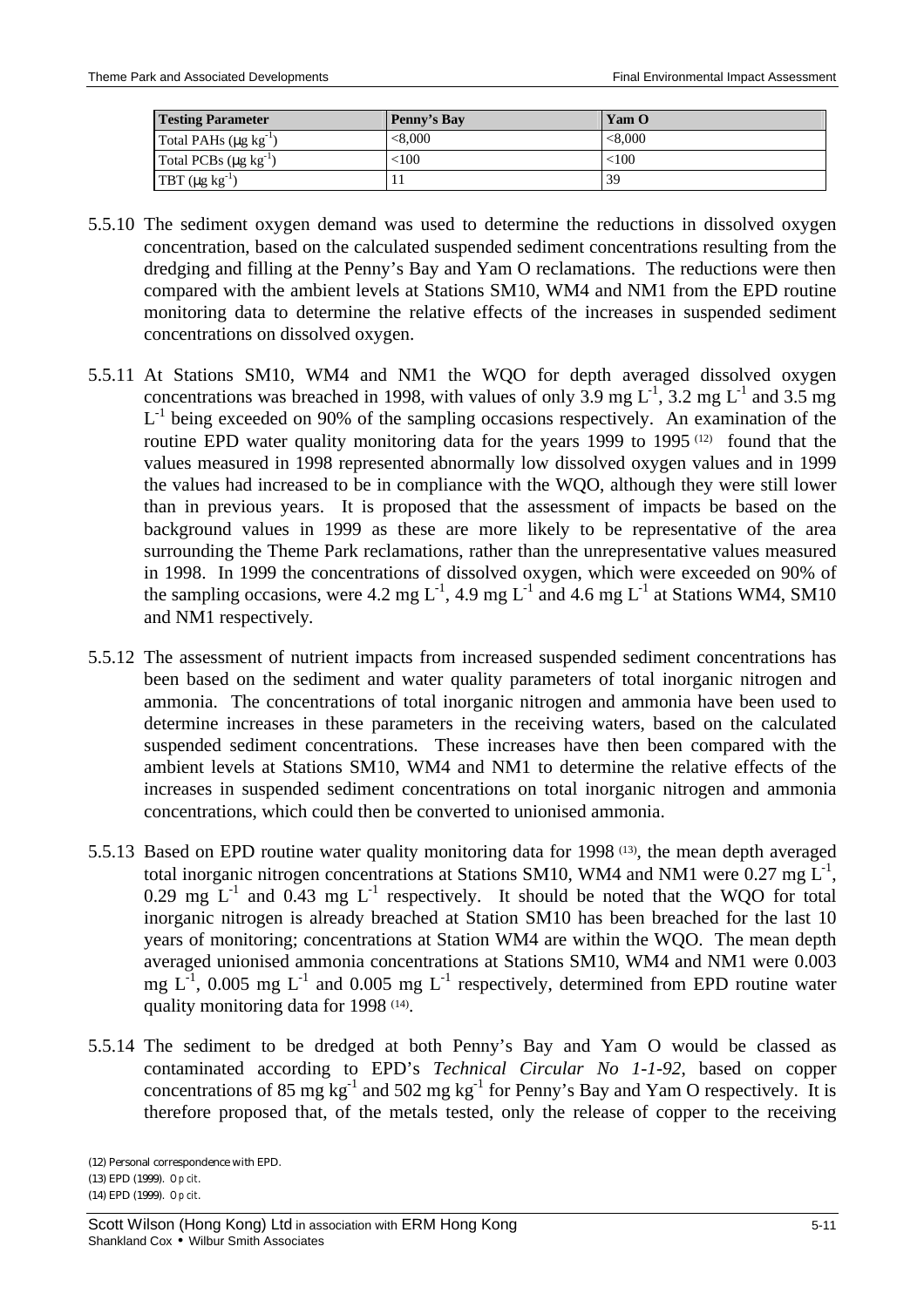| Testing Parameter | Penny's Bay | Yam O |
|---|---|---|
| Total PAHs ($\mu g\ kg^{-1}$) | <8,000 | <8,000 |
| Total PCBs ($\mu g\ kg^{-1}$) | <100 | <100 |
| TBT ($\mu g\ kg^{-1}$) | 11 | 39 |

5.5.10 The sediment oxygen demand was used to determine the reductions in dissolved oxygen concentration, based on the calculated suspended sediment concentrations resulting from the dredging and filling at the Penny's Bay and Yam O reclamations. The reductions were then compared with the ambient levels at Stations SM10, WM4 and NM1 from the EPD routine monitoring data to determine the relative effects of the increases in suspended sediment concentrations on dissolved oxygen.

5.5.11 At Stations SM10, WM4 and NM1 the WQO for depth averaged dissolved oxygen concentrations was breached in 1998, with values of only 3.9 mg $L^{-1}$, 3.2 mg $L^{-1}$ and 3.5 mg $L^{-1}$ being exceeded on 90% of the sampling occasions respectively. An examination of the routine EPD water quality monitoring data for the years 1999 to 1995 [12] found that the values measured in 1998 represented abnormally low dissolved oxygen values and in 1999 the values had increased to be in compliance with the WQO, although they were still lower than in previous years. It is proposed that the assessment of impacts be based on the background values in 1999 as these are more likely to be representative of the area surrounding the Theme Park reclamations, rather than the unrepresentative values measured in 1998. In 1999 the concentrations of dissolved oxygen, which were exceeded on 90% of the sampling occasions, were 4.2 mg $L^{-1}$, 4.9 mg $L^{-1}$ and 4.6 mg $L^{-1}$ at Stations WM4, SM10 and NM1 respectively.

5.5.12 The assessment of nutrient impacts from increased suspended sediment concentrations has been based on the sediment and water quality parameters of total inorganic nitrogen and ammonia. The concentrations of total inorganic nitrogen and ammonia have been used to determine increases in these parameters in the receiving waters, based on the calculated suspended sediment concentrations. These increases have then been compared with the ambient levels at Stations SM10, WM4 and NM1 to determine the relative effects of the increases in suspended sediment concentrations on total inorganic nitrogen and ammonia concentrations, which could then be converted to unionised ammonia.

5.5.13 Based on EPD routine water quality monitoring data for 1998 [13], the mean depth averaged total inorganic nitrogen concentrations at Stations SM10, WM4 and NM1 were 0.27 mg $L^{-1}$, 0.29 mg $L^{-1}$ and 0.43 mg $L^{-1}$ respectively. It should be noted that the WQO for total inorganic nitrogen is already breached at Station SM10 has been breached for the last 10 years of monitoring; concentrations at Station WM4 are within the WQO. The mean depth averaged unionised ammonia concentrations at Stations SM10, WM4 and NM1 were 0.003 mg $L^{-1}$, 0.005 mg $L^{-1}$ and 0.005 mg $L^{-1}$ respectively, determined from EPD routine water quality monitoring data for 1998 [14].

5.5.14 The sediment to be dredged at both Penny's Bay and Yam O would be classed as contaminated according to EPD's *Technical Circular No 1-1-92*, based on copper concentrations of 85 mg $kg^{-1}$ and 502 mg $kg^{-1}$ for Penny's Bay and Yam O respectively. It is therefore proposed that, of the metals tested, only the release of copper to the receiving

(12) Personal correspondence with EPD.
(13) EPD (1999). *Op cit.*
(14) EPD (1999). *Op cit.*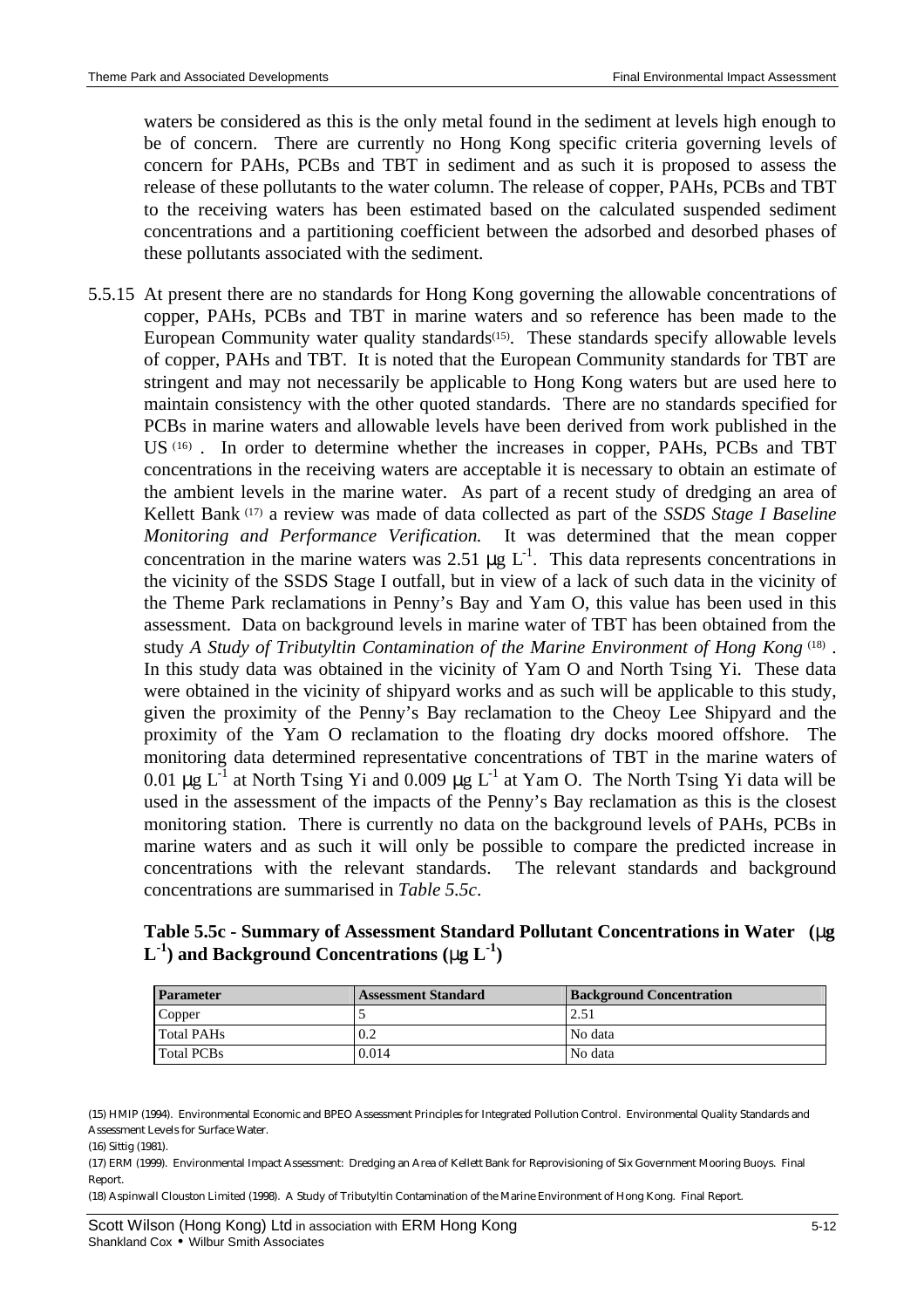waters be considered as this is the only metal found in the sediment at levels high enough to be of concern. There are currently no Hong Kong specific criteria governing levels of concern for PAHs, PCBs and TBT in sediment and as such it is proposed to assess the release of these pollutants to the water column. The release of copper, PAHs, PCBs and TBT to the receiving waters has been estimated based on the calculated suspended sediment concentrations and a partitioning coefficient between the adsorbed and desorbed phases of these pollutants associated with the sediment.

5.5.15 At present there are no standards for Hong Kong governing the allowable concentrations of copper, PAHs, PCBs and TBT in marine waters and so reference has been made to the European Community water quality standards[15]. These standards specify allowable levels of copper, PAHs and TBT. It is noted that the European Community standards for TBT are stringent and may not necessarily be applicable to Hong Kong waters but are used here to maintain consistency with the other quoted standards. There are no standards specified for PCBs in marine waters and allowable levels have been derived from work published in the US [16]. In order to determine whether the increases in copper, PAHs, PCBs and TBT concentrations in the receiving waters are acceptable it is necessary to obtain an estimate of the ambient levels in the marine water. As part of a recent study of dredging an area of Kellett Bank [17] a review was made of data collected as part of the *SSDS Stage I Baseline Monitoring and Performance Verification.* It was determined that the mean copper concentration in the marine waters was 2.51 $\mu g\ L^{-1}$. This data represents concentrations in the vicinity of the SSDS Stage I outfall, but in view of a lack of such data in the vicinity of the Theme Park reclamations in Penny's Bay and Yam O, this value has been used in this assessment. Data on background levels in marine water of TBT has been obtained from the study *A Study of Tributyltin Contamination of the Marine Environment of Hong Kong* [18]. In this study data was obtained in the vicinity of Yam O and North Tsing Yi. These data were obtained in the vicinity of shipyard works and as such will be applicable to this study, given the proximity of the Penny's Bay reclamation to the Cheoy Lee Shipyard and the proximity of the Yam O reclamation to the floating dry docks moored offshore. The monitoring data determined representative concentrations of TBT in the marine waters of 0.01 $\mu g\ L^{-1}$ at North Tsing Yi and 0.009 $\mu g\ L^{-1}$ at Yam O. The North Tsing Yi data will be used in the assessment of the impacts of the Penny's Bay reclamation as this is the closest monitoring station. There is currently no data on the background levels of PAHs, PCBs in marine waters and as such it will only be possible to compare the predicted increase in concentrations with the relevant standards. The relevant standards and background concentrations are summarised in *Table 5.5c*.

**Table 5.5c - Summary of Assessment Standard Pollutant Concentrations in Water ($\mu g\ L^{-1}$) and Background Concentrations ($\mu g\ L^{-1}$)**

| Parameter | Assessment Standard | Background Concentration |
|---|---|---|
| Copper | 5 | 2.51 |
| Total PAHs | 0.2 | No data |
| Total PCBs | 0.014 | No data |

(15) HMIP (1994). Environmental Economic and BPEO Assessment Principles for Integrated Pollution Control. Environmental Quality Standards and Assessment Levels for Surface Water.

(16) Sittig (1981).

(17) ERM (1999). Environmental Impact Assessment: Dredging an Area of Kellett Bank for Reprovisioning of Six Government Mooring Buoys. Final Report.

(18) Aspinwall Clouston Limited (1998). A Study of Tributyltin Contamination of the Marine Environment of Hong Kong. Final Report.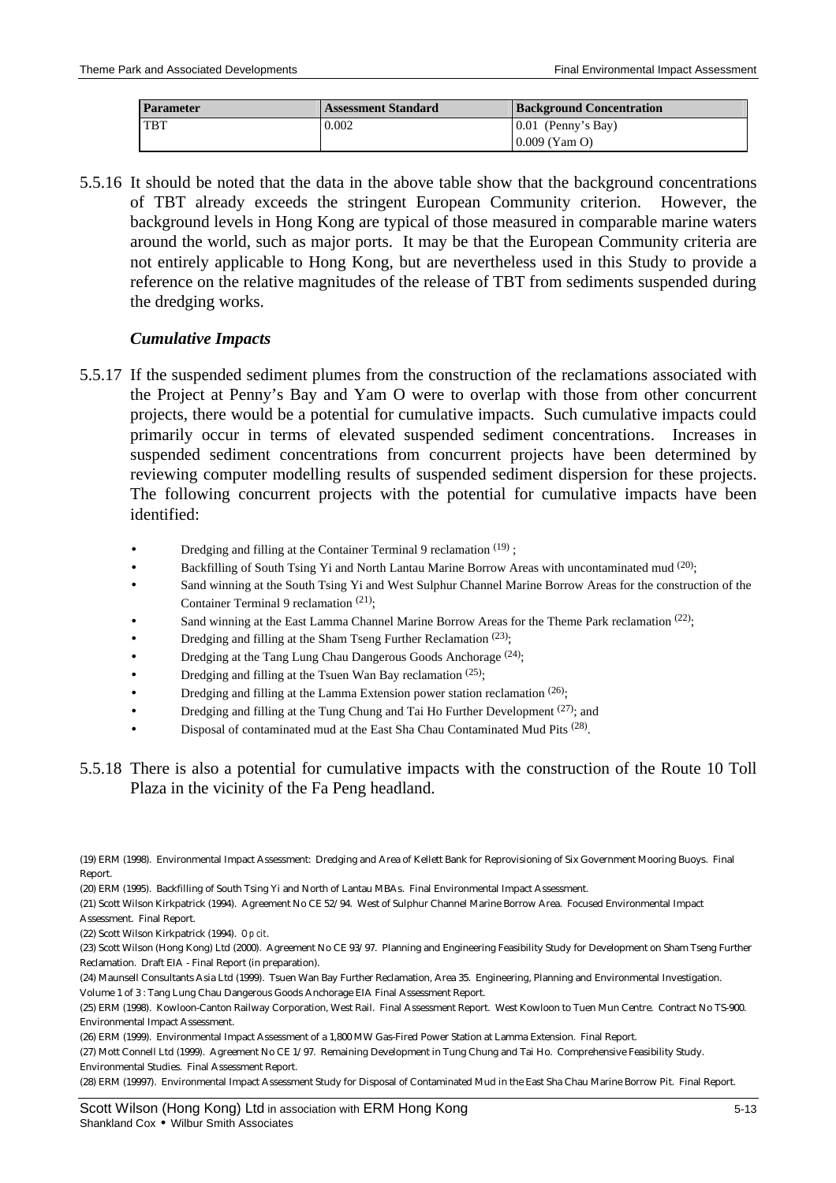| Parameter | Assessment Standard | Background Concentration |
|---|---|---|
| TBT | 0.002 | 0.01 (Penny's Bay)<br>0.009 (Yam O) |

5.5.16 It should be noted that the data in the above table show that the background concentrations of TBT already exceeds the stringent European Community criterion. However, the background levels in Hong Kong are typical of those measured in comparable marine waters around the world, such as major ports. It may be that the European Community criteria are not entirely applicable to Hong Kong, but are nevertheless used in this Study to provide a reference on the relative magnitudes of the release of TBT from sediments suspended during the dredging works.

### *Cumulative Impacts*

5.5.17 If the suspended sediment plumes from the construction of the reclamations associated with the Project at Penny's Bay and Yam O were to overlap with those from other concurrent projects, there would be a potential for cumulative impacts. Such cumulative impacts could primarily occur in terms of elevated suspended sediment concentrations. Increases in suspended sediment concentrations from concurrent projects have been determined by reviewing computer modelling results of suspended sediment dispersion for these projects. The following concurrent projects with the potential for cumulative impacts have been identified:

- Dredging and filling at the Container Terminal 9 reclamation [19] ;
- Backfilling of South Tsing Yi and North Lantau Marine Borrow Areas with uncontaminated mud [20];
- Sand winning at the South Tsing Yi and West Sulphur Channel Marine Borrow Areas for the construction of the Container Terminal 9 reclamation [21];
- Sand winning at the East Lamma Channel Marine Borrow Areas for the Theme Park reclamation [22];
- Dredging and filling at the Sham Tseng Further Reclamation [23];
- Dredging at the Tang Lung Chau Dangerous Goods Anchorage [24];
- Dredging and filling at the Tsuen Wan Bay reclamation [25];
- Dredging and filling at the Lamma Extension power station reclamation [26];
- Dredging and filling at the Tung Chung and Tai Ho Further Development [27]; and
- Disposal of contaminated mud at the East Sha Chau Contaminated Mud Pits [28].

5.5.18 There is also a potential for cumulative impacts with the construction of the Route 10 Toll Plaza in the vicinity of the Fa Peng headland.

(19) ERM (1998). Environmental Impact Assessment: Dredging and Area of Kellett Bank for Reprovisioning of Six Government Mooring Buoys. Final Report.

(20) ERM (1995). Backfilling of South Tsing Yi and North of Lantau MBAs. Final Environmental Impact Assessment.

(21) Scott Wilson Kirkpatrick (1994). Agreement No CE 52/94. West of Sulphur Channel Marine Borrow Area. Focused Environmental Impact Assessment. Final Report.

(22) Scott Wilson Kirkpatrick (1994). *Op cit*.

(23) Scott Wilson (Hong Kong) Ltd (2000). Agreement No CE 93/97. Planning and Engineering Feasibility Study for Development on Sham Tseng Further Reclamation. Draft EIA - Final Report (in preparation).

(24) Maunsell Consultants Asia Ltd (1999). Tsuen Wan Bay Further Reclamation, Area 35. Engineering, Planning and Environmental Investigation. Volume 1 of 3 : Tang Lung Chau Dangerous Goods Anchorage EIA Final Assessment Report.

(25) ERM (1998). Kowloon-Canton Railway Corporation, West Rail. Final Assessment Report. West Kowloon to Tuen Mun Centre. Contract No TS-900. Environmental Impact Assessment.

(26) ERM (1999). Environmental Impact Assessment of a 1,800 MW Gas-Fired Power Station at Lamma Extension. Final Report.

(27) Mott Connell Ltd (1999). Agreement No CE 1/97. Remaining Development in Tung Chung and Tai Ho. Comprehensive Feasibility Study. Environmental Studies. Final Assessment Report.

(28) ERM (19997). Environmental Impact Assessment Study for Disposal of Contaminated Mud in the East Sha Chau Marine Borrow Pit. Final Report.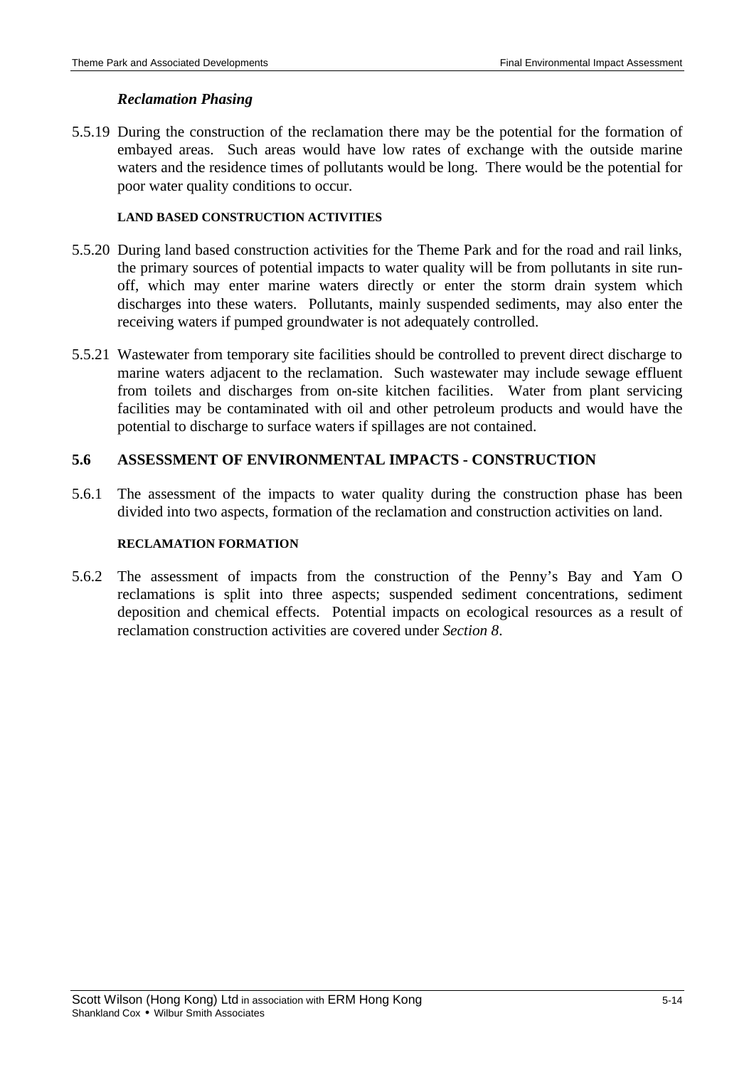*Reclamation Phasing*

5.5.19 During the construction of the reclamation there may be the potential for the formation of embayed areas. Such areas would have low rates of exchange with the outside marine waters and the residence times of pollutants would be long. There would be the potential for poor water quality conditions to occur.

**LAND BASED CONSTRUCTION ACTIVITIES**

5.5.20 During land based construction activities for the Theme Park and for the road and rail links, the primary sources of potential impacts to water quality will be from pollutants in site run-off, which may enter marine waters directly or enter the storm drain system which discharges into these waters. Pollutants, mainly suspended sediments, may also enter the receiving waters if pumped groundwater is not adequately controlled.

5.5.21 Wastewater from temporary site facilities should be controlled to prevent direct discharge to marine waters adjacent to the reclamation. Such wastewater may include sewage effluent from toilets and discharges from on-site kitchen facilities. Water from plant servicing facilities may be contaminated with oil and other petroleum products and would have the potential to discharge to surface waters if spillages are not contained.

## 5.6 ASSESSMENT OF ENVIRONMENTAL IMPACTS - CONSTRUCTION

5.6.1 The assessment of the impacts to water quality during the construction phase has been divided into two aspects, formation of the reclamation and construction activities on land.

**RECLAMATION FORMATION**

5.6.2 The assessment of impacts from the construction of the Penny's Bay and Yam O reclamations is split into three aspects; suspended sediment concentrations, sediment deposition and chemical effects. Potential impacts on ecological resources as a result of reclamation construction activities are covered under *Section 8*.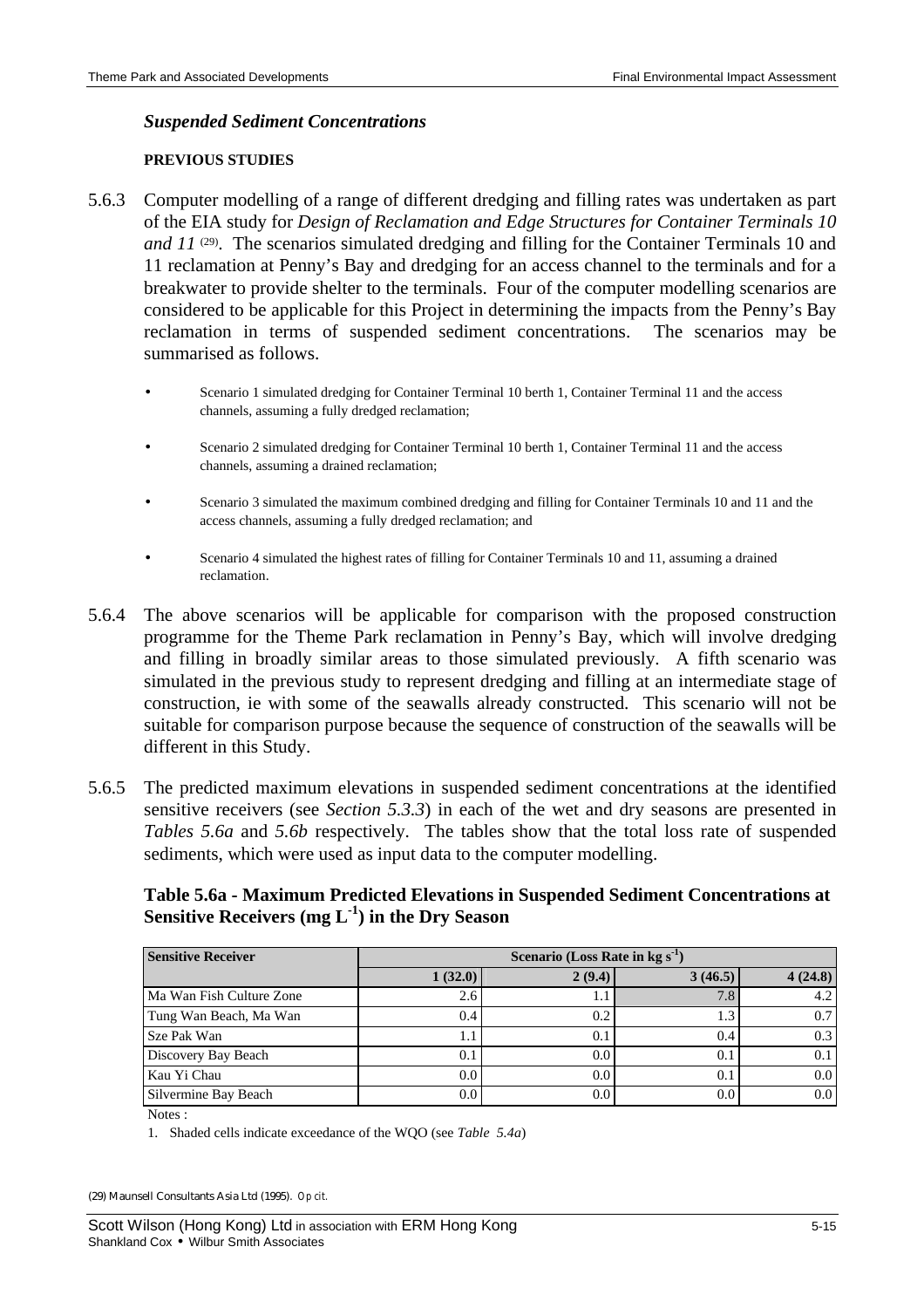### *Suspended Sediment Concentrations*

**PREVIOUS STUDIES**

5.6.3 Computer modelling of a range of different dredging and filling rates was undertaken as part of the EIA study for *Design of Reclamation and Edge Structures for Container Terminals 10 and 11* [(29)]. The scenarios simulated dredging and filling for the Container Terminals 10 and 11 reclamation at Penny's Bay and dredging for an access channel to the terminals and for a breakwater to provide shelter to the terminals. Four of the computer modelling scenarios are considered to be applicable for this Project in determining the impacts from the Penny's Bay reclamation in terms of suspended sediment concentrations. The scenarios may be summarised as follows.

- Scenario 1 simulated dredging for Container Terminal 10 berth 1, Container Terminal 11 and the access channels, assuming a fully dredged reclamation;
- Scenario 2 simulated dredging for Container Terminal 10 berth 1, Container Terminal 11 and the access channels, assuming a drained reclamation;
- Scenario 3 simulated the maximum combined dredging and filling for Container Terminals 10 and 11 and the access channels, assuming a fully dredged reclamation; and
- Scenario 4 simulated the highest rates of filling for Container Terminals 10 and 11, assuming a drained reclamation.

5.6.4 The above scenarios will be applicable for comparison with the proposed construction programme for the Theme Park reclamation in Penny's Bay, which will involve dredging and filling in broadly similar areas to those simulated previously. A fifth scenario was simulated in the previous study to represent dredging and filling at an intermediate stage of construction, ie with some of the seawalls already constructed. This scenario will not be suitable for comparison purpose because the sequence of construction of the seawalls will be different in this Study.

5.6.5 The predicted maximum elevations in suspended sediment concentrations at the identified sensitive receivers (see *Section 5.3.3*) in each of the wet and dry seasons are presented in *Tables 5.6a* and *5.6b* respectively. The tables show that the total loss rate of suspended sediments, which were used as input data to the computer modelling.

**Table 5.6a - Maximum Predicted Elevations in Suspended Sediment Concentrations at Sensitive Receivers (mg $L^{-1}$) in the Dry Season**

| Sensitive Receiver | Scenario (Loss Rate in kg $s^{-1}$) | | | |
|---|---|---|---|---|
| | 1 (32.0) | 2 (9.4) | 3 (46.5) | 4 (24.8) |
| Ma Wan Fish Culture Zone | 2.6 | 1.1 | 7.8 | 4.2 |
| Tung Wan Beach, Ma Wan | 0.4 | 0.2 | 1.3 | 0.7 |
| Sze Pak Wan | 1.1 | 0.1 | 0.4 | 0.3 |
| Discovery Bay Beach | 0.1 | 0.0 | 0.1 | 0.1 |
| Kau Yi Chau | 0.0 | 0.0 | 0.1 | 0.0 |
| Silvermine Bay Beach | 0.0 | 0.0 | 0.0 | 0.0 |

Notes :

1. Shaded cells indicate exceedance of the WQO (see *Table 5.4a*)

(29) Maunsell Consultants Asia Ltd (1995). *Op cit.*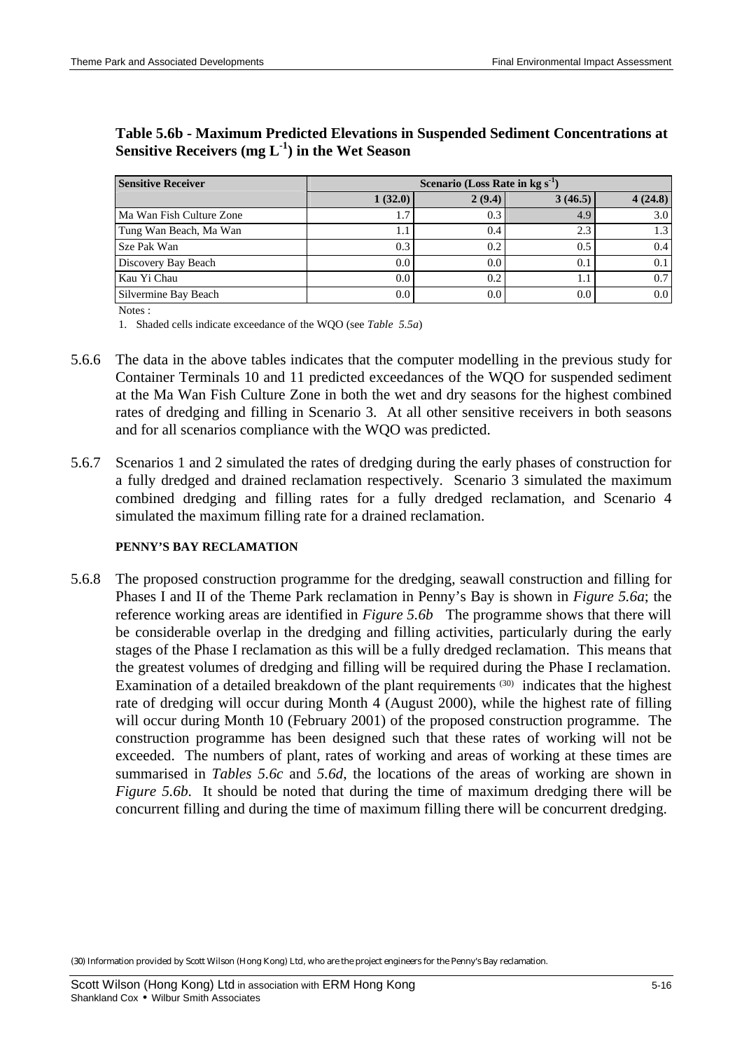**Table 5.6b - Maximum Predicted Elevations in Suspended Sediment Concentrations at Sensitive Receivers (mg $L^{-1}$) in the Wet Season**

| Sensitive Receiver | Scenario (Loss Rate in kg $s^{-1}$) | | | |
|---|---|---|---|---|
| | 1 (32.0) | 2 (9.4) | 3 (46.5) | 4 (24.8) |
| Ma Wan Fish Culture Zone | 1.7 | 0.3 | 4.9 | 3.0 |
| Tung Wan Beach, Ma Wan | 1.1 | 0.4 | 2.3 | 1.3 |
| Sze Pak Wan | 0.3 | 0.2 | 0.5 | 0.4 |
| Discovery Bay Beach | 0.0 | 0.0 | 0.1 | 0.1 |
| Kau Yi Chau | 0.0 | 0.2 | 1.1 | 0.7 |
| Silvermine Bay Beach | 0.0 | 0.0 | 0.0 | 0.0 |

Notes :

1. Shaded cells indicate exceedance of the WQO (see *Table 5.5a*)

5.6.6 The data in the above tables indicates that the computer modelling in the previous study for Container Terminals 10 and 11 predicted exceedances of the WQO for suspended sediment at the Ma Wan Fish Culture Zone in both the wet and dry seasons for the highest combined rates of dredging and filling in Scenario 3. At all other sensitive receivers in both seasons and for all scenarios compliance with the WQO was predicted.

5.6.7 Scenarios 1 and 2 simulated the rates of dredging during the early phases of construction for a fully dredged and drained reclamation respectively. Scenario 3 simulated the maximum combined dredging and filling rates for a fully dredged reclamation, and Scenario 4 simulated the maximum filling rate for a drained reclamation.

#### PENNY'S BAY RECLAMATION

5.6.8 The proposed construction programme for the dredging, seawall construction and filling for Phases I and II of the Theme Park reclamation in Penny's Bay is shown in *Figure 5.6a*; the reference working areas are identified in *Figure 5.6b* The programme shows that there will be considerable overlap in the dredging and filling activities, particularly during the early stages of the Phase I reclamation as this will be a fully dredged reclamation. This means that the greatest volumes of dredging and filling will be required during the Phase I reclamation. Examination of a detailed breakdown of the plant requirements [30] indicates that the highest rate of dredging will occur during Month 4 (August 2000), while the highest rate of filling will occur during Month 10 (February 2001) of the proposed construction programme. The construction programme has been designed such that these rates of working will not be exceeded. The numbers of plant, rates of working and areas of working at these times are summarised in *Tables 5.6c* and *5.6d*, the locations of the areas of working are shown in *Figure 5.6b*. It should be noted that during the time of maximum dredging there will be concurrent filling and during the time of maximum filling there will be concurrent dredging.

(30) Information provided by Scott Wilson (Hong Kong) Ltd, who are the project engineers for the Penny's Bay reclamation.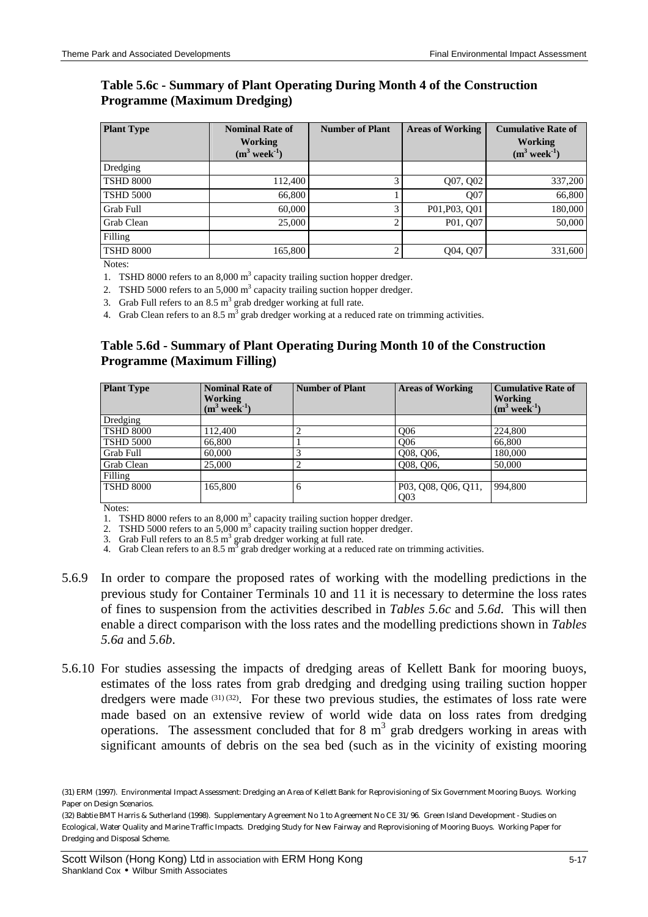**Table 5.6c - Summary of Plant Operating During Month 4 of the Construction Programme (Maximum Dredging)**

| Plant Type | Nominal Rate of Working ($m^3$ $week^{-1}$) | Number of Plant | Areas of Working | Cumulative Rate of Working ($m^3$ $week^{-1}$) |
|---|---|---|---|---|
| Dredging | | | | |
| TSHD 8000 | 112,400 | 3 | Q07, Q02 | 337,200 |
| TSHD 5000 | 66,800 | 1 | Q07 | 66,800 |
| Grab Full | 60,000 | 3 | P01,P03, Q01 | 180,000 |
| Grab Clean | 25,000 | 2 | P01, Q07 | 50,000 |
| Filling | | | | |
| TSHD 8000 | 165,800 | 2 | Q04, Q07 | 331,600 |

Notes:

1. TSHD 8000 refers to an 8,000 $m^3$ capacity trailing suction hopper dredger.
2. TSHD 5000 refers to an 5,000 $m^3$ capacity trailing suction hopper dredger.
3. Grab Full refers to an 8.5 $m^3$ grab dredger working at full rate.
4. Grab Clean refers to an 8.5 $m^3$ grab dredger working at a reduced rate on trimming activities.

**Table 5.6d - Summary of Plant Operating During Month 10 of the Construction Programme (Maximum Filling)**

| Plant Type | Nominal Rate of Working ($m^3$ $week^{-1}$) | Number of Plant | Areas of Working | Cumulative Rate of Working ($m^3$ $week^{-1}$) |
|---|---|---|---|---|
| Dredging | | | | |
| TSHD 8000 | 112,400 | 2 | Q06 | 224,800 |
| TSHD 5000 | 66,800 | 1 | Q06 | 66,800 |
| Grab Full | 60,000 | 3 | Q08, Q06, | 180,000 |
| Grab Clean | 25,000 | 2 | Q08, Q06, | 50,000 |
| Filling | | | | |
| TSHD 8000 | 165,800 | 6 | P03, Q08, Q06, Q11, Q03 | 994,800 |

Notes:

1. TSHD 8000 refers to an 8,000 $m^3$ capacity trailing suction hopper dredger.
2. TSHD 5000 refers to an 5,000 $m^3$ capacity trailing suction hopper dredger.
3. Grab Full refers to an 8.5 $m^3$ grab dredger working at full rate.
4. Grab Clean refers to an 8.5 $m^3$ grab dredger working at a reduced rate on trimming activities.

5.6.9 In order to compare the proposed rates of working with the modelling predictions in the previous study for Container Terminals 10 and 11 it is necessary to determine the loss rates of fines to suspension from the activities described in *Tables 5.6c* and *5.6d.* This will then enable a direct comparison with the loss rates and the modelling predictions shown in *Tables 5.6a* and *5.6b*.

5.6.10 For studies assessing the impacts of dredging areas of Kellett Bank for mooring buoys, estimates of the loss rates from grab dredging and dredging using trailing suction hopper dredgers were made [(31) (32)]. For these two previous studies, the estimates of loss rate were made based on an extensive review of world wide data on loss rates from dredging operations. The assessment concluded that for 8 $m^3$ grab dredgers working in areas with significant amounts of debris on the sea bed (such as in the vicinity of existing mooring

(31) ERM (1997). Environmental Impact Assessment: Dredging an Area of Kellett Bank for Reprovisioning of Six Government Mooring Buoys. Working Paper on Design Scenarios.

(32) Babtie BMT Harris & Sutherland (1998). Supplementary Agreement No 1 to Agreement No CE 31/96. Green Island Development - Studies on Ecological, Water Quality and Marine Traffic Impacts. Dredging Study for New Fairway and Reprovisioning of Mooring Buoys. Working Paper for Dredging and Disposal Scheme.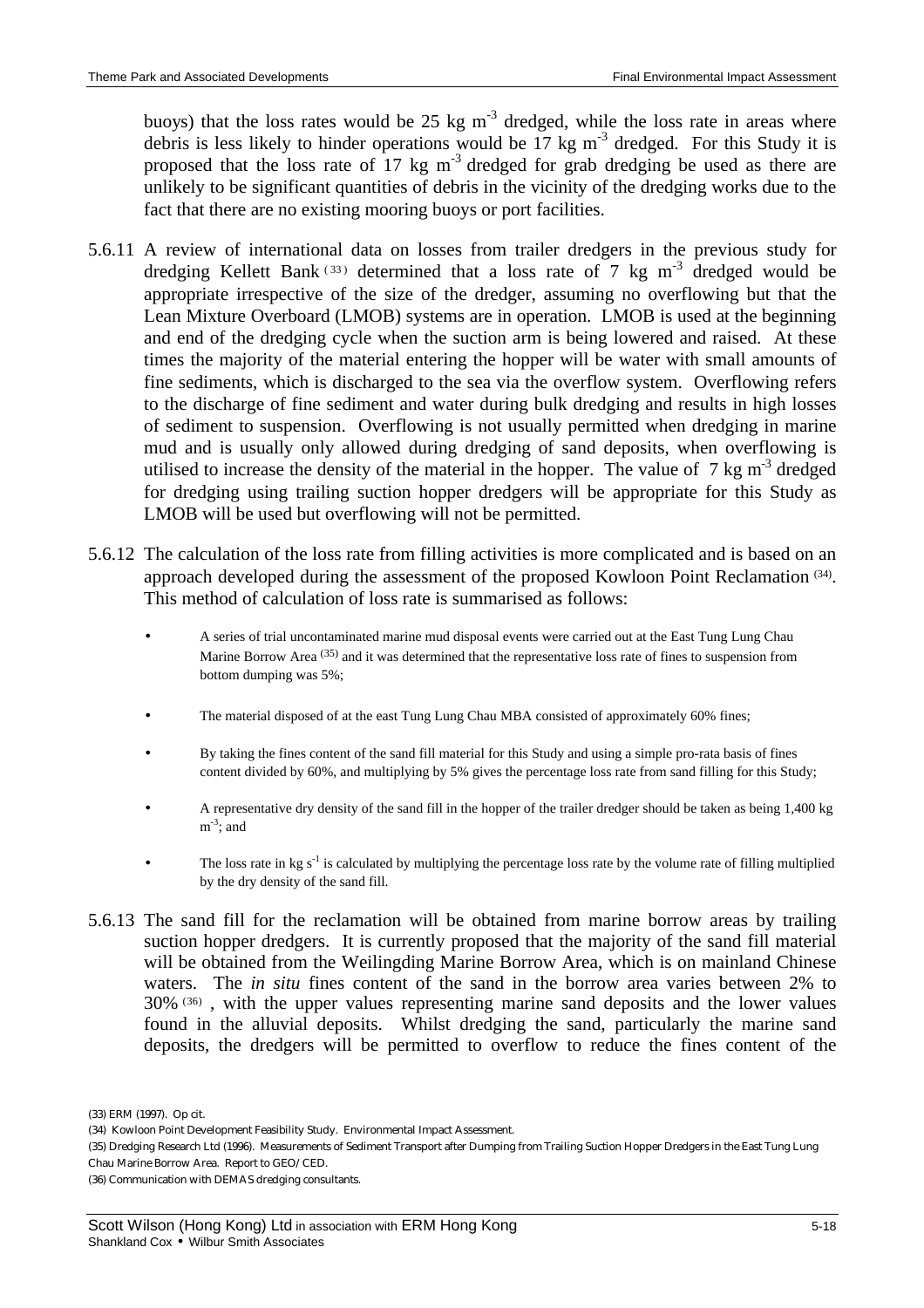buoys) that the loss rates would be 25 kg $m^{-3}$ dredged, while the loss rate in areas where debris is less likely to hinder operations would be 17 kg $m^{-3}$ dredged. For this Study it is proposed that the loss rate of 17 kg $m^{-3}$ dredged for grab dredging be used as there are unlikely to be significant quantities of debris in the vicinity of the dredging works due to the fact that there are no existing mooring buoys or port facilities.

5.6.11 A review of international data on losses from trailer dredgers in the previous study for dredging Kellett Bank [33] determined that a loss rate of 7 kg $m^{-3}$ dredged would be appropriate irrespective of the size of the dredger, assuming no overflowing but that the Lean Mixture Overboard (LMOB) systems are in operation. LMOB is used at the beginning and end of the dredging cycle when the suction arm is being lowered and raised. At these times the majority of the material entering the hopper will be water with small amounts of fine sediments, which is discharged to the sea via the overflow system. Overflowing refers to the discharge of fine sediment and water during bulk dredging and results in high losses of sediment to suspension. Overflowing is not usually permitted when dredging in marine mud and is usually only allowed during dredging of sand deposits, when overflowing is utilised to increase the density of the material in the hopper. The value of 7 kg $m^{-3}$ dredged for dredging using trailing suction hopper dredgers will be appropriate for this Study as LMOB will be used but overflowing will not be permitted.

5.6.12 The calculation of the loss rate from filling activities is more complicated and is based on an approach developed during the assessment of the proposed Kowloon Point Reclamation [34]. This method of calculation of loss rate is summarised as follows:

- A series of trial uncontaminated marine mud disposal events were carried out at the East Tung Lung Chau Marine Borrow Area [35] and it was determined that the representative loss rate of fines to suspension from bottom dumping was 5%;
- The material disposed of at the east Tung Lung Chau MBA consisted of approximately 60% fines;
- By taking the fines content of the sand fill material for this Study and using a simple pro-rata basis of fines content divided by 60%, and multiplying by 5% gives the percentage loss rate from sand filling for this Study;
- A representative dry density of the sand fill in the hopper of the trailer dredger should be taken as being 1,400 kg $m^{-3}$; and
- The loss rate in kg $s^{-1}$ is calculated by multiplying the percentage loss rate by the volume rate of filling multiplied by the dry density of the sand fill.

5.6.13 The sand fill for the reclamation will be obtained from marine borrow areas by trailing suction hopper dredgers. It is currently proposed that the majority of the sand fill material will be obtained from the Weilingding Marine Borrow Area, which is on mainland Chinese waters. The *in situ* fines content of the sand in the borrow area varies between 2% to 30% [36], with the upper values representing marine sand deposits and the lower values found in the alluvial deposits. Whilst dredging the sand, particularly the marine sand deposits, the dredgers will be permitted to overflow to reduce the fines content of the

(33) ERM (1997). Op cit.

(34) Kowloon Point Development Feasibility Study. Environmental Impact Assessment.

(35) Dredging Research Ltd (1996). Measurements of Sediment Transport after Dumping from Trailing Suction Hopper Dredgers in the East Tung Lung Chau Marine Borrow Area. Report to GEO/CED.

(36) Communication with DEMAS dredging consultants.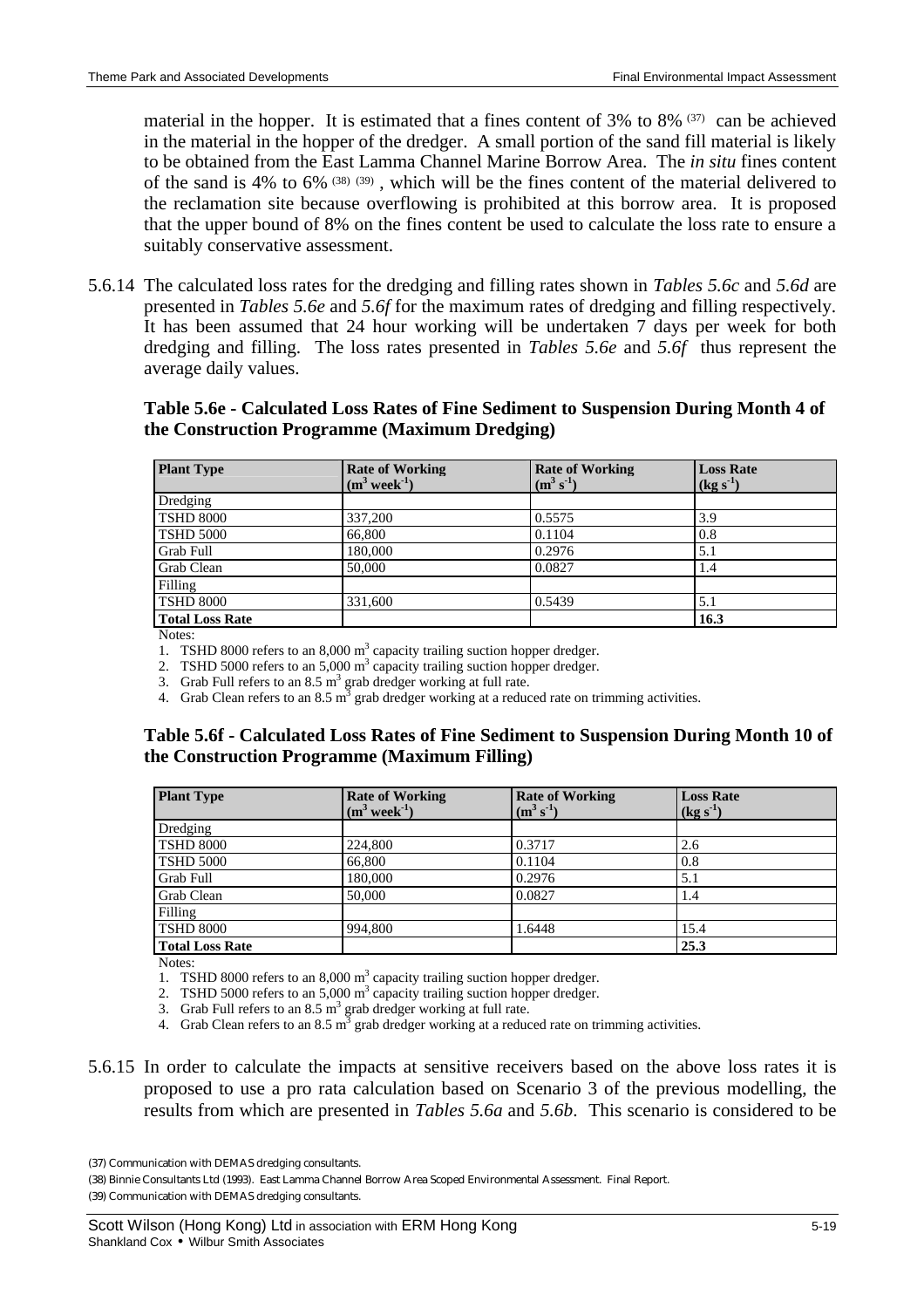material in the hopper. It is estimated that a fines content of 3% to 8% [37] can be achieved in the material in the hopper of the dredger. A small portion of the sand fill material is likely to be obtained from the East Lamma Channel Marine Borrow Area. The *in situ* fines content of the sand is 4% to 6% [38] [39], which will be the fines content of the material delivered to the reclamation site because overflowing is prohibited at this borrow area. It is proposed that the upper bound of 8% on the fines content be used to calculate the loss rate to ensure a suitably conservative assessment.

5.6.14 The calculated loss rates for the dredging and filling rates shown in *Tables 5.6c* and *5.6d* are presented in *Tables 5.6e* and *5.6f* for the maximum rates of dredging and filling respectively. It has been assumed that 24 hour working will be undertaken 7 days per week for both dredging and filling. The loss rates presented in *Tables 5.6e* and *5.6f* thus represent the average daily values.

**Table 5.6e - Calculated Loss Rates of Fine Sediment to Suspension During Month 4 of the Construction Programme (Maximum Dredging)**

| Plant Type | Rate of Working ($m^3$ $week^{-1}$) | Rate of Working ($m^3$ $s^{-1}$) | Loss Rate ($kg$ $s^{-1}$) |
|---|---|---|---|
| Dredging | | | |
| TSHD 8000 | 337,200 | 0.5575 | 3.9 |
| TSHD 5000 | 66,800 | 0.1104 | 0.8 |
| Grab Full | 180,000 | 0.2976 | 5.1 |
| Grab Clean | 50,000 | 0.0827 | 1.4 |
| Filling | | | |
| TSHD 8000 | 331,600 | 0.5439 | 5.1 |
| **Total Loss Rate** | | | **16.3** |

Notes:

1. TSHD 8000 refers to an 8,000 $m^3$ capacity trailing suction hopper dredger.
2. TSHD 5000 refers to an 5,000 $m^3$ capacity trailing suction hopper dredger.
3. Grab Full refers to an 8.5 $m^3$ grab dredger working at full rate.
4. Grab Clean refers to an 8.5 $m^3$ grab dredger working at a reduced rate on trimming activities.

**Table 5.6f - Calculated Loss Rates of Fine Sediment to Suspension During Month 10 of the Construction Programme (Maximum Filling)**

| Plant Type | Rate of Working ($m^3$ $week^{-1}$) | Rate of Working ($m^3$ $s^{-1}$) | Loss Rate ($kg$ $s^{-1}$) |
|---|---|---|---|
| Dredging | | | |
| TSHD 8000 | 224,800 | 0.3717 | 2.6 |
| TSHD 5000 | 66,800 | 0.1104 | 0.8 |
| Grab Full | 180,000 | 0.2976 | 5.1 |
| Grab Clean | 50,000 | 0.0827 | 1.4 |
| Filling | | | |
| TSHD 8000 | 994,800 | 1.6448 | 15.4 |
| **Total Loss Rate** | | | **25.3** |

Notes:

1. TSHD 8000 refers to an 8,000 $m^3$ capacity trailing suction hopper dredger.
2. TSHD 5000 refers to an 5,000 $m^3$ capacity trailing suction hopper dredger.
3. Grab Full refers to an 8.5 $m^3$ grab dredger working at full rate.
4. Grab Clean refers to an 8.5 $m^3$ grab dredger working at a reduced rate on trimming activities.

5.6.15 In order to calculate the impacts at sensitive receivers based on the above loss rates it is proposed to use a pro rata calculation based on Scenario 3 of the previous modelling, the results from which are presented in *Tables 5.6a* and *5.6b*. This scenario is considered to be

(37) Communication with DEMAS dredging consultants.

(38) Binnie Consultants Ltd (1993). East Lamma Channel Borrow Area Scoped Environmental Assessment. Final Report.

(39) Communication with DEMAS dredging consultants.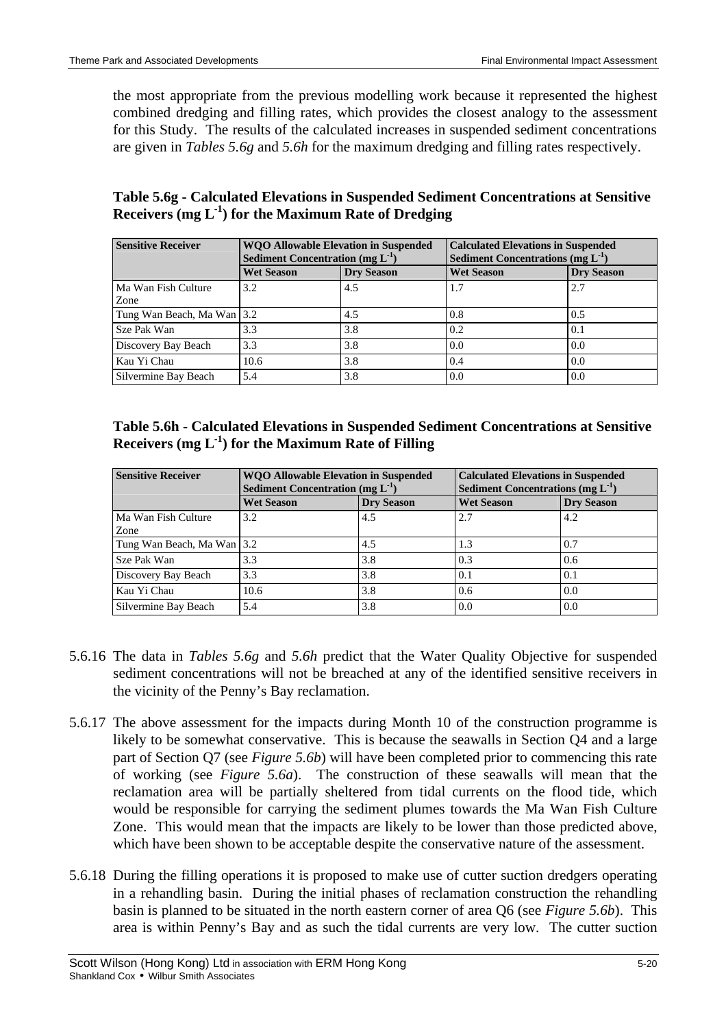the most appropriate from the previous modelling work because it represented the highest combined dredging and filling rates, which provides the closest analogy to the assessment for this Study. The results of the calculated increases in suspended sediment concentrations are given in *Tables 5.6g* and *5.6h* for the maximum dredging and filling rates respectively.

**Table 5.6g - Calculated Elevations in Suspended Sediment Concentrations at Sensitive Receivers (mg $L^{-1}$) for the Maximum Rate of Dredging**

| Sensitive Receiver | WQO Allowable Elevation in Suspended Sediment Concentration (mg $L^{-1}$) | | Calculated Elevations in Suspended Sediment Concentrations (mg $L^{-1}$) | |
|---|---|---|---|---|
| | Wet Season | Dry Season | Wet Season | Dry Season |
| Ma Wan Fish Culture Zone | 3.2 | 4.5 | 1.7 | 2.7 |
| Tung Wan Beach, Ma Wan | 3.2 | 4.5 | 0.8 | 0.5 |
| Sze Pak Wan | 3.3 | 3.8 | 0.2 | 0.1 |
| Discovery Bay Beach | 3.3 | 3.8 | 0.0 | 0.0 |
| Kau Yi Chau | 10.6 | 3.8 | 0.4 | 0.0 |
| Silvermine Bay Beach | 5.4 | 3.8 | 0.0 | 0.0 |

**Table 5.6h - Calculated Elevations in Suspended Sediment Concentrations at Sensitive Receivers (mg $L^{-1}$) for the Maximum Rate of Filling**

| Sensitive Receiver | WQO Allowable Elevation in Suspended Sediment Concentration (mg $L^{-1}$) | | Calculated Elevations in Suspended Sediment Concentrations (mg $L^{-1}$) | |
|---|---|---|---|---|
| | Wet Season | Dry Season | Wet Season | Dry Season |
| Ma Wan Fish Culture Zone | 3.2 | 4.5 | 2.7 | 4.2 |
| Tung Wan Beach, Ma Wan | 3.2 | 4.5 | 1.3 | 0.7 |
| Sze Pak Wan | 3.3 | 3.8 | 0.3 | 0.6 |
| Discovery Bay Beach | 3.3 | 3.8 | 0.1 | 0.1 |
| Kau Yi Chau | 10.6 | 3.8 | 0.6 | 0.0 |
| Silvermine Bay Beach | 5.4 | 3.8 | 0.0 | 0.0 |

5.6.16 The data in *Tables 5.6g* and *5.6h* predict that the Water Quality Objective for suspended sediment concentrations will not be breached at any of the identified sensitive receivers in the vicinity of the Penny's Bay reclamation.

5.6.17 The above assessment for the impacts during Month 10 of the construction programme is likely to be somewhat conservative. This is because the seawalls in Section Q4 and a large part of Section Q7 (see *Figure 5.6b*) will have been completed prior to commencing this rate of working (see *Figure 5.6a*). The construction of these seawalls will mean that the reclamation area will be partially sheltered from tidal currents on the flood tide, which would be responsible for carrying the sediment plumes towards the Ma Wan Fish Culture Zone. This would mean that the impacts are likely to be lower than those predicted above, which have been shown to be acceptable despite the conservative nature of the assessment.

5.6.18 During the filling operations it is proposed to make use of cutter suction dredgers operating in a rehandling basin. During the initial phases of reclamation construction the rehandling basin is planned to be situated in the north eastern corner of area Q6 (see *Figure 5.6b*). This area is within Penny's Bay and as such the tidal currents are very low. The cutter suction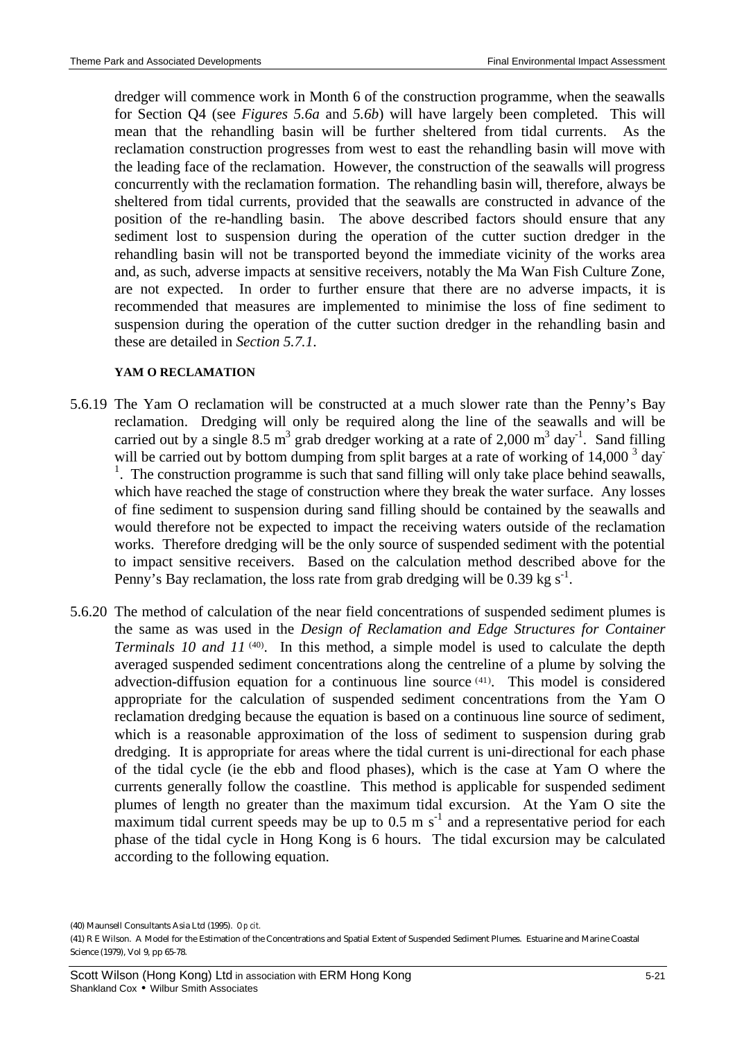dredger will commence work in Month 6 of the construction programme, when the seawalls for Section Q4 (see *Figures 5.6a* and *5.6b*) will have largely been completed. This will mean that the rehandling basin will be further sheltered from tidal currents. As the reclamation construction progresses from west to east the rehandling basin will move with the leading face of the reclamation. However, the construction of the seawalls will progress concurrently with the reclamation formation. The rehandling basin will, therefore, always be sheltered from tidal currents, provided that the seawalls are constructed in advance of the position of the re-handling basin. The above described factors should ensure that any sediment lost to suspension during the operation of the cutter suction dredger in the rehandling basin will not be transported beyond the immediate vicinity of the works area and, as such, adverse impacts at sensitive receivers, notably the Ma Wan Fish Culture Zone, are not expected. In order to further ensure that there are no adverse impacts, it is recommended that measures are implemented to minimise the loss of fine sediment to suspension during the operation of the cutter suction dredger in the rehandling basin and these are detailed in *Section 5.7.1*.

#### YAM O RECLAMATION

5.6.19 The Yam O reclamation will be constructed at a much slower rate than the Penny's Bay reclamation. Dredging will only be required along the line of the seawalls and will be carried out by a single 8.5 $m^3$ grab dredger working at a rate of 2,000 $m^3$ $day^{-1}$. Sand filling will be carried out by bottom dumping from split barges at a rate of working of 14,000 $^3$ $day^{-1}$. The construction programme is such that sand filling will only take place behind seawalls, which have reached the stage of construction where they break the water surface. Any losses of fine sediment to suspension during sand filling should be contained by the seawalls and would therefore not be expected to impact the receiving waters outside of the reclamation works. Therefore dredging will be the only source of suspended sediment with the potential to impact sensitive receivers. Based on the calculation method described above for the Penny's Bay reclamation, the loss rate from grab dredging will be 0.39 kg $s^{-1}$.

5.6.20 The method of calculation of the near field concentrations of suspended sediment plumes is the same as was used in the *Design of Reclamation and Edge Structures for Container Terminals 10 and 11* [(40)]. In this method, a simple model is used to calculate the depth averaged suspended sediment concentrations along the centreline of a plume by solving the advection-diffusion equation for a continuous line source [(41)]. This model is considered appropriate for the calculation of suspended sediment concentrations from the Yam O reclamation dredging because the equation is based on a continuous line source of sediment, which is a reasonable approximation of the loss of sediment to suspension during grab dredging. It is appropriate for areas where the tidal current is uni-directional for each phase of the tidal cycle (ie the ebb and flood phases), which is the case at Yam O where the currents generally follow the coastline. This method is applicable for suspended sediment plumes of length no greater than the maximum tidal excursion. At the Yam O site the maximum tidal current speeds may be up to 0.5 m $s^{-1}$ and a representative period for each phase of the tidal cycle in Hong Kong is 6 hours. The tidal excursion may be calculated according to the following equation.

(40) Maunsell Consultants Asia Ltd (1995). *Op cit.*

(41) R E Wilson. A Model for the Estimation of the Concentrations and Spatial Extent of Suspended Sediment Plumes. Estuarine and Marine Coastal Science (1979), Vol 9, pp 65-78.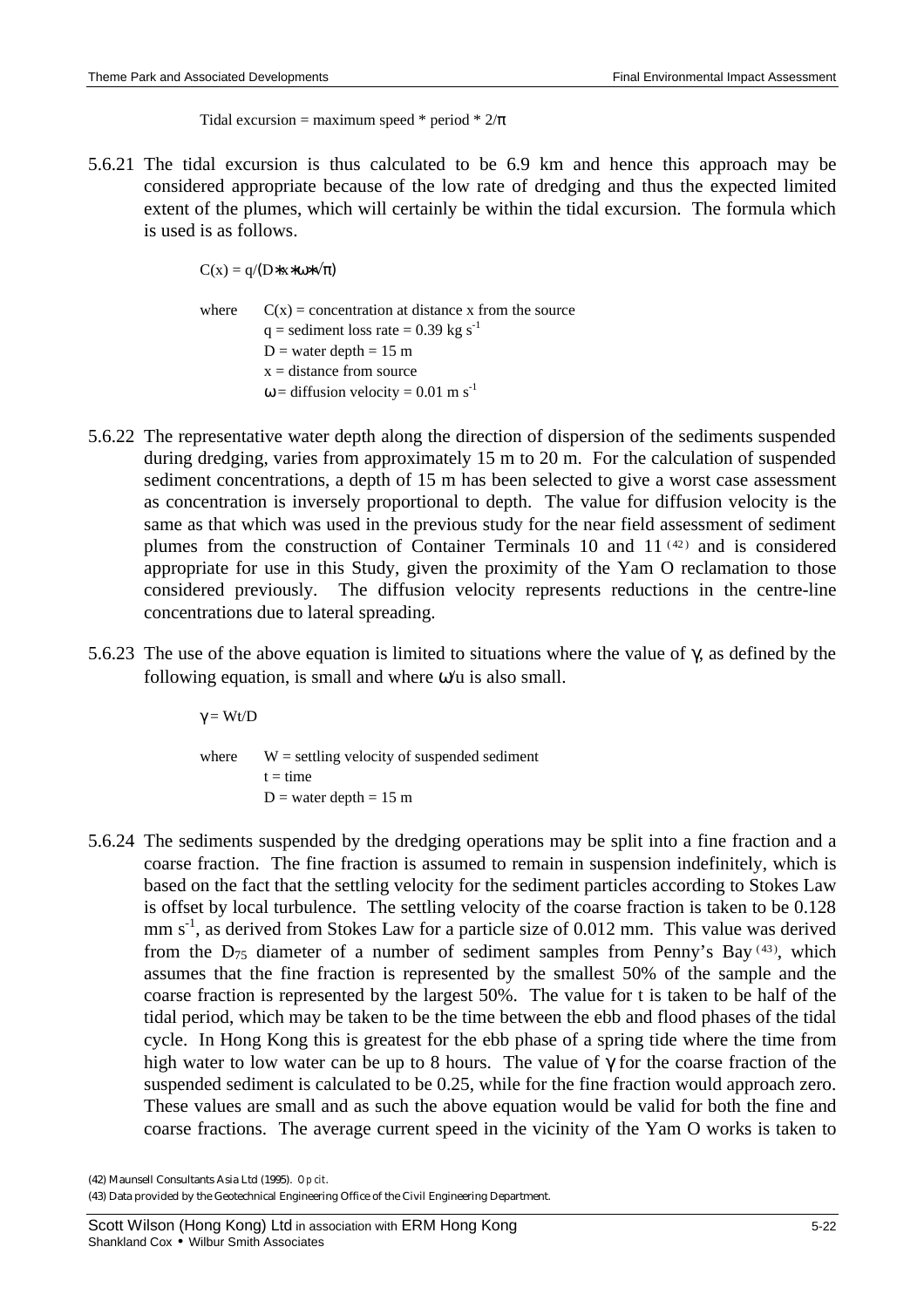$$\text{Tidal excursion} = \text{maximum speed} * \text{period} * 2/\pi$$

5.6.21 The tidal excursion is thus calculated to be 6.9 km and hence this approach may be considered appropriate because of the low rate of dredging and thus the expected limited extent of the plumes, which will certainly be within the tidal excursion. The formula which is used is as follows.

$$C(x) = q/(D*x*\omega*\sqrt{\pi})$$

where $C(x)$ = concentration at distance x from the source
$q$ = sediment loss rate = 0.39 kg $s^{-1}$
$D$ = water depth = 15 m
$x$ = distance from source
$\omega$ = diffusion velocity = 0.01 m $s^{-1}$

5.6.22 The representative water depth along the direction of dispersion of the sediments suspended during dredging, varies from approximately 15 m to 20 m. For the calculation of suspended sediment concentrations, a depth of 15 m has been selected to give a worst case assessment as concentration is inversely proportional to depth. The value for diffusion velocity is the same as that which was used in the previous study for the near field assessment of sediment plumes from the construction of Container Terminals 10 and 11 [(42)] and is considered appropriate for use in this Study, given the proximity of the Yam O reclamation to those considered previously. The diffusion velocity represents reductions in the centre-line concentrations due to lateral spreading.

5.6.23 The use of the above equation is limited to situations where the value of $\gamma$, as defined by the following equation, is small and where $\omega/u$ is also small.

$$\gamma = Wt/D$$

where $W$ = settling velocity of suspended sediment
$t$ = time
$D$ = water depth = 15 m

5.6.24 The sediments suspended by the dredging operations may be split into a fine fraction and a coarse fraction. The fine fraction is assumed to remain in suspension indefinitely, which is based on the fact that the settling velocity for the sediment particles according to Stokes Law is offset by local turbulence. The settling velocity of the coarse fraction is taken to be 0.128 mm $s^{-1}$, as derived from Stokes Law for a particle size of 0.012 mm. This value was derived from the $D_{75}$ diameter of a number of sediment samples from Penny's Bay [(43)], which assumes that the fine fraction is represented by the smallest 50% of the sample and the coarse fraction is represented by the largest 50%. The value for t is taken to be half of the tidal period, which may be taken to be the time between the ebb and flood phases of the tidal cycle. In Hong Kong this is greatest for the ebb phase of a spring tide where the time from high water to low water can be up to 8 hours. The value of $\gamma$ for the coarse fraction of the suspended sediment is calculated to be 0.25, while for the fine fraction would approach zero. These values are small and as such the above equation would be valid for both the fine and coarse fractions. The average current speed in the vicinity of the Yam O works is taken to

(42) Maunsell Consultants Asia Ltd (1995). *Op cit*.

(43) Data provided by the Geotechnical Engineering Office of the Civil Engineering Department.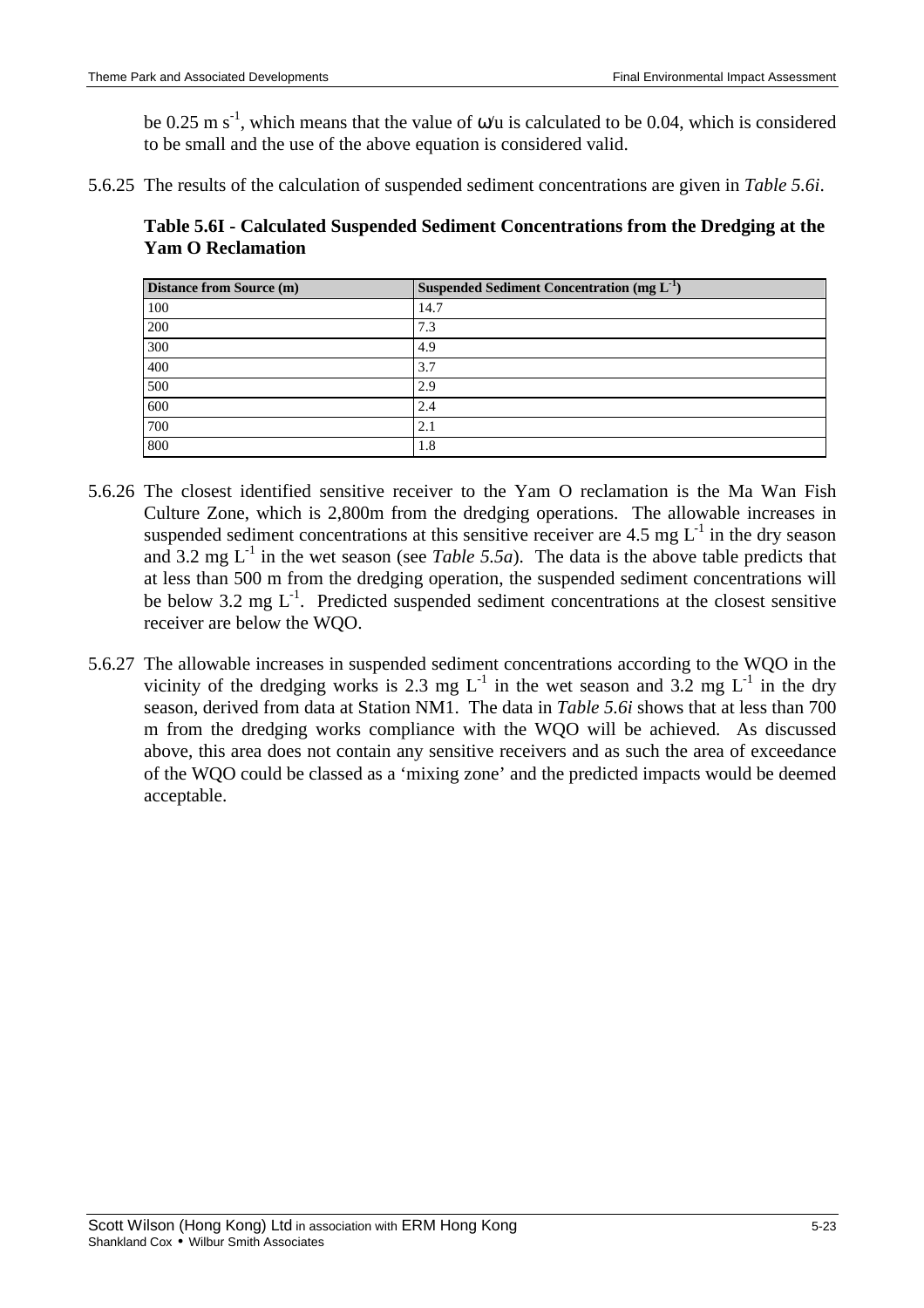be 0.25 m $s^{-1}$, which means that the value of $\omega$/u is calculated to be 0.04, which is considered to be small and the use of the above equation is considered valid.

5.6.25 The results of the calculation of suspended sediment concentrations are given in *Table 5.6i*.

**Table 5.6I - Calculated Suspended Sediment Concentrations from the Dredging at the Yam O Reclamation**

| Distance from Source (m) | Suspended Sediment Concentration (mg $L^{-1}$) |
|---|---|
| 100 | 14.7 |
| 200 | 7.3 |
| 300 | 4.9 |
| 400 | 3.7 |
| 500 | 2.9 |
| 600 | 2.4 |
| 700 | 2.1 |
| 800 | 1.8 |

5.6.26 The closest identified sensitive receiver to the Yam O reclamation is the Ma Wan Fish Culture Zone, which is 2,800m from the dredging operations. The allowable increases in suspended sediment concentrations at this sensitive receiver are 4.5 mg $L^{-1}$ in the dry season and 3.2 mg $L^{-1}$ in the wet season (see *Table 5.5a*). The data is the above table predicts that at less than 500 m from the dredging operation, the suspended sediment concentrations will be below 3.2 mg $L^{-1}$. Predicted suspended sediment concentrations at the closest sensitive receiver are below the WQO.

5.6.27 The allowable increases in suspended sediment concentrations according to the WQO in the vicinity of the dredging works is 2.3 mg $L^{-1}$ in the wet season and 3.2 mg $L^{-1}$ in the dry season, derived from data at Station NM1. The data in *Table 5.6i* shows that at less than 700 m from the dredging works compliance with the WQO will be achieved. As discussed above, this area does not contain any sensitive receivers and as such the area of exceedance of the WQO could be classed as a 'mixing zone' and the predicted impacts would be deemed acceptable.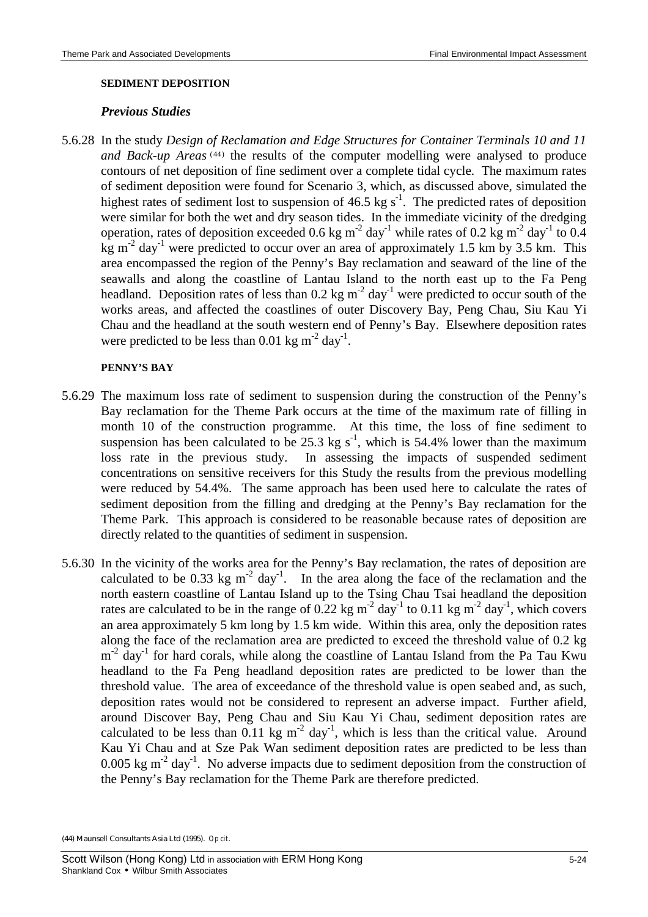**SEDIMENT DEPOSITION**

***Previous Studies***

5.6.28 In the study *Design of Reclamation and Edge Structures for Container Terminals 10 and 11 and Back-up Areas* (44) the results of the computer modelling were analysed to produce contours of net deposition of fine sediment over a complete tidal cycle. The maximum rates of sediment deposition were found for Scenario 3, which, as discussed above, simulated the highest rates of sediment lost to suspension of 46.5 kg $s^{-1}$. The predicted rates of deposition were similar for both the wet and dry season tides. In the immediate vicinity of the dredging operation, rates of deposition exceeded 0.6 kg $m^{-2}$ $day^{-1}$ while rates of 0.2 kg $m^{-2}$ $day^{-1}$ to 0.4 kg $m^{-2}$ $day^{-1}$ were predicted to occur over an area of approximately 1.5 km by 3.5 km. This area encompassed the region of the Penny's Bay reclamation and seaward of the line of the seawalls and along the coastline of Lantau Island to the north east up to the Fa Peng headland. Deposition rates of less than 0.2 kg $m^{-2}$ $day^{-1}$ were predicted to occur south of the works areas, and affected the coastlines of outer Discovery Bay, Peng Chau, Siu Kau Yi Chau and the headland at the south western end of Penny's Bay. Elsewhere deposition rates were predicted to be less than 0.01 kg $m^{-2}$ $day^{-1}$.

**PENNY'S BAY**

5.6.29 The maximum loss rate of sediment to suspension during the construction of the Penny's Bay reclamation for the Theme Park occurs at the time of the maximum rate of filling in month 10 of the construction programme. At this time, the loss of fine sediment to suspension has been calculated to be 25.3 kg $s^{-1}$, which is 54.4% lower than the maximum loss rate in the previous study. In assessing the impacts of suspended sediment concentrations on sensitive receivers for this Study the results from the previous modelling were reduced by 54.4%. The same approach has been used here to calculate the rates of sediment deposition from the filling and dredging at the Penny's Bay reclamation for the Theme Park. This approach is considered to be reasonable because rates of deposition are directly related to the quantities of sediment in suspension.

5.6.30 In the vicinity of the works area for the Penny's Bay reclamation, the rates of deposition are calculated to be 0.33 kg $m^{-2}$ $day^{-1}$. In the area along the face of the reclamation and the north eastern coastline of Lantau Island up to the Tsing Chau Tsai headland the deposition rates are calculated to be in the range of 0.22 kg $m^{-2}$ $day^{-1}$ to 0.11 kg $m^{-2}$ $day^{-1}$, which covers an area approximately 5 km long by 1.5 km wide. Within this area, only the deposition rates along the face of the reclamation area are predicted to exceed the threshold value of 0.2 kg $m^{-2}$ $day^{-1}$ for hard corals, while along the coastline of Lantau Island from the Pa Tau Kwu headland to the Fa Peng headland deposition rates are predicted to be lower than the threshold value. The area of exceedance of the threshold value is open seabed and, as such, deposition rates would not be considered to represent an adverse impact. Further afield, around Discover Bay, Peng Chau and Siu Kau Yi Chau, sediment deposition rates are calculated to be less than 0.11 kg $m^{-2}$ $day^{-1}$, which is less than the critical value. Around Kau Yi Chau and at Sze Pak Wan sediment deposition rates are predicted to be less than 0.005 kg $m^{-2}$ $day^{-1}$. No adverse impacts due to sediment deposition from the construction of the Penny's Bay reclamation for the Theme Park are therefore predicted.

(44) Maunsell Consultants Asia Ltd (1995). *Op cit*.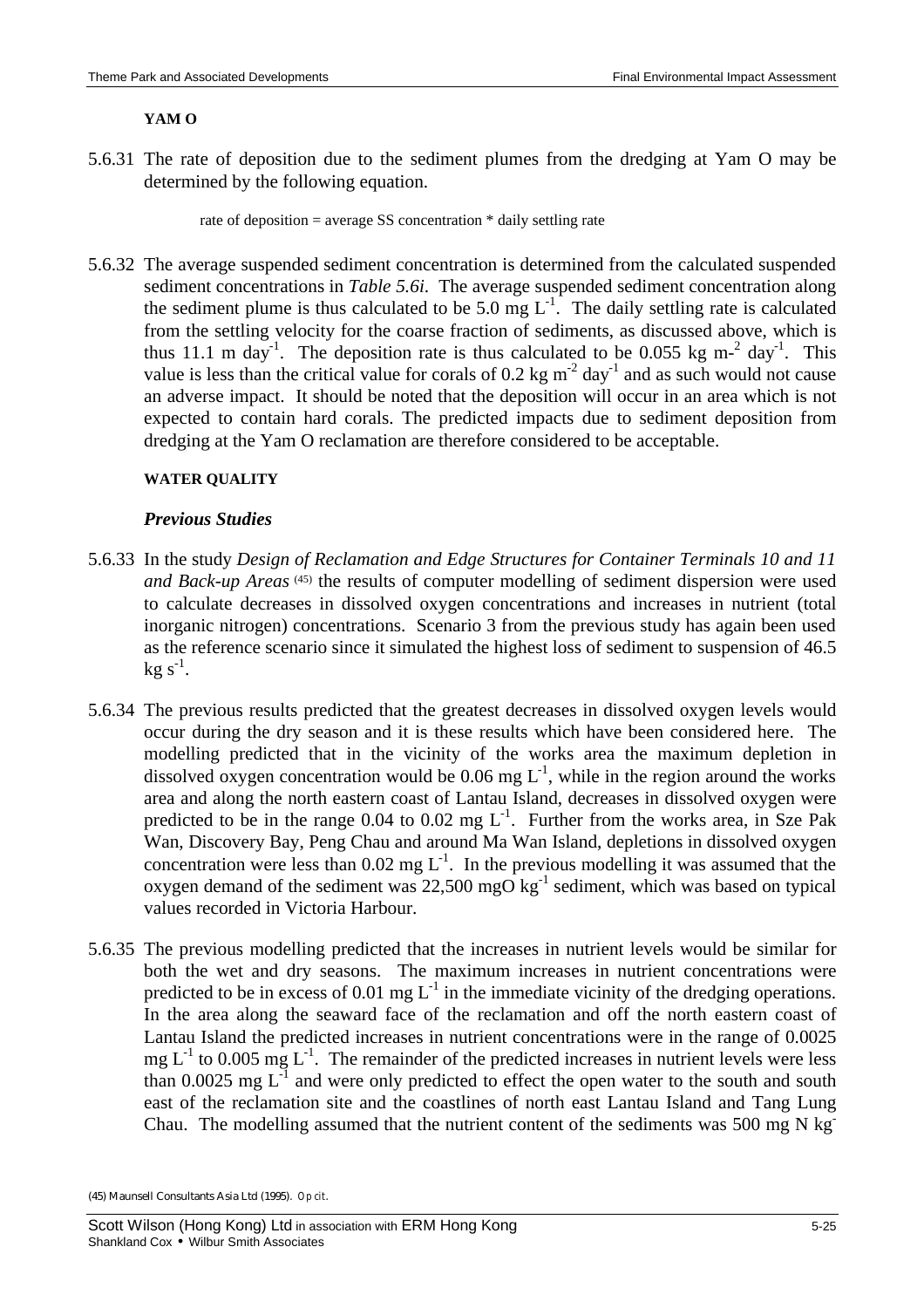**YAM O**

5.6.31 The rate of deposition due to the sediment plumes from the dredging at Yam O may be determined by the following equation.

rate of deposition = average SS concentration * daily settling rate

5.6.32 The average suspended sediment concentration is determined from the calculated suspended sediment concentrations in *Table 5.6i*. The average suspended sediment concentration along the sediment plume is thus calculated to be 5.0 mg $L^{-1}$. The daily settling rate is calculated from the settling velocity for the coarse fraction of sediments, as discussed above, which is thus 11.1 m $day^{-1}$. The deposition rate is thus calculated to be 0.055 kg $m^{-2}$ $day^{-1}$. This value is less than the critical value for corals of 0.2 kg $m^{-2}$ $day^{-1}$ and as such would not cause an adverse impact. It should be noted that the deposition will occur in an area which is not expected to contain hard corals. The predicted impacts due to sediment deposition from dredging at the Yam O reclamation are therefore considered to be acceptable.

**WATER QUALITY**

### *Previous Studies*

5.6.33 In the study *Design of Reclamation and Edge Structures for Container Terminals 10 and 11 and Back-up Areas* [(45)] the results of computer modelling of sediment dispersion were used to calculate decreases in dissolved oxygen concentrations and increases in nutrient (total inorganic nitrogen) concentrations. Scenario 3 from the previous study has again been used as the reference scenario since it simulated the highest loss of sediment to suspension of 46.5 kg $s^{-1}$.

5.6.34 The previous results predicted that the greatest decreases in dissolved oxygen levels would occur during the dry season and it is these results which have been considered here. The modelling predicted that in the vicinity of the works area the maximum depletion in dissolved oxygen concentration would be 0.06 mg $L^{-1}$, while in the region around the works area and along the north eastern coast of Lantau Island, decreases in dissolved oxygen were predicted to be in the range 0.04 to 0.02 mg $L^{-1}$. Further from the works area, in Sze Pak Wan, Discovery Bay, Peng Chau and around Ma Wan Island, depletions in dissolved oxygen concentration were less than 0.02 mg $L^{-1}$. In the previous modelling it was assumed that the oxygen demand of the sediment was 22,500 mgO $kg^{-1}$ sediment, which was based on typical values recorded in Victoria Harbour.

5.6.35 The previous modelling predicted that the increases in nutrient levels would be similar for both the wet and dry seasons. The maximum increases in nutrient concentrations were predicted to be in excess of 0.01 mg $L^{-1}$ in the immediate vicinity of the dredging operations. In the area along the seaward face of the reclamation and off the north eastern coast of Lantau Island the predicted increases in nutrient concentrations were in the range of 0.0025 mg $L^{-1}$ to 0.005 mg $L^{-1}$. The remainder of the predicted increases in nutrient levels were less than 0.0025 mg $L^{-1}$ and were only predicted to effect the open water to the south and south east of the reclamation site and the coastlines of north east Lantau Island and Tang Lung Chau. The modelling assumed that the nutrient content of the sediments was 500 mg N kg-

(45) Maunsell Consultants Asia Ltd (1995). *Op cit*.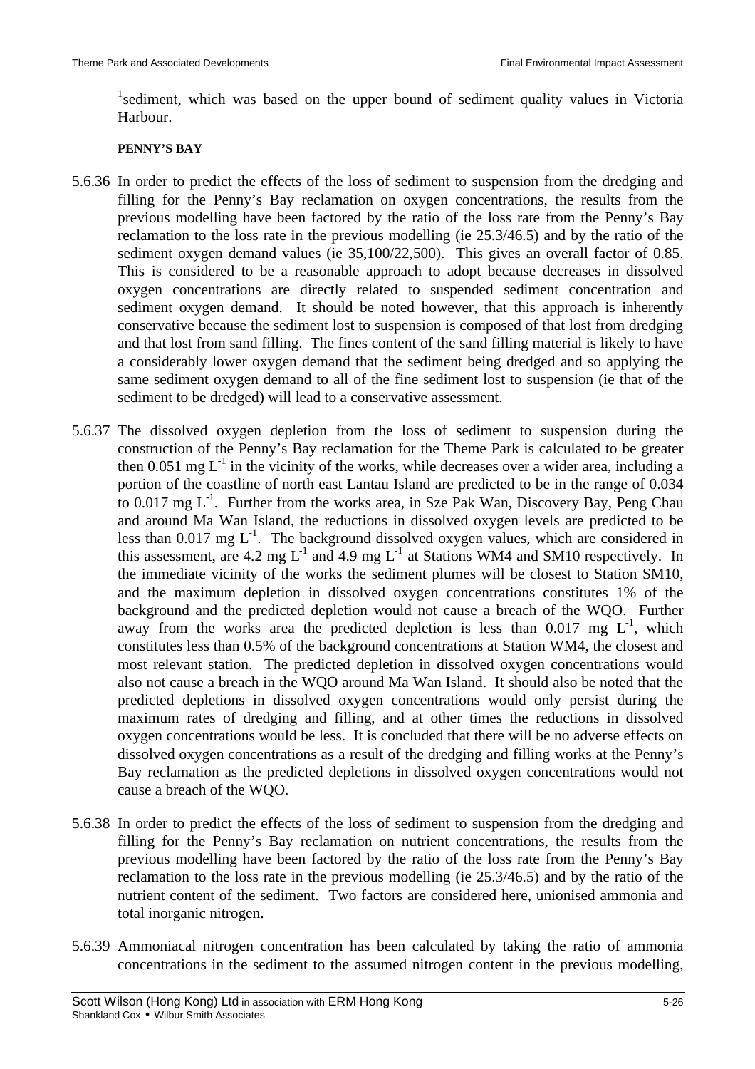[1]sediment, which was based on the upper bound of sediment quality values in Victoria Harbour.

**PENNY'S BAY**

5.6.36 In order to predict the effects of the loss of sediment to suspension from the dredging and filling for the Penny's Bay reclamation on oxygen concentrations, the results from the previous modelling have been factored by the ratio of the loss rate from the Penny's Bay reclamation to the loss rate in the previous modelling (ie 25.3/46.5) and by the ratio of the sediment oxygen demand values (ie 35,100/22,500). This gives an overall factor of 0.85. This is considered to be a reasonable approach to adopt because decreases in dissolved oxygen concentrations are directly related to suspended sediment concentration and sediment oxygen demand. It should be noted however, that this approach is inherently conservative because the sediment lost to suspension is composed of that lost from dredging and that lost from sand filling. The fines content of the sand filling material is likely to have a considerably lower oxygen demand that the sediment being dredged and so applying the same sediment oxygen demand to all of the fine sediment lost to suspension (ie that of the sediment to be dredged) will lead to a conservative assessment.

5.6.37 The dissolved oxygen depletion from the loss of sediment to suspension during the construction of the Penny's Bay reclamation for the Theme Park is calculated to be greater then 0.051 mg $L^{-1}$ in the vicinity of the works, while decreases over a wider area, including a portion of the coastline of north east Lantau Island are predicted to be in the range of 0.034 to 0.017 mg $L^{-1}$. Further from the works area, in Sze Pak Wan, Discovery Bay, Peng Chau and around Ma Wan Island, the reductions in dissolved oxygen levels are predicted to be less than 0.017 mg $L^{-1}$. The background dissolved oxygen values, which are considered in this assessment, are 4.2 mg $L^{-1}$ and 4.9 mg $L^{-1}$ at Stations WM4 and SM10 respectively. In the immediate vicinity of the works the sediment plumes will be closest to Station SM10, and the maximum depletion in dissolved oxygen concentrations constitutes 1% of the background and the predicted depletion would not cause a breach of the WQO. Further away from the works area the predicted depletion is less than 0.017 mg $L^{-1}$, which constitutes less than 0.5% of the background concentrations at Station WM4, the closest and most relevant station. The predicted depletion in dissolved oxygen concentrations would also not cause a breach in the WQO around Ma Wan Island. It should also be noted that the predicted depletions in dissolved oxygen concentrations would only persist during the maximum rates of dredging and filling, and at other times the reductions in dissolved oxygen concentrations would be less. It is concluded that there will be no adverse effects on dissolved oxygen concentrations as a result of the dredging and filling works at the Penny's Bay reclamation as the predicted depletions in dissolved oxygen concentrations would not cause a breach of the WQO.

5.6.38 In order to predict the effects of the loss of sediment to suspension from the dredging and filling for the Penny's Bay reclamation on nutrient concentrations, the results from the previous modelling have been factored by the ratio of the loss rate from the Penny's Bay reclamation to the loss rate in the previous modelling (ie 25.3/46.5) and by the ratio of the nutrient content of the sediment. Two factors are considered here, unionised ammonia and total inorganic nitrogen.

5.6.39 Ammoniacal nitrogen concentration has been calculated by taking the ratio of ammonia concentrations in the sediment to the assumed nitrogen content in the previous modelling,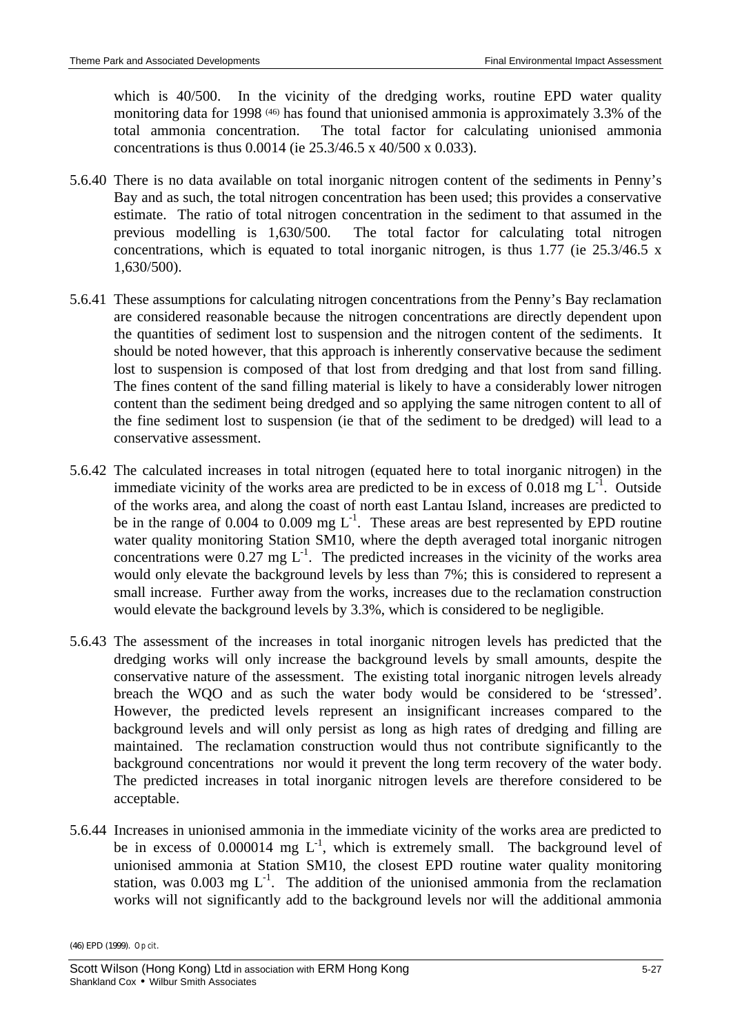which is 40/500. In the vicinity of the dredging works, routine EPD water quality monitoring data for 1998 [46] has found that unionised ammonia is approximately 3.3% of the total ammonia concentration. The total factor for calculating unionised ammonia concentrations is thus 0.0014 (ie 25.3/46.5 x 40/500 x 0.033).

5.6.40 There is no data available on total inorganic nitrogen content of the sediments in Penny's Bay and as such, the total nitrogen concentration has been used; this provides a conservative estimate. The ratio of total nitrogen concentration in the sediment to that assumed in the previous modelling is 1,630/500. The total factor for calculating total nitrogen concentrations, which is equated to total inorganic nitrogen, is thus 1.77 (ie 25.3/46.5 x 1,630/500).

5.6.41 These assumptions for calculating nitrogen concentrations from the Penny's Bay reclamation are considered reasonable because the nitrogen concentrations are directly dependent upon the quantities of sediment lost to suspension and the nitrogen content of the sediments. It should be noted however, that this approach is inherently conservative because the sediment lost to suspension is composed of that lost from dredging and that lost from sand filling. The fines content of the sand filling material is likely to have a considerably lower nitrogen content than the sediment being dredged and so applying the same nitrogen content to all of the fine sediment lost to suspension (ie that of the sediment to be dredged) will lead to a conservative assessment.

5.6.42 The calculated increases in total nitrogen (equated here to total inorganic nitrogen) in the immediate vicinity of the works area are predicted to be in excess of 0.018 mg $L^{-1}$. Outside of the works area, and along the coast of north east Lantau Island, increases are predicted to be in the range of 0.004 to 0.009 mg $L^{-1}$. These areas are best represented by EPD routine water quality monitoring Station SM10, where the depth averaged total inorganic nitrogen concentrations were 0.27 mg $L^{-1}$. The predicted increases in the vicinity of the works area would only elevate the background levels by less than 7%; this is considered to represent a small increase. Further away from the works, increases due to the reclamation construction would elevate the background levels by 3.3%, which is considered to be negligible.

5.6.43 The assessment of the increases in total inorganic nitrogen levels has predicted that the dredging works will only increase the background levels by small amounts, despite the conservative nature of the assessment. The existing total inorganic nitrogen levels already breach the WQO and as such the water body would be considered to be 'stressed'. However, the predicted levels represent an insignificant increases compared to the background levels and will only persist as long as high rates of dredging and filling are maintained. The reclamation construction would thus not contribute significantly to the background concentrations nor would it prevent the long term recovery of the water body. The predicted increases in total inorganic nitrogen levels are therefore considered to be acceptable.

5.6.44 Increases in unionised ammonia in the immediate vicinity of the works area are predicted to be in excess of 0.000014 mg $L^{-1}$, which is extremely small. The background level of unionised ammonia at Station SM10, the closest EPD routine water quality monitoring station, was 0.003 mg $L^{-1}$. The addition of the unionised ammonia from the reclamation works will not significantly add to the background levels nor will the additional ammonia

(46) EPD (1999). *Op cit.*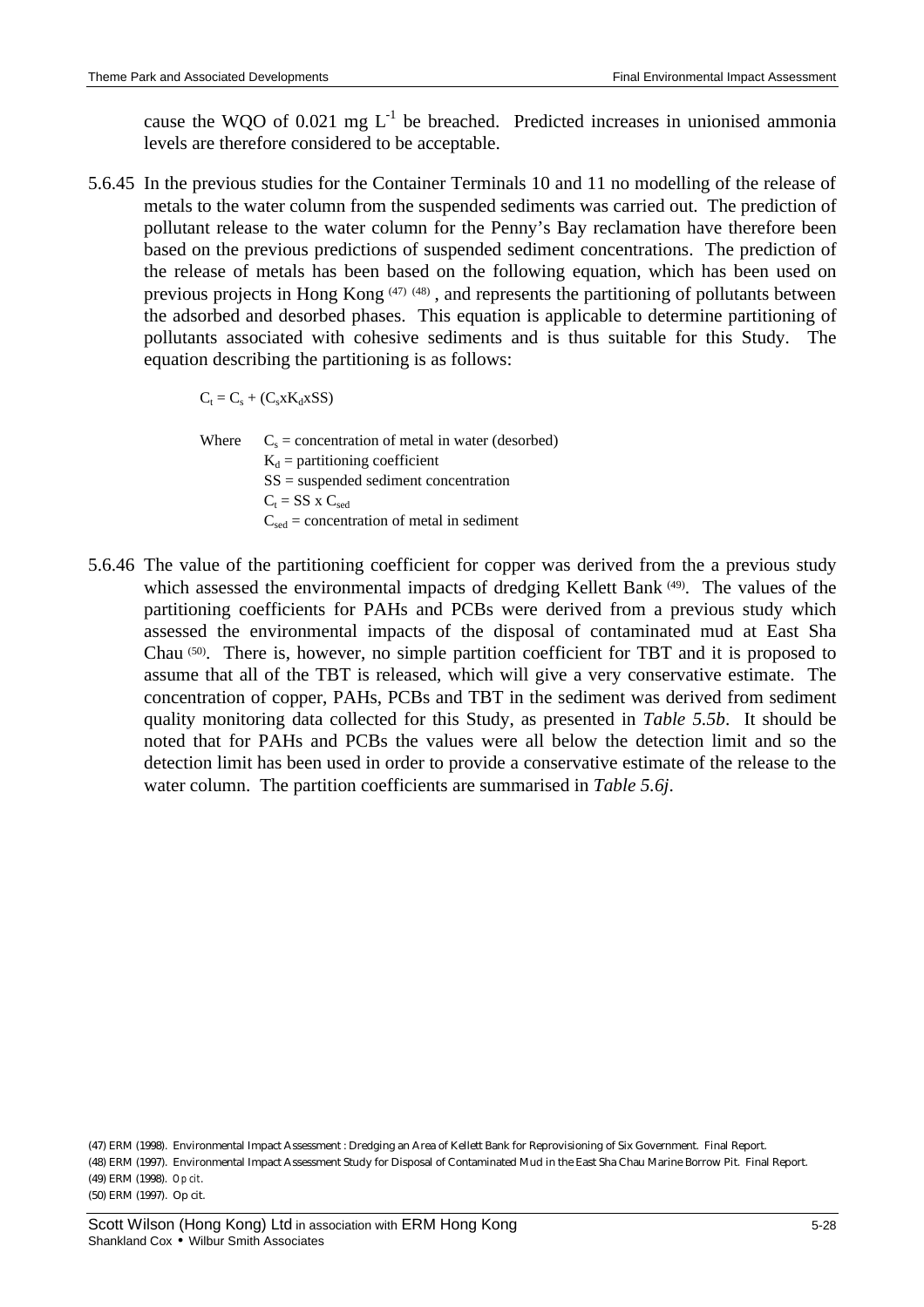cause the WQO of 0.021 mg $L^{-1}$ be breached. Predicted increases in unionised ammonia levels are therefore considered to be acceptable.

5.6.45 In the previous studies for the Container Terminals 10 and 11 no modelling of the release of metals to the water column from the suspended sediments was carried out. The prediction of pollutant release to the water column for the Penny's Bay reclamation have therefore been based on the previous predictions of suspended sediment concentrations. The prediction of the release of metals has been based on the following equation, which has been used on previous projects in Hong Kong [47] [48], and represents the partitioning of pollutants between the adsorbed and desorbed phases. This equation is applicable to determine partitioning of pollutants associated with cohesive sediments and is thus suitable for this Study. The equation describing the partitioning is as follows:

$$C_t = C_s + (C_s x K_d x SS)$$

Where
$C_s$ = concentration of metal in water (desorbed)
$K_d$ = partitioning coefficient
SS = suspended sediment concentration
$C_t$ = SS x $C_{sed}$
$C_{sed}$ = concentration of metal in sediment

5.6.46 The value of the partitioning coefficient for copper was derived from the a previous study which assessed the environmental impacts of dredging Kellett Bank [49]. The values of the partitioning coefficients for PAHs and PCBs were derived from a previous study which assessed the environmental impacts of the disposal of contaminated mud at East Sha Chau [50]. There is, however, no simple partition coefficient for TBT and it is proposed to assume that all of the TBT is released, which will give a very conservative estimate. The concentration of copper, PAHs, PCBs and TBT in the sediment was derived from sediment quality monitoring data collected for this Study, as presented in *Table 5.5b*. It should be noted that for PAHs and PCBs the values were all below the detection limit and so the detection limit has been used in order to provide a conservative estimate of the release to the water column. The partition coefficients are summarised in *Table 5.6j*.

(47) ERM (1998). Environmental Impact Assessment : Dredging an Area of Kellett Bank for Reprovisioning of Six Government. Final Report.
(48) ERM (1997). Environmental Impact Assessment Study for Disposal of Contaminated Mud in the East Sha Chau Marine Borrow Pit. Final Report.
(49) ERM (1998). *Op cit*.
(50) ERM (1997). Op cit.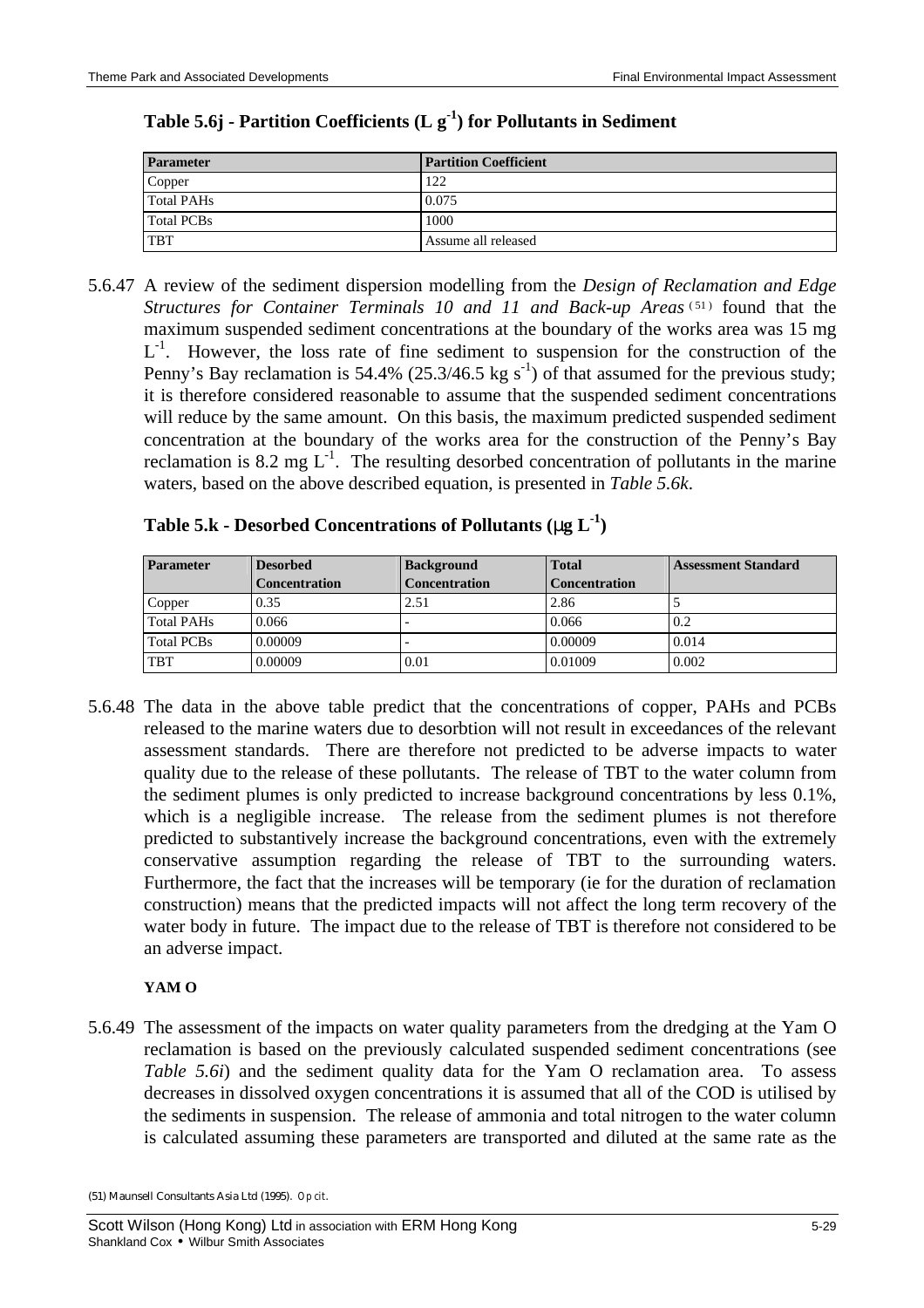### Table 5.6j - Partition Coefficients ($L\ g^{-1}$) for Pollutants in Sediment

| Parameter | Partition Coefficient |
|---|---|
| Copper | 122 |
| Total PAHs | 0.075 |
| Total PCBs | 1000 |
| TBT | Assume all released |

5.6.47 A review of the sediment dispersion modelling from the *Design of Reclamation and Edge Structures for Container Terminals 10 and 11 and Back-up Areas* (51) found that the maximum suspended sediment concentrations at the boundary of the works area was 15 mg $L^{-1}$. However, the loss rate of fine sediment to suspension for the construction of the Penny's Bay reclamation is 54.4% (25.3/46.5 kg $s^{-1}$) of that assumed for the previous study; it is therefore considered reasonable to assume that the suspended sediment concentrations will reduce by the same amount. On this basis, the maximum predicted suspended sediment concentration at the boundary of the works area for the construction of the Penny's Bay reclamation is 8.2 mg $L^{-1}$. The resulting desorbed concentration of pollutants in the marine waters, based on the above described equation, is presented in *Table 5.6k*.

### Table 5.k - Desorbed Concentrations of Pollutants ($\mu g\ L^{-1}$)

| Parameter | Desorbed Concentration | Background Concentration | Total Concentration | Assessment Standard |
|---|---|---|---|---|
| Copper | 0.35 | 2.51 | 2.86 | 5 |
| Total PAHs | 0.066 | - | 0.066 | 0.2 |
| Total PCBs | 0.00009 | - | 0.00009 | 0.014 |
| TBT | 0.00009 | 0.01 | 0.01009 | 0.002 |

5.6.48 The data in the above table predict that the concentrations of copper, PAHs and PCBs released to the marine waters due to desorbtion will not result in exceedances of the relevant assessment standards. There are therefore not predicted to be adverse impacts to water quality due to the release of these pollutants. The release of TBT to the water column from the sediment plumes is only predicted to increase background concentrations by less 0.1%, which is a negligible increase. The release from the sediment plumes is not therefore predicted to substantively increase the background concentrations, even with the extremely conservative assumption regarding the release of TBT to the surrounding waters. Furthermore, the fact that the increases will be temporary (ie for the duration of reclamation construction) means that the predicted impacts will not affect the long term recovery of the water body in future. The impact due to the release of TBT is therefore not considered to be an adverse impact.

**YAM O**

5.6.49 The assessment of the impacts on water quality parameters from the dredging at the Yam O reclamation is based on the previously calculated suspended sediment concentrations (see *Table 5.6i*) and the sediment quality data for the Yam O reclamation area. To assess decreases in dissolved oxygen concentrations it is assumed that all of the COD is utilised by the sediments in suspension. The release of ammonia and total nitrogen to the water column is calculated assuming these parameters are transported and diluted at the same rate as the

(51) Maunsell Consultants Asia Ltd (1995). *Op cit*.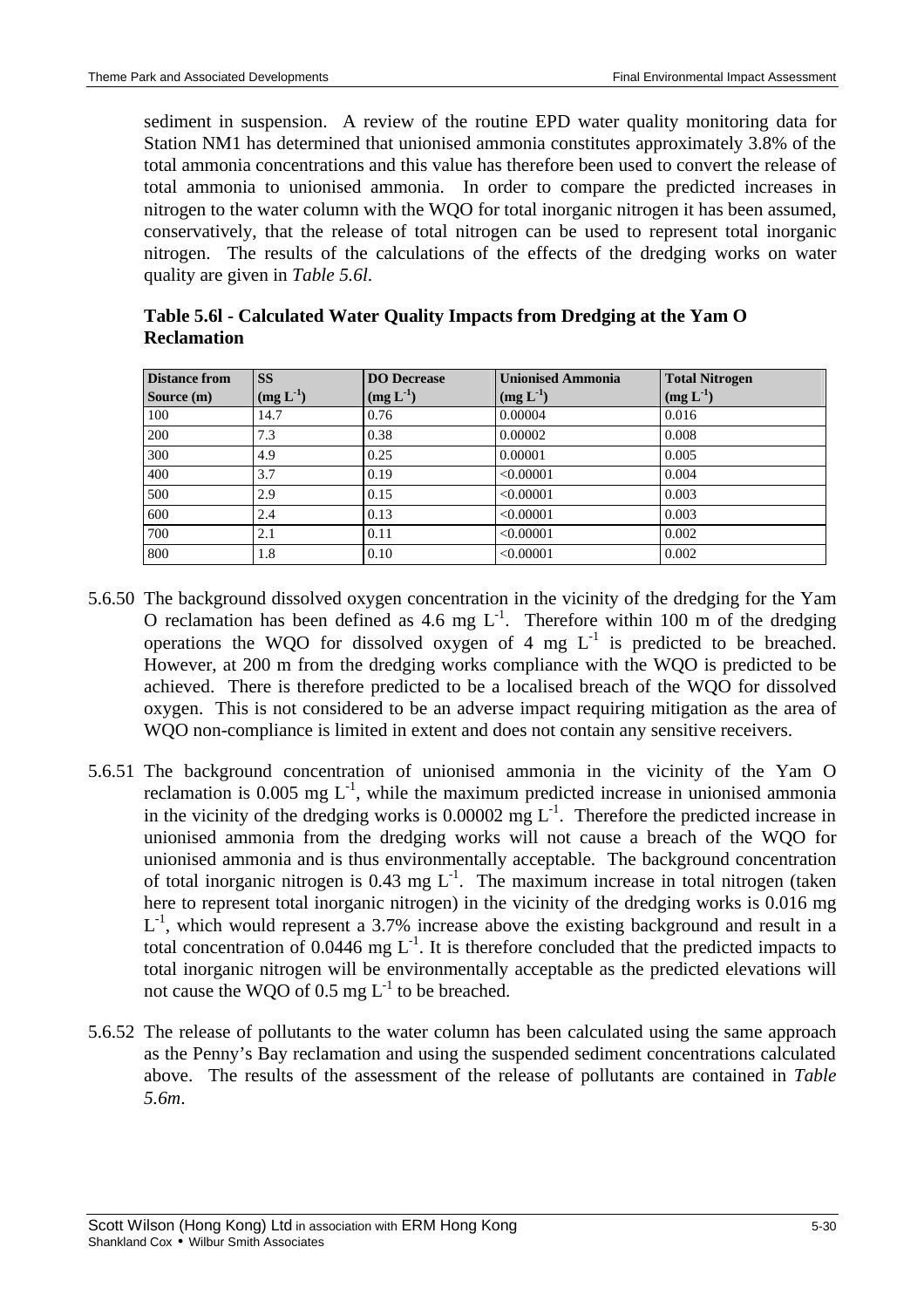sediment in suspension. A review of the routine EPD water quality monitoring data for Station NM1 has determined that unionised ammonia constitutes approximately 3.8% of the total ammonia concentrations and this value has therefore been used to convert the release of total ammonia to unionised ammonia. In order to compare the predicted increases in nitrogen to the water column with the WQO for total inorganic nitrogen it has been assumed, conservatively, that the release of total nitrogen can be used to represent total inorganic nitrogen. The results of the calculations of the effects of the dredging works on water quality are given in *Table 5.6l.*

**Table 5.6l - Calculated Water Quality Impacts from Dredging at the Yam O Reclamation**

| Distance from Source (m) | SS ($mg\ L^{-1}$) | DO Decrease ($mg\ L^{-1}$) | Unionised Ammonia ($mg\ L^{-1}$) | Total Nitrogen ($mg\ L^{-1}$) |
|---|---|---|---|---|
| 100 | 14.7 | 0.76 | 0.00004 | 0.016 |
| 200 | 7.3 | 0.38 | 0.00002 | 0.008 |
| 300 | 4.9 | 0.25 | 0.00001 | 0.005 |
| 400 | 3.7 | 0.19 | <0.00001 | 0.004 |
| 500 | 2.9 | 0.15 | <0.00001 | 0.003 |
| 600 | 2.4 | 0.13 | <0.00001 | 0.003 |
| 700 | 2.1 | 0.11 | <0.00001 | 0.002 |
| 800 | 1.8 | 0.10 | <0.00001 | 0.002 |

5.6.50 The background dissolved oxygen concentration in the vicinity of the dredging for the Yam O reclamation has been defined as 4.6 mg $L^{-1}$. Therefore within 100 m of the dredging operations the WQO for dissolved oxygen of 4 mg $L^{-1}$ is predicted to be breached. However, at 200 m from the dredging works compliance with the WQO is predicted to be achieved. There is therefore predicted to be a localised breach of the WQO for dissolved oxygen. This is not considered to be an adverse impact requiring mitigation as the area of WQO non-compliance is limited in extent and does not contain any sensitive receivers.

5.6.51 The background concentration of unionised ammonia in the vicinity of the Yam O reclamation is 0.005 mg $L^{-1}$, while the maximum predicted increase in unionised ammonia in the vicinity of the dredging works is 0.00002 mg $L^{-1}$. Therefore the predicted increase in unionised ammonia from the dredging works will not cause a breach of the WQO for unionised ammonia and is thus environmentally acceptable. The background concentration of total inorganic nitrogen is 0.43 mg $L^{-1}$. The maximum increase in total nitrogen (taken here to represent total inorganic nitrogen) in the vicinity of the dredging works is 0.016 mg $L^{-1}$, which would represent a 3.7% increase above the existing background and result in a total concentration of 0.0446 mg $L^{-1}$. It is therefore concluded that the predicted impacts to total inorganic nitrogen will be environmentally acceptable as the predicted elevations will not cause the WQO of 0.5 mg $L^{-1}$ to be breached.

5.6.52 The release of pollutants to the water column has been calculated using the same approach as the Penny's Bay reclamation and using the suspended sediment concentrations calculated above. The results of the assessment of the release of pollutants are contained in *Table 5.6m*.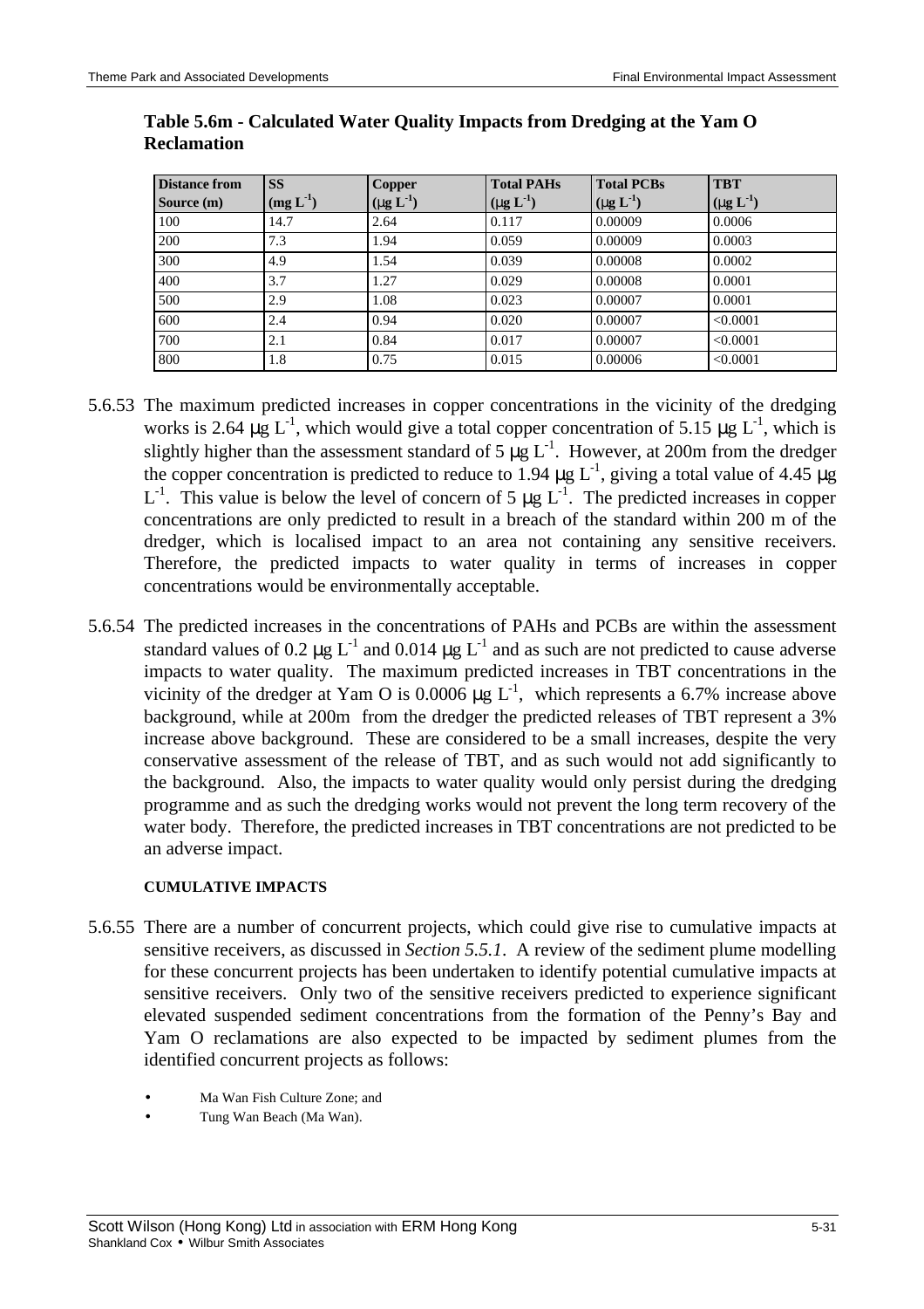**Table 5.6m - Calculated Water Quality Impacts from Dredging at the Yam O Reclamation**

| Distance from Source (m) | SS (mg $L^{-1}$) | Copper (μg $L^{-1}$) | Total PAHs (μg $L^{-1}$) | Total PCBs (μg $L^{-1}$) | TBT (μg $L^{-1}$) |
|---|---|---|---|---|---|
| 100 | 14.7 | 2.64 | 0.117 | 0.00009 | 0.0006 |
| 200 | 7.3 | 1.94 | 0.059 | 0.00009 | 0.0003 |
| 300 | 4.9 | 1.54 | 0.039 | 0.00008 | 0.0002 |
| 400 | 3.7 | 1.27 | 0.029 | 0.00008 | 0.0001 |
| 500 | 2.9 | 1.08 | 0.023 | 0.00007 | 0.0001 |
| 600 | 2.4 | 0.94 | 0.020 | 0.00007 | <0.0001 |
| 700 | 2.1 | 0.84 | 0.017 | 0.00007 | <0.0001 |
| 800 | 1.8 | 0.75 | 0.015 | 0.00006 | <0.0001 |

5.6.53 The maximum predicted increases in copper concentrations in the vicinity of the dredging works is 2.64 μg $L^{-1}$, which would give a total copper concentration of 5.15 μg $L^{-1}$, which is slightly higher than the assessment standard of 5 μg $L^{-1}$. However, at 200m from the dredger the copper concentration is predicted to reduce to 1.94 μg $L^{-1}$, giving a total value of 4.45 μg $L^{-1}$. This value is below the level of concern of 5 μg $L^{-1}$. The predicted increases in copper concentrations are only predicted to result in a breach of the standard within 200 m of the dredger, which is localised impact to an area not containing any sensitive receivers. Therefore, the predicted impacts to water quality in terms of increases in copper concentrations would be environmentally acceptable.

5.6.54 The predicted increases in the concentrations of PAHs and PCBs are within the assessment standard values of 0.2 μg $L^{-1}$ and 0.014 μg $L^{-1}$ and as such are not predicted to cause adverse impacts to water quality. The maximum predicted increases in TBT concentrations in the vicinity of the dredger at Yam O is 0.0006 μg $L^{-1}$, which represents a 6.7% increase above background, while at 200m from the dredger the predicted releases of TBT represent a 3% increase above background. These are considered to be a small increases, despite the very conservative assessment of the release of TBT, and as such would not add significantly to the background. Also, the impacts to water quality would only persist during the dredging programme and as such the dredging works would not prevent the long term recovery of the water body. Therefore, the predicted increases in TBT concentrations are not predicted to be an adverse impact.

**CUMULATIVE IMPACTS**

5.6.55 There are a number of concurrent projects, which could give rise to cumulative impacts at sensitive receivers, as discussed in *Section 5.5.1*. A review of the sediment plume modelling for these concurrent projects has been undertaken to identify potential cumulative impacts at sensitive receivers. Only two of the sensitive receivers predicted to experience significant elevated suspended sediment concentrations from the formation of the Penny's Bay and Yam O reclamations are also expected to be impacted by sediment plumes from the identified concurrent projects as follows:

- Ma Wan Fish Culture Zone; and
- Tung Wan Beach (Ma Wan).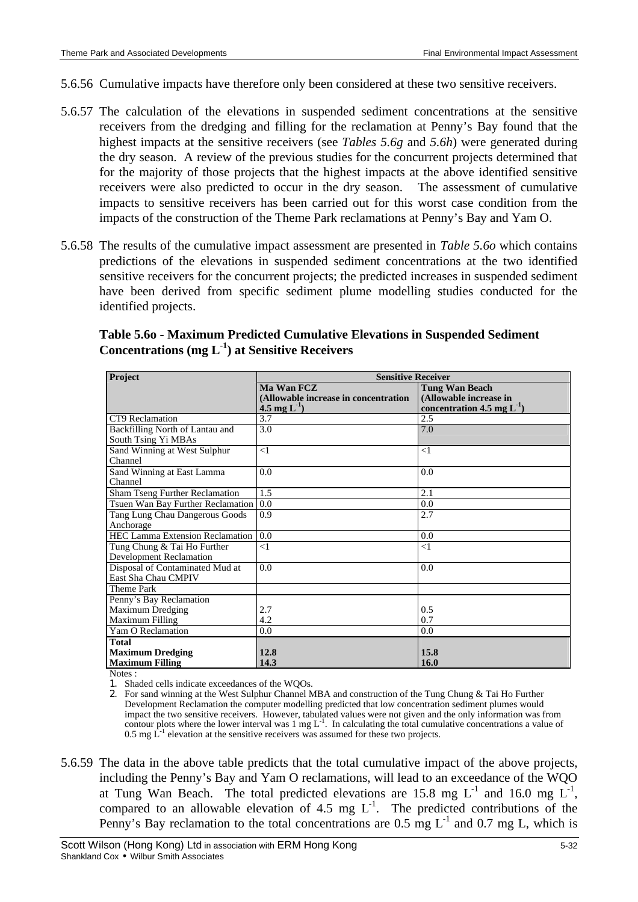5.6.56 Cumulative impacts have therefore only been considered at these two sensitive receivers.

5.6.57 The calculation of the elevations in suspended sediment concentrations at the sensitive receivers from the dredging and filling for the reclamation at Penny's Bay found that the highest impacts at the sensitive receivers (see *Tables 5.6g* and *5.6h*) were generated during the dry season. A review of the previous studies for the concurrent projects determined that for the majority of those projects that the highest impacts at the above identified sensitive receivers were also predicted to occur in the dry season. The assessment of cumulative impacts to sensitive receivers has been carried out for this worst case condition from the impacts of the construction of the Theme Park reclamations at Penny's Bay and Yam O.

5.6.58 The results of the cumulative impact assessment are presented in *Table 5.6o* which contains predictions of the elevations in suspended sediment concentrations at the two identified sensitive receivers for the concurrent projects; the predicted increases in suspended sediment have been derived from specific sediment plume modelling studies conducted for the identified projects.

**Table 5.6o - Maximum Predicted Cumulative Elevations in Suspended Sediment Concentrations (mg $L^{-1}$) at Sensitive Receivers**

| Project | Sensitive Receiver | |
|---|---|---|
| | **Ma Wan FCZ (Allowable increase in concentration 4.5 mg $L^{-1}$)** | **Tung Wan Beach (Allowable increase in concentration 4.5 mg $L^{-1}$)** |
| CT9 Reclamation | 3.7 | 2.5 |
| Backfilling North of Lantau and South Tsing Yi MBAs | 3.0 | 7.0 |
| Sand Winning at West Sulphur Channel | <1 | <1 |
| Sand Winning at East Lamma Channel | 0.0 | 0.0 |
| Sham Tseng Further Reclamation | 1.5 | 2.1 |
| Tsuen Wan Bay Further Reclamation | 0.0 | 0.0 |
| Tang Lung Chau Dangerous Goods Anchorage | 0.9 | 2.7 |
| HEC Lamma Extension Reclamation | 0.0 | 0.0 |
| Tung Chung & Tai Ho Further Development Reclamation | <1 | <1 |
| Disposal of Contaminated Mud at East Sha Chau CMPIV | 0.0 | 0.0 |
| Theme Park | | |
| Penny's Bay Reclamation | | |
| Maximum Dredging | 2.7 | 0.5 |
| Maximum Filling | 4.2 | 0.7 |
| Yam O Reclamation | 0.0 | 0.0 |
| **Total** | | |
| **Maximum Dredging** | **12.8** | **15.8** |
| **Maximum Filling** | **14.3** | **16.0** |

Notes :

1. Shaded cells indicate exceedances of the WQOs.
2. For sand winning at the West Sulphur Channel MBA and construction of the Tung Chung & Tai Ho Further Development Reclamation the computer modelling predicted that low concentration sediment plumes would impact the two sensitive receivers. However, tabulated values were not given and the only information was from contour plots where the lower interval was 1 mg $L^{-1}$. In calculating the total cumulative concentrations a value of 0.5 mg $L^{-1}$ elevation at the sensitive receivers was assumed for these two projects.

5.6.59 The data in the above table predicts that the total cumulative impact of the above projects, including the Penny's Bay and Yam O reclamations, will lead to an exceedance of the WQO at Tung Wan Beach. The total predicted elevations are 15.8 mg $L^{-1}$ and 16.0 mg $L^{-1}$, compared to an allowable elevation of 4.5 mg $L^{-1}$. The predicted contributions of the Penny's Bay reclamation to the total concentrations are 0.5 mg $L^{-1}$ and 0.7 mg L, which is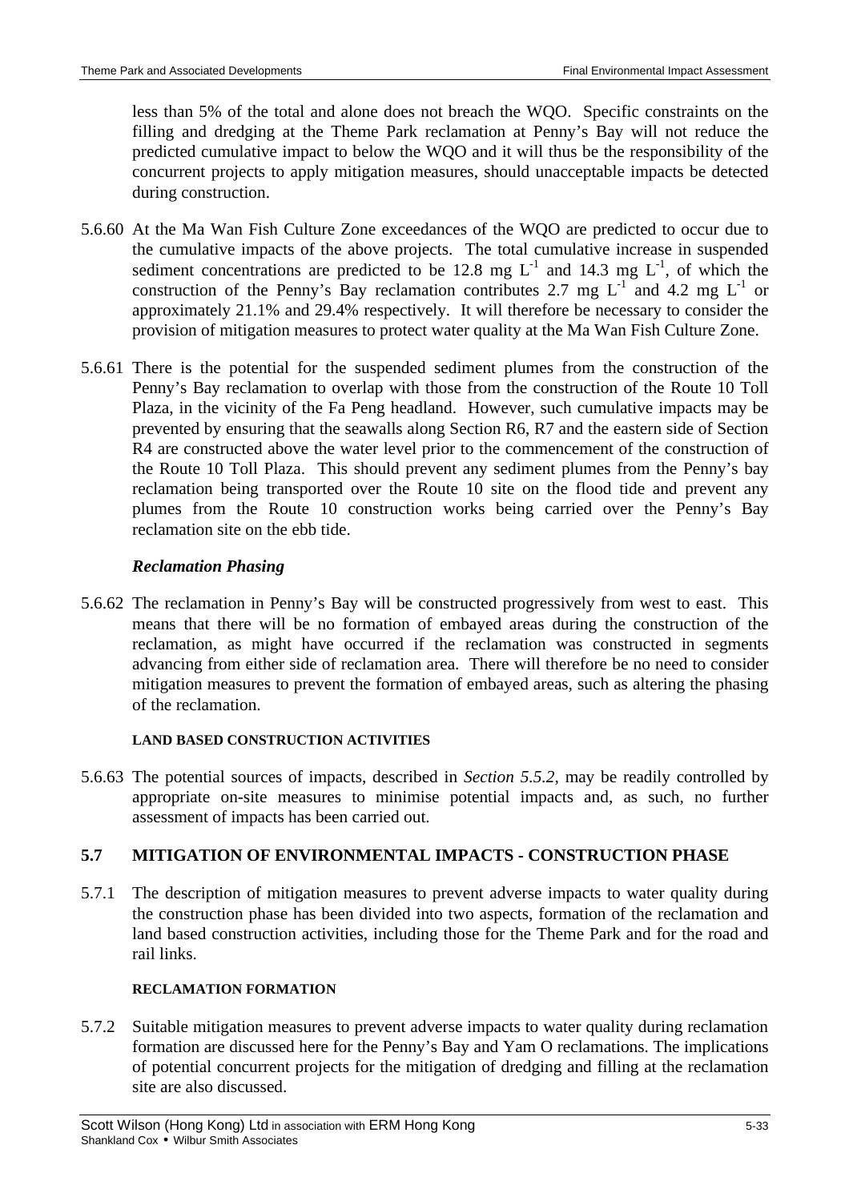less than 5% of the total and alone does not breach the WQO. Specific constraints on the filling and dredging at the Theme Park reclamation at Penny's Bay will not reduce the predicted cumulative impact to below the WQO and it will thus be the responsibility of the concurrent projects to apply mitigation measures, should unacceptable impacts be detected during construction.

5.6.60 At the Ma Wan Fish Culture Zone exceedances of the WQO are predicted to occur due to the cumulative impacts of the above projects. The total cumulative increase in suspended sediment concentrations are predicted to be 12.8 mg $L^{-1}$ and 14.3 mg $L^{-1}$, of which the construction of the Penny's Bay reclamation contributes 2.7 mg $L^{-1}$ and 4.2 mg $L^{-1}$ or approximately 21.1% and 29.4% respectively. It will therefore be necessary to consider the provision of mitigation measures to protect water quality at the Ma Wan Fish Culture Zone.

5.6.61 There is the potential for the suspended sediment plumes from the construction of the Penny's Bay reclamation to overlap with those from the construction of the Route 10 Toll Plaza, in the vicinity of the Fa Peng headland. However, such cumulative impacts may be prevented by ensuring that the seawalls along Section R6, R7 and the eastern side of Section R4 are constructed above the water level prior to the commencement of the construction of the Route 10 Toll Plaza. This should prevent any sediment plumes from the Penny's bay reclamation being transported over the Route 10 site on the flood tide and prevent any plumes from the Route 10 construction works being carried over the Penny's Bay reclamation site on the ebb tide.

***Reclamation Phasing***

5.6.62 The reclamation in Penny's Bay will be constructed progressively from west to east. This means that there will be no formation of embayed areas during the construction of the reclamation, as might have occurred if the reclamation was constructed in segments advancing from either side of reclamation area. There will therefore be no need to consider mitigation measures to prevent the formation of embayed areas, such as altering the phasing of the reclamation.

#### LAND BASED CONSTRUCTION ACTIVITIES

5.6.63 The potential sources of impacts, described in *Section 5.5.2*, may be readily controlled by appropriate on-site measures to minimise potential impacts and, as such, no further assessment of impacts has been carried out.

## 5.7 MITIGATION OF ENVIRONMENTAL IMPACTS - CONSTRUCTION PHASE

5.7.1 The description of mitigation measures to prevent adverse impacts to water quality during the construction phase has been divided into two aspects, formation of the reclamation and land based construction activities, including those for the Theme Park and for the road and rail links.

#### RECLAMATION FORMATION

5.7.2 Suitable mitigation measures to prevent adverse impacts to water quality during reclamation formation are discussed here for the Penny's Bay and Yam O reclamations. The implications of potential concurrent projects for the mitigation of dredging and filling at the reclamation site are also discussed.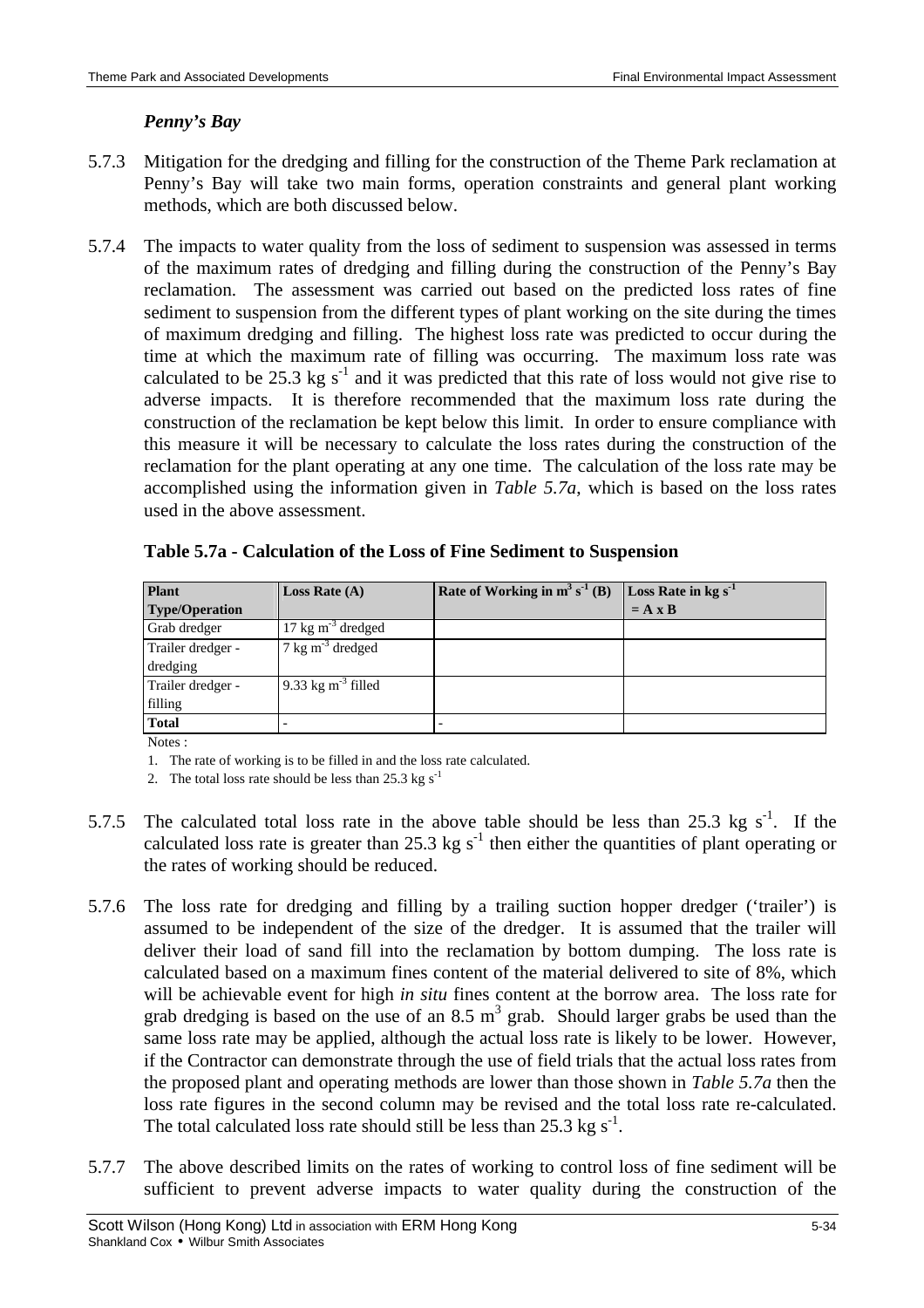### *Penny's Bay*

5.7.3 Mitigation for the dredging and filling for the construction of the Theme Park reclamation at Penny's Bay will take two main forms, operation constraints and general plant working methods, which are both discussed below.

5.7.4 The impacts to water quality from the loss of sediment to suspension was assessed in terms of the maximum rates of dredging and filling during the construction of the Penny's Bay reclamation. The assessment was carried out based on the predicted loss rates of fine sediment to suspension from the different types of plant working on the site during the times of maximum dredging and filling. The highest loss rate was predicted to occur during the time at which the maximum rate of filling was occurring. The maximum loss rate was calculated to be 25.3 kg $s^{-1}$ and it was predicted that this rate of loss would not give rise to adverse impacts. It is therefore recommended that the maximum loss rate during the construction of the reclamation be kept below this limit. In order to ensure compliance with this measure it will be necessary to calculate the loss rates during the construction of the reclamation for the plant operating at any one time. The calculation of the loss rate may be accomplished using the information given in *Table 5.7a*, which is based on the loss rates used in the above assessment.

**Table 5.7a - Calculation of the Loss of Fine Sediment to Suspension**

| Plant Type/Operation | Loss Rate (A) | Rate of Working in $m^3 s^{-1}$ (B) | Loss Rate in kg $s^{-1}$ = A x B |
|---|---|---|---|
| Grab dredger | 17 kg $m^{-3}$ dredged | | |
| Trailer dredger - dredging | 7 kg $m^{-3}$ dredged | | |
| Trailer dredger - filling | 9.33 kg $m^{-3}$ filled | | |
| **Total** | - | - | |

Notes :

1. The rate of working is to be filled in and the loss rate calculated.
2. The total loss rate should be less than 25.3 kg $s^{-1}$

5.7.5 The calculated total loss rate in the above table should be less than 25.3 kg $s^{-1}$. If the calculated loss rate is greater than 25.3 kg $s^{-1}$ then either the quantities of plant operating or the rates of working should be reduced.

5.7.6 The loss rate for dredging and filling by a trailing suction hopper dredger ('trailer') is assumed to be independent of the size of the dredger. It is assumed that the trailer will deliver their load of sand fill into the reclamation by bottom dumping. The loss rate is calculated based on a maximum fines content of the material delivered to site of 8%, which will be achievable event for high *in situ* fines content at the borrow area. The loss rate for grab dredging is based on the use of an 8.5 $m^3$ grab. Should larger grabs be used than the same loss rate may be applied, although the actual loss rate is likely to be lower. However, if the Contractor can demonstrate through the use of field trials that the actual loss rates from the proposed plant and operating methods are lower than those shown in *Table 5.7a* then the loss rate figures in the second column may be revised and the total loss rate re-calculated. The total calculated loss rate should still be less than 25.3 kg $s^{-1}$.

5.7.7 The above described limits on the rates of working to control loss of fine sediment will be sufficient to prevent adverse impacts to water quality during the construction of the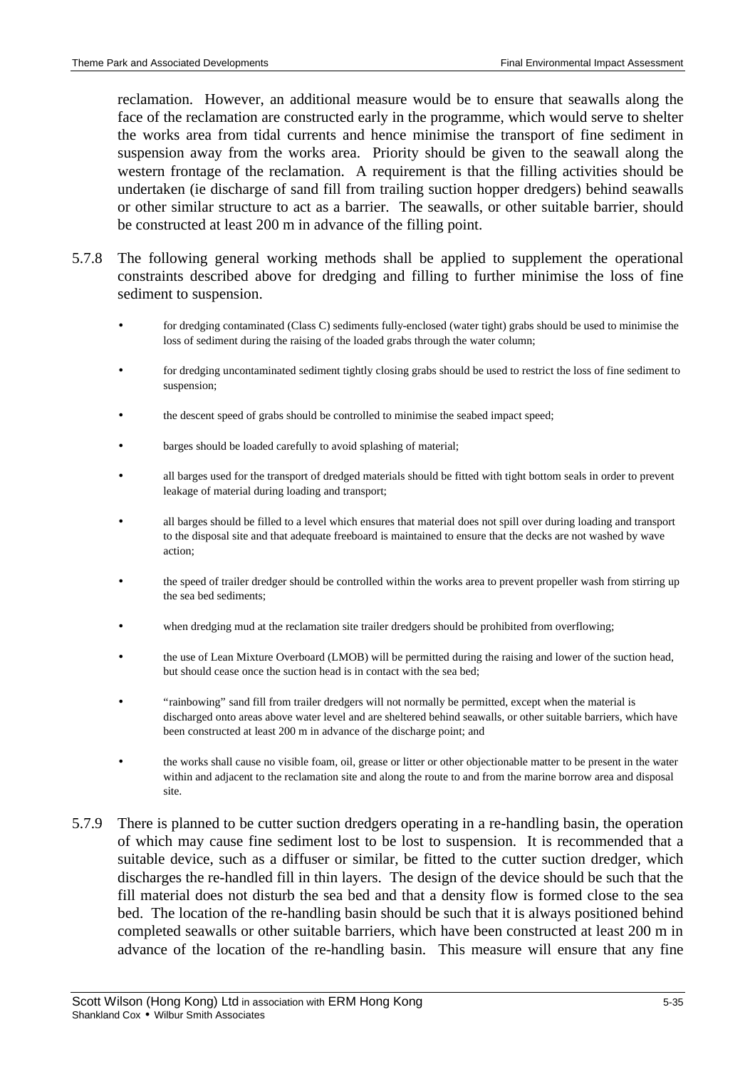reclamation. However, an additional measure would be to ensure that seawalls along the face of the reclamation are constructed early in the programme, which would serve to shelter the works area from tidal currents and hence minimise the transport of fine sediment in suspension away from the works area. Priority should be given to the seawall along the western frontage of the reclamation. A requirement is that the filling activities should be undertaken (ie discharge of sand fill from trailing suction hopper dredgers) behind seawalls or other similar structure to act as a barrier. The seawalls, or other suitable barrier, should be constructed at least 200 m in advance of the filling point.

5.7.8 The following general working methods shall be applied to supplement the operational constraints described above for dredging and filling to further minimise the loss of fine sediment to suspension.

- for dredging contaminated (Class C) sediments fully-enclosed (water tight) grabs should be used to minimise the loss of sediment during the raising of the loaded grabs through the water column;
- for dredging uncontaminated sediment tightly closing grabs should be used to restrict the loss of fine sediment to suspension;
- the descent speed of grabs should be controlled to minimise the seabed impact speed;
- barges should be loaded carefully to avoid splashing of material;
- all barges used for the transport of dredged materials should be fitted with tight bottom seals in order to prevent leakage of material during loading and transport;
- all barges should be filled to a level which ensures that material does not spill over during loading and transport to the disposal site and that adequate freeboard is maintained to ensure that the decks are not washed by wave action;
- the speed of trailer dredger should be controlled within the works area to prevent propeller wash from stirring up the sea bed sediments;
- when dredging mud at the reclamation site trailer dredgers should be prohibited from overflowing;
- the use of Lean Mixture Overboard (LMOB) will be permitted during the raising and lower of the suction head, but should cease once the suction head is in contact with the sea bed;
- "rainbowing" sand fill from trailer dredgers will not normally be permitted, except when the material is discharged onto areas above water level and are sheltered behind seawalls, or other suitable barriers, which have been constructed at least 200 m in advance of the discharge point; and
- the works shall cause no visible foam, oil, grease or litter or other objectionable matter to be present in the water within and adjacent to the reclamation site and along the route to and from the marine borrow area and disposal site.

5.7.9 There is planned to be cutter suction dredgers operating in a re-handling basin, the operation of which may cause fine sediment lost to be lost to suspension. It is recommended that a suitable device, such as a diffuser or similar, be fitted to the cutter suction dredger, which discharges the re-handled fill in thin layers. The design of the device should be such that the fill material does not disturb the sea bed and that a density flow is formed close to the sea bed. The location of the re-handling basin should be such that it is always positioned behind completed seawalls or other suitable barriers, which have been constructed at least 200 m in advance of the location of the re-handling basin. This measure will ensure that any fine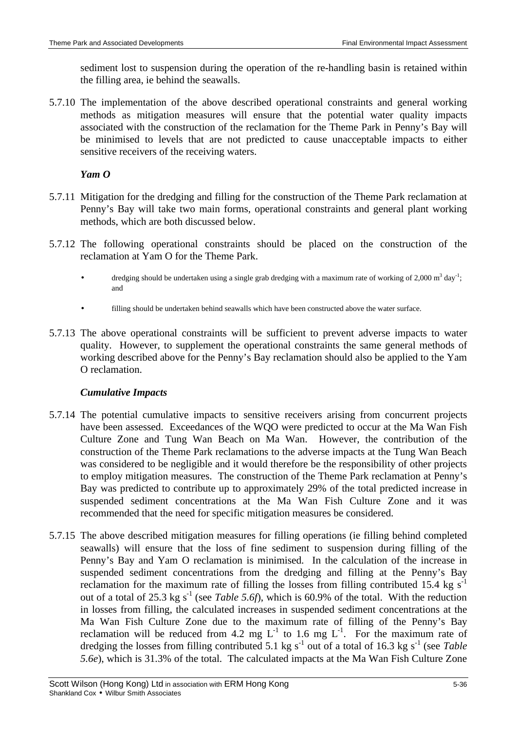sediment lost to suspension during the operation of the re-handling basin is retained within the filling area, ie behind the seawalls.

5.7.10 The implementation of the above described operational constraints and general working methods as mitigation measures will ensure that the potential water quality impacts associated with the construction of the reclamation for the Theme Park in Penny's Bay will be minimised to levels that are not predicted to cause unacceptable impacts to either sensitive receivers of the receiving waters.

### *Yam O*

5.7.11 Mitigation for the dredging and filling for the construction of the Theme Park reclamation at Penny's Bay will take two main forms, operational constraints and general plant working methods, which are both discussed below.

5.7.12 The following operational constraints should be placed on the construction of the reclamation at Yam O for the Theme Park.

- dredging should be undertaken using a single grab dredging with a maximum rate of working of 2,000 $m^3$ $day^{-1}$; and
- filling should be undertaken behind seawalls which have been constructed above the water surface.

5.7.13 The above operational constraints will be sufficient to prevent adverse impacts to water quality. However, to supplement the operational constraints the same general methods of working described above for the Penny's Bay reclamation should also be applied to the Yam O reclamation.

### *Cumulative Impacts*

5.7.14 The potential cumulative impacts to sensitive receivers arising from concurrent projects have been assessed. Exceedances of the WQO were predicted to occur at the Ma Wan Fish Culture Zone and Tung Wan Beach on Ma Wan. However, the contribution of the construction of the Theme Park reclamations to the adverse impacts at the Tung Wan Beach was considered to be negligible and it would therefore be the responsibility of other projects to employ mitigation measures. The construction of the Theme Park reclamation at Penny's Bay was predicted to contribute up to approximately 29% of the total predicted increase in suspended sediment concentrations at the Ma Wan Fish Culture Zone and it was recommended that the need for specific mitigation measures be considered.

5.7.15 The above described mitigation measures for filling operations (ie filling behind completed seawalls) will ensure that the loss of fine sediment to suspension during filling of the Penny's Bay and Yam O reclamation is minimised. In the calculation of the increase in suspended sediment concentrations from the dredging and filling at the Penny's Bay reclamation for the maximum rate of filling the losses from filling contributed 15.4 kg $s^{-1}$ out of a total of 25.3 kg $s^{-1}$ (see *Table 5.6f*), which is 60.9% of the total. With the reduction in losses from filling, the calculated increases in suspended sediment concentrations at the Ma Wan Fish Culture Zone due to the maximum rate of filling of the Penny's Bay reclamation will be reduced from 4.2 mg $L^{-1}$ to 1.6 mg $L^{-1}$. For the maximum rate of dredging the losses from filling contributed 5.1 kg $s^{-1}$ out of a total of 16.3 kg $s^{-1}$ (see *Table 5.6e*), which is 31.3% of the total. The calculated impacts at the Ma Wan Fish Culture Zone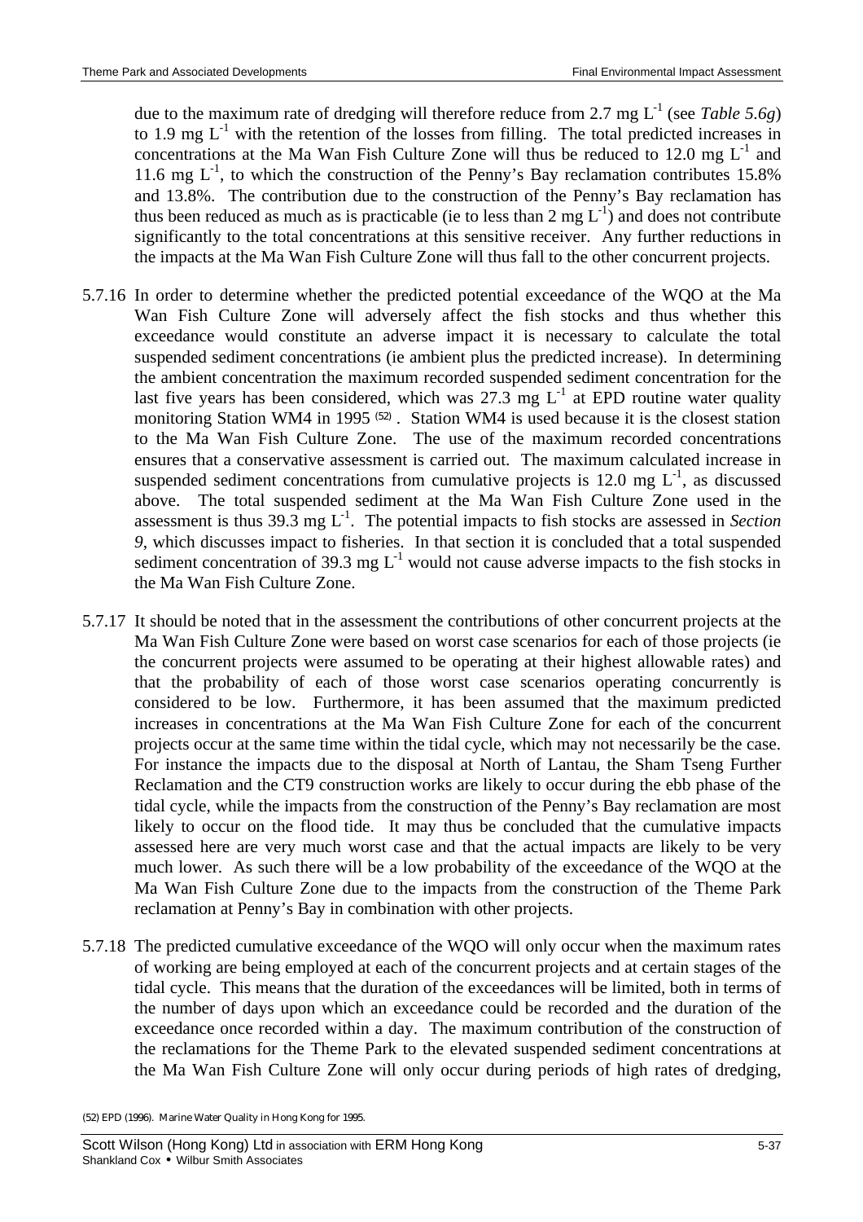due to the maximum rate of dredging will therefore reduce from 2.7 mg $L^{-1}$ (see *Table 5.6g*) to 1.9 mg $L^{-1}$ with the retention of the losses from filling. The total predicted increases in concentrations at the Ma Wan Fish Culture Zone will thus be reduced to 12.0 mg $L^{-1}$ and 11.6 mg $L^{-1}$, to which the construction of the Penny's Bay reclamation contributes 15.8% and 13.8%. The contribution due to the construction of the Penny's Bay reclamation has thus been reduced as much as is practicable (ie to less than 2 mg $L^{-1}$) and does not contribute significantly to the total concentrations at this sensitive receiver. Any further reductions in the impacts at the Ma Wan Fish Culture Zone will thus fall to the other concurrent projects.

5.7.16 In order to determine whether the predicted potential exceedance of the WQO at the Ma Wan Fish Culture Zone will adversely affect the fish stocks and thus whether this exceedance would constitute an adverse impact it is necessary to calculate the total suspended sediment concentrations (ie ambient plus the predicted increase). In determining the ambient concentration the maximum recorded suspended sediment concentration for the last five years has been considered, which was 27.3 mg $L^{-1}$ at EPD routine water quality monitoring Station WM4 in 1995 (52). Station WM4 is used because it is the closest station to the Ma Wan Fish Culture Zone. The use of the maximum recorded concentrations ensures that a conservative assessment is carried out. The maximum calculated increase in suspended sediment concentrations from cumulative projects is 12.0 mg $L^{-1}$, as discussed above. The total suspended sediment at the Ma Wan Fish Culture Zone used in the assessment is thus 39.3 mg $L^{-1}$. The potential impacts to fish stocks are assessed in *Section 9*, which discusses impact to fisheries. In that section it is concluded that a total suspended sediment concentration of 39.3 mg $L^{-1}$ would not cause adverse impacts to the fish stocks in the Ma Wan Fish Culture Zone.

5.7.17 It should be noted that in the assessment the contributions of other concurrent projects at the Ma Wan Fish Culture Zone were based on worst case scenarios for each of those projects (ie the concurrent projects were assumed to be operating at their highest allowable rates) and that the probability of each of those worst case scenarios operating concurrently is considered to be low. Furthermore, it has been assumed that the maximum predicted increases in concentrations at the Ma Wan Fish Culture Zone for each of the concurrent projects occur at the same time within the tidal cycle, which may not necessarily be the case. For instance the impacts due to the disposal at North of Lantau, the Sham Tseng Further Reclamation and the CT9 construction works are likely to occur during the ebb phase of the tidal cycle, while the impacts from the construction of the Penny's Bay reclamation are most likely to occur on the flood tide. It may thus be concluded that the cumulative impacts assessed here are very much worst case and that the actual impacts are likely to be very much lower. As such there will be a low probability of the exceedance of the WQO at the Ma Wan Fish Culture Zone due to the impacts from the construction of the Theme Park reclamation at Penny's Bay in combination with other projects.

5.7.18 The predicted cumulative exceedance of the WQO will only occur when the maximum rates of working are being employed at each of the concurrent projects and at certain stages of the tidal cycle. This means that the duration of the exceedances will be limited, both in terms of the number of days upon which an exceedance could be recorded and the duration of the exceedance once recorded within a day. The maximum contribution of the construction of the reclamations for the Theme Park to the elevated suspended sediment concentrations at the Ma Wan Fish Culture Zone will only occur during periods of high rates of dredging,

(52) EPD (1996). Marine Water Quality in Hong Kong for 1995.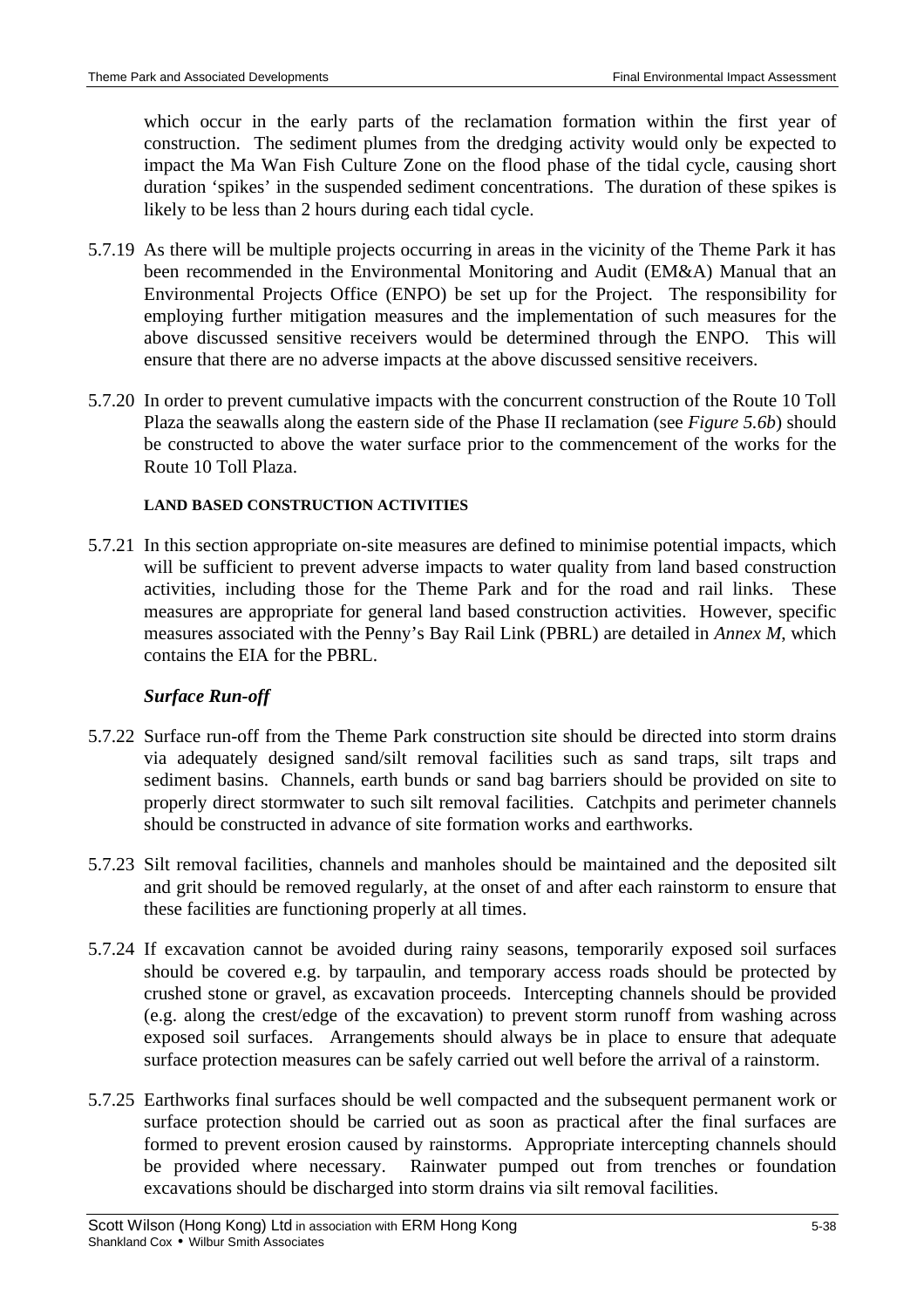which occur in the early parts of the reclamation formation within the first year of construction. The sediment plumes from the dredging activity would only be expected to impact the Ma Wan Fish Culture Zone on the flood phase of the tidal cycle, causing short duration 'spikes' in the suspended sediment concentrations. The duration of these spikes is likely to be less than 2 hours during each tidal cycle.

5.7.19 As there will be multiple projects occurring in areas in the vicinity of the Theme Park it has been recommended in the Environmental Monitoring and Audit (EM&A) Manual that an Environmental Projects Office (ENPO) be set up for the Project. The responsibility for employing further mitigation measures and the implementation of such measures for the above discussed sensitive receivers would be determined through the ENPO. This will ensure that there are no adverse impacts at the above discussed sensitive receivers.

5.7.20 In order to prevent cumulative impacts with the concurrent construction of the Route 10 Toll Plaza the seawalls along the eastern side of the Phase II reclamation (see *Figure 5.6b*) should be constructed to above the water surface prior to the commencement of the works for the Route 10 Toll Plaza.

#### LAND BASED CONSTRUCTION ACTIVITIES

5.7.21 In this section appropriate on-site measures are defined to minimise potential impacts, which will be sufficient to prevent adverse impacts to water quality from land based construction activities, including those for the Theme Park and for the road and rail links. These measures are appropriate for general land based construction activities. However, specific measures associated with the Penny's Bay Rail Link (PBRL) are detailed in *Annex M*, which contains the EIA for the PBRL.

#### *Surface Run-off*

5.7.22 Surface run-off from the Theme Park construction site should be directed into storm drains via adequately designed sand/silt removal facilities such as sand traps, silt traps and sediment basins. Channels, earth bunds or sand bag barriers should be provided on site to properly direct stormwater to such silt removal facilities. Catchpits and perimeter channels should be constructed in advance of site formation works and earthworks.

5.7.23 Silt removal facilities, channels and manholes should be maintained and the deposited silt and grit should be removed regularly, at the onset of and after each rainstorm to ensure that these facilities are functioning properly at all times.

5.7.24 If excavation cannot be avoided during rainy seasons, temporarily exposed soil surfaces should be covered e.g. by tarpaulin, and temporary access roads should be protected by crushed stone or gravel, as excavation proceeds. Intercepting channels should be provided (e.g. along the crest/edge of the excavation) to prevent storm runoff from washing across exposed soil surfaces. Arrangements should always be in place to ensure that adequate surface protection measures can be safely carried out well before the arrival of a rainstorm.

5.7.25 Earthworks final surfaces should be well compacted and the subsequent permanent work or surface protection should be carried out as soon as practical after the final surfaces are formed to prevent erosion caused by rainstorms. Appropriate intercepting channels should be provided where necessary. Rainwater pumped out from trenches or foundation excavations should be discharged into storm drains via silt removal facilities.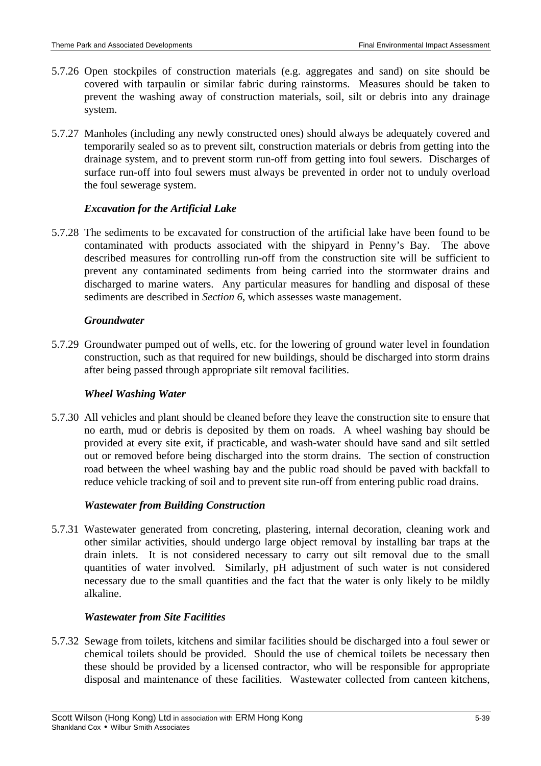5.7.26 Open stockpiles of construction materials (e.g. aggregates and sand) on site should be covered with tarpaulin or similar fabric during rainstorms. Measures should be taken to prevent the washing away of construction materials, soil, silt or debris into any drainage system.

5.7.27 Manholes (including any newly constructed ones) should always be adequately covered and temporarily sealed so as to prevent silt, construction materials or debris from getting into the drainage system, and to prevent storm run-off from getting into foul sewers. Discharges of surface run-off into foul sewers must always be prevented in order not to unduly overload the foul sewerage system.

***Excavation for the Artificial Lake***

5.7.28 The sediments to be excavated for construction of the artificial lake have been found to be contaminated with products associated with the shipyard in Penny's Bay. The above described measures for controlling run-off from the construction site will be sufficient to prevent any contaminated sediments from being carried into the stormwater drains and discharged to marine waters. Any particular measures for handling and disposal of these sediments are described in *Section 6*, which assesses waste management.

***Groundwater***

5.7.29 Groundwater pumped out of wells, etc. for the lowering of ground water level in foundation construction, such as that required for new buildings, should be discharged into storm drains after being passed through appropriate silt removal facilities.

***Wheel Washing Water***

5.7.30 All vehicles and plant should be cleaned before they leave the construction site to ensure that no earth, mud or debris is deposited by them on roads. A wheel washing bay should be provided at every site exit, if practicable, and wash-water should have sand and silt settled out or removed before being discharged into the storm drains. The section of construction road between the wheel washing bay and the public road should be paved with backfall to reduce vehicle tracking of soil and to prevent site run-off from entering public road drains.

***Wastewater from Building Construction***

5.7.31 Wastewater generated from concreting, plastering, internal decoration, cleaning work and other similar activities, should undergo large object removal by installing bar traps at the drain inlets. It is not considered necessary to carry out silt removal due to the small quantities of water involved. Similarly, pH adjustment of such water is not considered necessary due to the small quantities and the fact that the water is only likely to be mildly alkaline.

***Wastewater from Site Facilities***

5.7.32 Sewage from toilets, kitchens and similar facilities should be discharged into a foul sewer or chemical toilets should be provided. Should the use of chemical toilets be necessary then these should be provided by a licensed contractor, who will be responsible for appropriate disposal and maintenance of these facilities. Wastewater collected from canteen kitchens,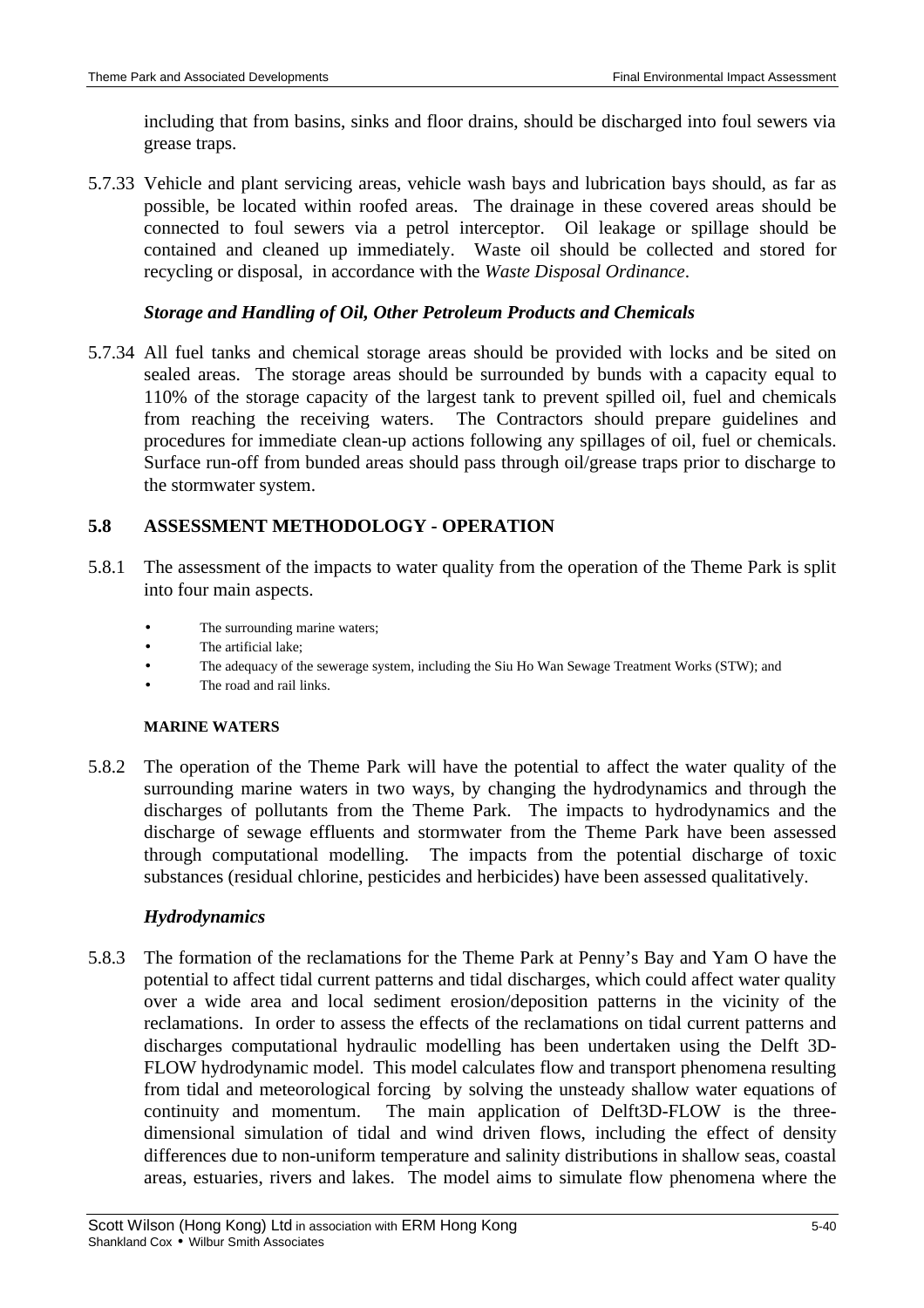including that from basins, sinks and floor drains, should be discharged into foul sewers via grease traps.

5.7.33 Vehicle and plant servicing areas, vehicle wash bays and lubrication bays should, as far as possible, be located within roofed areas. The drainage in these covered areas should be connected to foul sewers via a petrol interceptor. Oil leakage or spillage should be contained and cleaned up immediately. Waste oil should be collected and stored for recycling or disposal, in accordance with the *Waste Disposal Ordinance*.

***Storage and Handling of Oil, Other Petroleum Products and Chemicals***

5.7.34 All fuel tanks and chemical storage areas should be provided with locks and be sited on sealed areas. The storage areas should be surrounded by bunds with a capacity equal to 110% of the storage capacity of the largest tank to prevent spilled oil, fuel and chemicals from reaching the receiving waters. The Contractors should prepare guidelines and procedures for immediate clean-up actions following any spillages of oil, fuel or chemicals. Surface run-off from bunded areas should pass through oil/grease traps prior to discharge to the stormwater system.

## 5.8 ASSESSMENT METHODOLOGY - OPERATION

5.8.1 The assessment of the impacts to water quality from the operation of the Theme Park is split into four main aspects.

- The surrounding marine waters;
- The artificial lake;
- The adequacy of the sewerage system, including the Siu Ho Wan Sewage Treatment Works (STW); and
- The road and rail links.

#### MARINE WATERS

5.8.2 The operation of the Theme Park will have the potential to affect the water quality of the surrounding marine waters in two ways, by changing the hydrodynamics and through the discharges of pollutants from the Theme Park. The impacts to hydrodynamics and the discharge of sewage effluents and stormwater from the Theme Park have been assessed through computational modelling. The impacts from the potential discharge of toxic substances (residual chlorine, pesticides and herbicides) have been assessed qualitatively.

***Hydrodynamics***

5.8.3 The formation of the reclamations for the Theme Park at Penny's Bay and Yam O have the potential to affect tidal current patterns and tidal discharges, which could affect water quality over a wide area and local sediment erosion/deposition patterns in the vicinity of the reclamations. In order to assess the effects of the reclamations on tidal current patterns and discharges computational hydraulic modelling has been undertaken using the Delft 3D-FLOW hydrodynamic model. This model calculates flow and transport phenomena resulting from tidal and meteorological forcing by solving the unsteady shallow water equations of continuity and momentum. The main application of Delft3D-FLOW is the three-dimensional simulation of tidal and wind driven flows, including the effect of density differences due to non-uniform temperature and salinity distributions in shallow seas, coastal areas, estuaries, rivers and lakes. The model aims to simulate flow phenomena where the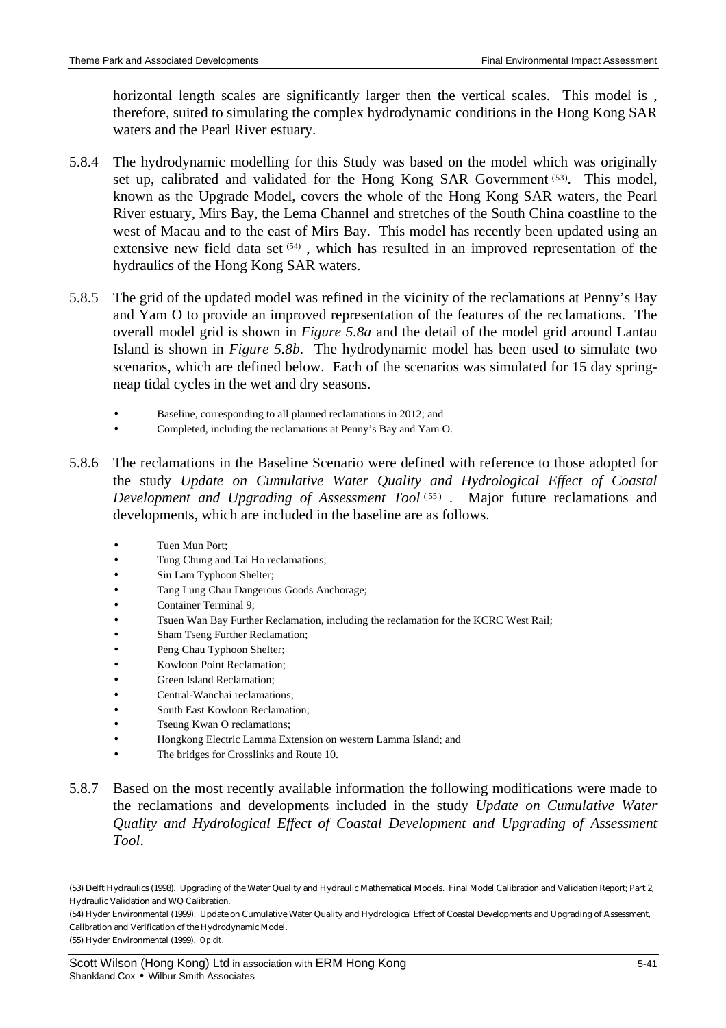horizontal length scales are significantly larger then the vertical scales. This model is , therefore, suited to simulating the complex hydrodynamic conditions in the Hong Kong SAR waters and the Pearl River estuary.

5.8.4 The hydrodynamic modelling for this Study was based on the model which was originally set up, calibrated and validated for the Hong Kong SAR Government [(53)]. This model, known as the Upgrade Model, covers the whole of the Hong Kong SAR waters, the Pearl River estuary, Mirs Bay, the Lema Channel and stretches of the South China coastline to the west of Macau and to the east of Mirs Bay. This model has recently been updated using an extensive new field data set [(54)] , which has resulted in an improved representation of the hydraulics of the Hong Kong SAR waters.

5.8.5 The grid of the updated model was refined in the vicinity of the reclamations at Penny's Bay and Yam O to provide an improved representation of the features of the reclamations. The overall model grid is shown in *Figure 5.8a* and the detail of the model grid around Lantau Island is shown in *Figure 5.8b*. The hydrodynamic model has been used to simulate two scenarios, which are defined below. Each of the scenarios was simulated for 15 day spring-neap tidal cycles in the wet and dry seasons.

- Baseline, corresponding to all planned reclamations in 2012; and
- Completed, including the reclamations at Penny's Bay and Yam O.

5.8.6 The reclamations in the Baseline Scenario were defined with reference to those adopted for the study *Update on Cumulative Water Quality and Hydrological Effect of Coastal Development and Upgrading of Assessment Tool* [(55)] . Major future reclamations and developments, which are included in the baseline are as follows.

- Tuen Mun Port;
- Tung Chung and Tai Ho reclamations;
- Siu Lam Typhoon Shelter;
- Tang Lung Chau Dangerous Goods Anchorage;
- Container Terminal 9;
- Tsuen Wan Bay Further Reclamation, including the reclamation for the KCRC West Rail;
- Sham Tseng Further Reclamation;
- Peng Chau Typhoon Shelter;
- Kowloon Point Reclamation;
- Green Island Reclamation;
- Central-Wanchai reclamations;
- South East Kowloon Reclamation;
- Tseung Kwan O reclamations;
- Hongkong Electric Lamma Extension on western Lamma Island; and
- The bridges for Crosslinks and Route 10.

5.8.7 Based on the most recently available information the following modifications were made to the reclamations and developments included in the study *Update on Cumulative Water Quality and Hydrological Effect of Coastal Development and Upgrading of Assessment Tool*.

(53) Delft Hydraulics (1998). Upgrading of the Water Quality and Hydraulic Mathematical Models. Final Model Calibration and Validation Report; Part 2, Hydraulic Validation and WQ Calibration.

(54) Hyder Environmental (1999). Update on Cumulative Water Quality and Hydrological Effect of Coastal Developments and Upgrading of Assessment, Calibration and Verification of the Hydrodynamic Model.

(55) Hyder Environmental (1999). *Op cit*.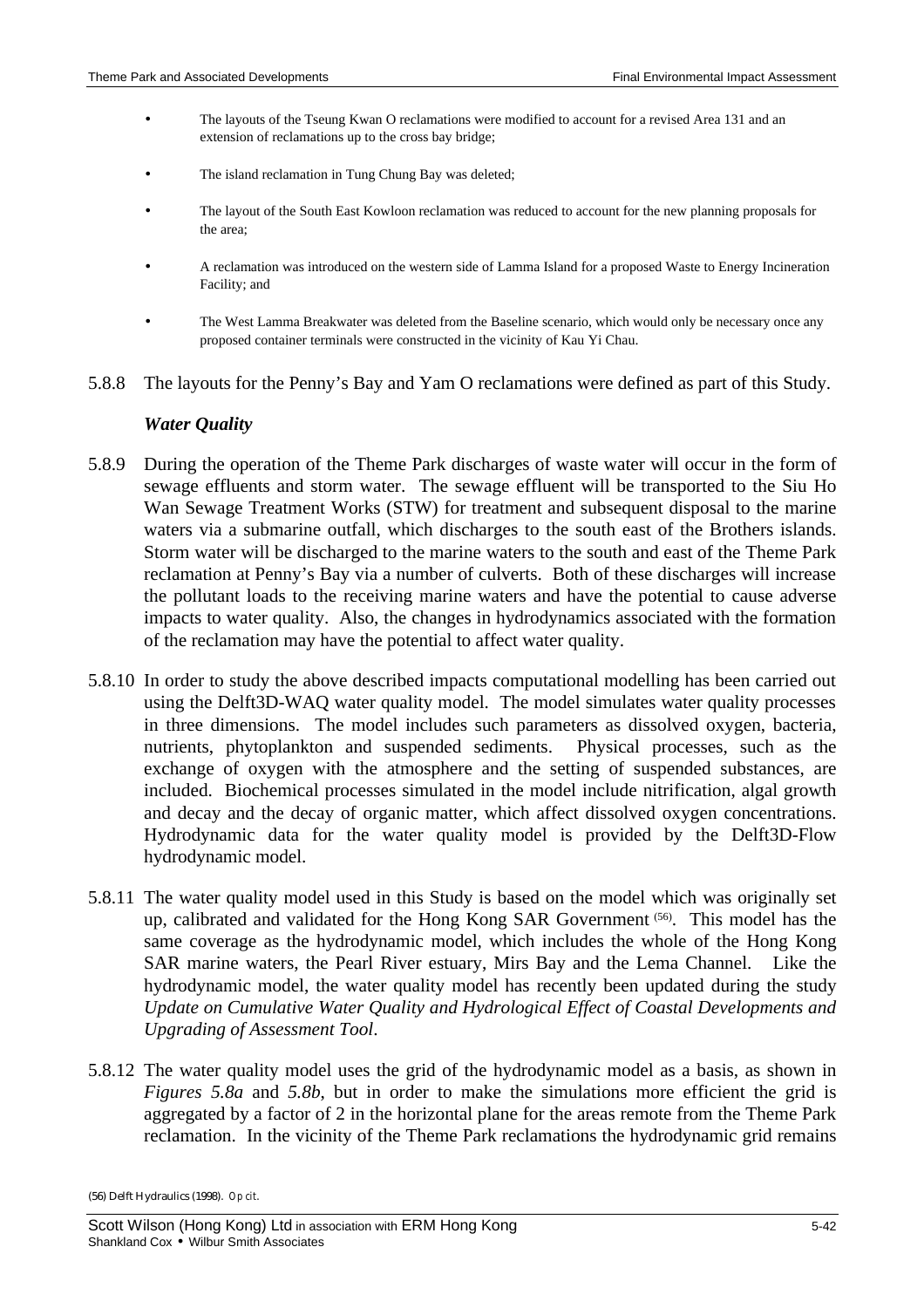- The layouts of the Tseung Kwan O reclamations were modified to account for a revised Area 131 and an extension of reclamations up to the cross bay bridge;

- The island reclamation in Tung Chung Bay was deleted;

- The layout of the South East Kowloon reclamation was reduced to account for the new planning proposals for the area;

- A reclamation was introduced on the western side of Lamma Island for a proposed Waste to Energy Incineration Facility; and

- The West Lamma Breakwater was deleted from the Baseline scenario, which would only be necessary once any proposed container terminals were constructed in the vicinity of Kau Yi Chau.

5.8.8 The layouts for the Penny's Bay and Yam O reclamations were defined as part of this Study.

### *Water Quality*

5.8.9 During the operation of the Theme Park discharges of waste water will occur in the form of sewage effluents and storm water. The sewage effluent will be transported to the Siu Ho Wan Sewage Treatment Works (STW) for treatment and subsequent disposal to the marine waters via a submarine outfall, which discharges to the south east of the Brothers islands. Storm water will be discharged to the marine waters to the south and east of the Theme Park reclamation at Penny's Bay via a number of culverts. Both of these discharges will increase the pollutant loads to the receiving marine waters and have the potential to cause adverse impacts to water quality. Also, the changes in hydrodynamics associated with the formation of the reclamation may have the potential to affect water quality.

5.8.10 In order to study the above described impacts computational modelling has been carried out using the Delft3D-WAQ water quality model. The model simulates water quality processes in three dimensions. The model includes such parameters as dissolved oxygen, bacteria, nutrients, phytoplankton and suspended sediments. Physical processes, such as the exchange of oxygen with the atmosphere and the setting of suspended substances, are included. Biochemical processes simulated in the model include nitrification, algal growth and decay and the decay of organic matter, which affect dissolved oxygen concentrations. Hydrodynamic data for the water quality model is provided by the Delft3D-Flow hydrodynamic model.

5.8.11 The water quality model used in this Study is based on the model which was originally set up, calibrated and validated for the Hong Kong SAR Government [56]. This model has the same coverage as the hydrodynamic model, which includes the whole of the Hong Kong SAR marine waters, the Pearl River estuary, Mirs Bay and the Lema Channel. Like the hydrodynamic model, the water quality model has recently been updated during the study *Update on Cumulative Water Quality and Hydrological Effect of Coastal Developments and Upgrading of Assessment Tool*.

5.8.12 The water quality model uses the grid of the hydrodynamic model as a basis, as shown in *Figures 5.8a* and *5.8b*, but in order to make the simulations more efficient the grid is aggregated by a factor of 2 in the horizontal plane for the areas remote from the Theme Park reclamation. In the vicinity of the Theme Park reclamations the hydrodynamic grid remains

(56) Delft Hydraulics (1998). *Op cit.*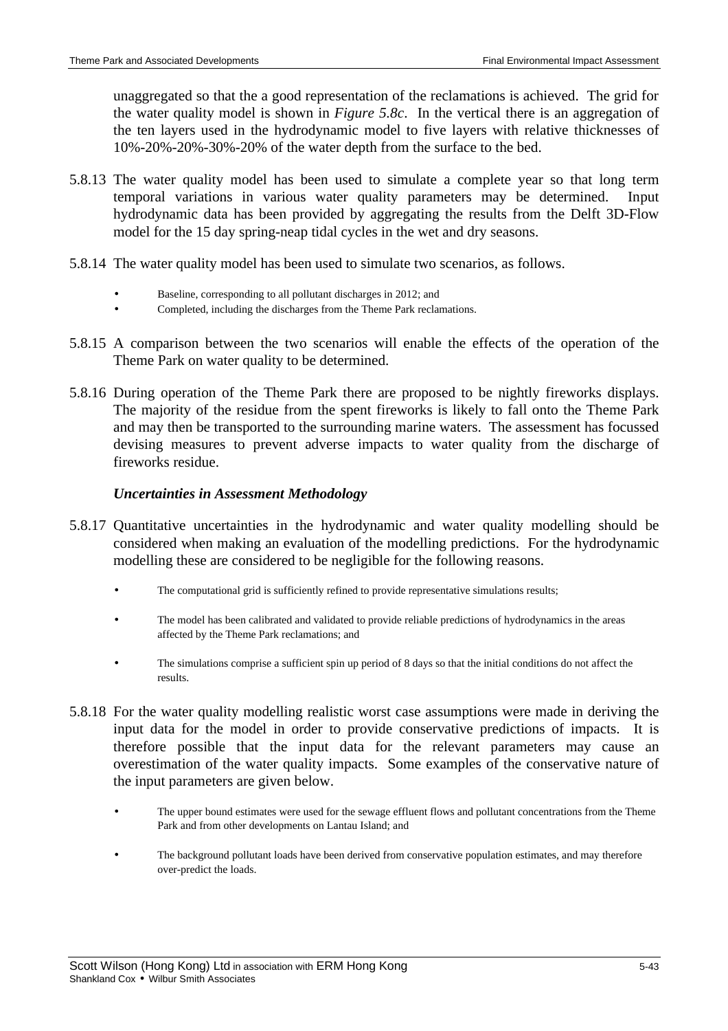unaggregated so that the a good representation of the reclamations is achieved. The grid for the water quality model is shown in *Figure 5.8c*. In the vertical there is an aggregation of the ten layers used in the hydrodynamic model to five layers with relative thicknesses of 10%-20%-20%-30%-20% of the water depth from the surface to the bed.

5.8.13 The water quality model has been used to simulate a complete year so that long term temporal variations in various water quality parameters may be determined. Input hydrodynamic data has been provided by aggregating the results from the Delft 3D-Flow model for the 15 day spring-neap tidal cycles in the wet and dry seasons.

5.8.14 The water quality model has been used to simulate two scenarios, as follows.

- Baseline, corresponding to all pollutant discharges in 2012; and
- Completed, including the discharges from the Theme Park reclamations.

5.8.15 A comparison between the two scenarios will enable the effects of the operation of the Theme Park on water quality to be determined.

5.8.16 During operation of the Theme Park there are proposed to be nightly fireworks displays. The majority of the residue from the spent fireworks is likely to fall onto the Theme Park and may then be transported to the surrounding marine waters. The assessment has focussed devising measures to prevent adverse impacts to water quality from the discharge of fireworks residue.

### *Uncertainties in Assessment Methodology*

5.8.17 Quantitative uncertainties in the hydrodynamic and water quality modelling should be considered when making an evaluation of the modelling predictions. For the hydrodynamic modelling these are considered to be negligible for the following reasons.

- The computational grid is sufficiently refined to provide representative simulations results;
- The model has been calibrated and validated to provide reliable predictions of hydrodynamics in the areas affected by the Theme Park reclamations; and
- The simulations comprise a sufficient spin up period of 8 days so that the initial conditions do not affect the results.

5.8.18 For the water quality modelling realistic worst case assumptions were made in deriving the input data for the model in order to provide conservative predictions of impacts. It is therefore possible that the input data for the relevant parameters may cause an overestimation of the water quality impacts. Some examples of the conservative nature of the input parameters are given below.

- The upper bound estimates were used for the sewage effluent flows and pollutant concentrations from the Theme Park and from other developments on Lantau Island; and
- The background pollutant loads have been derived from conservative population estimates, and may therefore over-predict the loads.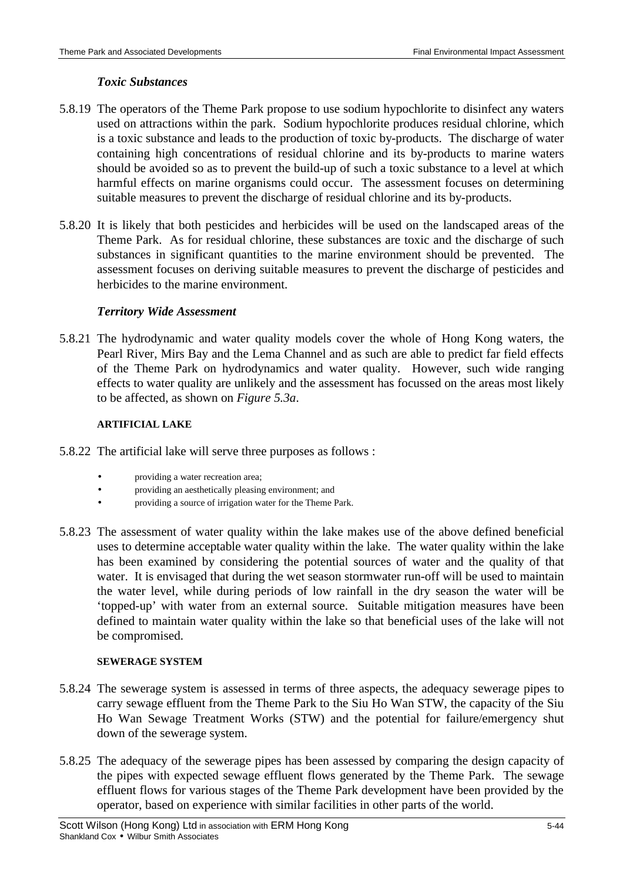### *Toxic Substances*

5.8.19 The operators of the Theme Park propose to use sodium hypochlorite to disinfect any waters used on attractions within the park. Sodium hypochlorite produces residual chlorine, which is a toxic substance and leads to the production of toxic by-products. The discharge of water containing high concentrations of residual chlorine and its by-products to marine waters should be avoided so as to prevent the build-up of such a toxic substance to a level at which harmful effects on marine organisms could occur. The assessment focuses on determining suitable measures to prevent the discharge of residual chlorine and its by-products.

5.8.20 It is likely that both pesticides and herbicides will be used on the landscaped areas of the Theme Park. As for residual chlorine, these substances are toxic and the discharge of such substances in significant quantities to the marine environment should be prevented. The assessment focuses on deriving suitable measures to prevent the discharge of pesticides and herbicides to the marine environment.

### *Territory Wide Assessment*

5.8.21 The hydrodynamic and water quality models cover the whole of Hong Kong waters, the Pearl River, Mirs Bay and the Lema Channel and as such are able to predict far field effects of the Theme Park on hydrodynamics and water quality. However, such wide ranging effects to water quality are unlikely and the assessment has focussed on the areas most likely to be affected, as shown on *Figure 5.3a*.

#### ARTIFICIAL LAKE

5.8.22 The artificial lake will serve three purposes as follows :

- providing a water recreation area;
- providing an aesthetically pleasing environment; and
- providing a source of irrigation water for the Theme Park.

5.8.23 The assessment of water quality within the lake makes use of the above defined beneficial uses to determine acceptable water quality within the lake. The water quality within the lake has been examined by considering the potential sources of water and the quality of that water. It is envisaged that during the wet season stormwater run-off will be used to maintain the water level, while during periods of low rainfall in the dry season the water will be 'topped-up' with water from an external source. Suitable mitigation measures have been defined to maintain water quality within the lake so that beneficial uses of the lake will not be compromised.

#### SEWERAGE SYSTEM

5.8.24 The sewerage system is assessed in terms of three aspects, the adequacy sewerage pipes to carry sewage effluent from the Theme Park to the Siu Ho Wan STW, the capacity of the Siu Ho Wan Sewage Treatment Works (STW) and the potential for failure/emergency shut down of the sewerage system.

5.8.25 The adequacy of the sewerage pipes has been assessed by comparing the design capacity of the pipes with expected sewage effluent flows generated by the Theme Park. The sewage effluent flows for various stages of the Theme Park development have been provided by the operator, based on experience with similar facilities in other parts of the world.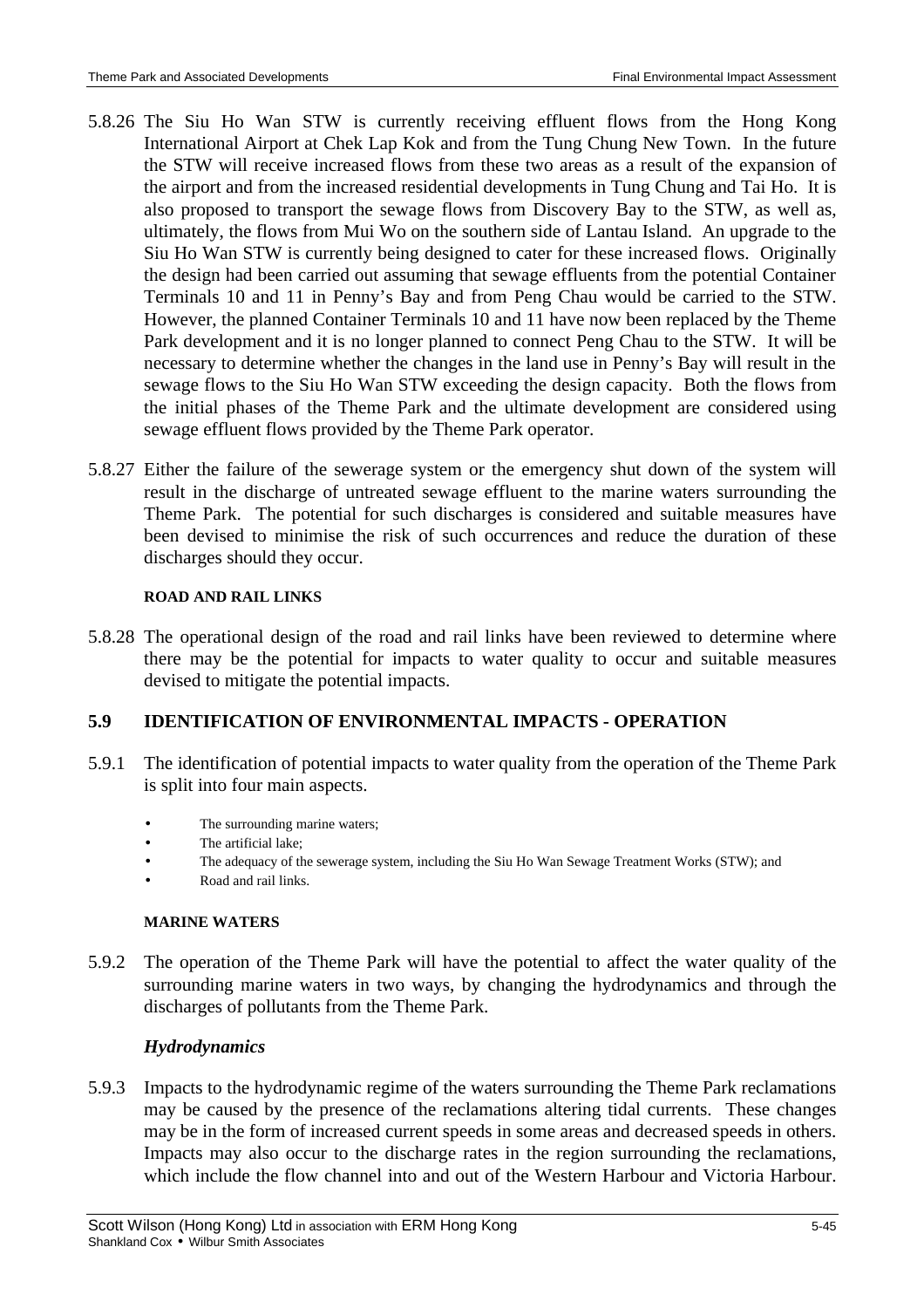5.8.26 The Siu Ho Wan STW is currently receiving effluent flows from the Hong Kong International Airport at Chek Lap Kok and from the Tung Chung New Town. In the future the STW will receive increased flows from these two areas as a result of the expansion of the airport and from the increased residential developments in Tung Chung and Tai Ho. It is also proposed to transport the sewage flows from Discovery Bay to the STW, as well as, ultimately, the flows from Mui Wo on the southern side of Lantau Island. An upgrade to the Siu Ho Wan STW is currently being designed to cater for these increased flows. Originally the design had been carried out assuming that sewage effluents from the potential Container Terminals 10 and 11 in Penny's Bay and from Peng Chau would be carried to the STW. However, the planned Container Terminals 10 and 11 have now been replaced by the Theme Park development and it is no longer planned to connect Peng Chau to the STW. It will be necessary to determine whether the changes in the land use in Penny's Bay will result in the sewage flows to the Siu Ho Wan STW exceeding the design capacity. Both the flows from the initial phases of the Theme Park and the ultimate development are considered using sewage effluent flows provided by the Theme Park operator.

5.8.27 Either the failure of the sewerage system or the emergency shut down of the system will result in the discharge of untreated sewage effluent to the marine waters surrounding the Theme Park. The potential for such discharges is considered and suitable measures have been devised to minimise the risk of such occurrences and reduce the duration of these discharges should they occur.

#### ROAD AND RAIL LINKS

5.8.28 The operational design of the road and rail links have been reviewed to determine where there may be the potential for impacts to water quality to occur and suitable measures devised to mitigate the potential impacts.

## 5.9 IDENTIFICATION OF ENVIRONMENTAL IMPACTS - OPERATION

5.9.1 The identification of potential impacts to water quality from the operation of the Theme Park is split into four main aspects.

- The surrounding marine waters;
- The artificial lake;
- The adequacy of the sewerage system, including the Siu Ho Wan Sewage Treatment Works (STW); and
- Road and rail links.

#### MARINE WATERS

5.9.2 The operation of the Theme Park will have the potential to affect the water quality of the surrounding marine waters in two ways, by changing the hydrodynamics and through the discharges of pollutants from the Theme Park.

### *Hydrodynamics*

5.9.3 Impacts to the hydrodynamic regime of the waters surrounding the Theme Park reclamations may be caused by the presence of the reclamations altering tidal currents. These changes may be in the form of increased current speeds in some areas and decreased speeds in others. Impacts may also occur to the discharge rates in the region surrounding the reclamations, which include the flow channel into and out of the Western Harbour and Victoria Harbour.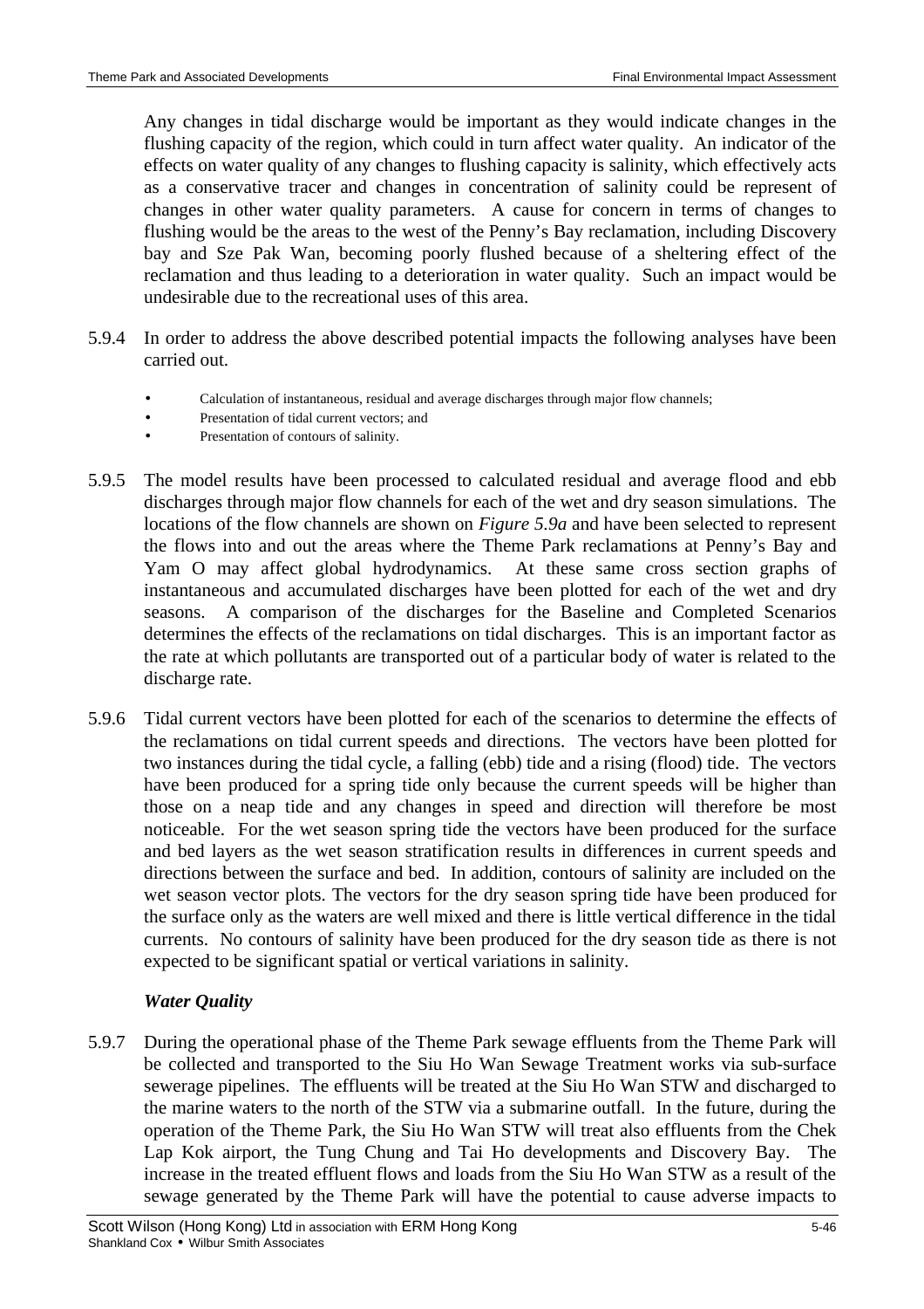Any changes in tidal discharge would be important as they would indicate changes in the flushing capacity of the region, which could in turn affect water quality. An indicator of the effects on water quality of any changes to flushing capacity is salinity, which effectively acts as a conservative tracer and changes in concentration of salinity could be represent of changes in other water quality parameters. A cause for concern in terms of changes to flushing would be the areas to the west of the Penny's Bay reclamation, including Discovery bay and Sze Pak Wan, becoming poorly flushed because of a sheltering effect of the reclamation and thus leading to a deterioration in water quality. Such an impact would be undesirable due to the recreational uses of this area.

5.9.4 In order to address the above described potential impacts the following analyses have been carried out.

- Calculation of instantaneous, residual and average discharges through major flow channels;
- Presentation of tidal current vectors; and
- Presentation of contours of salinity.

5.9.5 The model results have been processed to calculated residual and average flood and ebb discharges through major flow channels for each of the wet and dry season simulations. The locations of the flow channels are shown on *Figure 5.9a* and have been selected to represent the flows into and out the areas where the Theme Park reclamations at Penny's Bay and Yam O may affect global hydrodynamics. At these same cross section graphs of instantaneous and accumulated discharges have been plotted for each of the wet and dry seasons. A comparison of the discharges for the Baseline and Completed Scenarios determines the effects of the reclamations on tidal discharges. This is an important factor as the rate at which pollutants are transported out of a particular body of water is related to the discharge rate.

5.9.6 Tidal current vectors have been plotted for each of the scenarios to determine the effects of the reclamations on tidal current speeds and directions. The vectors have been plotted for two instances during the tidal cycle, a falling (ebb) tide and a rising (flood) tide. The vectors have been produced for a spring tide only because the current speeds will be higher than those on a neap tide and any changes in speed and direction will therefore be most noticeable. For the wet season spring tide the vectors have been produced for the surface and bed layers as the wet season stratification results in differences in current speeds and directions between the surface and bed. In addition, contours of salinity are included on the wet season vector plots. The vectors for the dry season spring tide have been produced for the surface only as the waters are well mixed and there is little vertical difference in the tidal currents. No contours of salinity have been produced for the dry season tide as there is not expected to be significant spatial or vertical variations in salinity.

***Water Quality***

5.9.7 During the operational phase of the Theme Park sewage effluents from the Theme Park will be collected and transported to the Siu Ho Wan Sewage Treatment works via sub-surface sewerage pipelines. The effluents will be treated at the Siu Ho Wan STW and discharged to the marine waters to the north of the STW via a submarine outfall. In the future, during the operation of the Theme Park, the Siu Ho Wan STW will treat also effluents from the Chek Lap Kok airport, the Tung Chung and Tai Ho developments and Discovery Bay. The increase in the treated effluent flows and loads from the Siu Ho Wan STW as a result of the sewage generated by the Theme Park will have the potential to cause adverse impacts to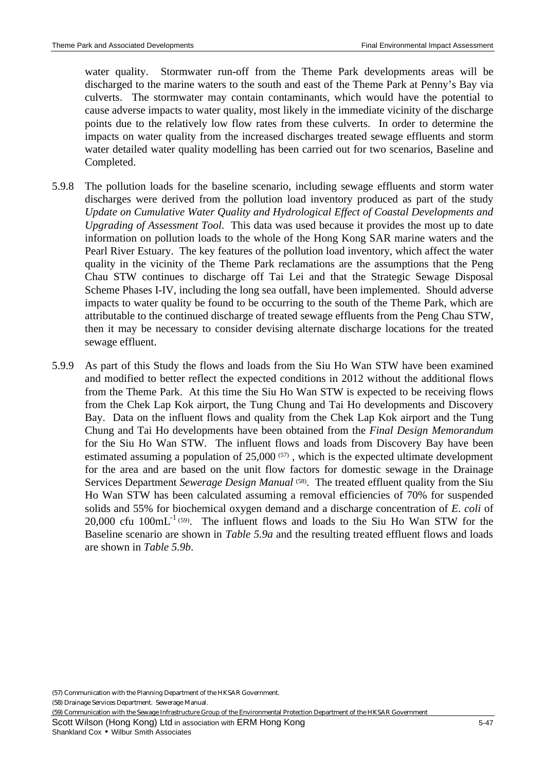water quality. Stormwater run-off from the Theme Park developments areas will be discharged to the marine waters to the south and east of the Theme Park at Penny's Bay via culverts. The stormwater may contain contaminants, which would have the potential to cause adverse impacts to water quality, most likely in the immediate vicinity of the discharge points due to the relatively low flow rates from these culverts. In order to determine the impacts on water quality from the increased discharges treated sewage effluents and storm water detailed water quality modelling has been carried out for two scenarios, Baseline and Completed.

5.9.8 The pollution loads for the baseline scenario, including sewage effluents and storm water discharges were derived from the pollution load inventory produced as part of the study *Update on Cumulative Water Quality and Hydrological Effect of Coastal Developments and Upgrading of Assessment Tool.* This data was used because it provides the most up to date information on pollution loads to the whole of the Hong Kong SAR marine waters and the Pearl River Estuary. The key features of the pollution load inventory, which affect the water quality in the vicinity of the Theme Park reclamations are the assumptions that the Peng Chau STW continues to discharge off Tai Lei and that the Strategic Sewage Disposal Scheme Phases I-IV, including the long sea outfall, have been implemented. Should adverse impacts to water quality be found to be occurring to the south of the Theme Park, which are attributable to the continued discharge of treated sewage effluents from the Peng Chau STW, then it may be necessary to consider devising alternate discharge locations for the treated sewage effluent.

5.9.9 As part of this Study the flows and loads from the Siu Ho Wan STW have been examined and modified to better reflect the expected conditions in 2012 without the additional flows from the Theme Park. At this time the Siu Ho Wan STW is expected to be receiving flows from the Chek Lap Kok airport, the Tung Chung and Tai Ho developments and Discovery Bay. Data on the influent flows and quality from the Chek Lap Kok airport and the Tung Chung and Tai Ho developments have been obtained from the *Final Design Memorandum* for the Siu Ho Wan STW. The influent flows and loads from Discovery Bay have been estimated assuming a population of 25,000 (57) , which is the expected ultimate development for the area and are based on the unit flow factors for domestic sewage in the Drainage Services Department *Sewerage Design Manual* (58). The treated effluent quality from the Siu Ho Wan STW has been calculated assuming a removal efficiencies of 70% for suspended solids and 55% for biochemical oxygen demand and a discharge concentration of *E. coli* of 20,000 cfu $100mL^{-1}$ (59). The influent flows and loads to the Siu Ho Wan STW for the Baseline scenario are shown in *Table 5.9a* and the resulting treated effluent flows and loads are shown in *Table 5.9b*.

(57) Communication with the Planning Department of the HKSAR Government.

(58) Drainage Services Department. Sewerage Manual.

(59) Communication with the Sewage Infrastructure Group of the Environmental Protection Department of the HKSAR Government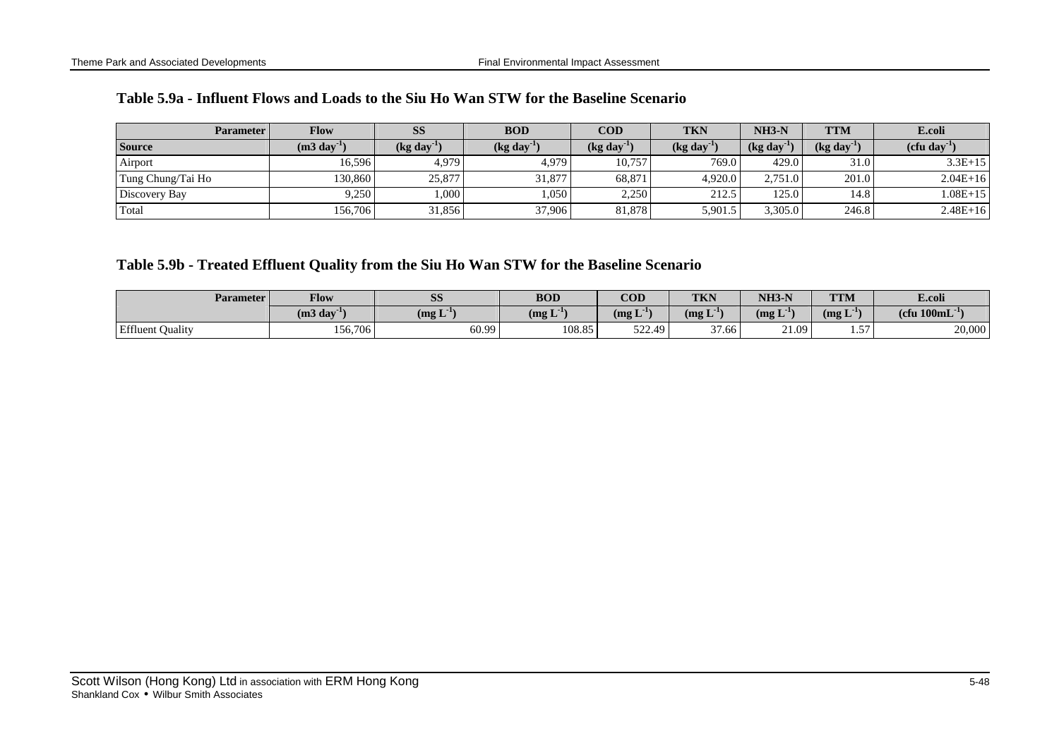### Table 5.9a - Influent Flows and Loads to the Siu Ho Wan STW for the Baseline Scenario

| Parameter | Flow | SS | BOD | COD | TKN | NH3-N | TTM | E.coli |
|---|---|---|---|---|---|---|---|---|
| **Source** | **($m^3$ $day^{-1}$)** | **(kg $day^{-1}$)** | **(kg $day^{-1}$)** | **(kg $day^{-1}$)** | **(kg $day^{-1}$)** | **(kg $day^{-1}$)** | **(kg $day^{-1}$)** | **(cfu $day^{-1}$)** |
| Airport | 16,596 | 4,979 | 4,979 | 10,757 | 769.0 | 429.0 | 31.0 | 3.3E+15 |
| Tung Chung/Tai Ho | 130,860 | 25,877 | 31,877 | 68,871 | 4,920.0 | 2,751.0 | 201.0 | 2.04E+16 |
| Discovery Bay | 9,250 | 1,000 | 1,050 | 2,250 | 212.5 | 125.0 | 14.8 | 1.08E+15 |
| Total | 156,706 | 31,856 | 37,906 | 81,878 | 5,901.5 | 3,305.0 | 246.8 | 2.48E+16 |

### Table 5.9b - Treated Effluent Quality from the Siu Ho Wan STW for the Baseline Scenario

| Parameter | Flow | SS | BOD | COD | TKN | NH3-N | TTM | E.coli |
|---|---|---|---|---|---|---|---|---|
| | **($m^3$ $day^{-1}$)** | **(mg $L^{-1}$)** | **(mg $L^{-1}$)** | **(mg $L^{-1}$)** | **(mg $L^{-1}$)** | **(mg $L^{-1}$)** | **(mg $L^{-1}$)** | **(cfu $100mL^{-1}$)** |
| Effluent Quality | 156,706 | 60.99 | 108.85 | 522.49 | 37.66 | 21.09 | 1.57 | 20,000 |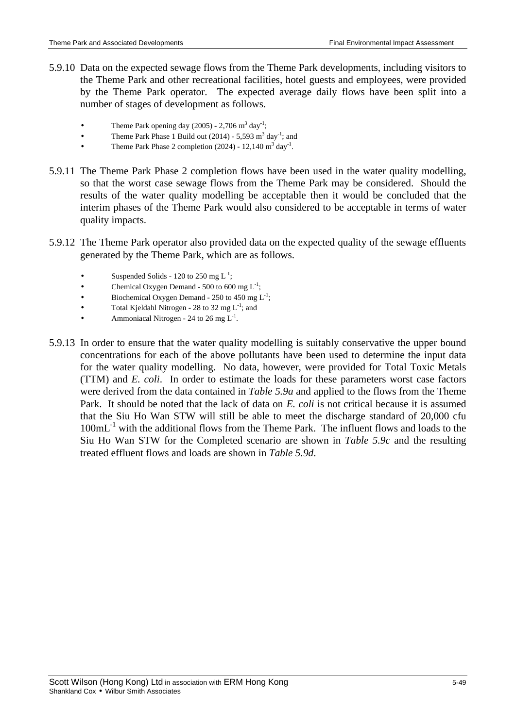5.9.10 Data on the expected sewage flows from the Theme Park developments, including visitors to the Theme Park and other recreational facilities, hotel guests and employees, were provided by the Theme Park operator. The expected average daily flows have been split into a number of stages of development as follows.

- Theme Park opening day (2005) - 2,706 $m^3$ $day^{-1}$;
- Theme Park Phase 1 Build out (2014) - 5,593 $m^3$ $day^{-1}$; and
- Theme Park Phase 2 completion (2024) - 12,140 $m^3$ $day^{-1}$.

5.9.11 The Theme Park Phase 2 completion flows have been used in the water quality modelling, so that the worst case sewage flows from the Theme Park may be considered. Should the results of the water quality modelling be acceptable then it would be concluded that the interim phases of the Theme Park would also considered to be acceptable in terms of water quality impacts.

5.9.12 The Theme Park operator also provided data on the expected quality of the sewage effluents generated by the Theme Park, which are as follows.

- Suspended Solids - 120 to 250 mg $L^{-1}$;
- Chemical Oxygen Demand - 500 to 600 mg $L^{-1}$;
- Biochemical Oxygen Demand - 250 to 450 mg $L^{-1}$;
- Total Kjeldahl Nitrogen - 28 to 32 mg $L^{-1}$; and
- Ammoniacal Nitrogen - 24 to 26 mg $L^{-1}$.

5.9.13 In order to ensure that the water quality modelling is suitably conservative the upper bound concentrations for each of the above pollutants have been used to determine the input data for the water quality modelling. No data, however, were provided for Total Toxic Metals (TTM) and *E. coli*. In order to estimate the loads for these parameters worst case factors were derived from the data contained in *Table 5.9a* and applied to the flows from the Theme Park. It should be noted that the lack of data on *E. coli* is not critical because it is assumed that the Siu Ho Wan STW will still be able to meet the discharge standard of 20,000 cfu $100mL^{-1}$ with the additional flows from the Theme Park. The influent flows and loads to the Siu Ho Wan STW for the Completed scenario are shown in *Table 5.9c* and the resulting treated effluent flows and loads are shown in *Table 5.9d*.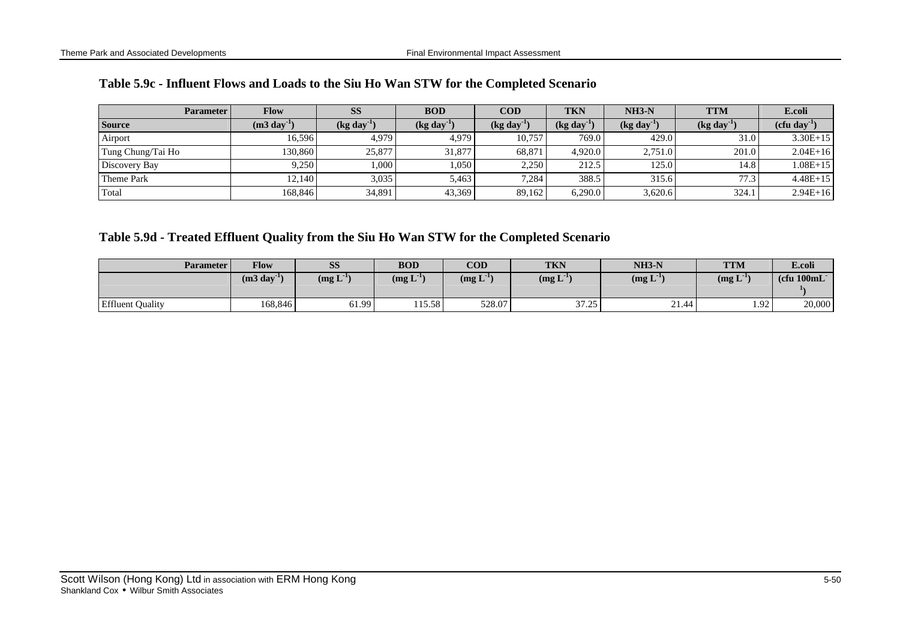### Table 5.9c - Influent Flows and Loads to the Siu Ho Wan STW for the Completed Scenario

| Parameter | Flow | SS | BOD | COD | TKN | NH3-N | TTM | E.coli |
|---|---|---|---|---|---|---|---|---|
| **Source** | **(m3 day$^{-1}$)** | **(kg day$^{-1}$)** | **(kg day$^{-1}$)** | **(kg day$^{-1}$)** | **(kg day$^{-1}$)** | **(kg day$^{-1}$)** | **(kg day$^{-1}$)** | **(cfu day$^{-1}$)** |
| Airport | 16,596 | 4,979 | 4,979 | 10,757 | 769.0 | 429.0 | 31.0 | 3.30E+15 |
| Tung Chung/Tai Ho | 130,860 | 25,877 | 31,877 | 68,871 | 4,920.0 | 2,751.0 | 201.0 | 2.04E+16 |
| Discovery Bay | 9,250 | 1,000 | 1,050 | 2,250 | 212.5 | 125.0 | 14.8 | 1.08E+15 |
| Theme Park | 12,140 | 3,035 | 5,463 | 7,284 | 388.5 | 315.6 | 77.3 | 4.48E+15 |
| Total | 168,846 | 34,891 | 43,369 | 89,162 | 6,290.0 | 3,620.6 | 324.1 | 2.94E+16 |

### Table 5.9d - Treated Effluent Quality from the Siu Ho Wan STW for the Completed Scenario

| Parameter | Flow | SS | BOD | COD | TKN | NH3-N | TTM | E.coli |
|---|---|---|---|---|---|---|---|---|
| | **(m3 day$^{-1}$)** | **(mg L$^{-1}$)** | **(mg L$^{-1}$)** | **(mg L$^{-1}$)** | **(mg L$^{-1}$)** | **(mg L$^{-1}$)** | **(mg L$^{-1}$)** | **(cfu 100mL$^{-1}$)** |
| Effluent Quality | 168,846 | 61.99 | 115.58 | 528.07 | 37.25 | 21.44 | 1.92 | 20,000 |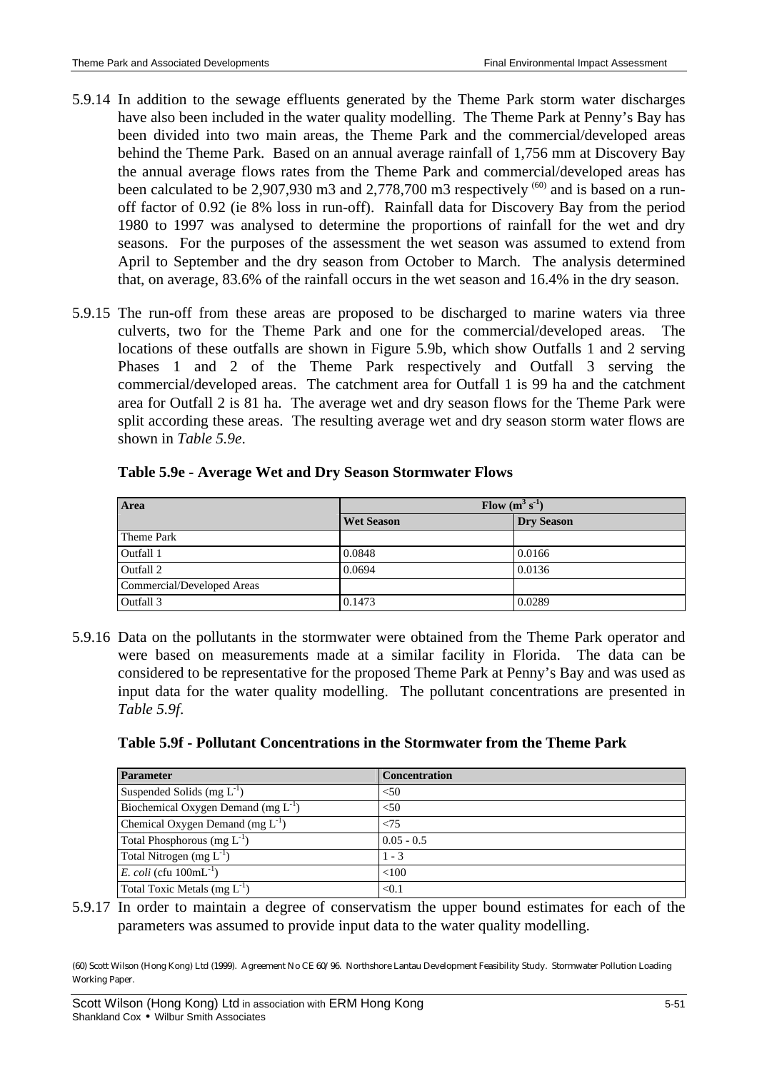5.9.14 In addition to the sewage effluents generated by the Theme Park storm water discharges have also been included in the water quality modelling. The Theme Park at Penny's Bay has been divided into two main areas, the Theme Park and the commercial/developed areas behind the Theme Park. Based on an annual average rainfall of 1,756 mm at Discovery Bay the annual average flows rates from the Theme Park and commercial/developed areas has been calculated to be 2,907,930 m3 and 2,778,700 m3 respectively [60] and is based on a run-off factor of 0.92 (ie 8% loss in run-off). Rainfall data for Discovery Bay from the period 1980 to 1997 was analysed to determine the proportions of rainfall for the wet and dry seasons. For the purposes of the assessment the wet season was assumed to extend from April to September and the dry season from October to March. The analysis determined that, on average, 83.6% of the rainfall occurs in the wet season and 16.4% in the dry season.

5.9.15 The run-off from these areas are proposed to be discharged to marine waters via three culverts, two for the Theme Park and one for the commercial/developed areas. The locations of these outfalls are shown in Figure 5.9b, which show Outfalls 1 and 2 serving Phases 1 and 2 of the Theme Park respectively and Outfall 3 serving the commercial/developed areas. The catchment area for Outfall 1 is 99 ha and the catchment area for Outfall 2 is 81 ha. The average wet and dry season flows for the Theme Park were split according these areas. The resulting average wet and dry season storm water flows are shown in *Table 5.9e*.

**Table 5.9e - Average Wet and Dry Season Stormwater Flows**

| Area | Flow ($m^3 s^{-1}$) | |
|---|---|---|
| | **Wet Season** | **Dry Season** |
| Theme Park | | |
| Outfall 1 | 0.0848 | 0.0166 |
| Outfall 2 | 0.0694 | 0.0136 |
| Commercial/Developed Areas | | |
| Outfall 3 | 0.1473 | 0.0289 |

5.9.16 Data on the pollutants in the stormwater were obtained from the Theme Park operator and were based on measurements made at a similar facility in Florida. The data can be considered to be representative for the proposed Theme Park at Penny's Bay and was used as input data for the water quality modelling. The pollutant concentrations are presented in *Table 5.9f*.

**Table 5.9f - Pollutant Concentrations in the Stormwater from the Theme Park**

| Parameter | Concentration |
|---|---|
| Suspended Solids (mg $L^{-1}$) | <50 |
| Biochemical Oxygen Demand (mg $L^{-1}$) | <50 |
| Chemical Oxygen Demand (mg $L^{-1}$) | <75 |
| Total Phosphorous (mg $L^{-1}$) | 0.05 - 0.5 |
| Total Nitrogen (mg $L^{-1}$) | 1 - 3 |
| *E. coli* (cfu 100m$L^{-1}$) | <100 |
| Total Toxic Metals (mg $L^{-1}$) | <0.1 |

5.9.17 In order to maintain a degree of conservatism the upper bound estimates for each of the parameters was assumed to provide input data to the water quality modelling.

(60) Scott Wilson (Hong Kong) Ltd (1999). Agreement No CE 60/96. Northshore Lantau Development Feasibility Study. Stormwater Pollution Loading Working Paper.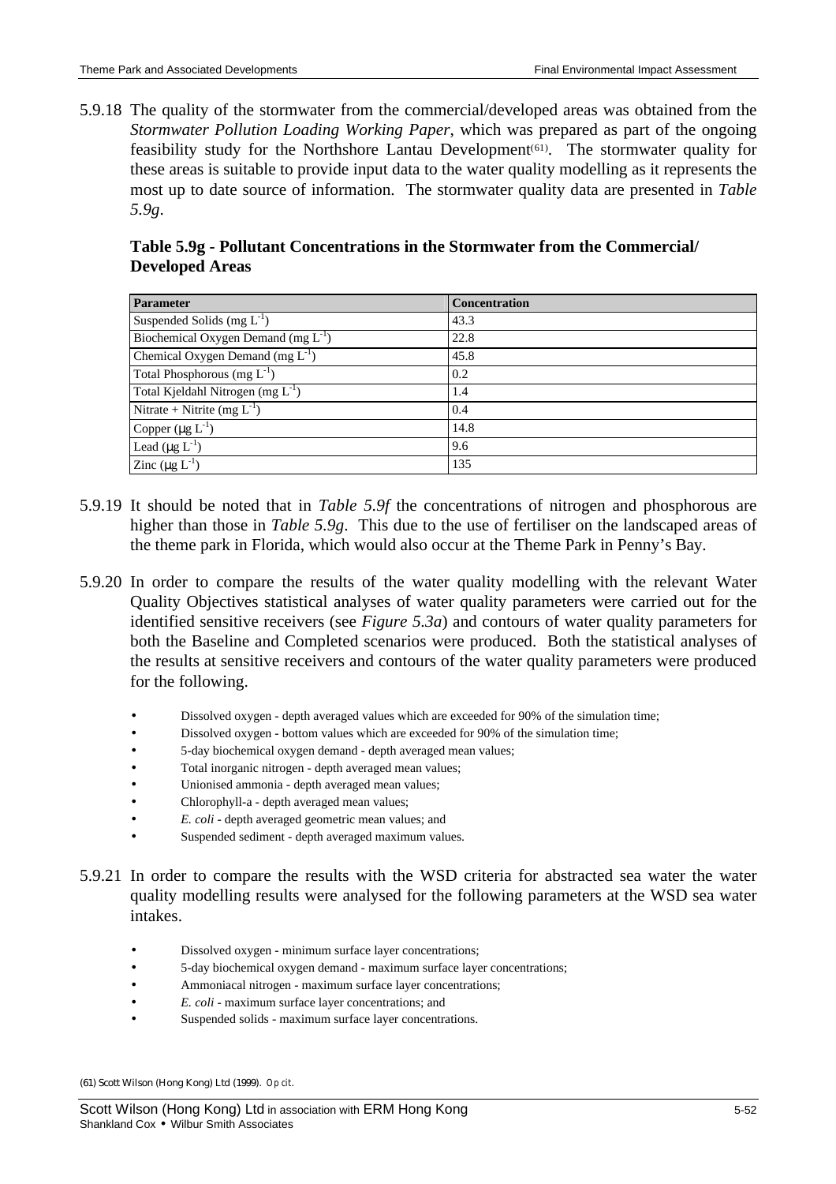5.9.18 The quality of the stormwater from the commercial/developed areas was obtained from the *Stormwater Pollution Loading Working Paper*, which was prepared as part of the ongoing feasibility study for the Northshore Lantau Development[61]. The stormwater quality for these areas is suitable to provide input data to the water quality modelling as it represents the most up to date source of information. The stormwater quality data are presented in *Table 5.9g*.

**Table 5.9g - Pollutant Concentrations in the Stormwater from the Commercial/ Developed Areas**

| Parameter | Concentration |
|---|---|
| Suspended Solids (mg $L^{-1}$) | 43.3 |
| Biochemical Oxygen Demand (mg $L^{-1}$) | 22.8 |
| Chemical Oxygen Demand (mg $L^{-1}$) | 45.8 |
| Total Phosphorous (mg $L^{-1}$) | 0.2 |
| Total Kjeldahl Nitrogen (mg $L^{-1}$) | 1.4 |
| Nitrate + Nitrite (mg $L^{-1}$) | 0.4 |
| Copper (μg $L^{-1}$) | 14.8 |
| Lead (μg $L^{-1}$) | 9.6 |
| Zinc (μg $L^{-1}$) | 135 |

5.9.19 It should be noted that in *Table 5.9f* the concentrations of nitrogen and phosphorous are higher than those in *Table 5.9g*. This due to the use of fertiliser on the landscaped areas of the theme park in Florida, which would also occur at the Theme Park in Penny's Bay.

5.9.20 In order to compare the results of the water quality modelling with the relevant Water Quality Objectives statistical analyses of water quality parameters were carried out for the identified sensitive receivers (see *Figure 5.3a*) and contours of water quality parameters for both the Baseline and Completed scenarios were produced. Both the statistical analyses of the results at sensitive receivers and contours of the water quality parameters were produced for the following.

- Dissolved oxygen - depth averaged values which are exceeded for 90% of the simulation time;
- Dissolved oxygen - bottom values which are exceeded for 90% of the simulation time;
- 5-day biochemical oxygen demand - depth averaged mean values;
- Total inorganic nitrogen - depth averaged mean values;
- Unionised ammonia - depth averaged mean values;
- Chlorophyll-a - depth averaged mean values;
- *E. coli* - depth averaged geometric mean values; and
- Suspended sediment - depth averaged maximum values.

5.9.21 In order to compare the results with the WSD criteria for abstracted sea water the water quality modelling results were analysed for the following parameters at the WSD sea water intakes.

- Dissolved oxygen - minimum surface layer concentrations;
- 5-day biochemical oxygen demand - maximum surface layer concentrations;
- Ammoniacal nitrogen - maximum surface layer concentrations;
- *E. coli* - maximum surface layer concentrations; and
- Suspended solids - maximum surface layer concentrations.

(61) Scott Wilson (Hong Kong) Ltd (1999). *Op cit*.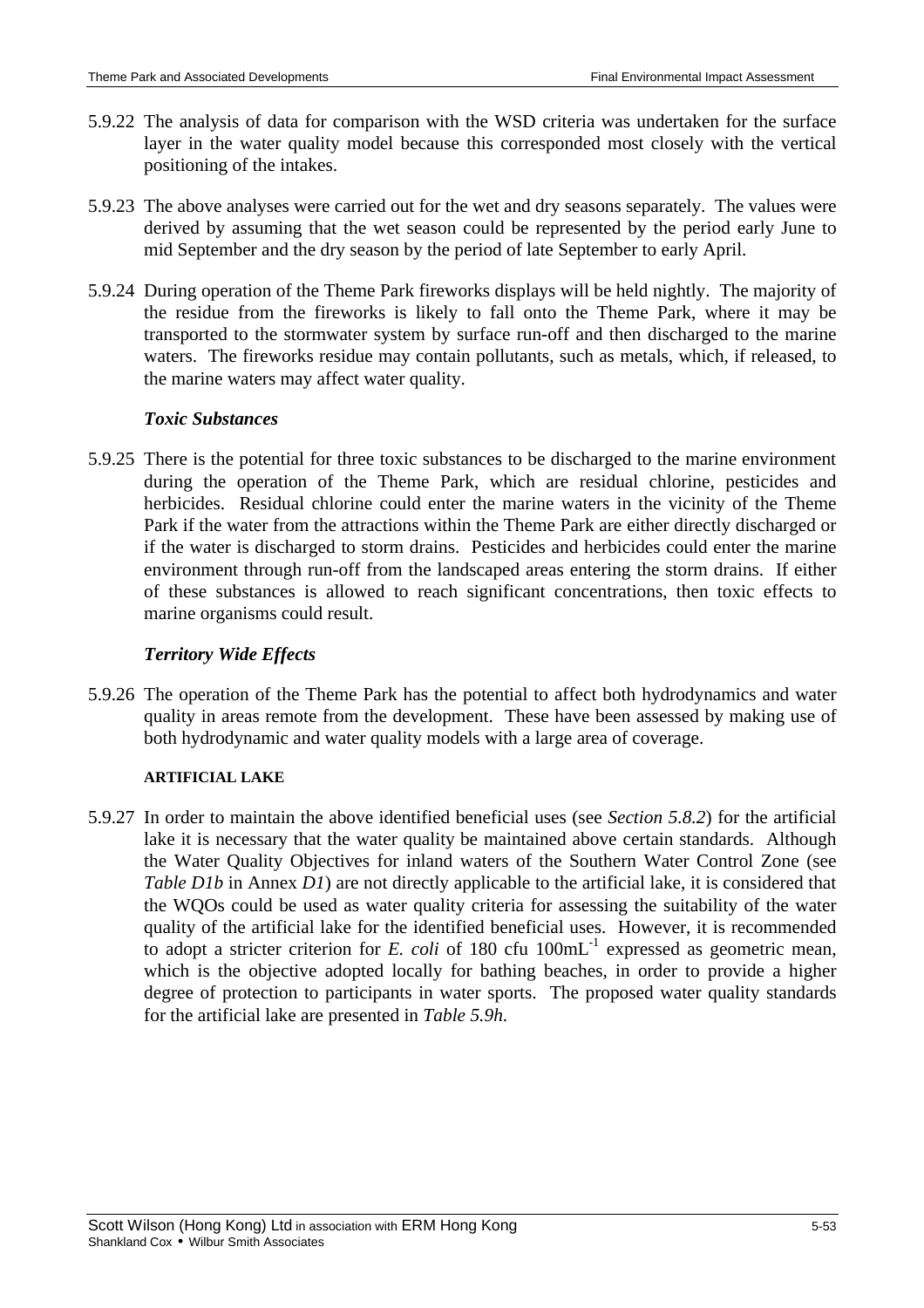5.9.22 The analysis of data for comparison with the WSD criteria was undertaken for the surface layer in the water quality model because this corresponded most closely with the vertical positioning of the intakes.

5.9.23 The above analyses were carried out for the wet and dry seasons separately. The values were derived by assuming that the wet season could be represented by the period early June to mid September and the dry season by the period of late September to early April.

5.9.24 During operation of the Theme Park fireworks displays will be held nightly. The majority of the residue from the fireworks is likely to fall onto the Theme Park, where it may be transported to the stormwater system by surface run-off and then discharged to the marine waters. The fireworks residue may contain pollutants, such as metals, which, if released, to the marine waters may affect water quality.

### *Toxic Substances*

5.9.25 There is the potential for three toxic substances to be discharged to the marine environment during the operation of the Theme Park, which are residual chlorine, pesticides and herbicides. Residual chlorine could enter the marine waters in the vicinity of the Theme Park if the water from the attractions within the Theme Park are either directly discharged or if the water is discharged to storm drains. Pesticides and herbicides could enter the marine environment through run-off from the landscaped areas entering the storm drains. If either of these substances is allowed to reach significant concentrations, then toxic effects to marine organisms could result.

### *Territory Wide Effects*

5.9.26 The operation of the Theme Park has the potential to affect both hydrodynamics and water quality in areas remote from the development. These have been assessed by making use of both hydrodynamic and water quality models with a large area of coverage.

#### ARTIFICIAL LAKE

5.9.27 In order to maintain the above identified beneficial uses (see *Section 5.8.2*) for the artificial lake it is necessary that the water quality be maintained above certain standards. Although the Water Quality Objectives for inland waters of the Southern Water Control Zone (see *Table D1b* in Annex *D1*) are not directly applicable to the artificial lake, it is considered that the WQOs could be used as water quality criteria for assessing the suitability of the water quality of the artificial lake for the identified beneficial uses. However, it is recommended to adopt a stricter criterion for *E. coli* of 180 cfu $100mL^{-1}$ expressed as geometric mean, which is the objective adopted locally for bathing beaches, in order to provide a higher degree of protection to participants in water sports. The proposed water quality standards for the artificial lake are presented in *Table 5.9h.*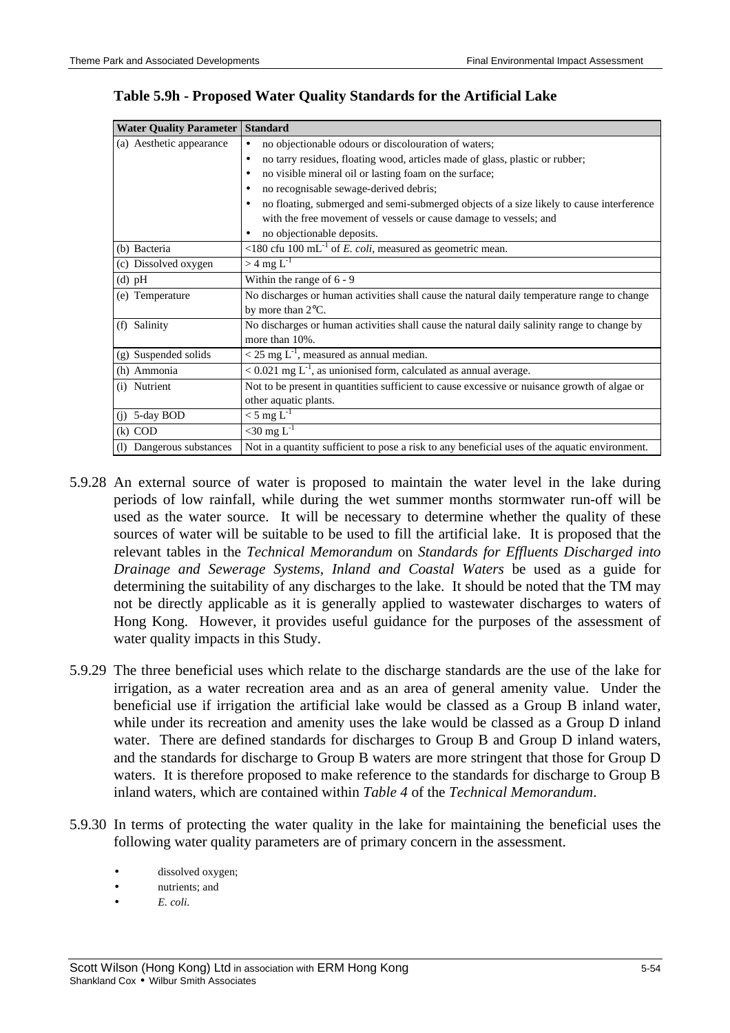**Table 5.9h - Proposed Water Quality Standards for the Artificial Lake**

| Water Quality Parameter | Standard |
|---|---|
| (a) Aesthetic appearance | • no objectionable odours or discolouration of waters;<br>• no tarry residues, floating wood, articles made of glass, plastic or rubber;<br>• no visible mineral oil or lasting foam on the surface;<br>• no recognisable sewage-derived debris;<br>• no floating, submerged and semi-submerged objects of a size likely to cause interference with the free movement of vessels or cause damage to vessels; and<br>• no objectionable deposits. |
| (b) Bacteria | <180 cfu 100 $mL^{-1}$ of *E. coli*, measured as geometric mean. |
| (c) Dissolved oxygen | > 4 mg $L^{-1}$ |
| (d) pH | Within the range of 6 - 9 |
| (e) Temperature | No discharges or human activities shall cause the natural daily temperature range to change by more than 2°C. |
| (f) Salinity | No discharges or human activities shall cause the natural daily salinity range to change by more than 10%. |
| (g) Suspended solids | < 25 mg $L^{-1}$, measured as annual median. |
| (h) Ammonia | < 0.021 mg $L^{-1}$, as unionised form, calculated as annual average. |
| (i) Nutrient | Not to be present in quantities sufficient to cause excessive or nuisance growth of algae or other aquatic plants. |
| (j) 5-day BOD | < 5 mg $L^{-1}$ |
| (k) COD | <30 mg $L^{-1}$ |
| (l) Dangerous substances | Not in a quantity sufficient to pose a risk to any beneficial uses of the aquatic environment. |

5.9.28 An external source of water is proposed to maintain the water level in the lake during periods of low rainfall, while during the wet summer months stormwater run-off will be used as the water source. It will be necessary to determine whether the quality of these sources of water will be suitable to be used to fill the artificial lake. It is proposed that the relevant tables in the *Technical Memorandum* on *Standards for Effluents Discharged into Drainage and Sewerage Systems, Inland and Coastal Waters* be used as a guide for determining the suitability of any discharges to the lake. It should be noted that the TM may not be directly applicable as it is generally applied to wastewater discharges to waters of Hong Kong. However, it provides useful guidance for the purposes of the assessment of water quality impacts in this Study.

5.9.29 The three beneficial uses which relate to the discharge standards are the use of the lake for irrigation, as a water recreation area and as an area of general amenity value. Under the beneficial use if irrigation the artificial lake would be classed as a Group B inland water, while under its recreation and amenity uses the lake would be classed as a Group D inland water. There are defined standards for discharges to Group B and Group D inland waters, and the standards for discharge to Group B waters are more stringent that those for Group D waters. It is therefore proposed to make reference to the standards for discharge to Group B inland waters, which are contained within *Table 4* of the *Technical Memorandum*.

5.9.30 In terms of protecting the water quality in the lake for maintaining the beneficial uses the following water quality parameters are of primary concern in the assessment.

- dissolved oxygen;
- nutrients; and
- *E. coli.*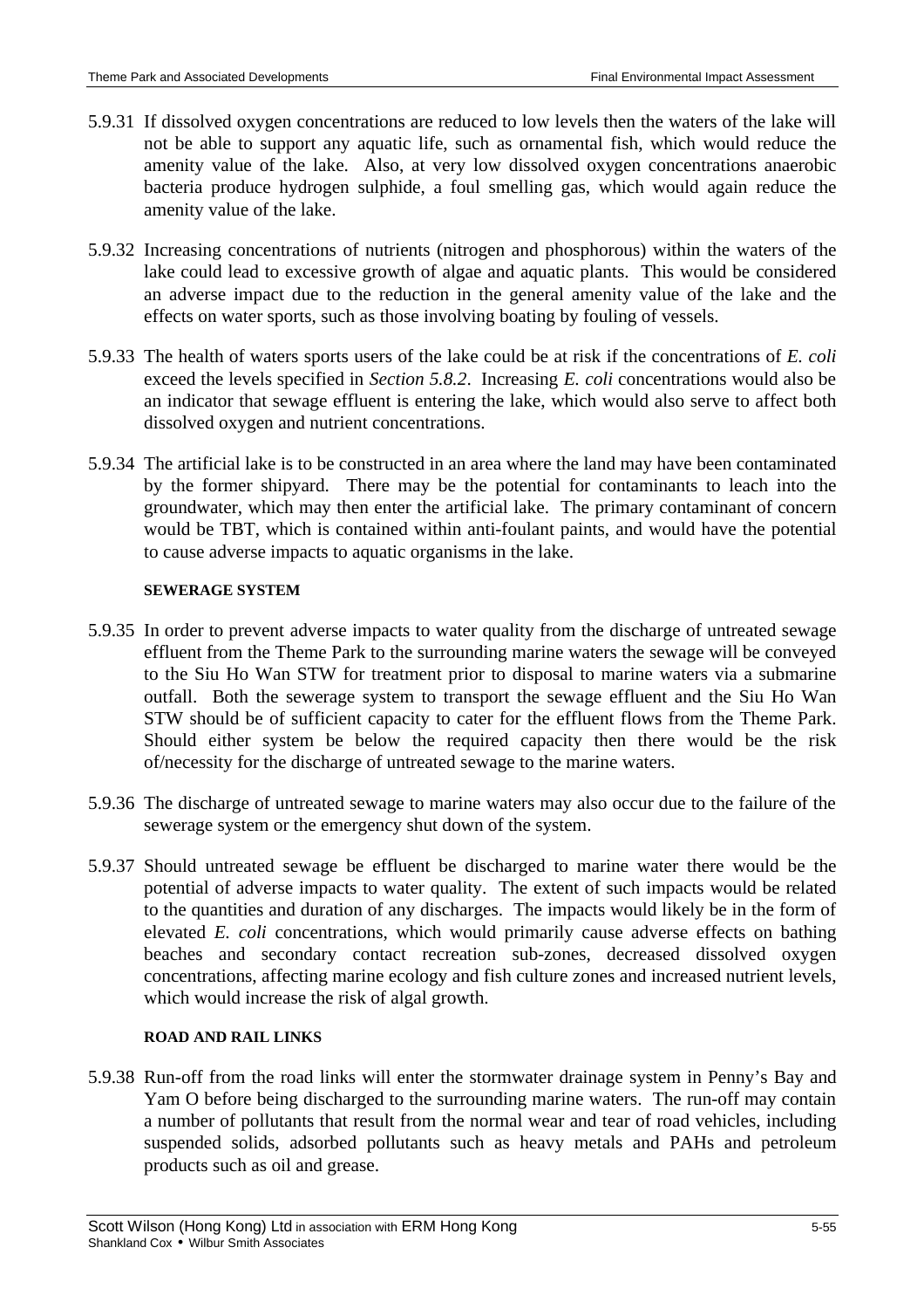5.9.31 If dissolved oxygen concentrations are reduced to low levels then the waters of the lake will not be able to support any aquatic life, such as ornamental fish, which would reduce the amenity value of the lake. Also, at very low dissolved oxygen concentrations anaerobic bacteria produce hydrogen sulphide, a foul smelling gas, which would again reduce the amenity value of the lake.

5.9.32 Increasing concentrations of nutrients (nitrogen and phosphorous) within the waters of the lake could lead to excessive growth of algae and aquatic plants. This would be considered an adverse impact due to the reduction in the general amenity value of the lake and the effects on water sports, such as those involving boating by fouling of vessels.

5.9.33 The health of waters sports users of the lake could be at risk if the concentrations of *E. coli* exceed the levels specified in *Section 5.8.2*. Increasing *E. coli* concentrations would also be an indicator that sewage effluent is entering the lake, which would also serve to affect both dissolved oxygen and nutrient concentrations.

5.9.34 The artificial lake is to be constructed in an area where the land may have been contaminated by the former shipyard. There may be the potential for contaminants to leach into the groundwater, which may then enter the artificial lake. The primary contaminant of concern would be TBT, which is contained within anti-foulant paints, and would have the potential to cause adverse impacts to aquatic organisms in the lake.

#### SEWERAGE SYSTEM

5.9.35 In order to prevent adverse impacts to water quality from the discharge of untreated sewage effluent from the Theme Park to the surrounding marine waters the sewage will be conveyed to the Siu Ho Wan STW for treatment prior to disposal to marine waters via a submarine outfall. Both the sewerage system to transport the sewage effluent and the Siu Ho Wan STW should be of sufficient capacity to cater for the effluent flows from the Theme Park. Should either system be below the required capacity then there would be the risk of/necessity for the discharge of untreated sewage to the marine waters.

5.9.36 The discharge of untreated sewage to marine waters may also occur due to the failure of the sewerage system or the emergency shut down of the system.

5.9.37 Should untreated sewage be effluent be discharged to marine water there would be the potential of adverse impacts to water quality. The extent of such impacts would be related to the quantities and duration of any discharges. The impacts would likely be in the form of elevated *E. coli* concentrations, which would primarily cause adverse effects on bathing beaches and secondary contact recreation sub-zones, decreased dissolved oxygen concentrations, affecting marine ecology and fish culture zones and increased nutrient levels, which would increase the risk of algal growth.

#### ROAD AND RAIL LINKS

5.9.38 Run-off from the road links will enter the stormwater drainage system in Penny's Bay and Yam O before being discharged to the surrounding marine waters. The run-off may contain a number of pollutants that result from the normal wear and tear of road vehicles, including suspended solids, adsorbed pollutants such as heavy metals and PAHs and petroleum products such as oil and grease.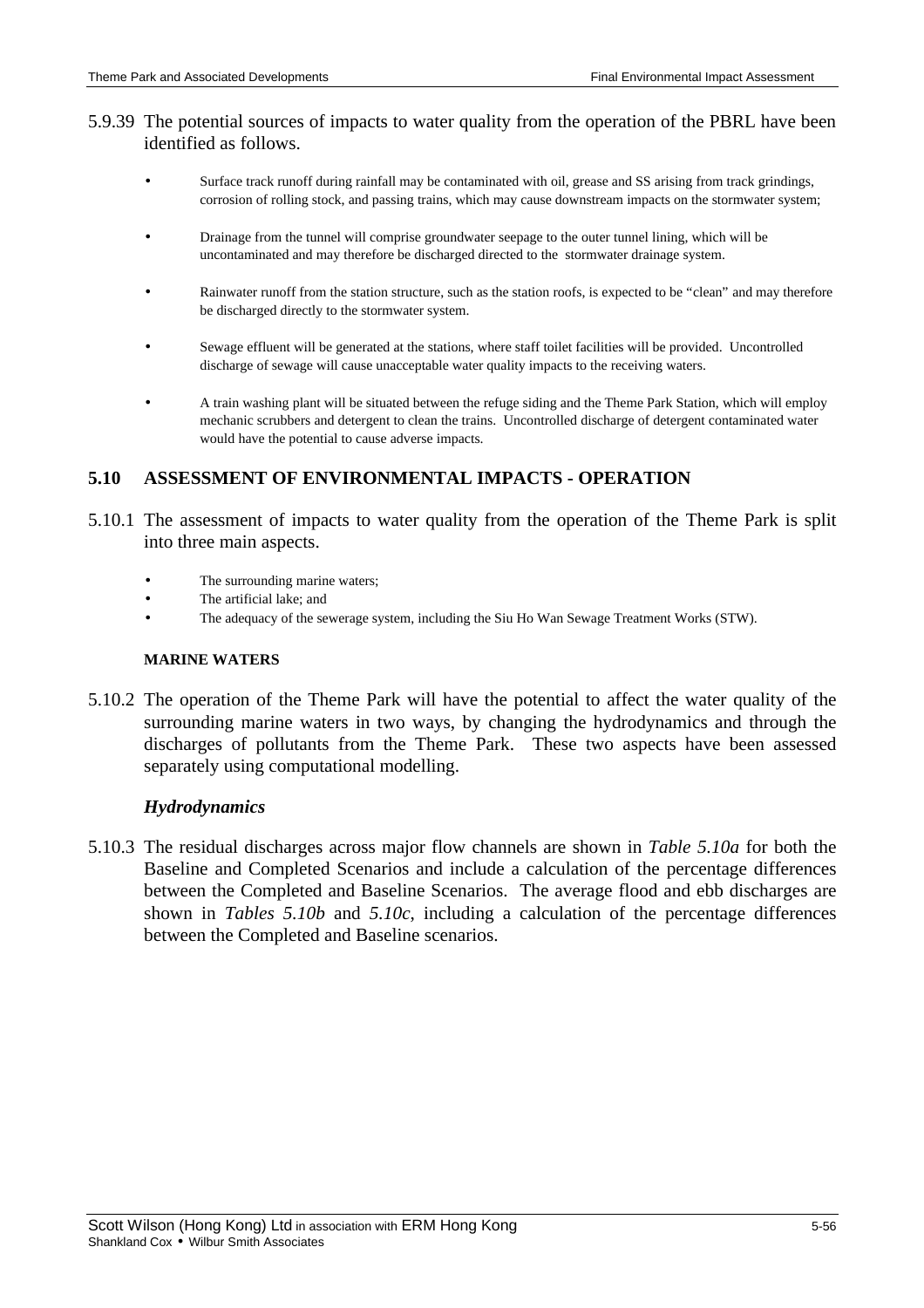5.9.39 The potential sources of impacts to water quality from the operation of the PBRL have been identified as follows.

- Surface track runoff during rainfall may be contaminated with oil, grease and SS arising from track grindings, corrosion of rolling stock, and passing trains, which may cause downstream impacts on the stormwater system;
- Drainage from the tunnel will comprise groundwater seepage to the outer tunnel lining, which will be uncontaminated and may therefore be discharged directed to the stormwater drainage system.
- Rainwater runoff from the station structure, such as the station roofs, is expected to be "clean" and may therefore be discharged directly to the stormwater system.
- Sewage effluent will be generated at the stations, where staff toilet facilities will be provided. Uncontrolled discharge of sewage will cause unacceptable water quality impacts to the receiving waters.
- A train washing plant will be situated between the refuge siding and the Theme Park Station, which will employ mechanic scrubbers and detergent to clean the trains. Uncontrolled discharge of detergent contaminated water would have the potential to cause adverse impacts.

## 5.10 ASSESSMENT OF ENVIRONMENTAL IMPACTS - OPERATION

5.10.1 The assessment of impacts to water quality from the operation of the Theme Park is split into three main aspects.

- The surrounding marine waters;
- The artificial lake; and
- The adequacy of the sewerage system, including the Siu Ho Wan Sewage Treatment Works (STW).

**MARINE WATERS**

5.10.2 The operation of the Theme Park will have the potential to affect the water quality of the surrounding marine waters in two ways, by changing the hydrodynamics and through the discharges of pollutants from the Theme Park. These two aspects have been assessed separately using computational modelling.

***Hydrodynamics***

5.10.3 The residual discharges across major flow channels are shown in *Table 5.10a* for both the Baseline and Completed Scenarios and include a calculation of the percentage differences between the Completed and Baseline Scenarios. The average flood and ebb discharges are shown in *Tables 5.10b* and *5.10c*, including a calculation of the percentage differences between the Completed and Baseline scenarios.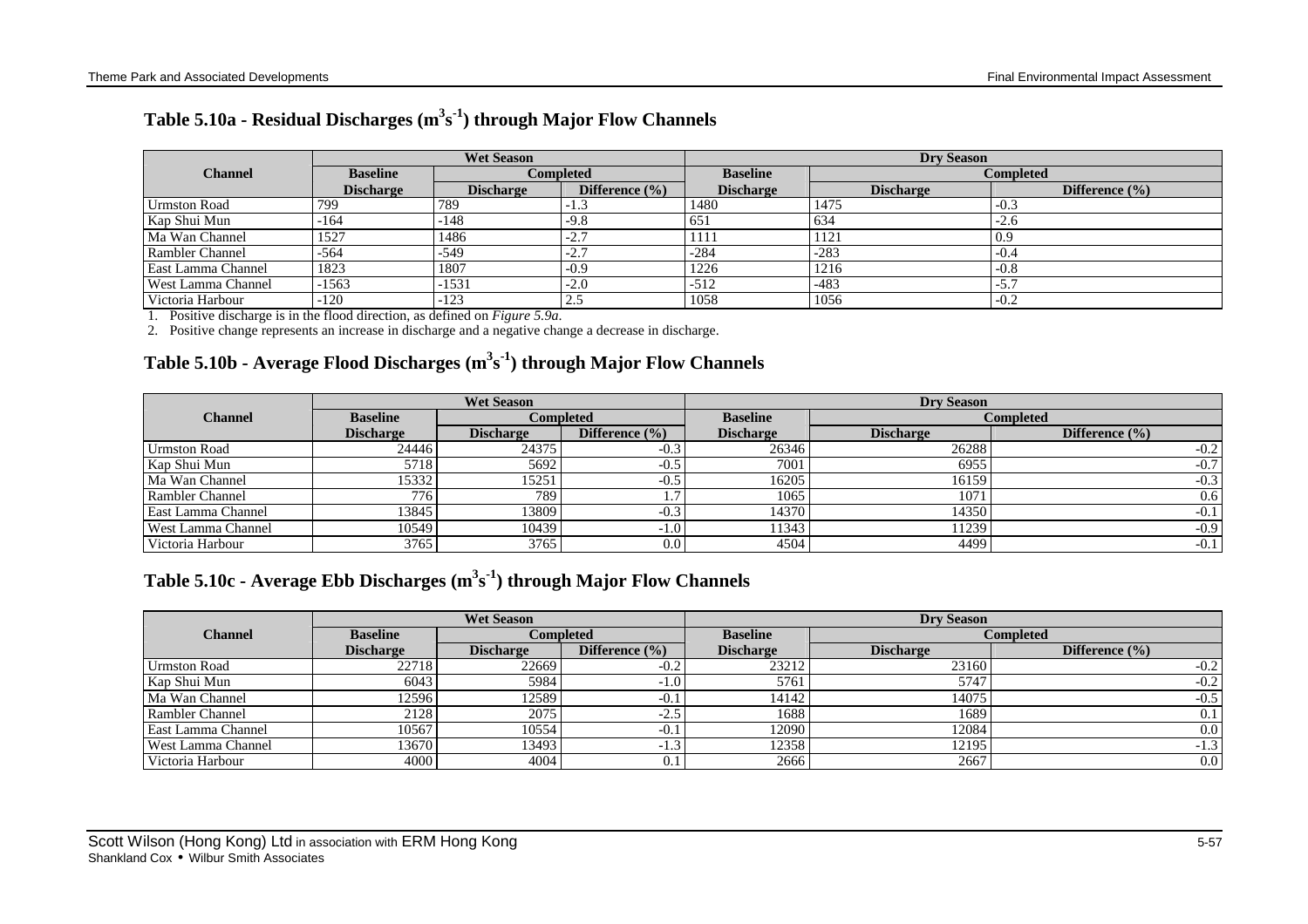## Table 5.10a - Residual Discharges ($m^3s^{-1}$) through Major Flow Channels

| Channel | Wet Season | | | Dry Season | | |
|---|---|---|---|---|---|---|
| | Baseline | Completed | | Baseline | Completed | |
| | Discharge | Discharge | Difference (%) | Discharge | Discharge | Difference (%) |
| Urmston Road | 799 | 789 | -1.3 | 1480 | 1475 | -0.3 |
| Kap Shui Mun | -164 | -148 | -9.8 | 651 | 634 | -2.6 |
| Ma Wan Channel | 1527 | 1486 | -2.7 | 1111 | 1121 | 0.9 |
| Rambler Channel | -564 | -549 | -2.7 | -284 | -283 | -0.4 |
| East Lamma Channel | 1823 | 1807 | -0.9 | 1226 | 1216 | -0.8 |
| West Lamma Channel | -1563 | -1531 | -2.0 | -512 | -483 | -5.7 |
| Victoria Harbour | -120 | -123 | 2.5 | 1058 | 1056 | -0.2 |

1. Positive discharge is in the flood direction, as defined on *Figure 5.9a*.
2. Positive change represents an increase in discharge and a negative change a decrease in discharge.

## Table 5.10b - Average Flood Discharges ($m^3s^{-1}$) through Major Flow Channels

| Channel | Wet Season | | | Dry Season | | |
|---|---|---|---|---|---|---|
| | Baseline | Completed | | Baseline | Completed | |
| | Discharge | Discharge | Difference (%) | Discharge | Discharge | Difference (%) |
| Urmston Road | 24446 | 24375 | -0.3 | 26346 | 26288 | -0.2 |
| Kap Shui Mun | 5718 | 5692 | -0.5 | 7001 | 6955 | -0.7 |
| Ma Wan Channel | 15332 | 15251 | -0.5 | 16205 | 16159 | -0.3 |
| Rambler Channel | 776 | 789 | 1.7 | 1065 | 1071 | 0.6 |
| East Lamma Channel | 13845 | 13809 | -0.3 | 14370 | 14350 | -0.1 |
| West Lamma Channel | 10549 | 10439 | -1.0 | 11343 | 11239 | -0.9 |
| Victoria Harbour | 3765 | 3765 | 0.0 | 4504 | 4499 | -0.1 |

## Table 5.10c - Average Ebb Discharges ($m^3s^{-1}$) through Major Flow Channels

| Channel | Wet Season | | | Dry Season | | |
|---|---|---|---|---|---|---|
| | Baseline | Completed | | Baseline | Completed | |
| | Discharge | Discharge | Difference (%) | Discharge | Discharge | Difference (%) |
| Urmston Road | 22718 | 22669 | -0.2 | 23212 | 23160 | -0.2 |
| Kap Shui Mun | 6043 | 5984 | -1.0 | 5761 | 5747 | -0.2 |
| Ma Wan Channel | 12596 | 12589 | -0.1 | 14142 | 14075 | -0.5 |
| Rambler Channel | 2128 | 2075 | -2.5 | 1688 | 1689 | 0.1 |
| East Lamma Channel | 10567 | 10554 | -0.1 | 12090 | 12084 | 0.0 |
| West Lamma Channel | 13670 | 13493 | -1.3 | 12358 | 12195 | -1.3 |
| Victoria Harbour | 4000 | 4004 | 0.1 | 2666 | 2667 | 0.0 |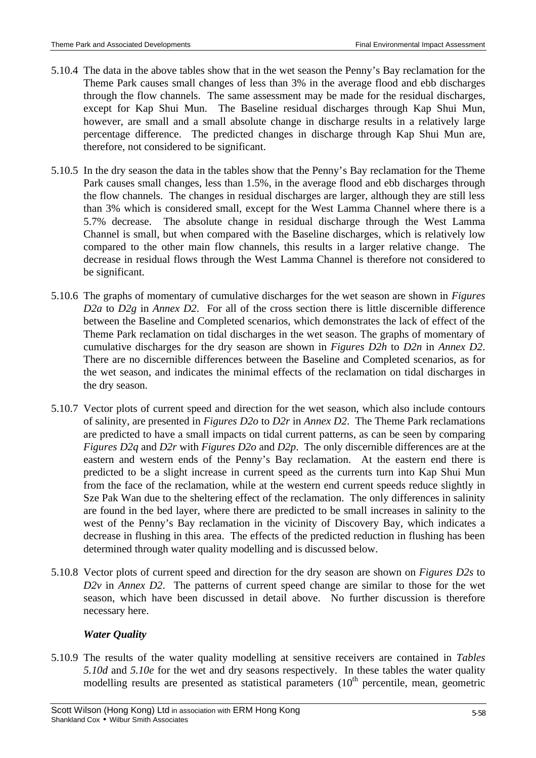5.10.4 The data in the above tables show that in the wet season the Penny's Bay reclamation for the Theme Park causes small changes of less than 3% in the average flood and ebb discharges through the flow channels. The same assessment may be made for the residual discharges, except for Kap Shui Mun. The Baseline residual discharges through Kap Shui Mun, however, are small and a small absolute change in discharge results in a relatively large percentage difference. The predicted changes in discharge through Kap Shui Mun are, therefore, not considered to be significant.

5.10.5 In the dry season the data in the tables show that the Penny's Bay reclamation for the Theme Park causes small changes, less than 1.5%, in the average flood and ebb discharges through the flow channels. The changes in residual discharges are larger, although they are still less than 3% which is considered small, except for the West Lamma Channel where there is a 5.7% decrease. The absolute change in residual discharge through the West Lamma Channel is small, but when compared with the Baseline discharges, which is relatively low compared to the other main flow channels, this results in a larger relative change. The decrease in residual flows through the West Lamma Channel is therefore not considered to be significant.

5.10.6 The graphs of momentary of cumulative discharges for the wet season are shown in *Figures D2a* to *D2g* in *Annex D2*. For all of the cross section there is little discernible difference between the Baseline and Completed scenarios, which demonstrates the lack of effect of the Theme Park reclamation on tidal discharges in the wet season. The graphs of momentary of cumulative discharges for the dry season are shown in *Figures D2h* to *D2n* in *Annex D2*. There are no discernible differences between the Baseline and Completed scenarios, as for the wet season, and indicates the minimal effects of the reclamation on tidal discharges in the dry season.

5.10.7 Vector plots of current speed and direction for the wet season, which also include contours of salinity, are presented in *Figures D2o* to *D2r* in *Annex D2*. The Theme Park reclamations are predicted to have a small impacts on tidal current patterns, as can be seen by comparing *Figures D2q* and *D2r* with *Figures D2o* and *D2p*. The only discernible differences are at the eastern and western ends of the Penny's Bay reclamation. At the eastern end there is predicted to be a slight increase in current speed as the currents turn into Kap Shui Mun from the face of the reclamation, while at the western end current speeds reduce slightly in Sze Pak Wan due to the sheltering effect of the reclamation. The only differences in salinity are found in the bed layer, where there are predicted to be small increases in salinity to the west of the Penny's Bay reclamation in the vicinity of Discovery Bay, which indicates a decrease in flushing in this area. The effects of the predicted reduction in flushing has been determined through water quality modelling and is discussed below.

5.10.8 Vector plots of current speed and direction for the dry season are shown on *Figures D2s* to *D2v* in *Annex D2*. The patterns of current speed change are similar to those for the wet season, which have been discussed in detail above. No further discussion is therefore necessary here.

### *Water Quality*

5.10.9 The results of the water quality modelling at sensitive receivers are contained in *Tables 5.10d* and *5.10e* for the wet and dry seasons respectively. In these tables the water quality modelling results are presented as statistical parameters ($10^{th}$ percentile, mean, geometric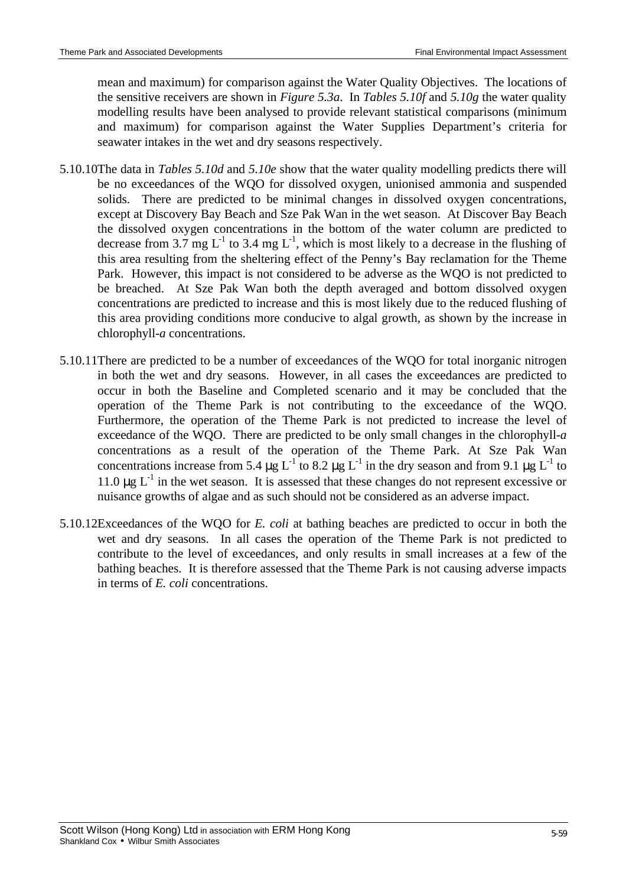mean and maximum) for comparison against the Water Quality Objectives. The locations of the sensitive receivers are shown in *Figure 5.3a*. In *Tables 5.10f* and *5.10g* the water quality modelling results have been analysed to provide relevant statistical comparisons (minimum and maximum) for comparison against the Water Supplies Department's criteria for seawater intakes in the wet and dry seasons respectively.

5.10.10 The data in *Tables 5.10d* and *5.10e* show that the water quality modelling predicts there will be no exceedances of the WQO for dissolved oxygen, unionised ammonia and suspended solids. There are predicted to be minimal changes in dissolved oxygen concentrations, except at Discovery Bay Beach and Sze Pak Wan in the wet season. At Discover Bay Beach the dissolved oxygen concentrations in the bottom of the water column are predicted to decrease from 3.7 mg $L^{-1}$ to 3.4 mg $L^{-1}$, which is most likely to a decrease in the flushing of this area resulting from the sheltering effect of the Penny's Bay reclamation for the Theme Park. However, this impact is not considered to be adverse as the WQO is not predicted to be breached. At Sze Pak Wan both the depth averaged and bottom dissolved oxygen concentrations are predicted to increase and this is most likely due to the reduced flushing of this area providing conditions more conducive to algal growth, as shown by the increase in chlorophyll-*a* concentrations.

5.10.11 There are predicted to be a number of exceedances of the WQO for total inorganic nitrogen in both the wet and dry seasons. However, in all cases the exceedances are predicted to occur in both the Baseline and Completed scenario and it may be concluded that the operation of the Theme Park is not contributing to the exceedance of the WQO. Furthermore, the operation of the Theme Park is not predicted to increase the level of exceedance of the WQO. There are predicted to be only small changes in the chlorophyll-*a* concentrations as a result of the operation of the Theme Park. At Sze Pak Wan concentrations increase from 5.4 $\mu$g $L^{-1}$ to 8.2 $\mu$g $L^{-1}$ in the dry season and from 9.1 $\mu$g $L^{-1}$ to 11.0 $\mu$g $L^{-1}$ in the wet season. It is assessed that these changes do not represent excessive or nuisance growths of algae and as such should not be considered as an adverse impact.

5.10.12 Exceedances of the WQO for *E. coli* at bathing beaches are predicted to occur in both the wet and dry seasons. In all cases the operation of the Theme Park is not predicted to contribute to the level of exceedances, and only results in small increases at a few of the bathing beaches. It is therefore assessed that the Theme Park is not causing adverse impacts in terms of *E. coli* concentrations.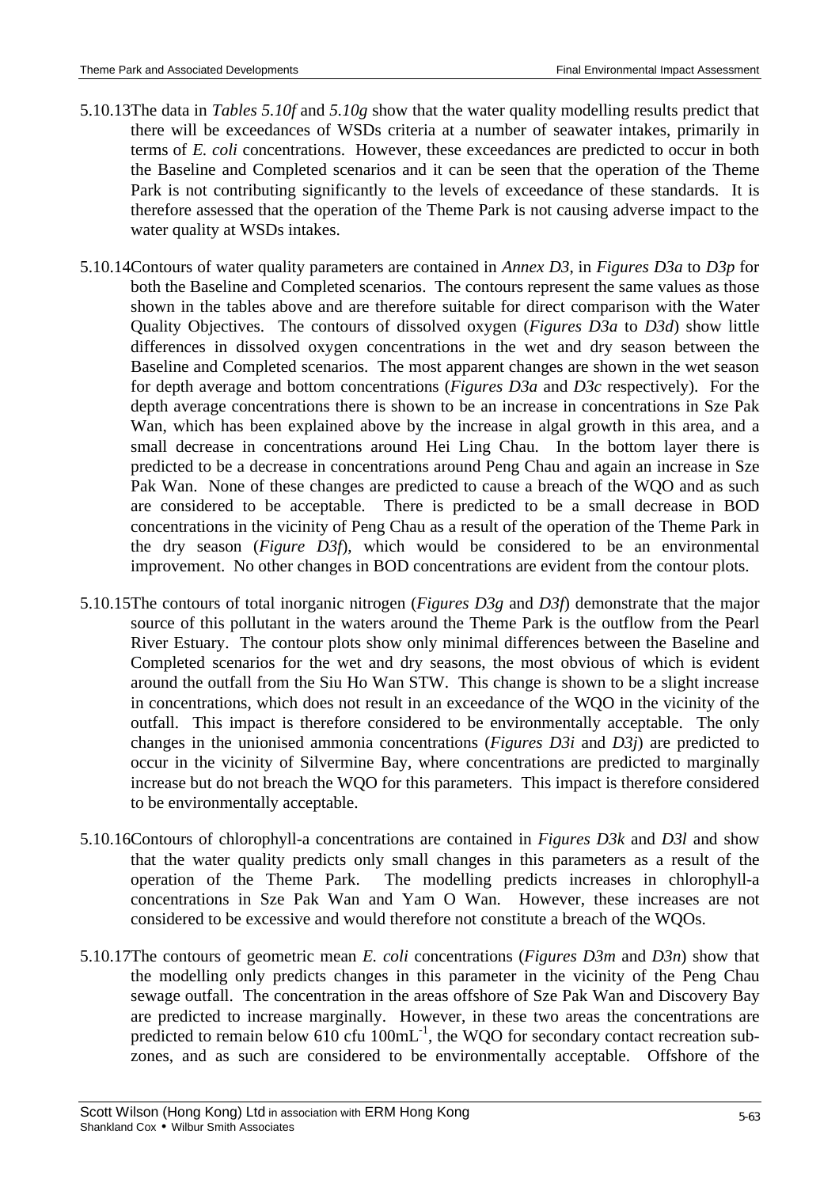5.10.13 The data in *Tables 5.10f* and *5.10g* show that the water quality modelling results predict that there will be exceedances of WSDs criteria at a number of seawater intakes, primarily in terms of *E. coli* concentrations. However, these exceedances are predicted to occur in both the Baseline and Completed scenarios and it can be seen that the operation of the Theme Park is not contributing significantly to the levels of exceedance of these standards. It is therefore assessed that the operation of the Theme Park is not causing adverse impact to the water quality at WSDs intakes.

5.10.14 Contours of water quality parameters are contained in *Annex D3*, in *Figures D3a* to *D3p* for both the Baseline and Completed scenarios. The contours represent the same values as those shown in the tables above and are therefore suitable for direct comparison with the Water Quality Objectives. The contours of dissolved oxygen (*Figures D3a* to *D3d*) show little differences in dissolved oxygen concentrations in the wet and dry season between the Baseline and Completed scenarios. The most apparent changes are shown in the wet season for depth average and bottom concentrations (*Figures D3a* and *D3c* respectively). For the depth average concentrations there is shown to be an increase in concentrations in Sze Pak Wan, which has been explained above by the increase in algal growth in this area, and a small decrease in concentrations around Hei Ling Chau. In the bottom layer there is predicted to be a decrease in concentrations around Peng Chau and again an increase in Sze Pak Wan. None of these changes are predicted to cause a breach of the WQO and as such are considered to be acceptable. There is predicted to be a small decrease in BOD concentrations in the vicinity of Peng Chau as a result of the operation of the Theme Park in the dry season (*Figure D3f*), which would be considered to be an environmental improvement. No other changes in BOD concentrations are evident from the contour plots.

5.10.15 The contours of total inorganic nitrogen (*Figures D3g* and *D3f*) demonstrate that the major source of this pollutant in the waters around the Theme Park is the outflow from the Pearl River Estuary. The contour plots show only minimal differences between the Baseline and Completed scenarios for the wet and dry seasons, the most obvious of which is evident around the outfall from the Siu Ho Wan STW. This change is shown to be a slight increase in concentrations, which does not result in an exceedance of the WQO in the vicinity of the outfall. This impact is therefore considered to be environmentally acceptable. The only changes in the unionised ammonia concentrations (*Figures D3i* and *D3j*) are predicted to occur in the vicinity of Silvermine Bay, where concentrations are predicted to marginally increase but do not breach the WQO for this parameters. This impact is therefore considered to be environmentally acceptable.

5.10.16 Contours of chlorophyll-a concentrations are contained in *Figures D3k* and *D3l* and show that the water quality predicts only small changes in this parameters as a result of the operation of the Theme Park. The modelling predicts increases in chlorophyll-a concentrations in Sze Pak Wan and Yam O Wan. However, these increases are not considered to be excessive and would therefore not constitute a breach of the WQOs.

5.10.17 The contours of geometric mean *E. coli* concentrations (*Figures D3m* and *D3n*) show that the modelling only predicts changes in this parameter in the vicinity of the Peng Chau sewage outfall. The concentration in the areas offshore of Sze Pak Wan and Discovery Bay are predicted to increase marginally. However, in these two areas the concentrations are predicted to remain below 610 cfu $100mL^{-1}$, the WQO for secondary contact recreation sub-zones, and as such are considered to be environmentally acceptable. Offshore of the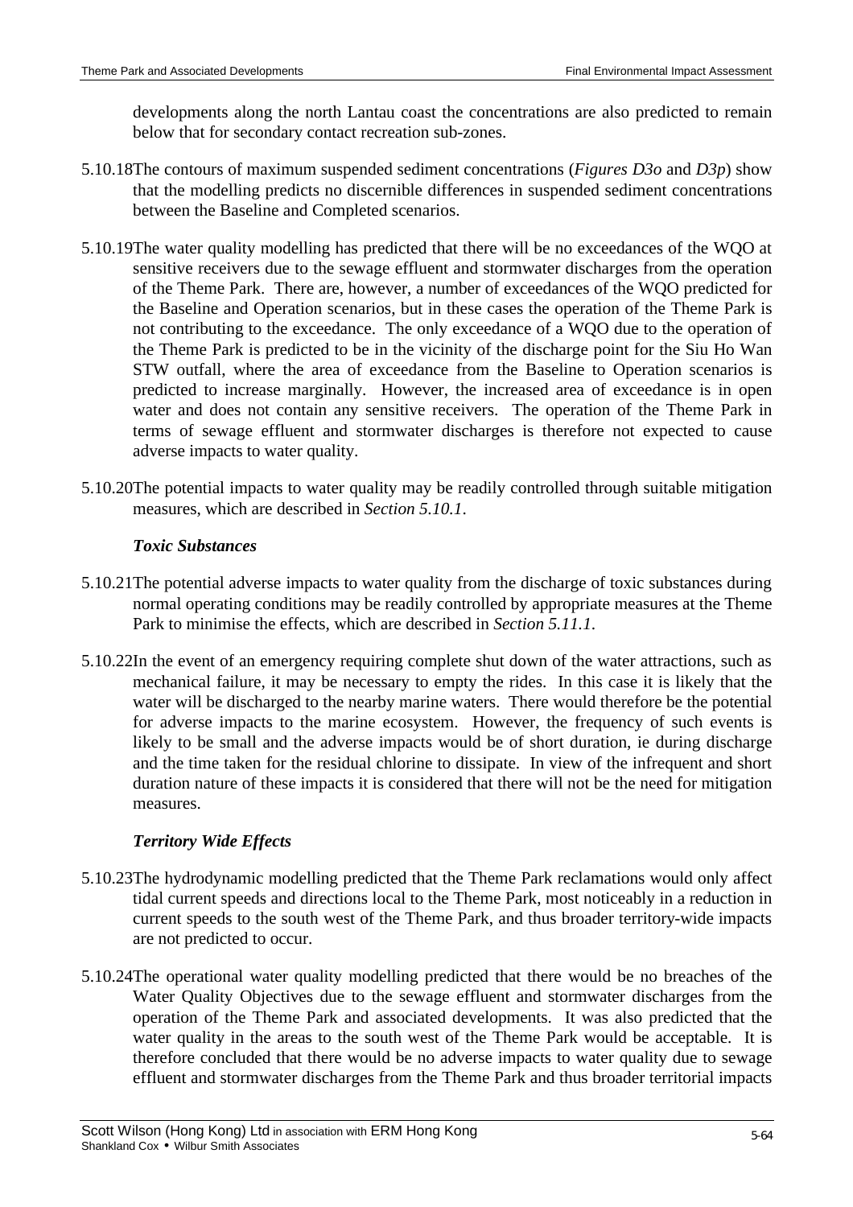developments along the north Lantau coast the concentrations are also predicted to remain below that for secondary contact recreation sub-zones.

5.10.18 The contours of maximum suspended sediment concentrations (*Figures D3o* and *D3p*) show that the modelling predicts no discernible differences in suspended sediment concentrations between the Baseline and Completed scenarios.

5.10.19 The water quality modelling has predicted that there will be no exceedances of the WQO at sensitive receivers due to the sewage effluent and stormwater discharges from the operation of the Theme Park. There are, however, a number of exceedances of the WQO predicted for the Baseline and Operation scenarios, but in these cases the operation of the Theme Park is not contributing to the exceedance. The only exceedance of a WQO due to the operation of the Theme Park is predicted to be in the vicinity of the discharge point for the Siu Ho Wan STW outfall, where the area of exceedance from the Baseline to Operation scenarios is predicted to increase marginally. However, the increased area of exceedance is in open water and does not contain any sensitive receivers. The operation of the Theme Park in terms of sewage effluent and stormwater discharges is therefore not expected to cause adverse impacts to water quality.

5.10.20 The potential impacts to water quality may be readily controlled through suitable mitigation measures, which are described in *Section 5.10.1*.

***Toxic Substances***

5.10.21 The potential adverse impacts to water quality from the discharge of toxic substances during normal operating conditions may be readily controlled by appropriate measures at the Theme Park to minimise the effects, which are described in *Section 5.11.1*.

5.10.22 In the event of an emergency requiring complete shut down of the water attractions, such as mechanical failure, it may be necessary to empty the rides. In this case it is likely that the water will be discharged to the nearby marine waters. There would therefore be the potential for adverse impacts to the marine ecosystem. However, the frequency of such events is likely to be small and the adverse impacts would be of short duration, ie during discharge and the time taken for the residual chlorine to dissipate. In view of the infrequent and short duration nature of these impacts it is considered that there will not be the need for mitigation measures.

***Territory Wide Effects***

5.10.23 The hydrodynamic modelling predicted that the Theme Park reclamations would only affect tidal current speeds and directions local to the Theme Park, most noticeably in a reduction in current speeds to the south west of the Theme Park, and thus broader territory-wide impacts are not predicted to occur.

5.10.24 The operational water quality modelling predicted that there would be no breaches of the Water Quality Objectives due to the sewage effluent and stormwater discharges from the operation of the Theme Park and associated developments. It was also predicted that the water quality in the areas to the south west of the Theme Park would be acceptable. It is therefore concluded that there would be no adverse impacts to water quality due to sewage effluent and stormwater discharges from the Theme Park and thus broader territorial impacts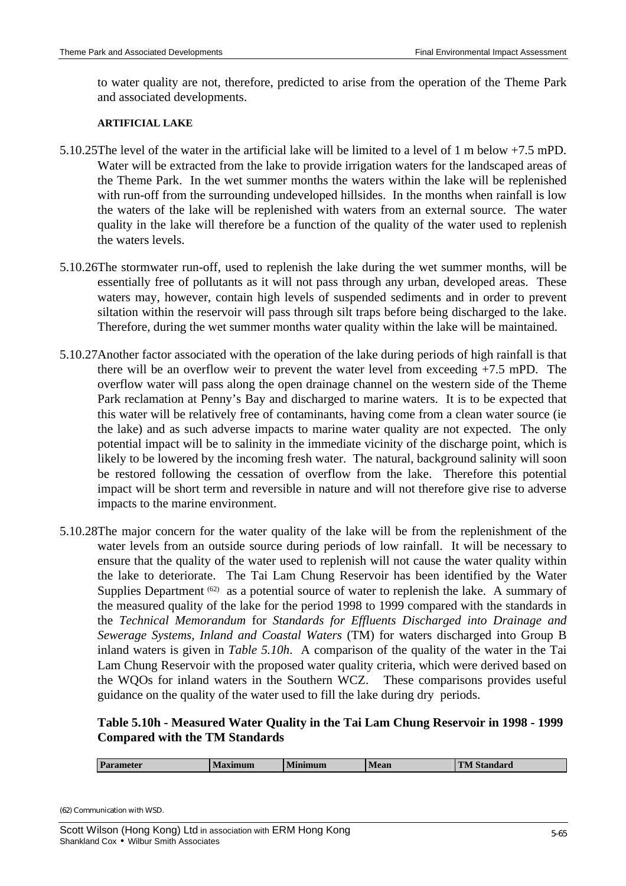to water quality are not, therefore, predicted to arise from the operation of the Theme Park and associated developments.

**ARTIFICIAL LAKE**

5.10.25 The level of the water in the artificial lake will be limited to a level of 1 m below +7.5 mPD. Water will be extracted from the lake to provide irrigation waters for the landscaped areas of the Theme Park. In the wet summer months the waters within the lake will be replenished with run-off from the surrounding undeveloped hillsides. In the months when rainfall is low the waters of the lake will be replenished with waters from an external source. The water quality in the lake will therefore be a function of the quality of the water used to replenish the waters levels.

5.10.26 The stormwater run-off, used to replenish the lake during the wet summer months, will be essentially free of pollutants as it will not pass through any urban, developed areas. These waters may, however, contain high levels of suspended sediments and in order to prevent siltation within the reservoir will pass through silt traps before being discharged to the lake. Therefore, during the wet summer months water quality within the lake will be maintained.

5.10.27 Another factor associated with the operation of the lake during periods of high rainfall is that there will be an overflow weir to prevent the water level from exceeding +7.5 mPD. The overflow water will pass along the open drainage channel on the western side of the Theme Park reclamation at Penny's Bay and discharged to marine waters. It is to be expected that this water will be relatively free of contaminants, having come from a clean water source (ie the lake) and as such adverse impacts to marine water quality are not expected. The only potential impact will be to salinity in the immediate vicinity of the discharge point, which is likely to be lowered by the incoming fresh water. The natural, background salinity will soon be restored following the cessation of overflow from the lake. Therefore this potential impact will be short term and reversible in nature and will not therefore give rise to adverse impacts to the marine environment.

5.10.28 The major concern for the water quality of the lake will be from the replenishment of the water levels from an outside source during periods of low rainfall. It will be necessary to ensure that the quality of the water used to replenish will not cause the water quality within the lake to deteriorate. The Tai Lam Chung Reservoir has been identified by the Water Supplies Department [62] as a potential source of water to replenish the lake. A summary of the measured quality of the lake for the period 1998 to 1999 compared with the standards in the *Technical Memorandum* for *Standards for Effluents Discharged into Drainage and Sewerage Systems, Inland and Coastal Waters* (TM) for waters discharged into Group B inland waters is given in *Table 5.10h*. A comparison of the quality of the water in the Tai Lam Chung Reservoir with the proposed water quality criteria, which were derived based on the WQOs for inland waters in the Southern WCZ. These comparisons provides useful guidance on the quality of the water used to fill the lake during dry periods.

**Table 5.10h - Measured Water Quality in the Tai Lam Chung Reservoir in 1998 - 1999 Compared with the TM Standards**

| Parameter | Maximum | Minimum | Mean | TM Standard |
|---|---|---|---|---|

(62) Communication with WSD.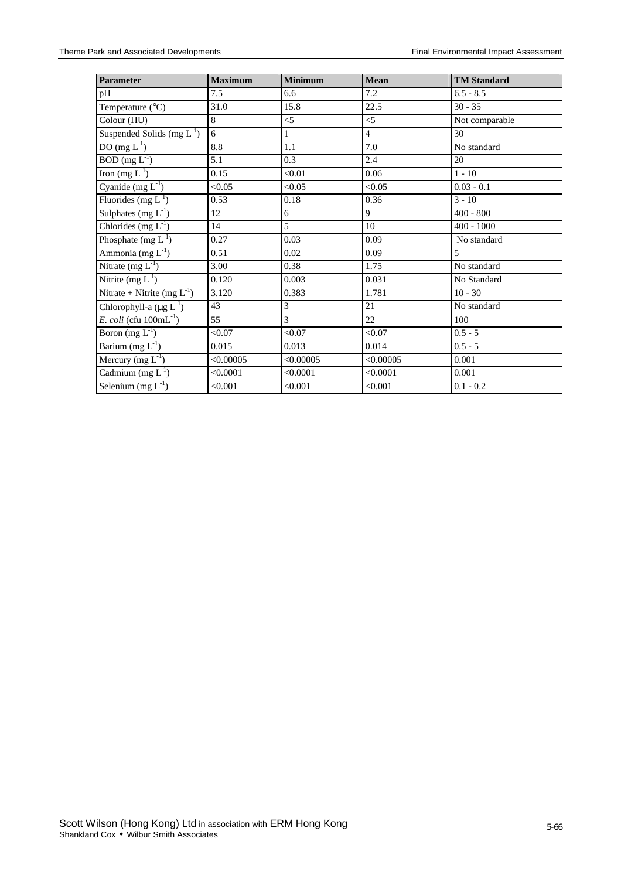| Parameter | Maximum | Minimum | Mean | TM Standard |
|---|---|---|---|---|
| pH | 7.5 | 6.6 | 7.2 | 6.5 - 8.5 |
| Temperature (°C) | 31.0 | 15.8 | 22.5 | 30 - 35 |
| Colour (HU) | 8 | <5 | <5 | Not comparable |
| Suspended Solids (mg $L^{-1}$) | 6 | 1 | 4 | 30 |
| DO (mg $L^{-1}$) | 8.8 | 1.1 | 7.0 | No standard |
| BOD (mg $L^{-1}$) | 5.1 | 0.3 | 2.4 | 20 |
| Iron (mg $L^{-1}$) | 0.15 | <0.01 | 0.06 | 1 - 10 |
| Cyanide (mg $L^{-1}$) | <0.05 | <0.05 | <0.05 | 0.03 - 0.1 |
| Fluorides (mg $L^{-1}$) | 0.53 | 0.18 | 0.36 | 3 - 10 |
| Sulphates (mg $L^{-1}$) | 12 | 6 | 9 | 400 - 800 |
| Chlorides (mg $L^{-1}$) | 14 | 5 | 10 | 400 - 1000 |
| Phosphate (mg $L^{-1}$) | 0.27 | 0.03 | 0.09 | No standard |
| Ammonia (mg $L^{-1}$) | 0.51 | 0.02 | 0.09 | 5 |
| Nitrate (mg $L^{-1}$) | 3.00 | 0.38 | 1.75 | No standard |
| Nitrite (mg $L^{-1}$) | 0.120 | 0.003 | 0.031 | No Standard |
| Nitrate + Nitrite (mg $L^{-1}$) | 3.120 | 0.383 | 1.781 | 10 - 30 |
| Chlorophyll-a (µg $L^{-1}$) | 43 | 3 | 21 | No standard |
| *E. coli* (cfu $100mL^{-1}$) | 55 | 3 | 22 | 100 |
| Boron (mg $L^{-1}$) | <0.07 | <0.07 | <0.07 | 0.5 - 5 |
| Barium (mg $L^{-1}$) | 0.015 | 0.013 | 0.014 | 0.5 - 5 |
| Mercury (mg $L^{-1}$) | <0.00005 | <0.00005 | <0.00005 | 0.001 |
| Cadmium (mg $L^{-1}$) | <0.0001 | <0.0001 | <0.0001 | 0.001 |
| Selenium (mg $L^{-1}$) | <0.001 | <0.001 | <0.001 | 0.1 - 0.2 |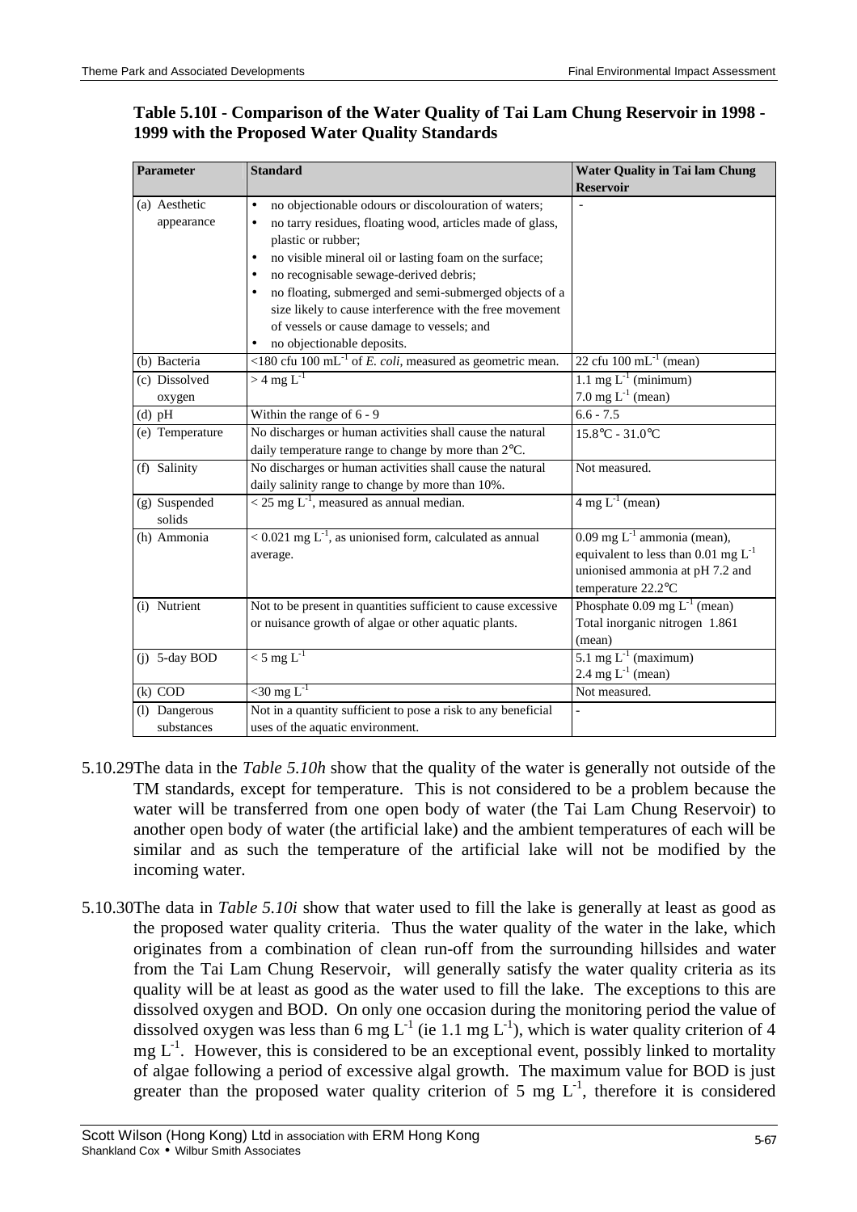**Table 5.10I - Comparison of the Water Quality of Tai Lam Chung Reservoir in 1998 - 1999 with the Proposed Water Quality Standards**

| Parameter | Standard | Water Quality in Tai lam Chung Reservoir |
|---|---|---|
| (a) Aesthetic appearance | • no objectionable odours or discolouration of waters; • no tarry residues, floating wood, articles made of glass, plastic or rubber; • no visible mineral oil or lasting foam on the surface; • no recognisable sewage-derived debris; • no floating, submerged and semi-submerged objects of a size likely to cause interference with the free movement of vessels or cause damage to vessels; and • no objectionable deposits. | - |
| (b) Bacteria | <180 cfu 100 $mL^{-1}$ of *E. coli*, measured as geometric mean. | 22 cfu 100 $mL^{-1}$ (mean) |
| (c) Dissolved oxygen | > 4 mg $L^{-1}$ | 1.1 mg $L^{-1}$ (minimum) 7.0 mg $L^{-1}$ (mean) |
| (d) pH | Within the range of 6 - 9 | 6.6 - 7.5 |
| (e) Temperature | No discharges or human activities shall cause the natural daily temperature range to change by more than 2℃. | 15.8℃ - 31.0℃ |
| (f) Salinity | No discharges or human activities shall cause the natural daily salinity range to change by more than 10%. | Not measured. |
| (g) Suspended solids | < 25 mg $L^{-1}$, measured as annual median. | 4 mg $L^{-1}$ (mean) |
| (h) Ammonia | < 0.021 mg $L^{-1}$, as unionised form, calculated as annual average. | 0.09 mg $L^{-1}$ ammonia (mean), equivalent to less than 0.01 mg $L^{-1}$ unionised ammonia at pH 7.2 and temperature 22.2℃ |
| (i) Nutrient | Not to be present in quantities sufficient to cause excessive or nuisance growth of algae or other aquatic plants. | Phosphate 0.09 mg $L^{-1}$ (mean) Total inorganic nitrogen 1.861 (mean) |
| (j) 5-day BOD | < 5 mg $L^{-1}$ | 5.1 mg $L^{-1}$ (maximum) 2.4 mg $L^{-1}$ (mean) |
| (k) COD | <30 mg $L^{-1}$ | Not measured. |
| (l) Dangerous substances | Not in a quantity sufficient to pose a risk to any beneficial uses of the aquatic environment. | - |

5.10.29 The data in the *Table 5.10h* show that the quality of the water is generally not outside of the TM standards, except for temperature. This is not considered to be a problem because the water will be transferred from one open body of water (the Tai Lam Chung Reservoir) to another open body of water (the artificial lake) and the ambient temperatures of each will be similar and as such the temperature of the artificial lake will not be modified by the incoming water.

5.10.30 The data in *Table 5.10i* show that water used to fill the lake is generally at least as good as the proposed water quality criteria. Thus the water quality of the water in the lake, which originates from a combination of clean run-off from the surrounding hillsides and water from the Tai Lam Chung Reservoir, will generally satisfy the water quality criteria as its quality will be at least as good as the water used to fill the lake. The exceptions to this are dissolved oxygen and BOD. On only one occasion during the monitoring period the value of dissolved oxygen was less than 6 mg $L^{-1}$ (ie 1.1 mg $L^{-1}$), which is water quality criterion of 4 mg $L^{-1}$. However, this is considered to be an exceptional event, possibly linked to mortality of algae following a period of excessive algal growth. The maximum value for BOD is just greater than the proposed water quality criterion of 5 mg $L^{-1}$, therefore it is considered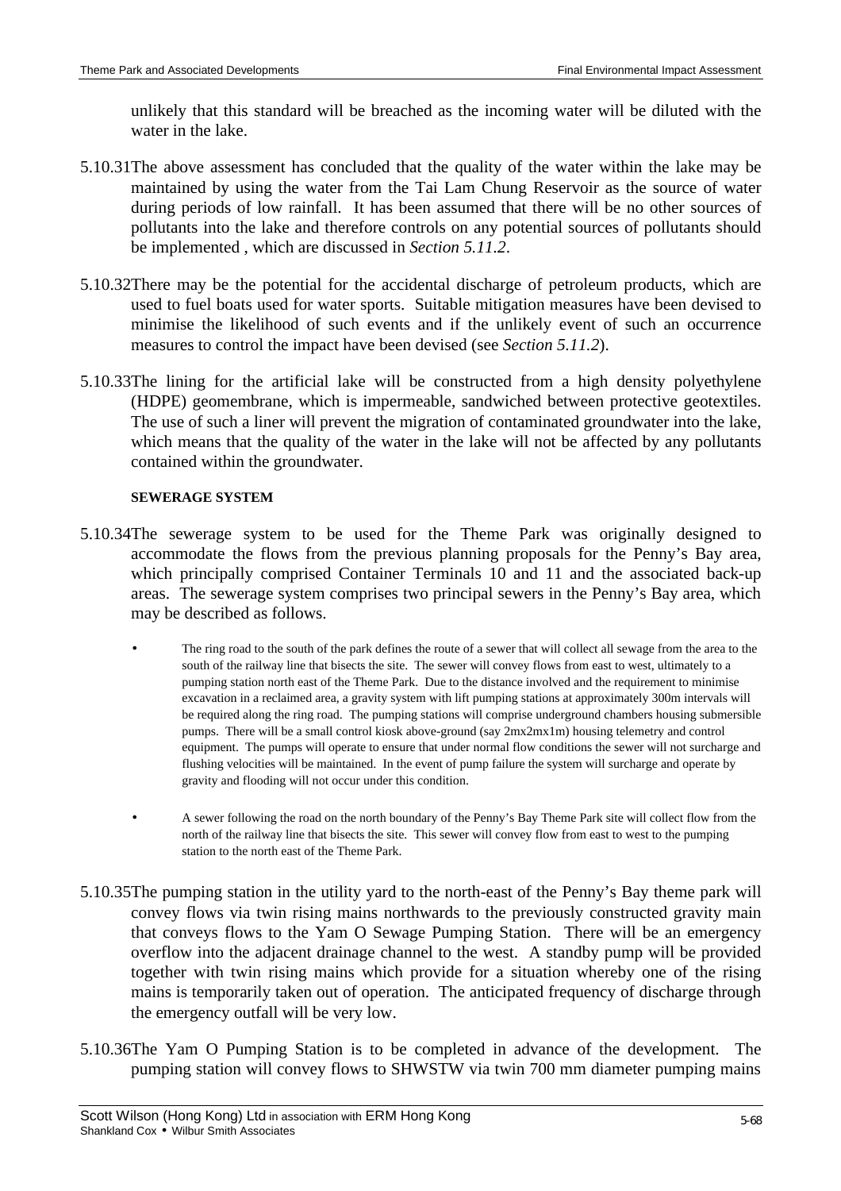unlikely that this standard will be breached as the incoming water will be diluted with the water in the lake.

5.10.31 The above assessment has concluded that the quality of the water within the lake may be maintained by using the water from the Tai Lam Chung Reservoir as the source of water during periods of low rainfall. It has been assumed that there will be no other sources of pollutants into the lake and therefore controls on any potential sources of pollutants should be implemented , which are discussed in *Section 5.11.2*.

5.10.32 There may be the potential for the accidental discharge of petroleum products, which are used to fuel boats used for water sports. Suitable mitigation measures have been devised to minimise the likelihood of such events and if the unlikely event of such an occurrence measures to control the impact have been devised (see *Section 5.11.2*).

5.10.33 The lining for the artificial lake will be constructed from a high density polyethylene (HDPE) geomembrane, which is impermeable, sandwiched between protective geotextiles. The use of such a liner will prevent the migration of contaminated groundwater into the lake, which means that the quality of the water in the lake will not be affected by any pollutants contained within the groundwater.

**SEWERAGE SYSTEM**

5.10.34 The sewerage system to be used for the Theme Park was originally designed to accommodate the flows from the previous planning proposals for the Penny's Bay area, which principally comprised Container Terminals 10 and 11 and the associated back-up areas. The sewerage system comprises two principal sewers in the Penny's Bay area, which may be described as follows.

- The ring road to the south of the park defines the route of a sewer that will collect all sewage from the area to the south of the railway line that bisects the site. The sewer will convey flows from east to west, ultimately to a pumping station north east of the Theme Park. Due to the distance involved and the requirement to minimise excavation in a reclaimed area, a gravity system with lift pumping stations at approximately 300m intervals will be required along the ring road. The pumping stations will comprise underground chambers housing submersible pumps. There will be a small control kiosk above-ground (say 2mx2mx1m) housing telemetry and control equipment. The pumps will operate to ensure that under normal flow conditions the sewer will not surcharge and flushing velocities will be maintained. In the event of pump failure the system will surcharge and operate by gravity and flooding will not occur under this condition.

- A sewer following the road on the north boundary of the Penny's Bay Theme Park site will collect flow from the north of the railway line that bisects the site. This sewer will convey flow from east to west to the pumping station to the north east of the Theme Park.

5.10.35 The pumping station in the utility yard to the north-east of the Penny's Bay theme park will convey flows via twin rising mains northwards to the previously constructed gravity main that conveys flows to the Yam O Sewage Pumping Station. There will be an emergency overflow into the adjacent drainage channel to the west. A standby pump will be provided together with twin rising mains which provide for a situation whereby one of the rising mains is temporarily taken out of operation. The anticipated frequency of discharge through the emergency outfall will be very low.

5.10.36 The Yam O Pumping Station is to be completed in advance of the development. The pumping station will convey flows to SHWSTW via twin 700 mm diameter pumping mains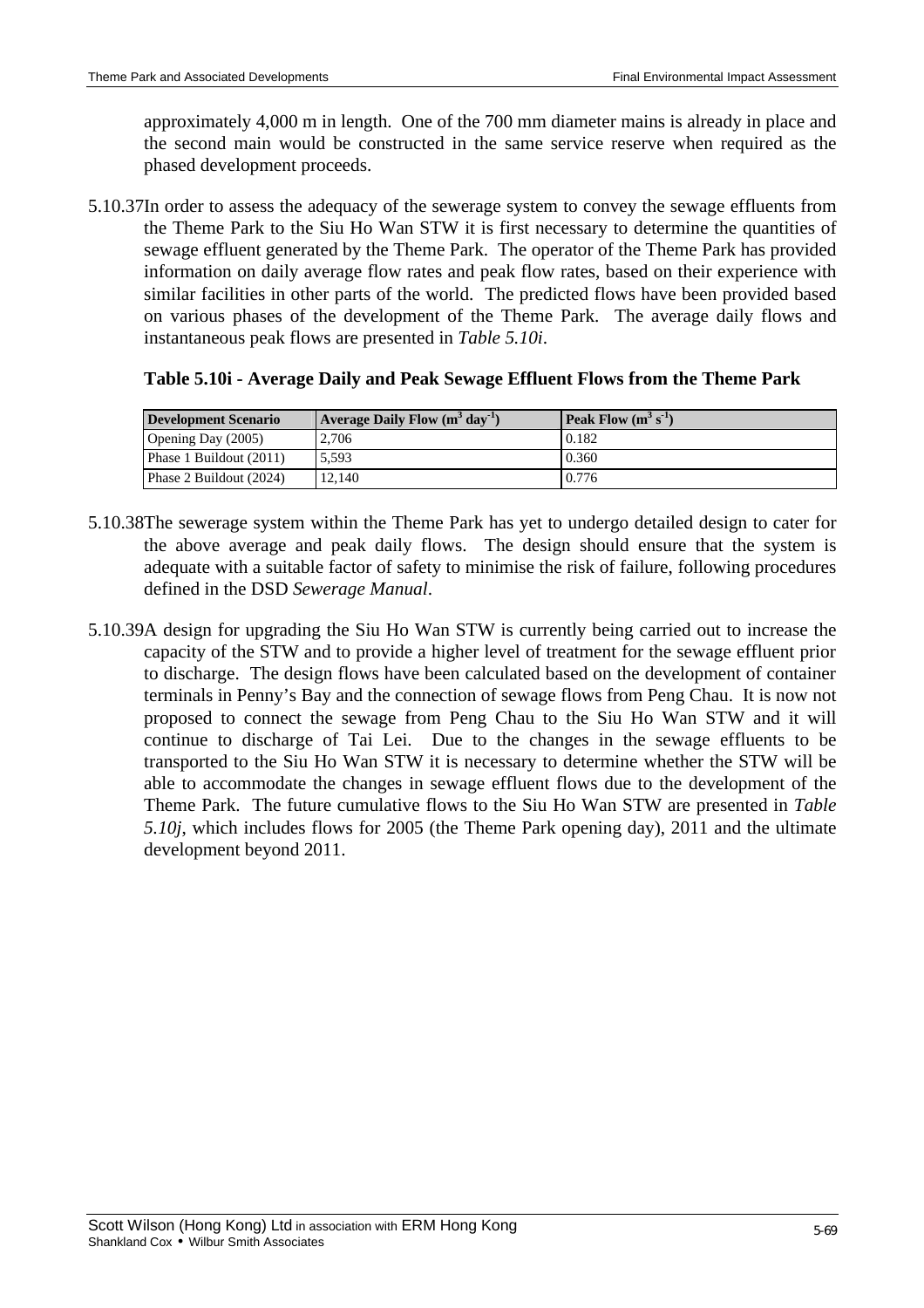approximately 4,000 m in length. One of the 700 mm diameter mains is already in place and the second main would be constructed in the same service reserve when required as the phased development proceeds.

5.10.37 In order to assess the adequacy of the sewerage system to convey the sewage effluents from the Theme Park to the Siu Ho Wan STW it is first necessary to determine the quantities of sewage effluent generated by the Theme Park. The operator of the Theme Park has provided information on daily average flow rates and peak flow rates, based on their experience with similar facilities in other parts of the world. The predicted flows have been provided based on various phases of the development of the Theme Park. The average daily flows and instantaneous peak flows are presented in *Table 5.10i*.

**Table 5.10i - Average Daily and Peak Sewage Effluent Flows from the Theme Park**

| Development Scenario | Average Daily Flow ($m^3$ $day^{-1}$) | Peak Flow ($m^3$ $s^{-1}$) |
|---|---|---|
| Opening Day (2005) | 2,706 | 0.182 |
| Phase 1 Buildout (2011) | 5,593 | 0.360 |
| Phase 2 Buildout (2024) | 12,140 | 0.776 |

5.10.38 The sewerage system within the Theme Park has yet to undergo detailed design to cater for the above average and peak daily flows. The design should ensure that the system is adequate with a suitable factor of safety to minimise the risk of failure, following procedures defined in the DSD *Sewerage Manual*.

5.10.39 A design for upgrading the Siu Ho Wan STW is currently being carried out to increase the capacity of the STW and to provide a higher level of treatment for the sewage effluent prior to discharge. The design flows have been calculated based on the development of container terminals in Penny's Bay and the connection of sewage flows from Peng Chau. It is now not proposed to connect the sewage from Peng Chau to the Siu Ho Wan STW and it will continue to discharge of Tai Lei. Due to the changes in the sewage effluents to be transported to the Siu Ho Wan STW it is necessary to determine whether the STW will be able to accommodate the changes in sewage effluent flows due to the development of the Theme Park. The future cumulative flows to the Siu Ho Wan STW are presented in *Table 5.10j*, which includes flows for 2005 (the Theme Park opening day), 2011 and the ultimate development beyond 2011.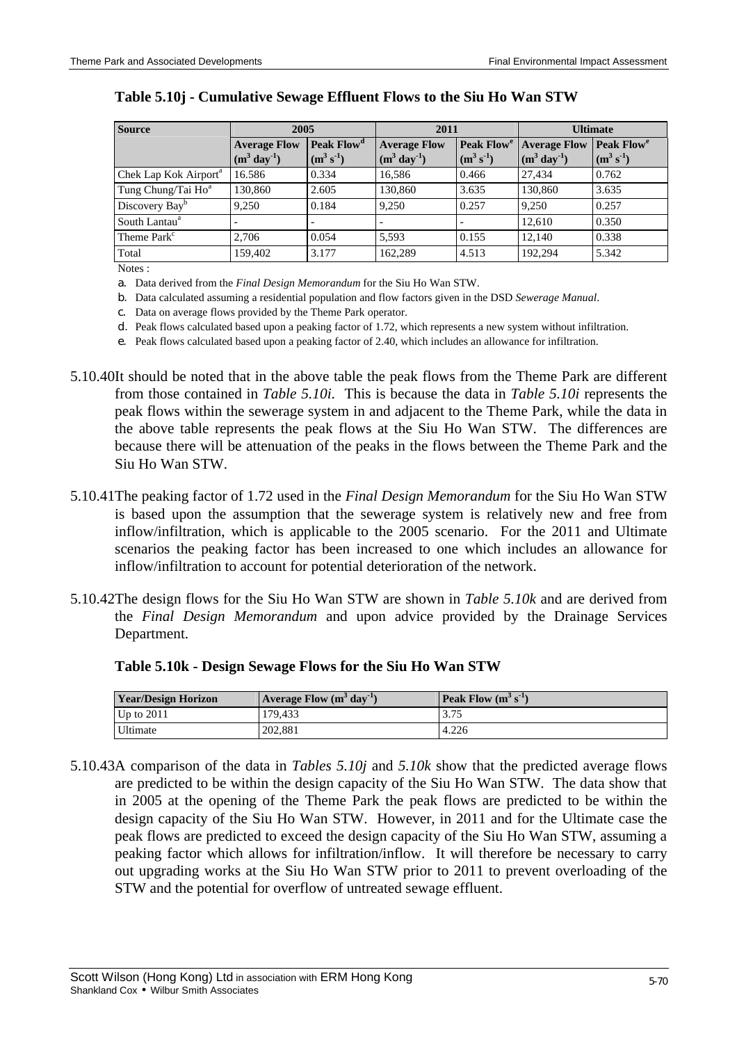**Table 5.10j - Cumulative Sewage Effluent Flows to the Siu Ho Wan STW**

| Source | 2005 | | 2011 | | Ultimate | |
|---|---|---|---|---|---|---|
| | Average Flow ($m^3$ $day^{-1}$) | Peak Flow[d] ($m^3$ $s^{-1}$) | Average Flow ($m^3$ $day^{-1}$) | Peak Flow[e] ($m^3$ $s^{-1}$) | Average Flow ($m^3$ $day^{-1}$) | Peak Flow[e] ($m^3$ $s^{-1}$) |
| Chek Lap Kok Airport[a] | 16.586 | 0.334 | 16,586 | 0.466 | 27,434 | 0.762 |
| Tung Chung/Tai Ho[a] | 130,860 | 2.605 | 130,860 | 3.635 | 130,860 | 3.635 |
| Discovery Bay[b] | 9,250 | 0.184 | 9,250 | 0.257 | 9,250 | 0.257 |
| South Lantau[a] | - | - | - | - | 12,610 | 0.350 |
| Theme Park[c] | 2,706 | 0.054 | 5,593 | 0.155 | 12,140 | 0.338 |
| Total | 159,402 | 3.177 | 162,289 | 4.513 | 192,294 | 5.342 |

Notes :

a. Data derived from the *Final Design Memorandum* for the Siu Ho Wan STW.

b. Data calculated assuming a residential population and flow factors given in the DSD *Sewerage Manual*.

c. Data on average flows provided by the Theme Park operator.

d. Peak flows calculated based upon a peaking factor of 1.72, which represents a new system without infiltration.

e. Peak flows calculated based upon a peaking factor of 2.40, which includes an allowance for infiltration.

5.10.40 It should be noted that in the above table the peak flows from the Theme Park are different from those contained in *Table 5.10i*. This is because the data in *Table 5.10i* represents the peak flows within the sewerage system in and adjacent to the Theme Park, while the data in the above table represents the peak flows at the Siu Ho Wan STW. The differences are because there will be attenuation of the peaks in the flows between the Theme Park and the Siu Ho Wan STW.

5.10.41 The peaking factor of 1.72 used in the *Final Design Memorandum* for the Siu Ho Wan STW is based upon the assumption that the sewerage system is relatively new and free from inflow/infiltration, which is applicable to the 2005 scenario. For the 2011 and Ultimate scenarios the peaking factor has been increased to one which includes an allowance for inflow/infiltration to account for potential deterioration of the network.

5.10.42 The design flows for the Siu Ho Wan STW are shown in *Table 5.10k* and are derived from the *Final Design Memorandum* and upon advice provided by the Drainage Services Department.

**Table 5.10k - Design Sewage Flows for the Siu Ho Wan STW**

| Year/Design Horizon | Average Flow ($m^3$ $day^{-1}$) | Peak Flow ($m^3$ $s^{-1}$) |
|---|---|---|
| Up to 2011 | 179,433 | 3.75 |
| Ultimate | 202,881 | 4.226 |

5.10.43 A comparison of the data in *Tables 5.10j* and *5.10k* show that the predicted average flows are predicted to be within the design capacity of the Siu Ho Wan STW. The data show that in 2005 at the opening of the Theme Park the peak flows are predicted to be within the design capacity of the Siu Ho Wan STW. However, in 2011 and for the Ultimate case the peak flows are predicted to exceed the design capacity of the Siu Ho Wan STW, assuming a peaking factor which allows for infiltration/inflow. It will therefore be necessary to carry out upgrading works at the Siu Ho Wan STW prior to 2011 to prevent overloading of the STW and the potential for overflow of untreated sewage effluent.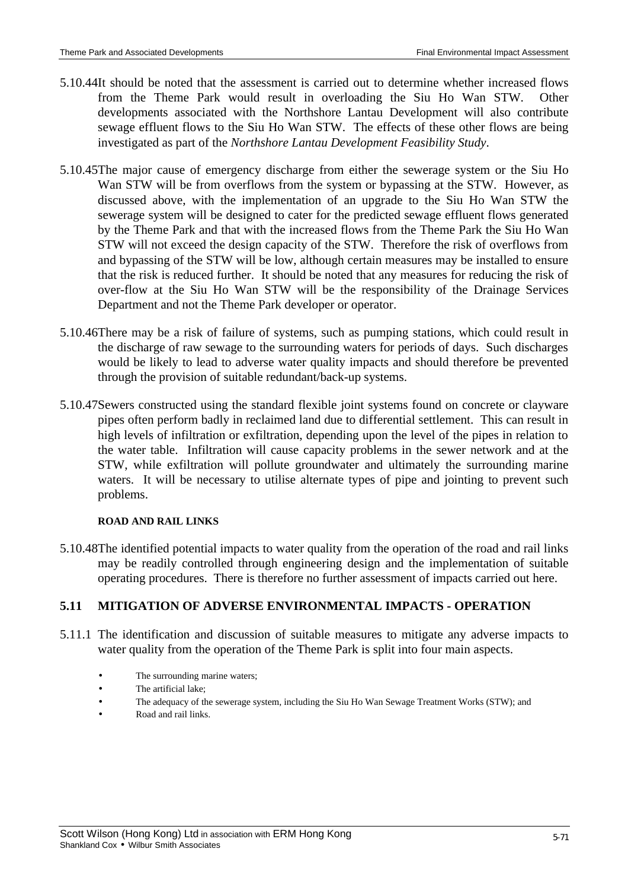5.10.44 It should be noted that the assessment is carried out to determine whether increased flows from the Theme Park would result in overloading the Siu Ho Wan STW. Other developments associated with the Northshore Lantau Development will also contribute sewage effluent flows to the Siu Ho Wan STW. The effects of these other flows are being investigated as part of the *Northshore Lantau Development Feasibility Study*.

5.10.45 The major cause of emergency discharge from either the sewerage system or the Siu Ho Wan STW will be from overflows from the system or bypassing at the STW. However, as discussed above, with the implementation of an upgrade to the Siu Ho Wan STW the sewerage system will be designed to cater for the predicted sewage effluent flows generated by the Theme Park and that with the increased flows from the Theme Park the Siu Ho Wan STW will not exceed the design capacity of the STW. Therefore the risk of overflows from and bypassing of the STW will be low, although certain measures may be installed to ensure that the risk is reduced further. It should be noted that any measures for reducing the risk of over-flow at the Siu Ho Wan STW will be the responsibility of the Drainage Services Department and not the Theme Park developer or operator.

5.10.46 There may be a risk of failure of systems, such as pumping stations, which could result in the discharge of raw sewage to the surrounding waters for periods of days. Such discharges would be likely to lead to adverse water quality impacts and should therefore be prevented through the provision of suitable redundant/back-up systems.

5.10.47 Sewers constructed using the standard flexible joint systems found on concrete or clayware pipes often perform badly in reclaimed land due to differential settlement. This can result in high levels of infiltration or exfiltration, depending upon the level of the pipes in relation to the water table. Infiltration will cause capacity problems in the sewer network and at the STW, while exfiltration will pollute groundwater and ultimately the surrounding marine waters. It will be necessary to utilise alternate types of pipe and jointing to prevent such problems.

**ROAD AND RAIL LINKS**

5.10.48 The identified potential impacts to water quality from the operation of the road and rail links may be readily controlled through engineering design and the implementation of suitable operating procedures. There is therefore no further assessment of impacts carried out here.

## 5.11 MITIGATION OF ADVERSE ENVIRONMENTAL IMPACTS - OPERATION

5.11.1 The identification and discussion of suitable measures to mitigate any adverse impacts to water quality from the operation of the Theme Park is split into four main aspects.

- The surrounding marine waters;
- The artificial lake;
- The adequacy of the sewerage system, including the Siu Ho Wan Sewage Treatment Works (STW); and
- Road and rail links.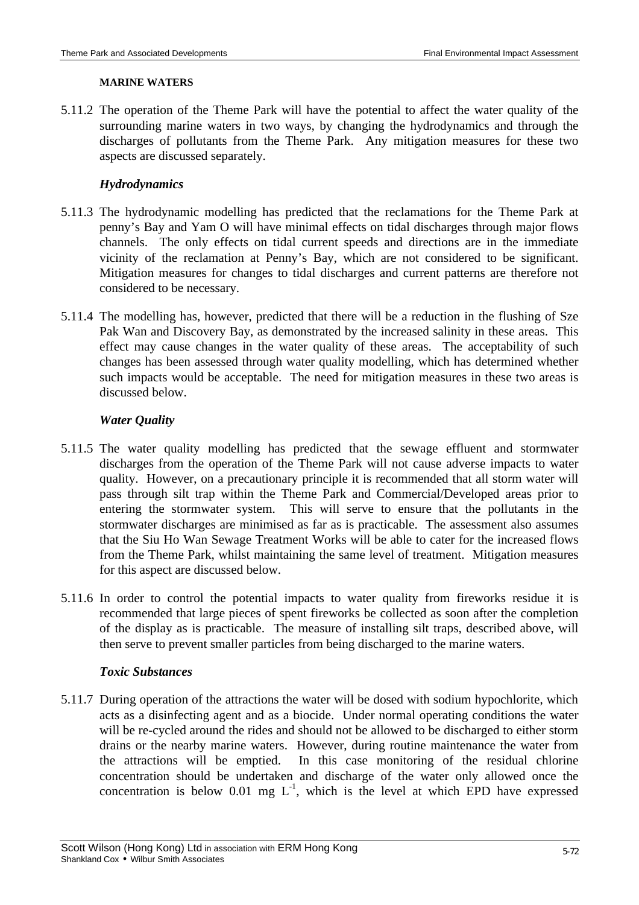**MARINE WATERS**

5.11.2 The operation of the Theme Park will have the potential to affect the water quality of the surrounding marine waters in two ways, by changing the hydrodynamics and through the discharges of pollutants from the Theme Park. Any mitigation measures for these two aspects are discussed separately.

### *Hydrodynamics*

5.11.3 The hydrodynamic modelling has predicted that the reclamations for the Theme Park at penny's Bay and Yam O will have minimal effects on tidal discharges through major flows channels. The only effects on tidal current speeds and directions are in the immediate vicinity of the reclamation at Penny's Bay, which are not considered to be significant. Mitigation measures for changes to tidal discharges and current patterns are therefore not considered to be necessary.

5.11.4 The modelling has, however, predicted that there will be a reduction in the flushing of Sze Pak Wan and Discovery Bay, as demonstrated by the increased salinity in these areas. This effect may cause changes in the water quality of these areas. The acceptability of such changes has been assessed through water quality modelling, which has determined whether such impacts would be acceptable. The need for mitigation measures in these two areas is discussed below.

### *Water Quality*

5.11.5 The water quality modelling has predicted that the sewage effluent and stormwater discharges from the operation of the Theme Park will not cause adverse impacts to water quality. However, on a precautionary principle it is recommended that all storm water will pass through silt trap within the Theme Park and Commercial/Developed areas prior to entering the stormwater system. This will serve to ensure that the pollutants in the stormwater discharges are minimised as far as is practicable. The assessment also assumes that the Siu Ho Wan Sewage Treatment Works will be able to cater for the increased flows from the Theme Park, whilst maintaining the same level of treatment. Mitigation measures for this aspect are discussed below.

5.11.6 In order to control the potential impacts to water quality from fireworks residue it is recommended that large pieces of spent fireworks be collected as soon after the completion of the display as is practicable. The measure of installing silt traps, described above, will then serve to prevent smaller particles from being discharged to the marine waters.

### *Toxic Substances*

5.11.7 During operation of the attractions the water will be dosed with sodium hypochlorite, which acts as a disinfecting agent and as a biocide. Under normal operating conditions the water will be re-cycled around the rides and should not be allowed to be discharged to either storm drains or the nearby marine waters. However, during routine maintenance the water from the attractions will be emptied. In this case monitoring of the residual chlorine concentration should be undertaken and discharge of the water only allowed once the concentration is below 0.01 mg $L^{-1}$, which is the level at which EPD have expressed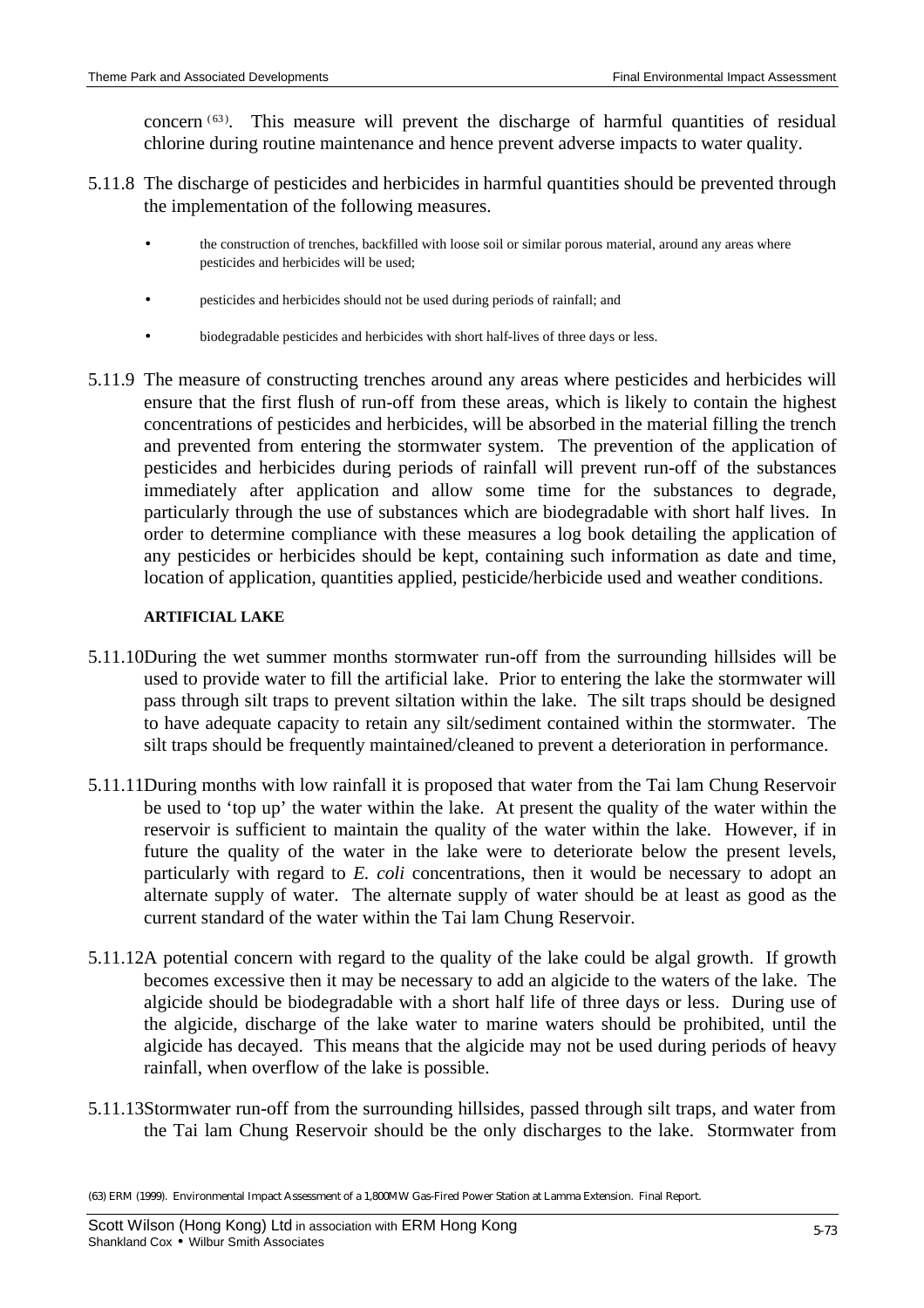concern [63]. This measure will prevent the discharge of harmful quantities of residual chlorine during routine maintenance and hence prevent adverse impacts to water quality.

5.11.8 The discharge of pesticides and herbicides in harmful quantities should be prevented through the implementation of the following measures.

- the construction of trenches, backfilled with loose soil or similar porous material, around any areas where pesticides and herbicides will be used;
- pesticides and herbicides should not be used during periods of rainfall; and
- biodegradable pesticides and herbicides with short half-lives of three days or less.

5.11.9 The measure of constructing trenches around any areas where pesticides and herbicides will ensure that the first flush of run-off from these areas, which is likely to contain the highest concentrations of pesticides and herbicides, will be absorbed in the material filling the trench and prevented from entering the stormwater system. The prevention of the application of pesticides and herbicides during periods of rainfall will prevent run-off of the substances immediately after application and allow some time for the substances to degrade, particularly through the use of substances which are biodegradable with short half lives. In order to determine compliance with these measures a log book detailing the application of any pesticides or herbicides should be kept, containing such information as date and time, location of application, quantities applied, pesticide/herbicide used and weather conditions.

**ARTIFICIAL LAKE**

5.11.10 During the wet summer months stormwater run-off from the surrounding hillsides will be used to provide water to fill the artificial lake. Prior to entering the lake the stormwater will pass through silt traps to prevent siltation within the lake. The silt traps should be designed to have adequate capacity to retain any silt/sediment contained within the stormwater. The silt traps should be frequently maintained/cleaned to prevent a deterioration in performance.

5.11.11 During months with low rainfall it is proposed that water from the Tai lam Chung Reservoir be used to 'top up' the water within the lake. At present the quality of the water within the reservoir is sufficient to maintain the quality of the water within the lake. However, if in future the quality of the water in the lake were to deteriorate below the present levels, particularly with regard to *E. coli* concentrations, then it would be necessary to adopt an alternate supply of water. The alternate supply of water should be at least as good as the current standard of the water within the Tai lam Chung Reservoir.

5.11.12 A potential concern with regard to the quality of the lake could be algal growth. If growth becomes excessive then it may be necessary to add an algicide to the waters of the lake. The algicide should be biodegradable with a short half life of three days or less. During use of the algicide, discharge of the lake water to marine waters should be prohibited, until the algicide has decayed. This means that the algicide may not be used during periods of heavy rainfall, when overflow of the lake is possible.

5.11.13 Stormwater run-off from the surrounding hillsides, passed through silt traps, and water from the Tai lam Chung Reservoir should be the only discharges to the lake. Stormwater from

(63) ERM (1999). Environmental Impact Assessment of a 1,800MW Gas-Fired Power Station at Lamma Extension. Final Report.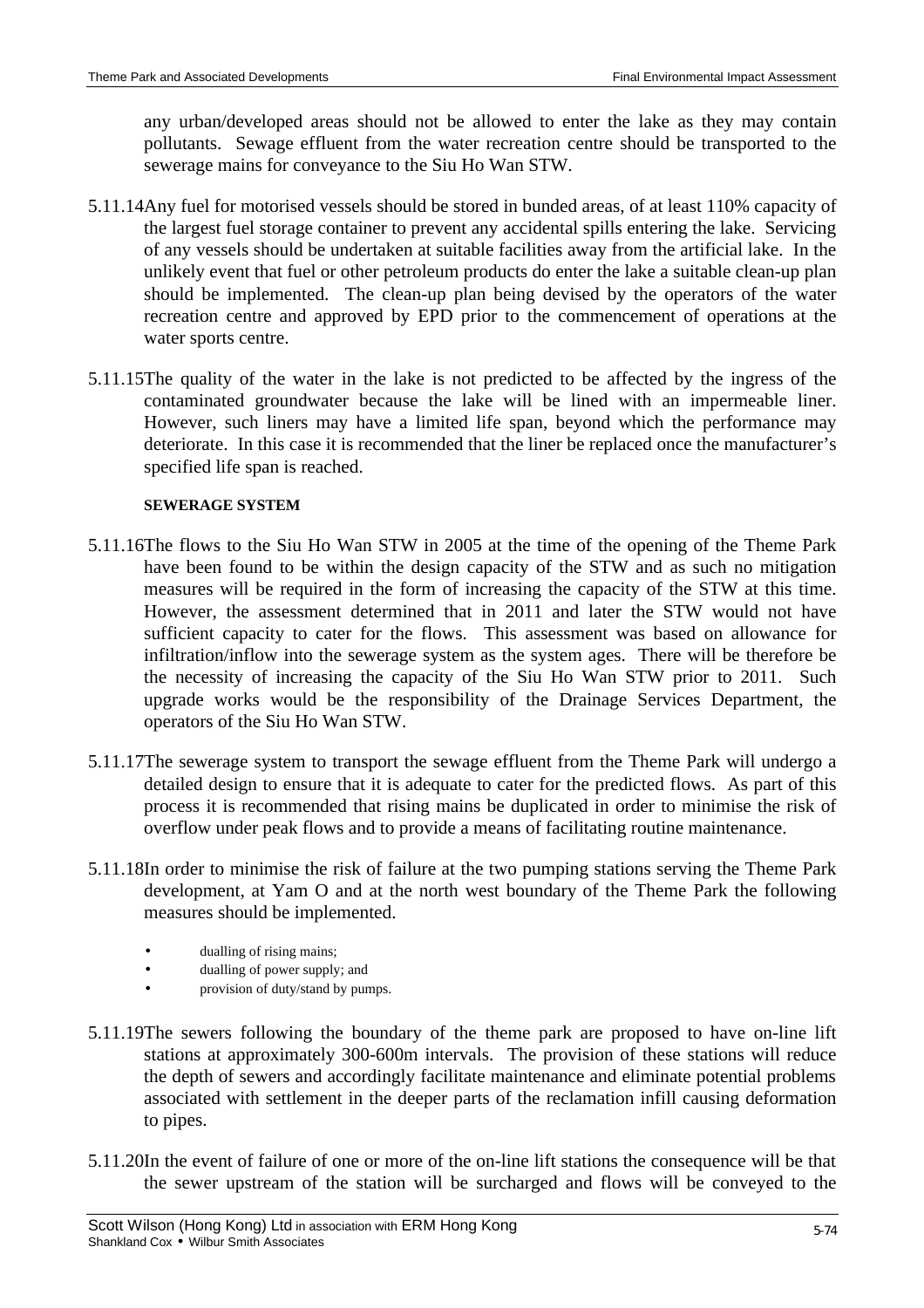any urban/developed areas should not be allowed to enter the lake as they may contain pollutants. Sewage effluent from the water recreation centre should be transported to the sewerage mains for conveyance to the Siu Ho Wan STW.

5.11.14 Any fuel for motorised vessels should be stored in bunded areas, of at least 110% capacity of the largest fuel storage container to prevent any accidental spills entering the lake. Servicing of any vessels should be undertaken at suitable facilities away from the artificial lake. In the unlikely event that fuel or other petroleum products do enter the lake a suitable clean-up plan should be implemented. The clean-up plan being devised by the operators of the water recreation centre and approved by EPD prior to the commencement of operations at the water sports centre.

5.11.15 The quality of the water in the lake is not predicted to be affected by the ingress of the contaminated groundwater because the lake will be lined with an impermeable liner. However, such liners may have a limited life span, beyond which the performance may deteriorate. In this case it is recommended that the liner be replaced once the manufacturer's specified life span is reached.

**SEWERAGE SYSTEM**

5.11.16 The flows to the Siu Ho Wan STW in 2005 at the time of the opening of the Theme Park have been found to be within the design capacity of the STW and as such no mitigation measures will be required in the form of increasing the capacity of the STW at this time. However, the assessment determined that in 2011 and later the STW would not have sufficient capacity to cater for the flows. This assessment was based on allowance for infiltration/inflow into the sewerage system as the system ages. There will be therefore be the necessity of increasing the capacity of the Siu Ho Wan STW prior to 2011. Such upgrade works would be the responsibility of the Drainage Services Department, the operators of the Siu Ho Wan STW.

5.11.17 The sewerage system to transport the sewage effluent from the Theme Park will undergo a detailed design to ensure that it is adequate to cater for the predicted flows. As part of this process it is recommended that rising mains be duplicated in order to minimise the risk of overflow under peak flows and to provide a means of facilitating routine maintenance.

5.11.18 In order to minimise the risk of failure at the two pumping stations serving the Theme Park development, at Yam O and at the north west boundary of the Theme Park the following measures should be implemented.

- dualling of rising mains;
- dualling of power supply; and
- provision of duty/stand by pumps.

5.11.19 The sewers following the boundary of the theme park are proposed to have on-line lift stations at approximately 300-600m intervals. The provision of these stations will reduce the depth of sewers and accordingly facilitate maintenance and eliminate potential problems associated with settlement in the deeper parts of the reclamation infill causing deformation to pipes.

5.11.20 In the event of failure of one or more of the on-line lift stations the consequence will be that the sewer upstream of the station will be surcharged and flows will be conveyed to the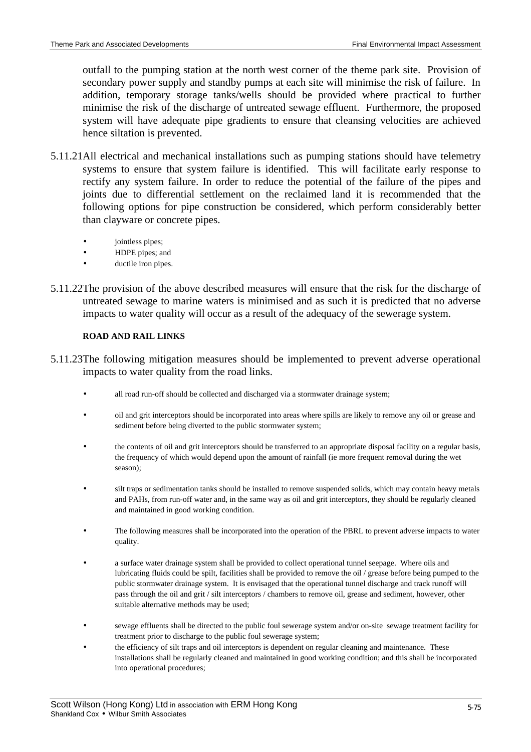outfall to the pumping station at the north west corner of the theme park site. Provision of secondary power supply and standby pumps at each site will minimise the risk of failure. In addition, temporary storage tanks/wells should be provided where practical to further minimise the risk of the discharge of untreated sewage effluent. Furthermore, the proposed system will have adequate pipe gradients to ensure that cleansing velocities are achieved hence siltation is prevented.

5.11.21 All electrical and mechanical installations such as pumping stations should have telemetry systems to ensure that system failure is identified. This will facilitate early response to rectify any system failure. In order to reduce the potential of the failure of the pipes and joints due to differential settlement on the reclaimed land it is recommended that the following options for pipe construction be considered, which perform considerably better than clayware or concrete pipes.

- jointless pipes;
- HDPE pipes; and
- ductile iron pipes.

5.11.22 The provision of the above described measures will ensure that the risk for the discharge of untreated sewage to marine waters is minimised and as such it is predicted that no adverse impacts to water quality will occur as a result of the adequacy of the sewerage system.

**ROAD AND RAIL LINKS**

5.11.23 The following mitigation measures should be implemented to prevent adverse operational impacts to water quality from the road links.

- all road run-off should be collected and discharged via a stormwater drainage system;
- oil and grit interceptors should be incorporated into areas where spills are likely to remove any oil or grease and sediment before being diverted to the public stormwater system;
- the contents of oil and grit interceptors should be transferred to an appropriate disposal facility on a regular basis, the frequency of which would depend upon the amount of rainfall (ie more frequent removal during the wet season);
- silt traps or sedimentation tanks should be installed to remove suspended solids, which may contain heavy metals and PAHs, from run-off water and, in the same way as oil and grit interceptors, they should be regularly cleaned and maintained in good working condition.
- The following measures shall be incorporated into the operation of the PBRL to prevent adverse impacts to water quality.
- a surface water drainage system shall be provided to collect operational tunnel seepage. Where oils and lubricating fluids could be spilt, facilities shall be provided to remove the oil / grease before being pumped to the public stormwater drainage system. It is envisaged that the operational tunnel discharge and track runoff will pass through the oil and grit / silt interceptors / chambers to remove oil, grease and sediment, however, other suitable alternative methods may be used;
- sewage effluents shall be directed to the public foul sewerage system and/or on-site sewage treatment facility for treatment prior to discharge to the public foul sewerage system;
- the efficiency of silt traps and oil interceptors is dependent on regular cleaning and maintenance. These installations shall be regularly cleaned and maintained in good working condition; and this shall be incorporated into operational procedures;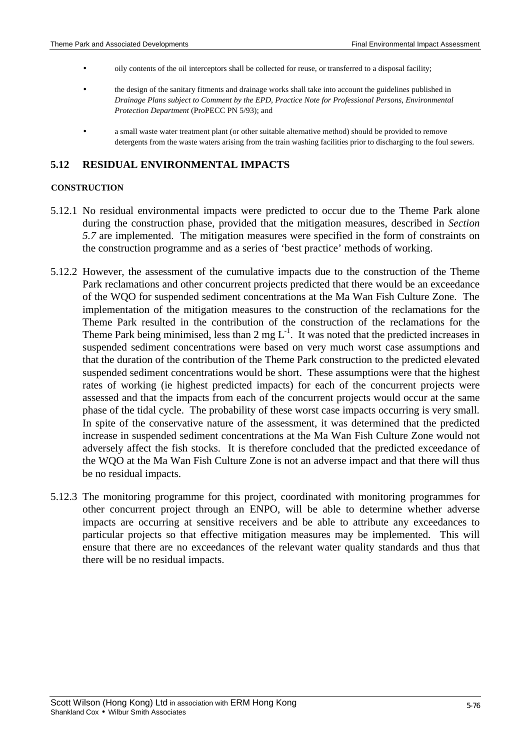- oily contents of the oil interceptors shall be collected for reuse, or transferred to a disposal facility;
- the design of the sanitary fitments and drainage works shall take into account the guidelines published in *Drainage Plans subject to Comment by the EPD, Practice Note for Professional Persons, Environmental Protection Department* (ProPECC PN 5/93); and
- a small waste water treatment plant (or other suitable alternative method) should be provided to remove detergents from the waste waters arising from the train washing facilities prior to discharging to the foul sewers.

## 5.12 RESIDUAL ENVIRONMENTAL IMPACTS

### CONSTRUCTION

5.12.1 No residual environmental impacts were predicted to occur due to the Theme Park alone during the construction phase, provided that the mitigation measures, described in *Section 5.7* are implemented. The mitigation measures were specified in the form of constraints on the construction programme and as a series of 'best practice' methods of working.

5.12.2 However, the assessment of the cumulative impacts due to the construction of the Theme Park reclamations and other concurrent projects predicted that there would be an exceedance of the WQO for suspended sediment concentrations at the Ma Wan Fish Culture Zone. The implementation of the mitigation measures to the construction of the reclamations for the Theme Park resulted in the contribution of the construction of the reclamations for the Theme Park being minimised, less than 2 mg $L^{-1}$. It was noted that the predicted increases in suspended sediment concentrations were based on very much worst case assumptions and that the duration of the contribution of the Theme Park construction to the predicted elevated suspended sediment concentrations would be short. These assumptions were that the highest rates of working (ie highest predicted impacts) for each of the concurrent projects were assessed and that the impacts from each of the concurrent projects would occur at the same phase of the tidal cycle. The probability of these worst case impacts occurring is very small. In spite of the conservative nature of the assessment, it was determined that the predicted increase in suspended sediment concentrations at the Ma Wan Fish Culture Zone would not adversely affect the fish stocks. It is therefore concluded that the predicted exceedance of the WQO at the Ma Wan Fish Culture Zone is not an adverse impact and that there will thus be no residual impacts.

5.12.3 The monitoring programme for this project, coordinated with monitoring programmes for other concurrent project through an ENPO, will be able to determine whether adverse impacts are occurring at sensitive receivers and be able to attribute any exceedances to particular projects so that effective mitigation measures may be implemented. This will ensure that there are no exceedances of the relevant water quality standards and thus that there will be no residual impacts.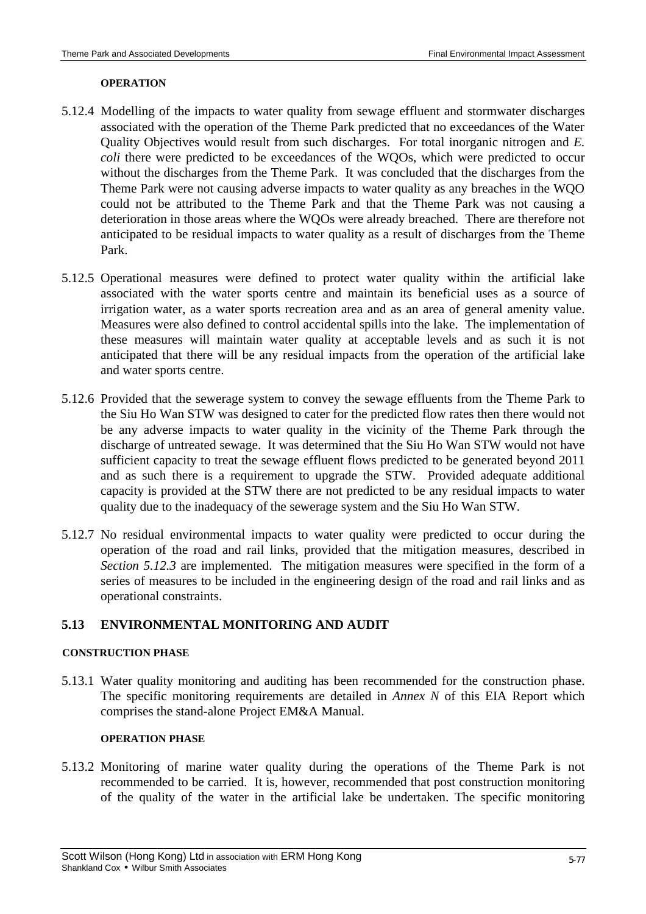#### OPERATION

5.12.4 Modelling of the impacts to water quality from sewage effluent and stormwater discharges associated with the operation of the Theme Park predicted that no exceedances of the Water Quality Objectives would result from such discharges. For total inorganic nitrogen and *E. coli* there were predicted to be exceedances of the WQOs, which were predicted to occur without the discharges from the Theme Park. It was concluded that the discharges from the Theme Park were not causing adverse impacts to water quality as any breaches in the WQO could not be attributed to the Theme Park and that the Theme Park was not causing a deterioration in those areas where the WQOs were already breached. There are therefore not anticipated to be residual impacts to water quality as a result of discharges from the Theme Park.

5.12.5 Operational measures were defined to protect water quality within the artificial lake associated with the water sports centre and maintain its beneficial uses as a source of irrigation water, as a water sports recreation area and as an area of general amenity value. Measures were also defined to control accidental spills into the lake. The implementation of these measures will maintain water quality at acceptable levels and as such it is not anticipated that there will be any residual impacts from the operation of the artificial lake and water sports centre.

5.12.6 Provided that the sewerage system to convey the sewage effluents from the Theme Park to the Siu Ho Wan STW was designed to cater for the predicted flow rates then there would not be any adverse impacts to water quality in the vicinity of the Theme Park through the discharge of untreated sewage. It was determined that the Siu Ho Wan STW would not have sufficient capacity to treat the sewage effluent flows predicted to be generated beyond 2011 and as such there is a requirement to upgrade the STW. Provided adequate additional capacity is provided at the STW there are not predicted to be any residual impacts to water quality due to the inadequacy of the sewerage system and the Siu Ho Wan STW.

5.12.7 No residual environmental impacts to water quality were predicted to occur during the operation of the road and rail links, provided that the mitigation measures, described in *Section 5.12.3* are implemented. The mitigation measures were specified in the form of a series of measures to be included in the engineering design of the road and rail links and as operational constraints.

## 5.13 ENVIRONMENTAL MONITORING AND AUDIT

#### CONSTRUCTION PHASE

5.13.1 Water quality monitoring and auditing has been recommended for the construction phase. The specific monitoring requirements are detailed in *Annex N* of this EIA Report which comprises the stand-alone Project EM&A Manual.

#### OPERATION PHASE

5.13.2 Monitoring of marine water quality during the operations of the Theme Park is not recommended to be carried. It is, however, recommended that post construction monitoring of the quality of the water in the artificial lake be undertaken. The specific monitoring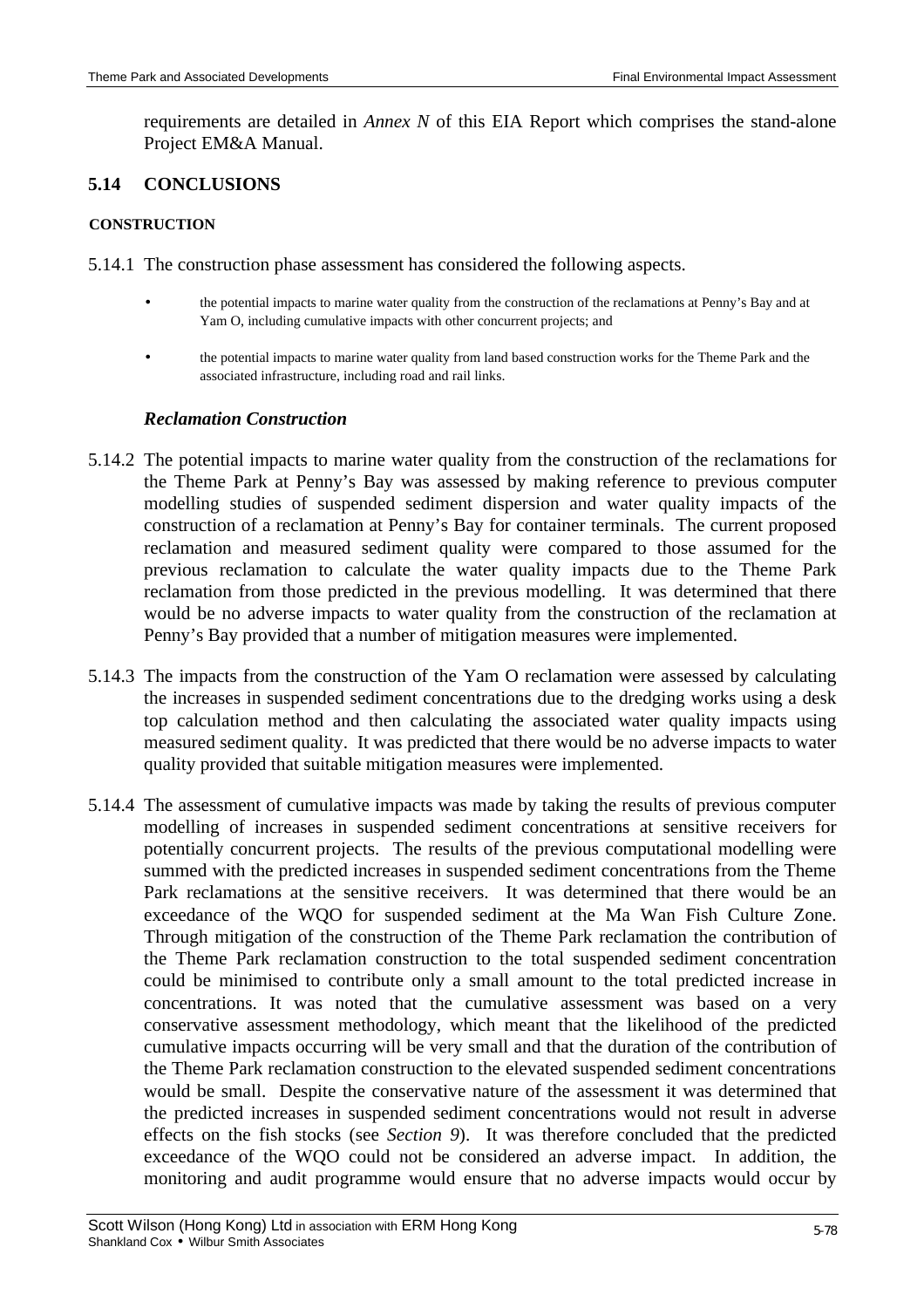requirements are detailed in *Annex N* of this EIA Report which comprises the stand-alone Project EM&A Manual.

## 5.14 CONCLUSIONS

**CONSTRUCTION**

5.14.1 The construction phase assessment has considered the following aspects.

- the potential impacts to marine water quality from the construction of the reclamations at Penny's Bay and at Yam O, including cumulative impacts with other concurrent projects; and
- the potential impacts to marine water quality from land based construction works for the Theme Park and the associated infrastructure, including road and rail links.

### *Reclamation Construction*

5.14.2 The potential impacts to marine water quality from the construction of the reclamations for the Theme Park at Penny's Bay was assessed by making reference to previous computer modelling studies of suspended sediment dispersion and water quality impacts of the construction of a reclamation at Penny's Bay for container terminals. The current proposed reclamation and measured sediment quality were compared to those assumed for the previous reclamation to calculate the water quality impacts due to the Theme Park reclamation from those predicted in the previous modelling. It was determined that there would be no adverse impacts to water quality from the construction of the reclamation at Penny's Bay provided that a number of mitigation measures were implemented.

5.14.3 The impacts from the construction of the Yam O reclamation were assessed by calculating the increases in suspended sediment concentrations due to the dredging works using a desk top calculation method and then calculating the associated water quality impacts using measured sediment quality. It was predicted that there would be no adverse impacts to water quality provided that suitable mitigation measures were implemented.

5.14.4 The assessment of cumulative impacts was made by taking the results of previous computer modelling of increases in suspended sediment concentrations at sensitive receivers for potentially concurrent projects. The results of the previous computational modelling were summed with the predicted increases in suspended sediment concentrations from the Theme Park reclamations at the sensitive receivers. It was determined that there would be an exceedance of the WQO for suspended sediment at the Ma Wan Fish Culture Zone. Through mitigation of the construction of the Theme Park reclamation the contribution of the Theme Park reclamation construction to the total suspended sediment concentration could be minimised to contribute only a small amount to the total predicted increase in concentrations. It was noted that the cumulative assessment was based on a very conservative assessment methodology, which meant that the likelihood of the predicted cumulative impacts occurring will be very small and that the duration of the contribution of the Theme Park reclamation construction to the elevated suspended sediment concentrations would be small. Despite the conservative nature of the assessment it was determined that the predicted increases in suspended sediment concentrations would not result in adverse effects on the fish stocks (see *Section 9*). It was therefore concluded that the predicted exceedance of the WQO could not be considered an adverse impact. In addition, the monitoring and audit programme would ensure that no adverse impacts would occur by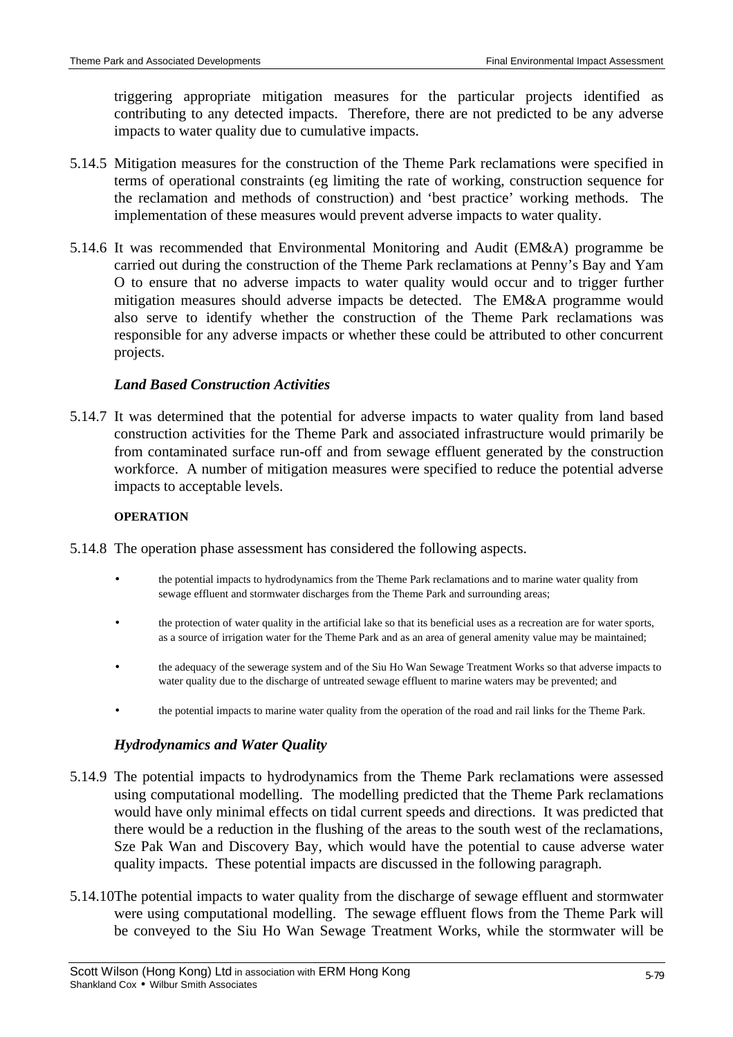triggering appropriate mitigation measures for the particular projects identified as contributing to any detected impacts. Therefore, there are not predicted to be any adverse impacts to water quality due to cumulative impacts.

5.14.5 Mitigation measures for the construction of the Theme Park reclamations were specified in terms of operational constraints (eg limiting the rate of working, construction sequence for the reclamation and methods of construction) and 'best practice' working methods. The implementation of these measures would prevent adverse impacts to water quality.

5.14.6 It was recommended that Environmental Monitoring and Audit (EM&A) programme be carried out during the construction of the Theme Park reclamations at Penny's Bay and Yam O to ensure that no adverse impacts to water quality would occur and to trigger further mitigation measures should adverse impacts be detected. The EM&A programme would also serve to identify whether the construction of the Theme Park reclamations was responsible for any adverse impacts or whether these could be attributed to other concurrent projects.

### *Land Based Construction Activities*

5.14.7 It was determined that the potential for adverse impacts to water quality from land based construction activities for the Theme Park and associated infrastructure would primarily be from contaminated surface run-off and from sewage effluent generated by the construction workforce. A number of mitigation measures were specified to reduce the potential adverse impacts to acceptable levels.

#### OPERATION

5.14.8 The operation phase assessment has considered the following aspects.

- the potential impacts to hydrodynamics from the Theme Park reclamations and to marine water quality from sewage effluent and stormwater discharges from the Theme Park and surrounding areas;
- the protection of water quality in the artificial lake so that its beneficial uses as a recreation are for water sports, as a source of irrigation water for the Theme Park and as an area of general amenity value may be maintained;
- the adequacy of the sewerage system and of the Siu Ho Wan Sewage Treatment Works so that adverse impacts to water quality due to the discharge of untreated sewage effluent to marine waters may be prevented; and
- the potential impacts to marine water quality from the operation of the road and rail links for the Theme Park.

### *Hydrodynamics and Water Quality*

5.14.9 The potential impacts to hydrodynamics from the Theme Park reclamations were assessed using computational modelling. The modelling predicted that the Theme Park reclamations would have only minimal effects on tidal current speeds and directions. It was predicted that there would be a reduction in the flushing of the areas to the south west of the reclamations, Sze Pak Wan and Discovery Bay, which would have the potential to cause adverse water quality impacts. These potential impacts are discussed in the following paragraph.

5.14.10 The potential impacts to water quality from the discharge of sewage effluent and stormwater were using computational modelling. The sewage effluent flows from the Theme Park will be conveyed to the Siu Ho Wan Sewage Treatment Works, while the stormwater will be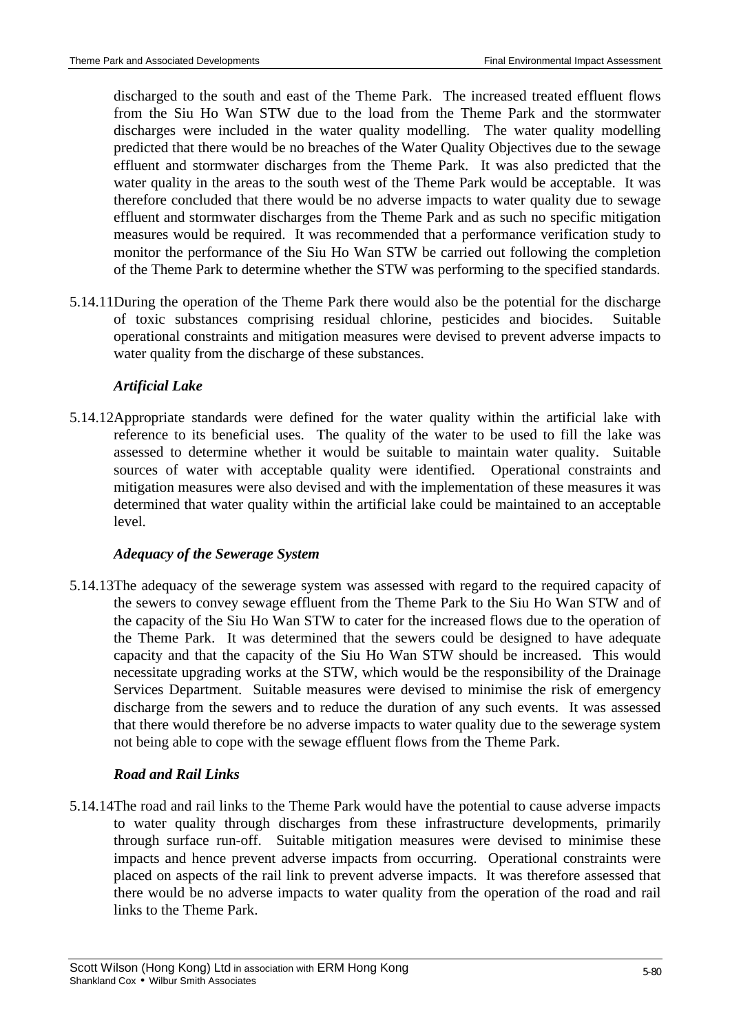discharged to the south and east of the Theme Park. The increased treated effluent flows from the Siu Ho Wan STW due to the load from the Theme Park and the stormwater discharges were included in the water quality modelling. The water quality modelling predicted that there would be no breaches of the Water Quality Objectives due to the sewage effluent and stormwater discharges from the Theme Park. It was also predicted that the water quality in the areas to the south west of the Theme Park would be acceptable. It was therefore concluded that there would be no adverse impacts to water quality due to sewage effluent and stormwater discharges from the Theme Park and as such no specific mitigation measures would be required. It was recommended that a performance verification study to monitor the performance of the Siu Ho Wan STW be carried out following the completion of the Theme Park to determine whether the STW was performing to the specified standards.

5.14.11 During the operation of the Theme Park there would also be the potential for the discharge of toxic substances comprising residual chlorine, pesticides and biocides. Suitable operational constraints and mitigation measures were devised to prevent adverse impacts to water quality from the discharge of these substances.

***Artificial Lake***

5.14.12 Appropriate standards were defined for the water quality within the artificial lake with reference to its beneficial uses. The quality of the water to be used to fill the lake was assessed to determine whether it would be suitable to maintain water quality. Suitable sources of water with acceptable quality were identified. Operational constraints and mitigation measures were also devised and with the implementation of these measures it was determined that water quality within the artificial lake could be maintained to an acceptable level.

***Adequacy of the Sewerage System***

5.14.13 The adequacy of the sewerage system was assessed with regard to the required capacity of the sewers to convey sewage effluent from the Theme Park to the Siu Ho Wan STW and of the capacity of the Siu Ho Wan STW to cater for the increased flows due to the operation of the Theme Park. It was determined that the sewers could be designed to have adequate capacity and that the capacity of the Siu Ho Wan STW should be increased. This would necessitate upgrading works at the STW, which would be the responsibility of the Drainage Services Department. Suitable measures were devised to minimise the risk of emergency discharge from the sewers and to reduce the duration of any such events. It was assessed that there would therefore be no adverse impacts to water quality due to the sewerage system not being able to cope with the sewage effluent flows from the Theme Park.

***Road and Rail Links***

5.14.14 The road and rail links to the Theme Park would have the potential to cause adverse impacts to water quality through discharges from these infrastructure developments, primarily through surface run-off. Suitable mitigation measures were devised to minimise these impacts and hence prevent adverse impacts from occurring. Operational constraints were placed on aspects of the rail link to prevent adverse impacts. It was therefore assessed that there would be no adverse impacts to water quality from the operation of the road and rail links to the Theme Park.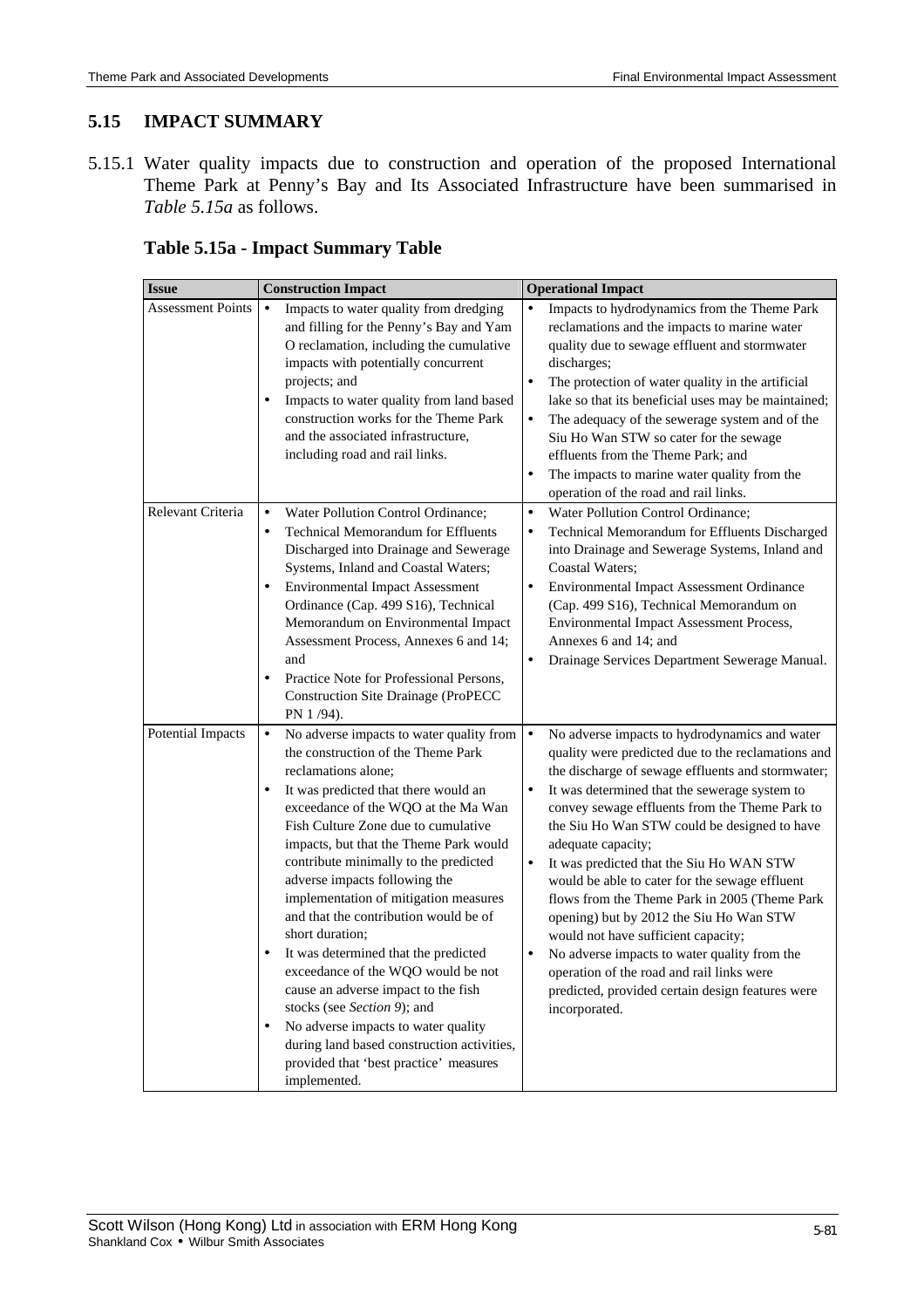## 5.15 IMPACT SUMMARY

5.15.1 Water quality impacts due to construction and operation of the proposed International Theme Park at Penny's Bay and Its Associated Infrastructure have been summarised in *Table 5.15a* as follows.

### Table 5.15a - Impact Summary Table

| Issue | Construction Impact | Operational Impact |
|---|---|---|
| Assessment Points | • Impacts to water quality from dredging and filling for the Penny's Bay and Yam O reclamation, including the cumulative impacts with potentially concurrent projects; and<br>• Impacts to water quality from land based construction works for the Theme Park and the associated infrastructure, including road and rail links. | • Impacts to hydrodynamics from the Theme Park reclamations and the impacts to marine water quality due to sewage effluent and stormwater discharges;<br>• The protection of water quality in the artificial lake so that its beneficial uses may be maintained;<br>• The adequacy of the sewerage system and of the Siu Ho Wan STW so cater for the sewage effluents from the Theme Park; and<br>• The impacts to marine water quality from the operation of the road and rail links. |
| Relevant Criteria | • Water Pollution Control Ordinance;<br>• Technical Memorandum for Effluents Discharged into Drainage and Sewerage Systems, Inland and Coastal Waters;<br>• Environmental Impact Assessment Ordinance (Cap. 499 S16), Technical Memorandum on Environmental Impact Assessment Process, Annexes 6 and 14; and<br>• Practice Note for Professional Persons, Construction Site Drainage (ProPECC PN 1 /94). | • Water Pollution Control Ordinance;<br>• Technical Memorandum for Effluents Discharged into Drainage and Sewerage Systems, Inland and Coastal Waters;<br>• Environmental Impact Assessment Ordinance (Cap. 499 S16), Technical Memorandum on Environmental Impact Assessment Process, Annexes 6 and 14; and<br>• Drainage Services Department Sewerage Manual. |
| Potential Impacts | • No adverse impacts to water quality from the construction of the Theme Park reclamations alone;<br>• It was predicted that there would an exceedance of the WQO at the Ma Wan Fish Culture Zone due to cumulative impacts, but that the Theme Park would contribute minimally to the predicted adverse impacts following the implementation of mitigation measures and that the contribution would be of short duration;<br>• It was determined that the predicted exceedance of the WQO would be not cause an adverse impact to the fish stocks (see *Section 9*); and<br>• No adverse impacts to water quality during land based construction activities, provided that 'best practice' measures implemented. | • No adverse impacts to hydrodynamics and water quality were predicted due to the reclamations and the discharge of sewage effluents and stormwater;<br>• It was determined that the sewerage system to convey sewage effluents from the Theme Park to the Siu Ho Wan STW could be designed to have adequate capacity;<br>• It was predicted that the Siu Ho WAN STW would be able to cater for the sewage effluent flows from the Theme Park in 2005 (Theme Park opening) but by 2012 the Siu Ho Wan STW would not have sufficient capacity;<br>• No adverse impacts to water quality from the operation of the road and rail links were predicted, provided certain design features were incorporated. |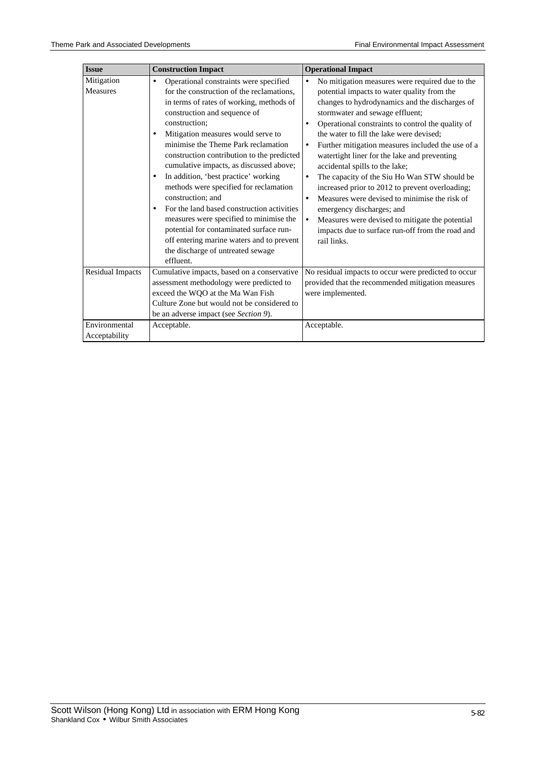| Issue | Construction Impact | Operational Impact |
|---|---|---|
| Mitigation Measures | • Operational constraints were specified for the construction of the reclamations, in terms of rates of working, methods of construction and sequence of construction;<br>• Mitigation measures would serve to minimise the Theme Park reclamation construction contribution to the predicted cumulative impacts, as discussed above;<br>• In addition, 'best practice' working methods were specified for reclamation construction; and<br>• For the land based construction activities measures were specified to minimise the potential for contaminated surface run-off entering marine waters and to prevent the discharge of untreated sewage effluent. | • No mitigation measures were required due to the potential impacts to water quality from the changes to hydrodynamics and the discharges of stormwater and sewage effluent;<br>• Operational constraints to control the quality of the water to fill the lake were devised;<br>• Further mitigation measures included the use of a watertight liner for the lake and preventing accidental spills to the lake;<br>• The capacity of the Siu Ho Wan STW should be increased prior to 2012 to prevent overloading;<br>• Measures were devised to minimise the risk of emergency discharges; and<br>• Measures were devised to mitigate the potential impacts due to surface run-off from the road and rail links. |
| Residual Impacts | Cumulative impacts, based on a conservative assessment methodology were predicted to exceed the WQO at the Ma Wan Fish Culture Zone but would not be considered to be an adverse impact (see *Section 9*). | No residual impacts to occur were predicted to occur provided that the recommended mitigation measures were implemented. |
| Environmental Acceptability | Acceptable. | Acceptable. |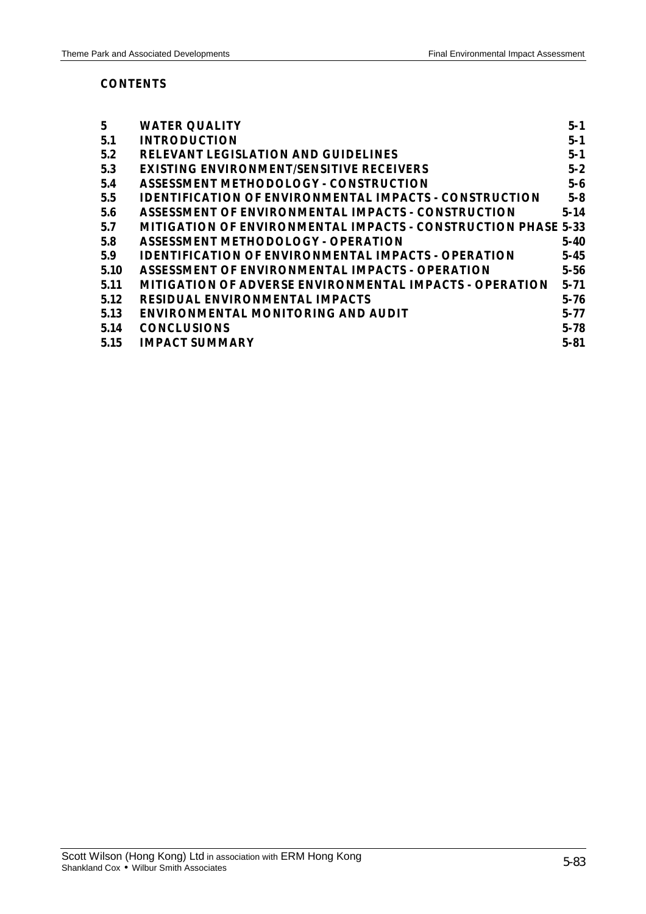**CONTENTS**

| | | |
|---|---|---|
| 5 | WATER QUALITY | 5-1 |
| 5.1 | INTRODUCTION | 5-1 |
| 5.2 | RELEVANT LEGISLATION AND GUIDELINES | 5-1 |
| 5.3 | EXISTING ENVIRONMENT/SENSITIVE RECEIVERS | 5-2 |
| 5.4 | ASSESSMENT METHODOLOGY - CONSTRUCTION | 5-6 |
| 5.5 | IDENTIFICATION OF ENVIRONMENTAL IMPACTS - CONSTRUCTION | 5-8 |
| 5.6 | ASSESSMENT OF ENVIRONMENTAL IMPACTS - CONSTRUCTION | 5-14 |
| 5.7 | MITIGATION OF ENVIRONMENTAL IMPACTS - CONSTRUCTION PHASE | 5-33 |
| 5.8 | ASSESSMENT METHODOLOGY - OPERATION | 5-40 |
| 5.9 | IDENTIFICATION OF ENVIRONMENTAL IMPACTS - OPERATION | 5-45 |
| 5.10 | ASSESSMENT OF ENVIRONMENTAL IMPACTS - OPERATION | 5-56 |
| 5.11 | MITIGATION OF ADVERSE ENVIRONMENTAL IMPACTS - OPERATION | 5-71 |
| 5.12 | RESIDUAL ENVIRONMENTAL IMPACTS | 5-76 |
| 5.13 | ENVIRONMENTAL MONITORING AND AUDIT | 5-77 |
| 5.14 | CONCLUSIONS | 5-78 |
| 5.15 | IMPACT SUMMARY | 5-81 |